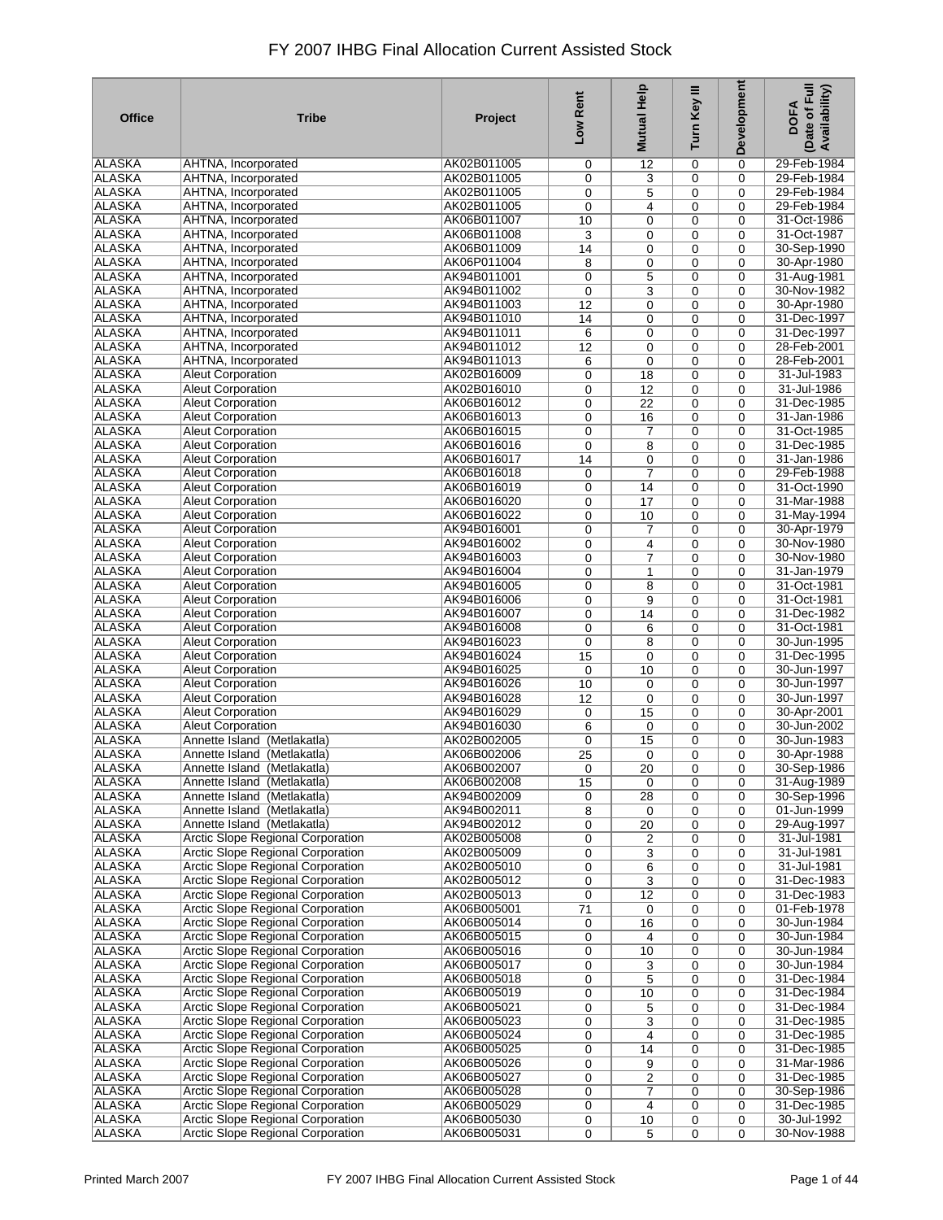# FY 2007 IHBG Final Allocation Current Assisted Stock

| Office | Tribe | Project | Low Rent | Mutual Help | Turn Key III | Development | DOFA (Date of Full Availability) |
|---|---|---|---|---|---|---|---|
| ALASKA | AHTNA, Incorporated | AK02B011005 | 0 | 12 | 0 | 0 | 29-Feb-1984 |
| ALASKA | AHTNA, Incorporated | AK02B011005 | 0 | 3 | 0 | 0 | 29-Feb-1984 |
| ALASKA | AHTNA, Incorporated | AK02B011005 | 0 | 5 | 0 | 0 | 29-Feb-1984 |
| ALASKA | AHTNA, Incorporated | AK02B011005 | 0 | 4 | 0 | 0 | 29-Feb-1984 |
| ALASKA | AHTNA, Incorporated | AK06B011007 | 10 | 0 | 0 | 0 | 31-Oct-1986 |
| ALASKA | AHTNA, Incorporated | AK06B011008 | 3 | 0 | 0 | 0 | 31-Oct-1987 |
| ALASKA | AHTNA, Incorporated | AK06B011009 | 14 | 0 | 0 | 0 | 30-Sep-1990 |
| ALASKA | AHTNA, Incorporated | AK06P011004 | 8 | 0 | 0 | 0 | 30-Apr-1980 |
| ALASKA | AHTNA, Incorporated | AK94B011001 | 0 | 5 | 0 | 0 | 31-Aug-1981 |
| ALASKA | AHTNA, Incorporated | AK94B011002 | 0 | 3 | 0 | 0 | 30-Nov-1982 |
| ALASKA | AHTNA, Incorporated | AK94B011003 | 12 | 0 | 0 | 0 | 30-Apr-1980 |
| ALASKA | AHTNA, Incorporated | AK94B011010 | 14 | 0 | 0 | 0 | 31-Dec-1997 |
| ALASKA | AHTNA, Incorporated | AK94B011011 | 6 | 0 | 0 | 0 | 31-Dec-1997 |
| ALASKA | AHTNA, Incorporated | AK94B011012 | 12 | 0 | 0 | 0 | 28-Feb-2001 |
| ALASKA | AHTNA, Incorporated | AK94B011013 | 6 | 0 | 0 | 0 | 28-Feb-2001 |
| ALASKA | Aleut Corporation | AK02B016009 | 0 | 18 | 0 | 0 | 31-Jul-1983 |
| ALASKA | Aleut Corporation | AK02B016010 | 0 | 12 | 0 | 0 | 31-Jul-1986 |
| ALASKA | Aleut Corporation | AK06B016012 | 0 | 22 | 0 | 0 | 31-Dec-1985 |
| ALASKA | Aleut Corporation | AK06B016013 | 0 | 16 | 0 | 0 | 31-Jan-1986 |
| ALASKA | Aleut Corporation | AK06B016015 | 0 | 7 | 0 | 0 | 31-Oct-1985 |
| ALASKA | Aleut Corporation | AK06B016016 | 0 | 8 | 0 | 0 | 31-Dec-1985 |
| ALASKA | Aleut Corporation | AK06B016017 | 14 | 0 | 0 | 0 | 31-Jan-1986 |
| ALASKA | Aleut Corporation | AK06B016018 | 0 | 7 | 0 | 0 | 29-Feb-1988 |
| ALASKA | Aleut Corporation | AK06B016019 | 0 | 14 | 0 | 0 | 31-Oct-1990 |
| ALASKA | Aleut Corporation | AK06B016020 | 0 | 17 | 0 | 0 | 31-Mar-1988 |
| ALASKA | Aleut Corporation | AK06B016022 | 0 | 10 | 0 | 0 | 31-May-1994 |
| ALASKA | Aleut Corporation | AK94B016001 | 0 | 7 | 0 | 0 | 30-Apr-1979 |
| ALASKA | Aleut Corporation | AK94B016002 | 0 | 4 | 0 | 0 | 30-Nov-1980 |
| ALASKA | Aleut Corporation | AK94B016003 | 0 | 7 | 0 | 0 | 30-Nov-1980 |
| ALASKA | Aleut Corporation | AK94B016004 | 0 | 1 | 0 | 0 | 31-Jan-1979 |
| ALASKA | Aleut Corporation | AK94B016005 | 0 | 8 | 0 | 0 | 31-Oct-1981 |
| ALASKA | Aleut Corporation | AK94B016006 | 0 | 9 | 0 | 0 | 31-Oct-1981 |
| ALASKA | Aleut Corporation | AK94B016007 | 0 | 14 | 0 | 0 | 31-Dec-1982 |
| ALASKA | Aleut Corporation | AK94B016008 | 0 | 6 | 0 | 0 | 31-Oct-1981 |
| ALASKA | Aleut Corporation | AK94B016023 | 0 | 8 | 0 | 0 | 30-Jun-1995 |
| ALASKA | Aleut Corporation | AK94B016024 | 15 | 0 | 0 | 0 | 31-Dec-1995 |
| ALASKA | Aleut Corporation | AK94B016025 | 0 | 10 | 0 | 0 | 30-Jun-1997 |
| ALASKA | Aleut Corporation | AK94B016026 | 10 | 0 | 0 | 0 | 30-Jun-1997 |
| ALASKA | Aleut Corporation | AK94B016028 | 12 | 0 | 0 | 0 | 30-Jun-1997 |
| ALASKA | Aleut Corporation | AK94B016029 | 0 | 15 | 0 | 0 | 30-Apr-2001 |
| ALASKA | Aleut Corporation | AK94B016030 | 6 | 0 | 0 | 0 | 30-Jun-2002 |
| ALASKA | Annette Island (Metlakatla) | AK02B002005 | 0 | 15 | 0 | 0 | 30-Jun-1983 |
| ALASKA | Annette Island (Metlakatla) | AK06B002006 | 25 | 0 | 0 | 0 | 30-Apr-1988 |
| ALASKA | Annette Island (Metlakatla) | AK06B002007 | 0 | 20 | 0 | 0 | 30-Sep-1986 |
| ALASKA | Annette Island (Metlakatla) | AK06B002008 | 15 | 0 | 0 | 0 | 31-Aug-1989 |
| ALASKA | Annette Island (Metlakatla) | AK94B002009 | 0 | 28 | 0 | 0 | 30-Sep-1996 |
| ALASKA | Annette Island (Metlakatla) | AK94B002011 | 8 | 0 | 0 | 0 | 01-Jun-1999 |
| ALASKA | Annette Island (Metlakatla) | AK94B002012 | 0 | 20 | 0 | 0 | 29-Aug-1997 |
| ALASKA | Arctic Slope Regional Corporation | AK02B005008 | 0 | 2 | 0 | 0 | 31-Jul-1981 |
| ALASKA | Arctic Slope Regional Corporation | AK02B005009 | 0 | 3 | 0 | 0 | 31-Jul-1981 |
| ALASKA | Arctic Slope Regional Corporation | AK02B005010 | 0 | 6 | 0 | 0 | 31-Jul-1981 |
| ALASKA | Arctic Slope Regional Corporation | AK02B005012 | 0 | 3 | 0 | 0 | 31-Dec-1983 |
| ALASKA | Arctic Slope Regional Corporation | AK02B005013 | 0 | 12 | 0 | 0 | 31-Dec-1983 |
| ALASKA | Arctic Slope Regional Corporation | AK06B005001 | 71 | 0 | 0 | 0 | 01-Feb-1978 |
| ALASKA | Arctic Slope Regional Corporation | AK06B005014 | 0 | 16 | 0 | 0 | 30-Jun-1984 |
| ALASKA | Arctic Slope Regional Corporation | AK06B005015 | 0 | 4 | 0 | 0 | 30-Jun-1984 |
| ALASKA | Arctic Slope Regional Corporation | AK06B005016 | 0 | 10 | 0 | 0 | 30-Jun-1984 |
| ALASKA | Arctic Slope Regional Corporation | AK06B005017 | 0 | 3 | 0 | 0 | 30-Jun-1984 |
| ALASKA | Arctic Slope Regional Corporation | AK06B005018 | 0 | 5 | 0 | 0 | 31-Dec-1984 |
| ALASKA | Arctic Slope Regional Corporation | AK06B005019 | 0 | 10 | 0 | 0 | 31-Dec-1984 |
| ALASKA | Arctic Slope Regional Corporation | AK06B005021 | 0 | 5 | 0 | 0 | 31-Dec-1984 |
| ALASKA | Arctic Slope Regional Corporation | AK06B005023 | 0 | 3 | 0 | 0 | 31-Dec-1985 |
| ALASKA | Arctic Slope Regional Corporation | AK06B005024 | 0 | 4 | 0 | 0 | 31-Dec-1985 |
| ALASKA | Arctic Slope Regional Corporation | AK06B005025 | 0 | 14 | 0 | 0 | 31-Dec-1985 |
| ALASKA | Arctic Slope Regional Corporation | AK06B005026 | 0 | 9 | 0 | 0 | 31-Mar-1986 |
| ALASKA | Arctic Slope Regional Corporation | AK06B005027 | 0 | 2 | 0 | 0 | 31-Dec-1985 |
| ALASKA | Arctic Slope Regional Corporation | AK06B005028 | 0 | 7 | 0 | 0 | 30-Sep-1986 |
| ALASKA | Arctic Slope Regional Corporation | AK06B005029 | 0 | 4 | 0 | 0 | 31-Dec-1985 |
| ALASKA | Arctic Slope Regional Corporation | AK06B005030 | 0 | 10 | 0 | 0 | 30-Jul-1992 |
| ALASKA | Arctic Slope Regional Corporation | AK06B005031 | 0 | 5 | 0 | 0 | 30-Nov-1988 |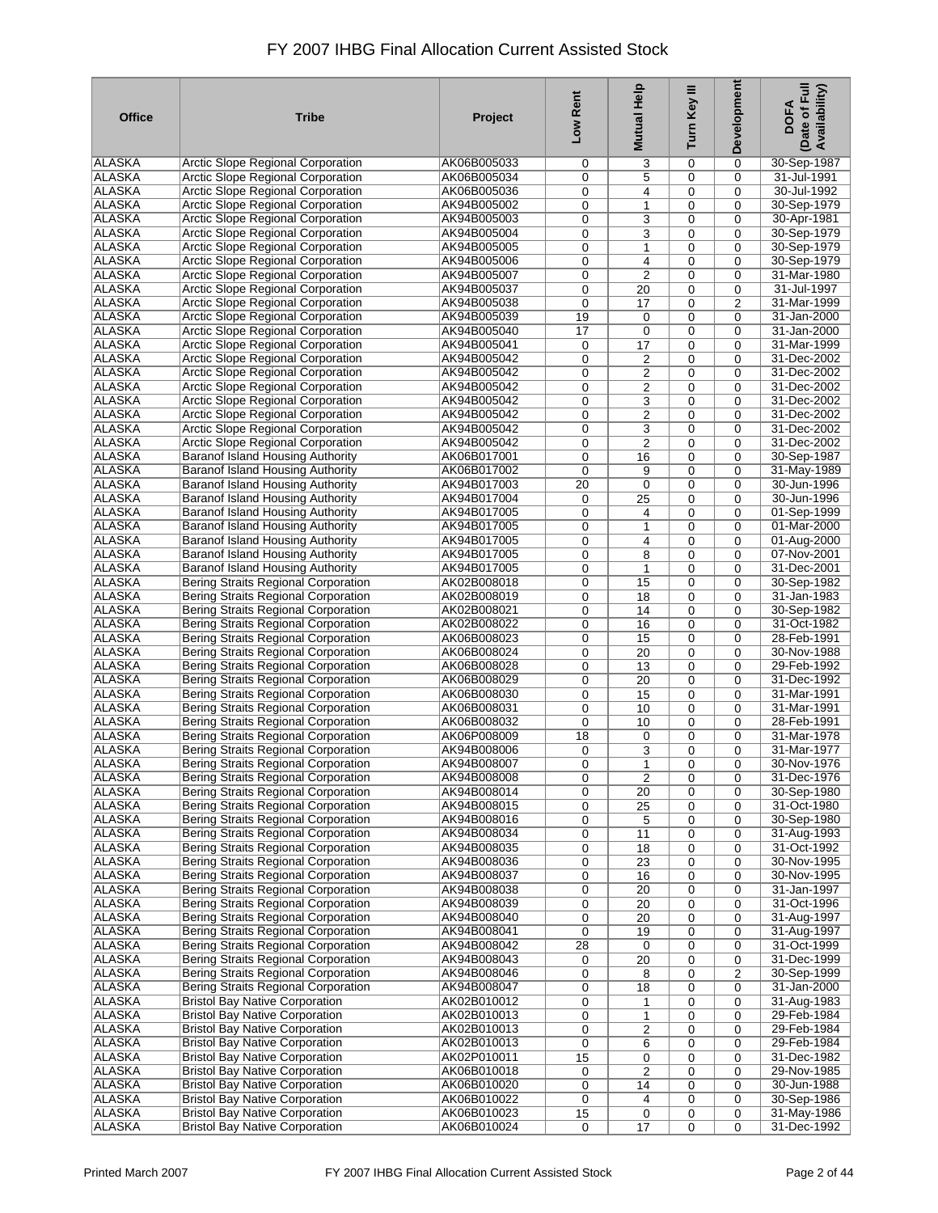# FY 2007 IHBG Final Allocation Current Assisted Stock

| Office | Tribe | Project | Low Rent | Mutual Help | Turn Key III | Development | DOFA (Date of Full Availability) |
|---|---|---|---|---|---|---|---|
| ALASKA | Arctic Slope Regional Corporation | AK06B005033 | 0 | 3 | 0 | 0 | 30-Sep-1987 |
| ALASKA | Arctic Slope Regional Corporation | AK06B005034 | 0 | 5 | 0 | 0 | 31-Jul-1991 |
| ALASKA | Arctic Slope Regional Corporation | AK06B005036 | 0 | 4 | 0 | 0 | 30-Jul-1992 |
| ALASKA | Arctic Slope Regional Corporation | AK94B005002 | 0 | 1 | 0 | 0 | 30-Sep-1979 |
| ALASKA | Arctic Slope Regional Corporation | AK94B005003 | 0 | 3 | 0 | 0 | 30-Apr-1981 |
| ALASKA | Arctic Slope Regional Corporation | AK94B005004 | 0 | 3 | 0 | 0 | 30-Sep-1979 |
| ALASKA | Arctic Slope Regional Corporation | AK94B005005 | 0 | 1 | 0 | 0 | 30-Sep-1979 |
| ALASKA | Arctic Slope Regional Corporation | AK94B005006 | 0 | 4 | 0 | 0 | 30-Sep-1979 |
| ALASKA | Arctic Slope Regional Corporation | AK94B005007 | 0 | 2 | 0 | 0 | 31-Mar-1980 |
| ALASKA | Arctic Slope Regional Corporation | AK94B005037 | 0 | 20 | 0 | 0 | 31-Jul-1997 |
| ALASKA | Arctic Slope Regional Corporation | AK94B005038 | 0 | 17 | 0 | 2 | 31-Mar-1999 |
| ALASKA | Arctic Slope Regional Corporation | AK94B005039 | 19 | 0 | 0 | 0 | 31-Jan-2000 |
| ALASKA | Arctic Slope Regional Corporation | AK94B005040 | 17 | 0 | 0 | 0 | 31-Jan-2000 |
| ALASKA | Arctic Slope Regional Corporation | AK94B005041 | 0 | 17 | 0 | 0 | 31-Mar-1999 |
| ALASKA | Arctic Slope Regional Corporation | AK94B005042 | 0 | 2 | 0 | 0 | 31-Dec-2002 |
| ALASKA | Arctic Slope Regional Corporation | AK94B005042 | 0 | 2 | 0 | 0 | 31-Dec-2002 |
| ALASKA | Arctic Slope Regional Corporation | AK94B005042 | 0 | 2 | 0 | 0 | 31-Dec-2002 |
| ALASKA | Arctic Slope Regional Corporation | AK94B005042 | 0 | 3 | 0 | 0 | 31-Dec-2002 |
| ALASKA | Arctic Slope Regional Corporation | AK94B005042 | 0 | 2 | 0 | 0 | 31-Dec-2002 |
| ALASKA | Arctic Slope Regional Corporation | AK94B005042 | 0 | 3 | 0 | 0 | 31-Dec-2002 |
| ALASKA | Arctic Slope Regional Corporation | AK94B005042 | 0 | 2 | 0 | 0 | 31-Dec-2002 |
| ALASKA | Baranof Island Housing Authority | AK06B017001 | 0 | 16 | 0 | 0 | 30-Sep-1987 |
| ALASKA | Baranof Island Housing Authority | AK06B017002 | 0 | 9 | 0 | 0 | 31-May-1989 |
| ALASKA | Baranof Island Housing Authority | AK94B017003 | 20 | 0 | 0 | 0 | 30-Jun-1996 |
| ALASKA | Baranof Island Housing Authority | AK94B017004 | 0 | 25 | 0 | 0 | 30-Jun-1996 |
| ALASKA | Baranof Island Housing Authority | AK94B017005 | 0 | 4 | 0 | 0 | 01-Sep-1999 |
| ALASKA | Baranof Island Housing Authority | AK94B017005 | 0 | 1 | 0 | 0 | 01-Mar-2000 |
| ALASKA | Baranof Island Housing Authority | AK94B017005 | 0 | 4 | 0 | 0 | 01-Aug-2000 |
| ALASKA | Baranof Island Housing Authority | AK94B017005 | 0 | 8 | 0 | 0 | 07-Nov-2001 |
| ALASKA | Baranof Island Housing Authority | AK94B017005 | 0 | 1 | 0 | 0 | 31-Dec-2001 |
| ALASKA | Bering Straits Regional Corporation | AK02B008018 | 0 | 15 | 0 | 0 | 30-Sep-1982 |
| ALASKA | Bering Straits Regional Corporation | AK02B008019 | 0 | 18 | 0 | 0 | 31-Jan-1983 |
| ALASKA | Bering Straits Regional Corporation | AK02B008021 | 0 | 14 | 0 | 0 | 30-Sep-1982 |
| ALASKA | Bering Straits Regional Corporation | AK02B008022 | 0 | 16 | 0 | 0 | 31-Oct-1982 |
| ALASKA | Bering Straits Regional Corporation | AK06B008023 | 0 | 15 | 0 | 0 | 28-Feb-1991 |
| ALASKA | Bering Straits Regional Corporation | AK06B008024 | 0 | 20 | 0 | 0 | 30-Nov-1988 |
| ALASKA | Bering Straits Regional Corporation | AK06B008028 | 0 | 13 | 0 | 0 | 29-Feb-1992 |
| ALASKA | Bering Straits Regional Corporation | AK06B008029 | 0 | 20 | 0 | 0 | 31-Dec-1992 |
| ALASKA | Bering Straits Regional Corporation | AK06B008030 | 0 | 15 | 0 | 0 | 31-Mar-1991 |
| ALASKA | Bering Straits Regional Corporation | AK06B008031 | 0 | 10 | 0 | 0 | 31-Mar-1991 |
| ALASKA | Bering Straits Regional Corporation | AK06B008032 | 0 | 10 | 0 | 0 | 28-Feb-1991 |
| ALASKA | Bering Straits Regional Corporation | AK06P008009 | 18 | 0 | 0 | 0 | 31-Mar-1978 |
| ALASKA | Bering Straits Regional Corporation | AK94B008006 | 0 | 3 | 0 | 0 | 31-Mar-1977 |
| ALASKA | Bering Straits Regional Corporation | AK94B008007 | 0 | 1 | 0 | 0 | 30-Nov-1976 |
| ALASKA | Bering Straits Regional Corporation | AK94B008008 | 0 | 2 | 0 | 0 | 31-Dec-1976 |
| ALASKA | Bering Straits Regional Corporation | AK94B008014 | 0 | 20 | 0 | 0 | 30-Sep-1980 |
| ALASKA | Bering Straits Regional Corporation | AK94B008015 | 0 | 25 | 0 | 0 | 31-Oct-1980 |
| ALASKA | Bering Straits Regional Corporation | AK94B008016 | 0 | 5 | 0 | 0 | 30-Sep-1980 |
| ALASKA | Bering Straits Regional Corporation | AK94B008034 | 0 | 11 | 0 | 0 | 31-Aug-1993 |
| ALASKA | Bering Straits Regional Corporation | AK94B008035 | 0 | 18 | 0 | 0 | 31-Oct-1992 |
| ALASKA | Bering Straits Regional Corporation | AK94B008036 | 0 | 23 | 0 | 0 | 30-Nov-1995 |
| ALASKA | Bering Straits Regional Corporation | AK94B008037 | 0 | 16 | 0 | 0 | 30-Nov-1995 |
| ALASKA | Bering Straits Regional Corporation | AK94B008038 | 0 | 20 | 0 | 0 | 31-Jan-1997 |
| ALASKA | Bering Straits Regional Corporation | AK94B008039 | 0 | 20 | 0 | 0 | 31-Oct-1996 |
| ALASKA | Bering Straits Regional Corporation | AK94B008040 | 0 | 20 | 0 | 0 | 31-Aug-1997 |
| ALASKA | Bering Straits Regional Corporation | AK94B008041 | 0 | 19 | 0 | 0 | 31-Aug-1997 |
| ALASKA | Bering Straits Regional Corporation | AK94B008042 | 28 | 0 | 0 | 0 | 31-Oct-1999 |
| ALASKA | Bering Straits Regional Corporation | AK94B008043 | 0 | 20 | 0 | 0 | 31-Dec-1999 |
| ALASKA | Bering Straits Regional Corporation | AK94B008046 | 0 | 8 | 0 | 2 | 30-Sep-1999 |
| ALASKA | Bering Straits Regional Corporation | AK94B008047 | 0 | 18 | 0 | 0 | 31-Jan-2000 |
| ALASKA | Bristol Bay Native Corporation | AK02B010012 | 0 | 1 | 0 | 0 | 31-Aug-1983 |
| ALASKA | Bristol Bay Native Corporation | AK02B010013 | 0 | 1 | 0 | 0 | 29-Feb-1984 |
| ALASKA | Bristol Bay Native Corporation | AK02B010013 | 0 | 2 | 0 | 0 | 29-Feb-1984 |
| ALASKA | Bristol Bay Native Corporation | AK02B010013 | 0 | 6 | 0 | 0 | 29-Feb-1984 |
| ALASKA | Bristol Bay Native Corporation | AK02P010011 | 15 | 0 | 0 | 0 | 31-Dec-1982 |
| ALASKA | Bristol Bay Native Corporation | AK06B010018 | 0 | 2 | 0 | 0 | 29-Nov-1985 |
| ALASKA | Bristol Bay Native Corporation | AK06B010020 | 0 | 14 | 0 | 0 | 30-Jun-1988 |
| ALASKA | Bristol Bay Native Corporation | AK06B010022 | 0 | 4 | 0 | 0 | 30-Sep-1986 |
| ALASKA | Bristol Bay Native Corporation | AK06B010023 | 15 | 0 | 0 | 0 | 31-May-1986 |
| ALASKA | Bristol Bay Native Corporation | AK06B010024 | 0 | 17 | 0 | 0 | 31-Dec-1992 |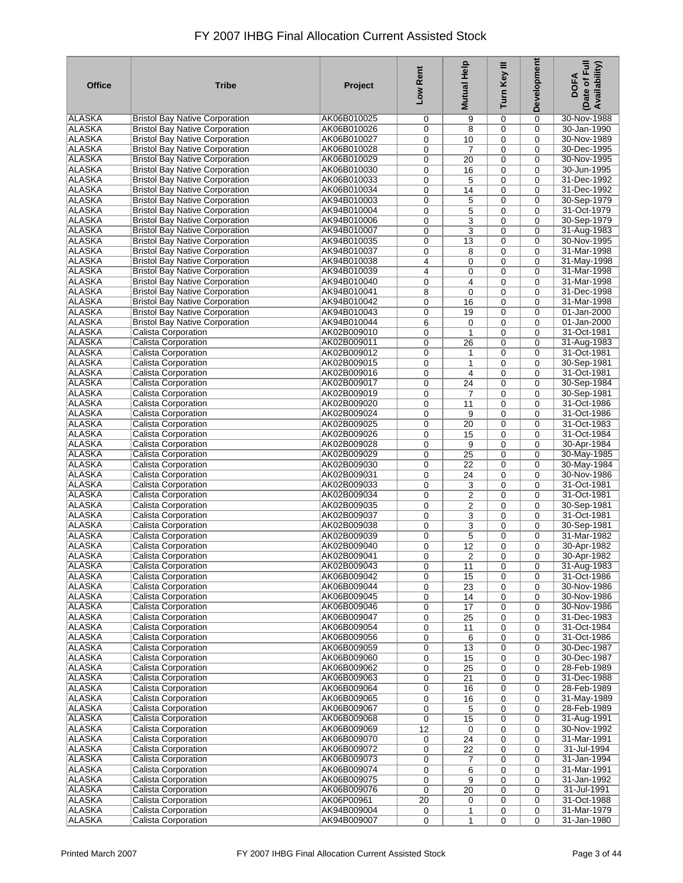# FY 2007 IHBG Final Allocation Current Assisted Stock

| Office | Tribe | Project | Low Rent | Mutual Help | Turn Key III | Development | DOFA (Date of Full Availability) |
|---|---|---|---|---|---|---|---|
| ALASKA | Bristol Bay Native Corporation | AK06B010025 | 0 | 9 | 0 | 0 | 30-Nov-1988 |
| ALASKA | Bristol Bay Native Corporation | AK06B010026 | 0 | 8 | 0 | 0 | 30-Jan-1990 |
| ALASKA | Bristol Bay Native Corporation | AK06B010027 | 0 | 10 | 0 | 0 | 30-Nov-1989 |
| ALASKA | Bristol Bay Native Corporation | AK06B010028 | 0 | 7 | 0 | 0 | 30-Dec-1995 |
| ALASKA | Bristol Bay Native Corporation | AK06B010029 | 0 | 20 | 0 | 0 | 30-Nov-1995 |
| ALASKA | Bristol Bay Native Corporation | AK06B010030 | 0 | 16 | 0 | 0 | 30-Jun-1995 |
| ALASKA | Bristol Bay Native Corporation | AK06B010033 | 0 | 5 | 0 | 0 | 31-Dec-1992 |
| ALASKA | Bristol Bay Native Corporation | AK06B010034 | 0 | 14 | 0 | 0 | 31-Dec-1992 |
| ALASKA | Bristol Bay Native Corporation | AK94B010003 | 0 | 5 | 0 | 0 | 30-Sep-1979 |
| ALASKA | Bristol Bay Native Corporation | AK94B010004 | 0 | 5 | 0 | 0 | 31-Oct-1979 |
| ALASKA | Bristol Bay Native Corporation | AK94B010006 | 0 | 3 | 0 | 0 | 30-Sep-1979 |
| ALASKA | Bristol Bay Native Corporation | AK94B010007 | 0 | 3 | 0 | 0 | 31-Aug-1983 |
| ALASKA | Bristol Bay Native Corporation | AK94B010035 | 0 | 13 | 0 | 0 | 30-Nov-1995 |
| ALASKA | Bristol Bay Native Corporation | AK94B010037 | 0 | 8 | 0 | 0 | 31-Mar-1998 |
| ALASKA | Bristol Bay Native Corporation | AK94B010038 | 4 | 0 | 0 | 0 | 31-May-1998 |
| ALASKA | Bristol Bay Native Corporation | AK94B010039 | 4 | 0 | 0 | 0 | 31-Mar-1998 |
| ALASKA | Bristol Bay Native Corporation | AK94B010040 | 0 | 4 | 0 | 0 | 31-Mar-1998 |
| ALASKA | Bristol Bay Native Corporation | AK94B010041 | 8 | 0 | 0 | 0 | 31-Dec-1998 |
| ALASKA | Bristol Bay Native Corporation | AK94B010042 | 0 | 16 | 0 | 0 | 31-Mar-1998 |
| ALASKA | Bristol Bay Native Corporation | AK94B010043 | 0 | 19 | 0 | 0 | 01-Jan-2000 |
| ALASKA | Bristol Bay Native Corporation | AK94B010044 | 6 | 0 | 0 | 0 | 01-Jan-2000 |
| ALASKA | Calista Corporation | AK02B009010 | 0 | 1 | 0 | 0 | 31-Oct-1981 |
| ALASKA | Calista Corporation | AK02B009011 | 0 | 26 | 0 | 0 | 31-Aug-1983 |
| ALASKA | Calista Corporation | AK02B009012 | 0 | 1 | 0 | 0 | 31-Oct-1981 |
| ALASKA | Calista Corporation | AK02B009015 | 0 | 1 | 0 | 0 | 30-Sep-1981 |
| ALASKA | Calista Corporation | AK02B009016 | 0 | 4 | 0 | 0 | 31-Oct-1981 |
| ALASKA | Calista Corporation | AK02B009017 | 0 | 24 | 0 | 0 | 30-Sep-1984 |
| ALASKA | Calista Corporation | AK02B009019 | 0 | 7 | 0 | 0 | 30-Sep-1981 |
| ALASKA | Calista Corporation | AK02B009020 | 0 | 11 | 0 | 0 | 31-Oct-1986 |
| ALASKA | Calista Corporation | AK02B009024 | 0 | 9 | 0 | 0 | 31-Oct-1986 |
| ALASKA | Calista Corporation | AK02B009025 | 0 | 20 | 0 | 0 | 31-Oct-1983 |
| ALASKA | Calista Corporation | AK02B009026 | 0 | 15 | 0 | 0 | 31-Oct-1984 |
| ALASKA | Calista Corporation | AK02B009028 | 0 | 9 | 0 | 0 | 30-Apr-1984 |
| ALASKA | Calista Corporation | AK02B009029 | 0 | 25 | 0 | 0 | 30-May-1985 |
| ALASKA | Calista Corporation | AK02B009030 | 0 | 22 | 0 | 0 | 30-May-1984 |
| ALASKA | Calista Corporation | AK02B009031 | 0 | 24 | 0 | 0 | 30-Nov-1986 |
| ALASKA | Calista Corporation | AK02B009033 | 0 | 3 | 0 | 0 | 31-Oct-1981 |
| ALASKA | Calista Corporation | AK02B009034 | 0 | 2 | 0 | 0 | 31-Oct-1981 |
| ALASKA | Calista Corporation | AK02B009035 | 0 | 2 | 0 | 0 | 30-Sep-1981 |
| ALASKA | Calista Corporation | AK02B009037 | 0 | 3 | 0 | 0 | 31-Oct-1981 |
| ALASKA | Calista Corporation | AK02B009038 | 0 | 3 | 0 | 0 | 30-Sep-1981 |
| ALASKA | Calista Corporation | AK02B009039 | 0 | 5 | 0 | 0 | 31-Mar-1982 |
| ALASKA | Calista Corporation | AK02B009040 | 0 | 12 | 0 | 0 | 30-Apr-1982 |
| ALASKA | Calista Corporation | AK02B009041 | 0 | 2 | 0 | 0 | 30-Apr-1982 |
| ALASKA | Calista Corporation | AK02B009043 | 0 | 11 | 0 | 0 | 31-Aug-1983 |
| ALASKA | Calista Corporation | AK06B009042 | 0 | 15 | 0 | 0 | 31-Oct-1986 |
| ALASKA | Calista Corporation | AK06B009044 | 0 | 23 | 0 | 0 | 30-Nov-1986 |
| ALASKA | Calista Corporation | AK06B009045 | 0 | 14 | 0 | 0 | 30-Nov-1986 |
| ALASKA | Calista Corporation | AK06B009046 | 0 | 17 | 0 | 0 | 30-Nov-1986 |
| ALASKA | Calista Corporation | AK06B009047 | 0 | 25 | 0 | 0 | 31-Dec-1983 |
| ALASKA | Calista Corporation | AK06B009054 | 0 | 11 | 0 | 0 | 31-Oct-1984 |
| ALASKA | Calista Corporation | AK06B009056 | 0 | 6 | 0 | 0 | 31-Oct-1986 |
| ALASKA | Calista Corporation | AK06B009059 | 0 | 13 | 0 | 0 | 30-Dec-1987 |
| ALASKA | Calista Corporation | AK06B009060 | 0 | 15 | 0 | 0 | 30-Dec-1987 |
| ALASKA | Calista Corporation | AK06B009062 | 0 | 25 | 0 | 0 | 28-Feb-1989 |
| ALASKA | Calista Corporation | AK06B009063 | 0 | 21 | 0 | 0 | 31-Dec-1988 |
| ALASKA | Calista Corporation | AK06B009064 | 0 | 16 | 0 | 0 | 28-Feb-1989 |
| ALASKA | Calista Corporation | AK06B009065 | 0 | 16 | 0 | 0 | 31-May-1989 |
| ALASKA | Calista Corporation | AK06B009067 | 0 | 5 | 0 | 0 | 28-Feb-1989 |
| ALASKA | Calista Corporation | AK06B009068 | 0 | 15 | 0 | 0 | 31-Aug-1991 |
| ALASKA | Calista Corporation | AK06B009069 | 12 | 0 | 0 | 0 | 30-Nov-1992 |
| ALASKA | Calista Corporation | AK06B009070 | 0 | 24 | 0 | 0 | 31-Mar-1991 |
| ALASKA | Calista Corporation | AK06B009072 | 0 | 22 | 0 | 0 | 31-Jul-1994 |
| ALASKA | Calista Corporation | AK06B009073 | 0 | 7 | 0 | 0 | 31-Jan-1994 |
| ALASKA | Calista Corporation | AK06B009074 | 0 | 6 | 0 | 0 | 31-Mar-1991 |
| ALASKA | Calista Corporation | AK06B009075 | 0 | 9 | 0 | 0 | 31-Jan-1992 |
| ALASKA | Calista Corporation | AK06B009076 | 0 | 20 | 0 | 0 | 31-Jul-1991 |
| ALASKA | Calista Corporation | AK06P00961 | 20 | 0 | 0 | 0 | 31-Oct-1988 |
| ALASKA | Calista Corporation | AK94B009004 | 0 | 1 | 0 | 0 | 31-Mar-1979 |
| ALASKA | Calista Corporation | AK94B009007 | 0 | 1 | 0 | 0 | 31-Jan-1980 |

Printed March 2007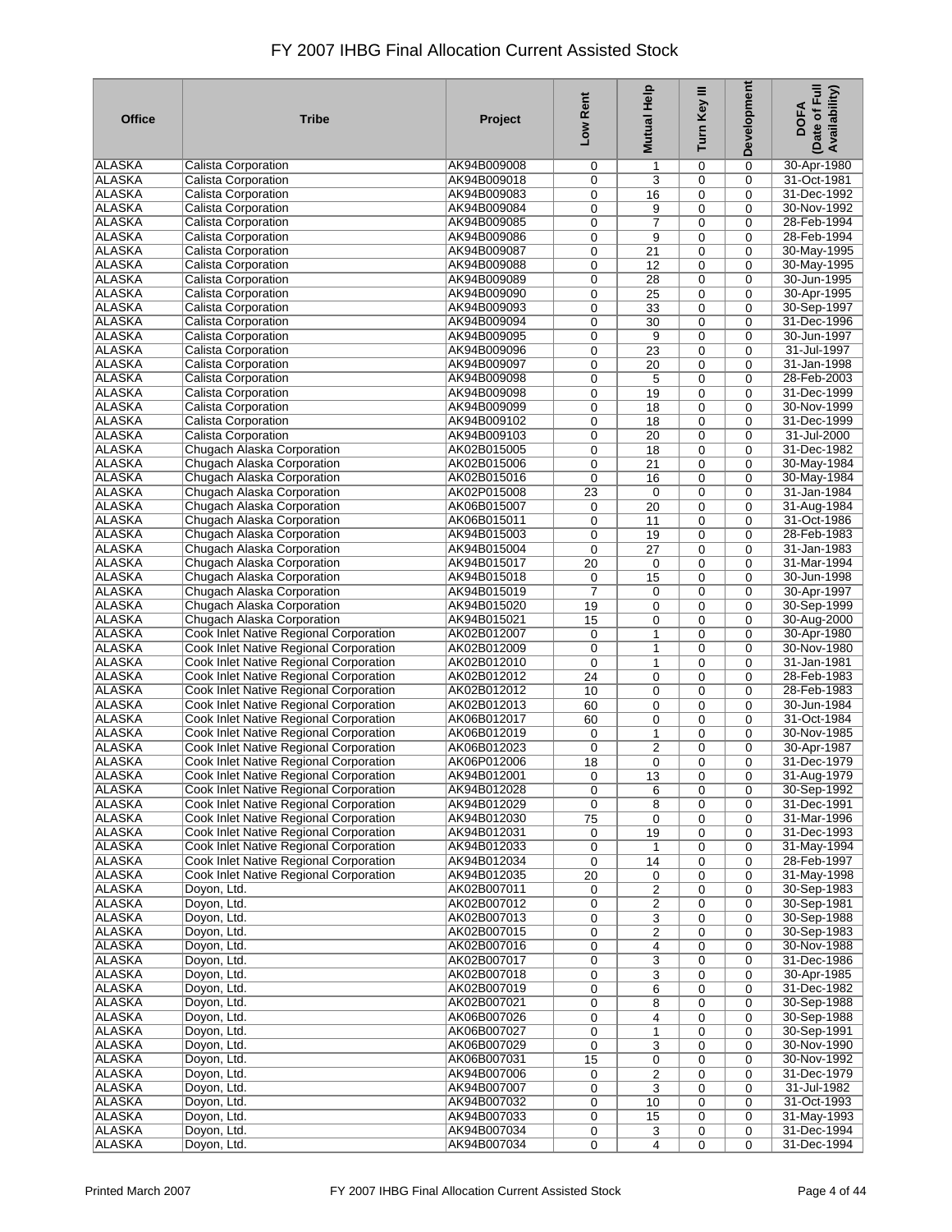# FY 2007 IHBG Final Allocation Current Assisted Stock

| Office | Tribe | Project | Low Rent | Mutual Help | Turn Key III | Development | DOFA (Date of Full Availability) |
|---|---|---|---|---|---|---|---|
| ALASKA | Calista Corporation | AK94B009008 | 0 | 1 | 0 | 0 | 30-Apr-1980 |
| ALASKA | Calista Corporation | AK94B009018 | 0 | 3 | 0 | 0 | 31-Oct-1981 |
| ALASKA | Calista Corporation | AK94B009083 | 0 | 16 | 0 | 0 | 31-Dec-1992 |
| ALASKA | Calista Corporation | AK94B009084 | 0 | 9 | 0 | 0 | 30-Nov-1992 |
| ALASKA | Calista Corporation | AK94B009085 | 0 | 7 | 0 | 0 | 28-Feb-1994 |
| ALASKA | Calista Corporation | AK94B009086 | 0 | 9 | 0 | 0 | 28-Feb-1994 |
| ALASKA | Calista Corporation | AK94B009087 | 0 | 21 | 0 | 0 | 30-May-1995 |
| ALASKA | Calista Corporation | AK94B009088 | 0 | 12 | 0 | 0 | 30-May-1995 |
| ALASKA | Calista Corporation | AK94B009089 | 0 | 28 | 0 | 0 | 30-Jun-1995 |
| ALASKA | Calista Corporation | AK94B009090 | 0 | 25 | 0 | 0 | 30-Apr-1995 |
| ALASKA | Calista Corporation | AK94B009093 | 0 | 33 | 0 | 0 | 30-Sep-1997 |
| ALASKA | Calista Corporation | AK94B009094 | 0 | 30 | 0 | 0 | 31-Dec-1996 |
| ALASKA | Calista Corporation | AK94B009095 | 0 | 9 | 0 | 0 | 30-Jun-1997 |
| ALASKA | Calista Corporation | AK94B009096 | 0 | 23 | 0 | 0 | 31-Jul-1997 |
| ALASKA | Calista Corporation | AK94B009097 | 0 | 20 | 0 | 0 | 31-Jan-1998 |
| ALASKA | Calista Corporation | AK94B009098 | 0 | 5 | 0 | 0 | 28-Feb-2003 |
| ALASKA | Calista Corporation | AK94B009098 | 0 | 19 | 0 | 0 | 31-Dec-1999 |
| ALASKA | Calista Corporation | AK94B009099 | 0 | 18 | 0 | 0 | 30-Nov-1999 |
| ALASKA | Calista Corporation | AK94B009102 | 0 | 18 | 0 | 0 | 31-Dec-1999 |
| ALASKA | Calista Corporation | AK94B009103 | 0 | 20 | 0 | 0 | 31-Jul-2000 |
| ALASKA | Chugach Alaska Corporation | AK02B015005 | 0 | 18 | 0 | 0 | 31-Dec-1982 |
| ALASKA | Chugach Alaska Corporation | AK02B015006 | 0 | 21 | 0 | 0 | 30-May-1984 |
| ALASKA | Chugach Alaska Corporation | AK02B015016 | 0 | 16 | 0 | 0 | 30-May-1984 |
| ALASKA | Chugach Alaska Corporation | AK02P015008 | 23 | 0 | 0 | 0 | 31-Jan-1984 |
| ALASKA | Chugach Alaska Corporation | AK06B015007 | 0 | 20 | 0 | 0 | 31-Aug-1984 |
| ALASKA | Chugach Alaska Corporation | AK06B015011 | 0 | 11 | 0 | 0 | 31-Oct-1986 |
| ALASKA | Chugach Alaska Corporation | AK94B015003 | 0 | 19 | 0 | 0 | 28-Feb-1983 |
| ALASKA | Chugach Alaska Corporation | AK94B015004 | 0 | 27 | 0 | 0 | 31-Jan-1983 |
| ALASKA | Chugach Alaska Corporation | AK94B015017 | 20 | 0 | 0 | 0 | 31-Mar-1994 |
| ALASKA | Chugach Alaska Corporation | AK94B015018 | 0 | 15 | 0 | 0 | 30-Jun-1998 |
| ALASKA | Chugach Alaska Corporation | AK94B015019 | 7 | 0 | 0 | 0 | 30-Apr-1997 |
| ALASKA | Chugach Alaska Corporation | AK94B015020 | 19 | 0 | 0 | 0 | 30-Sep-1999 |
| ALASKA | Chugach Alaska Corporation | AK94B015021 | 15 | 0 | 0 | 0 | 30-Aug-2000 |
| ALASKA | Cook Inlet Native Regional Corporation | AK02B012007 | 0 | 1 | 0 | 0 | 30-Apr-1980 |
| ALASKA | Cook Inlet Native Regional Corporation | AK02B012009 | 0 | 1 | 0 | 0 | 30-Nov-1980 |
| ALASKA | Cook Inlet Native Regional Corporation | AK02B012010 | 0 | 1 | 0 | 0 | 31-Jan-1981 |
| ALASKA | Cook Inlet Native Regional Corporation | AK02B012012 | 24 | 0 | 0 | 0 | 28-Feb-1983 |
| ALASKA | Cook Inlet Native Regional Corporation | AK02B012012 | 10 | 0 | 0 | 0 | 28-Feb-1983 |
| ALASKA | Cook Inlet Native Regional Corporation | AK02B012013 | 60 | 0 | 0 | 0 | 30-Jun-1984 |
| ALASKA | Cook Inlet Native Regional Corporation | AK06B012017 | 60 | 0 | 0 | 0 | 31-Oct-1984 |
| ALASKA | Cook Inlet Native Regional Corporation | AK06B012019 | 0 | 1 | 0 | 0 | 30-Nov-1985 |
| ALASKA | Cook Inlet Native Regional Corporation | AK06B012023 | 0 | 2 | 0 | 0 | 30-Apr-1987 |
| ALASKA | Cook Inlet Native Regional Corporation | AK06P012006 | 18 | 0 | 0 | 0 | 31-Dec-1979 |
| ALASKA | Cook Inlet Native Regional Corporation | AK94B012001 | 0 | 13 | 0 | 0 | 31-Aug-1979 |
| ALASKA | Cook Inlet Native Regional Corporation | AK94B012028 | 0 | 6 | 0 | 0 | 30-Sep-1992 |
| ALASKA | Cook Inlet Native Regional Corporation | AK94B012029 | 0 | 8 | 0 | 0 | 31-Dec-1991 |
| ALASKA | Cook Inlet Native Regional Corporation | AK94B012030 | 75 | 0 | 0 | 0 | 31-Mar-1996 |
| ALASKA | Cook Inlet Native Regional Corporation | AK94B012031 | 0 | 19 | 0 | 0 | 31-Dec-1993 |
| ALASKA | Cook Inlet Native Regional Corporation | AK94B012033 | 0 | 1 | 0 | 0 | 31-May-1994 |
| ALASKA | Cook Inlet Native Regional Corporation | AK94B012034 | 0 | 14 | 0 | 0 | 28-Feb-1997 |
| ALASKA | Cook Inlet Native Regional Corporation | AK94B012035 | 20 | 0 | 0 | 0 | 31-May-1998 |
| ALASKA | Doyon, Ltd. | AK02B007011 | 0 | 2 | 0 | 0 | 30-Sep-1983 |
| ALASKA | Doyon, Ltd. | AK02B007012 | 0 | 2 | 0 | 0 | 30-Sep-1981 |
| ALASKA | Doyon, Ltd. | AK02B007013 | 0 | 3 | 0 | 0 | 30-Sep-1988 |
| ALASKA | Doyon, Ltd. | AK02B007015 | 0 | 2 | 0 | 0 | 30-Sep-1983 |
| ALASKA | Doyon, Ltd. | AK02B007016 | 0 | 4 | 0 | 0 | 30-Nov-1988 |
| ALASKA | Doyon, Ltd. | AK02B007017 | 0 | 3 | 0 | 0 | 31-Dec-1986 |
| ALASKA | Doyon, Ltd. | AK02B007018 | 0 | 3 | 0 | 0 | 30-Apr-1985 |
| ALASKA | Doyon, Ltd. | AK02B007019 | 0 | 6 | 0 | 0 | 31-Dec-1982 |
| ALASKA | Doyon, Ltd. | AK02B007021 | 0 | 8 | 0 | 0 | 30-Sep-1988 |
| ALASKA | Doyon, Ltd. | AK06B007026 | 0 | 4 | 0 | 0 | 30-Sep-1988 |
| ALASKA | Doyon, Ltd. | AK06B007027 | 0 | 1 | 0 | 0 | 30-Sep-1991 |
| ALASKA | Doyon, Ltd. | AK06B007029 | 0 | 3 | 0 | 0 | 30-Nov-1990 |
| ALASKA | Doyon, Ltd. | AK06B007031 | 15 | 0 | 0 | 0 | 30-Nov-1992 |
| ALASKA | Doyon, Ltd. | AK94B007006 | 0 | 2 | 0 | 0 | 31-Dec-1979 |
| ALASKA | Doyon, Ltd. | AK94B007007 | 0 | 3 | 0 | 0 | 31-Jul-1982 |
| ALASKA | Doyon, Ltd. | AK94B007032 | 0 | 10 | 0 | 0 | 31-Oct-1993 |
| ALASKA | Doyon, Ltd. | AK94B007033 | 0 | 15 | 0 | 0 | 31-May-1993 |
| ALASKA | Doyon, Ltd. | AK94B007034 | 0 | 3 | 0 | 0 | 31-Dec-1994 |
| ALASKA | Doyon, Ltd. | AK94B007034 | 0 | 4 | 0 | 0 | 31-Dec-1994 |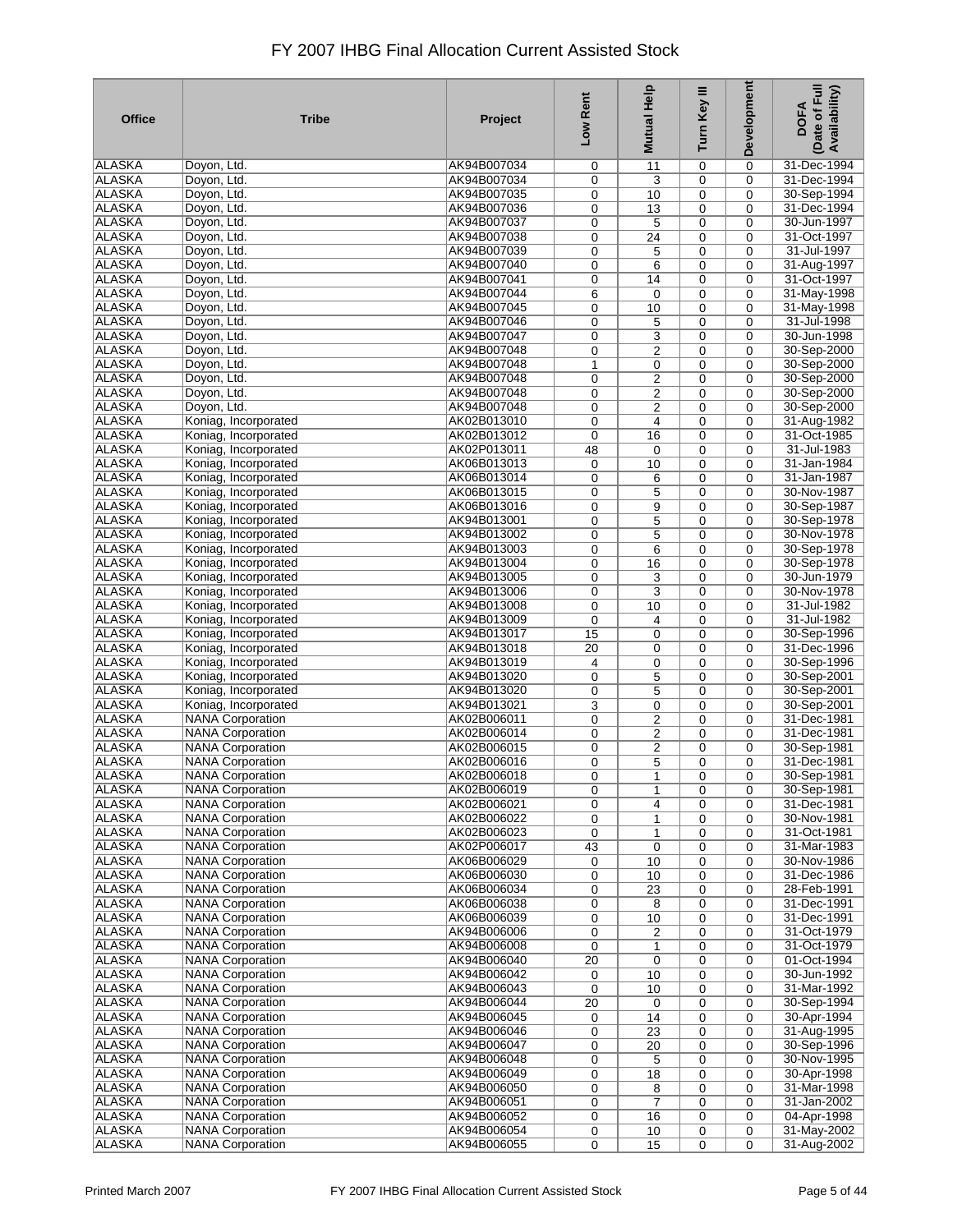# FY 2007 IHBG Final Allocation Current Assisted Stock

| Office | Tribe | Project | Low Rent | Mutual Help | Turn Key III | Development | DOFA (Date of Full Availability) |
|---|---|---|---|---|---|---|---|
| ALASKA | Doyon, Ltd. | AK94B007034 | 0 | 11 | 0 | 0 | 31-Dec-1994 |
| ALASKA | Doyon, Ltd. | AK94B007034 | 0 | 3 | 0 | 0 | 31-Dec-1994 |
| ALASKA | Doyon, Ltd. | AK94B007035 | 0 | 10 | 0 | 0 | 30-Sep-1994 |
| ALASKA | Doyon, Ltd. | AK94B007036 | 0 | 13 | 0 | 0 | 31-Dec-1994 |
| ALASKA | Doyon, Ltd. | AK94B007037 | 0 | 5 | 0 | 0 | 30-Jun-1997 |
| ALASKA | Doyon, Ltd. | AK94B007038 | 0 | 24 | 0 | 0 | 31-Oct-1997 |
| ALASKA | Doyon, Ltd. | AK94B007039 | 0 | 5 | 0 | 0 | 31-Jul-1997 |
| ALASKA | Doyon, Ltd. | AK94B007040 | 0 | 6 | 0 | 0 | 31-Aug-1997 |
| ALASKA | Doyon, Ltd. | AK94B007041 | 0 | 14 | 0 | 0 | 31-Oct-1997 |
| ALASKA | Doyon, Ltd. | AK94B007044 | 6 | 0 | 0 | 0 | 31-May-1998 |
| ALASKA | Doyon, Ltd. | AK94B007045 | 0 | 10 | 0 | 0 | 31-May-1998 |
| ALASKA | Doyon, Ltd. | AK94B007046 | 0 | 5 | 0 | 0 | 31-Jul-1998 |
| ALASKA | Doyon, Ltd. | AK94B007047 | 0 | 3 | 0 | 0 | 30-Jun-1998 |
| ALASKA | Doyon, Ltd. | AK94B007048 | 0 | 2 | 0 | 0 | 30-Sep-2000 |
| ALASKA | Doyon, Ltd. | AK94B007048 | 1 | 0 | 0 | 0 | 30-Sep-2000 |
| ALASKA | Doyon, Ltd. | AK94B007048 | 0 | 2 | 0 | 0 | 30-Sep-2000 |
| ALASKA | Doyon, Ltd. | AK94B007048 | 0 | 2 | 0 | 0 | 30-Sep-2000 |
| ALASKA | Doyon, Ltd. | AK94B007048 | 0 | 2 | 0 | 0 | 30-Sep-2000 |
| ALASKA | Koniag, Incorporated | AK02B013010 | 0 | 4 | 0 | 0 | 31-Aug-1982 |
| ALASKA | Koniag, Incorporated | AK02B013012 | 0 | 16 | 0 | 0 | 31-Oct-1985 |
| ALASKA | Koniag, Incorporated | AK02P013011 | 48 | 0 | 0 | 0 | 31-Jul-1983 |
| ALASKA | Koniag, Incorporated | AK06B013013 | 0 | 10 | 0 | 0 | 31-Jan-1984 |
| ALASKA | Koniag, Incorporated | AK06B013014 | 0 | 6 | 0 | 0 | 31-Jan-1987 |
| ALASKA | Koniag, Incorporated | AK06B013015 | 0 | 5 | 0 | 0 | 30-Nov-1987 |
| ALASKA | Koniag, Incorporated | AK06B013016 | 0 | 9 | 0 | 0 | 30-Sep-1987 |
| ALASKA | Koniag, Incorporated | AK94B013001 | 0 | 5 | 0 | 0 | 30-Sep-1978 |
| ALASKA | Koniag, Incorporated | AK94B013002 | 0 | 5 | 0 | 0 | 30-Nov-1978 |
| ALASKA | Koniag, Incorporated | AK94B013003 | 0 | 6 | 0 | 0 | 30-Sep-1978 |
| ALASKA | Koniag, Incorporated | AK94B013004 | 0 | 16 | 0 | 0 | 30-Sep-1978 |
| ALASKA | Koniag, Incorporated | AK94B013005 | 0 | 3 | 0 | 0 | 30-Jun-1979 |
| ALASKA | Koniag, Incorporated | AK94B013006 | 0 | 3 | 0 | 0 | 30-Nov-1978 |
| ALASKA | Koniag, Incorporated | AK94B013008 | 0 | 10 | 0 | 0 | 31-Jul-1982 |
| ALASKA | Koniag, Incorporated | AK94B013009 | 0 | 4 | 0 | 0 | 31-Jul-1982 |
| ALASKA | Koniag, Incorporated | AK94B013017 | 15 | 0 | 0 | 0 | 30-Sep-1996 |
| ALASKA | Koniag, Incorporated | AK94B013018 | 20 | 0 | 0 | 0 | 31-Dec-1996 |
| ALASKA | Koniag, Incorporated | AK94B013019 | 4 | 0 | 0 | 0 | 30-Sep-1996 |
| ALASKA | Koniag, Incorporated | AK94B013020 | 0 | 5 | 0 | 0 | 30-Sep-2001 |
| ALASKA | Koniag, Incorporated | AK94B013020 | 0 | 5 | 0 | 0 | 30-Sep-2001 |
| ALASKA | Koniag, Incorporated | AK94B013021 | 3 | 0 | 0 | 0 | 30-Sep-2001 |
| ALASKA | NANA Corporation | AK02B006011 | 0 | 2 | 0 | 0 | 31-Dec-1981 |
| ALASKA | NANA Corporation | AK02B006014 | 0 | 2 | 0 | 0 | 31-Dec-1981 |
| ALASKA | NANA Corporation | AK02B006015 | 0 | 2 | 0 | 0 | 30-Sep-1981 |
| ALASKA | NANA Corporation | AK02B006016 | 0 | 5 | 0 | 0 | 31-Dec-1981 |
| ALASKA | NANA Corporation | AK02B006018 | 0 | 1 | 0 | 0 | 30-Sep-1981 |
| ALASKA | NANA Corporation | AK02B006019 | 0 | 1 | 0 | 0 | 30-Sep-1981 |
| ALASKA | NANA Corporation | AK02B006021 | 0 | 4 | 0 | 0 | 31-Dec-1981 |
| ALASKA | NANA Corporation | AK02B006022 | 0 | 1 | 0 | 0 | 30-Nov-1981 |
| ALASKA | NANA Corporation | AK02B006023 | 0 | 1 | 0 | 0 | 31-Oct-1981 |
| ALASKA | NANA Corporation | AK02P006017 | 43 | 0 | 0 | 0 | 31-Mar-1983 |
| ALASKA | NANA Corporation | AK06B006029 | 0 | 10 | 0 | 0 | 30-Nov-1986 |
| ALASKA | NANA Corporation | AK06B006030 | 0 | 10 | 0 | 0 | 31-Dec-1986 |
| ALASKA | NANA Corporation | AK06B006034 | 0 | 23 | 0 | 0 | 28-Feb-1991 |
| ALASKA | NANA Corporation | AK06B006038 | 0 | 8 | 0 | 0 | 31-Dec-1991 |
| ALASKA | NANA Corporation | AK06B006039 | 0 | 10 | 0 | 0 | 31-Dec-1991 |
| ALASKA | NANA Corporation | AK94B006006 | 0 | 2 | 0 | 0 | 31-Oct-1979 |
| ALASKA | NANA Corporation | AK94B006008 | 0 | 1 | 0 | 0 | 31-Oct-1979 |
| ALASKA | NANA Corporation | AK94B006040 | 20 | 0 | 0 | 0 | 01-Oct-1994 |
| ALASKA | NANA Corporation | AK94B006042 | 0 | 10 | 0 | 0 | 30-Jun-1992 |
| ALASKA | NANA Corporation | AK94B006043 | 0 | 10 | 0 | 0 | 31-Mar-1992 |
| ALASKA | NANA Corporation | AK94B006044 | 20 | 0 | 0 | 0 | 30-Sep-1994 |
| ALASKA | NANA Corporation | AK94B006045 | 0 | 14 | 0 | 0 | 30-Apr-1994 |
| ALASKA | NANA Corporation | AK94B006046 | 0 | 23 | 0 | 0 | 31-Aug-1995 |
| ALASKA | NANA Corporation | AK94B006047 | 0 | 20 | 0 | 0 | 30-Sep-1996 |
| ALASKA | NANA Corporation | AK94B006048 | 0 | 5 | 0 | 0 | 30-Nov-1995 |
| ALASKA | NANA Corporation | AK94B006049 | 0 | 18 | 0 | 0 | 30-Apr-1998 |
| ALASKA | NANA Corporation | AK94B006050 | 0 | 8 | 0 | 0 | 31-Mar-1998 |
| ALASKA | NANA Corporation | AK94B006051 | 0 | 7 | 0 | 0 | 31-Jan-2002 |
| ALASKA | NANA Corporation | AK94B006052 | 0 | 16 | 0 | 0 | 04-Apr-1998 |
| ALASKA | NANA Corporation | AK94B006054 | 0 | 10 | 0 | 0 | 31-May-2002 |
| ALASKA | NANA Corporation | AK94B006055 | 0 | 15 | 0 | 0 | 31-Aug-2002 |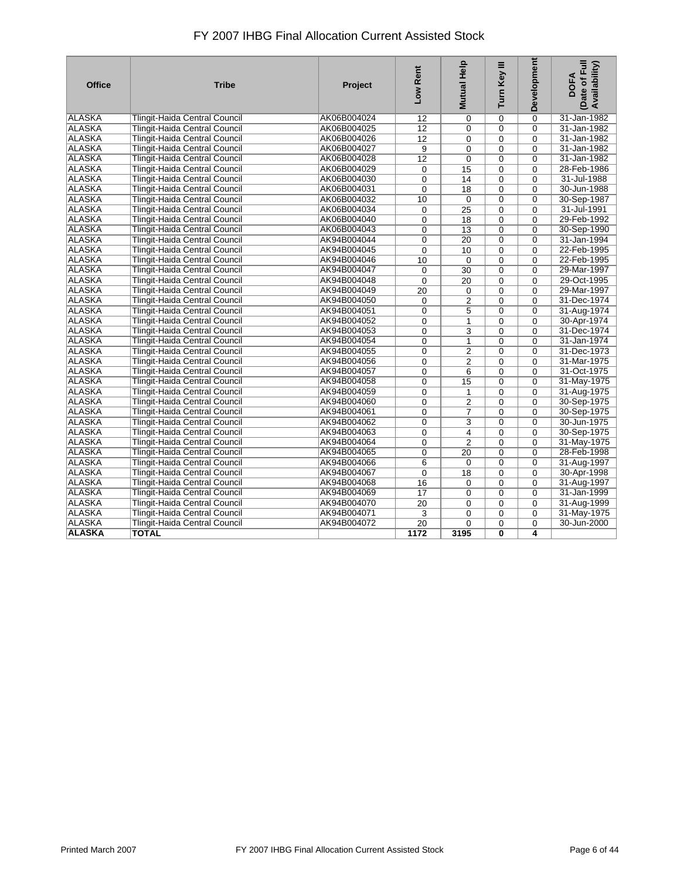# FY 2007 IHBG Final Allocation Current Assisted Stock

| Office | Tribe | Project | Low Rent | Mutual Help | Turn Key III | Development | DOFA (Date of Full Availability) |
|---|---|---|---|---|---|---|---|
| ALASKA | Tlingit-Haida Central Council | AK06B004024 | 12 | 0 | 0 | 0 | 31-Jan-1982 |
| ALASKA | Tlingit-Haida Central Council | AK06B004025 | 12 | 0 | 0 | 0 | 31-Jan-1982 |
| ALASKA | Tlingit-Haida Central Council | AK06B004026 | 12 | 0 | 0 | 0 | 31-Jan-1982 |
| ALASKA | Tlingit-Haida Central Council | AK06B004027 | 9 | 0 | 0 | 0 | 31-Jan-1982 |
| ALASKA | Tlingit-Haida Central Council | AK06B004028 | 12 | 0 | 0 | 0 | 31-Jan-1982 |
| ALASKA | Tlingit-Haida Central Council | AK06B004029 | 0 | 15 | 0 | 0 | 28-Feb-1986 |
| ALASKA | Tlingit-Haida Central Council | AK06B004030 | 0 | 14 | 0 | 0 | 31-Jul-1988 |
| ALASKA | Tlingit-Haida Central Council | AK06B004031 | 0 | 18 | 0 | 0 | 30-Jun-1988 |
| ALASKA | Tlingit-Haida Central Council | AK06B004032 | 10 | 0 | 0 | 0 | 30-Sep-1987 |
| ALASKA | Tlingit-Haida Central Council | AK06B004034 | 0 | 25 | 0 | 0 | 31-Jul-1991 |
| ALASKA | Tlingit-Haida Central Council | AK06B004040 | 0 | 18 | 0 | 0 | 29-Feb-1992 |
| ALASKA | Tlingit-Haida Central Council | AK06B004043 | 0 | 13 | 0 | 0 | 30-Sep-1990 |
| ALASKA | Tlingit-Haida Central Council | AK94B004044 | 0 | 20 | 0 | 0 | 31-Jan-1994 |
| ALASKA | Tlingit-Haida Central Council | AK94B004045 | 0 | 10 | 0 | 0 | 22-Feb-1995 |
| ALASKA | Tlingit-Haida Central Council | AK94B004046 | 10 | 0 | 0 | 0 | 22-Feb-1995 |
| ALASKA | Tlingit-Haida Central Council | AK94B004047 | 0 | 30 | 0 | 0 | 29-Mar-1997 |
| ALASKA | Tlingit-Haida Central Council | AK94B004048 | 0 | 20 | 0 | 0 | 29-Oct-1995 |
| ALASKA | Tlingit-Haida Central Council | AK94B004049 | 20 | 0 | 0 | 0 | 29-Mar-1997 |
| ALASKA | Tlingit-Haida Central Council | AK94B004050 | 0 | 2 | 0 | 0 | 31-Dec-1974 |
| ALASKA | Tlingit-Haida Central Council | AK94B004051 | 0 | 5 | 0 | 0 | 31-Aug-1974 |
| ALASKA | Tlingit-Haida Central Council | AK94B004052 | 0 | 1 | 0 | 0 | 30-Apr-1974 |
| ALASKA | Tlingit-Haida Central Council | AK94B004053 | 0 | 3 | 0 | 0 | 31-Dec-1974 |
| ALASKA | Tlingit-Haida Central Council | AK94B004054 | 0 | 1 | 0 | 0 | 31-Jan-1974 |
| ALASKA | Tlingit-Haida Central Council | AK94B004055 | 0 | 2 | 0 | 0 | 31-Dec-1973 |
| ALASKA | Tlingit-Haida Central Council | AK94B004056 | 0 | 2 | 0 | 0 | 31-Mar-1975 |
| ALASKA | Tlingit-Haida Central Council | AK94B004057 | 0 | 6 | 0 | 0 | 31-Oct-1975 |
| ALASKA | Tlingit-Haida Central Council | AK94B004058 | 0 | 15 | 0 | 0 | 31-May-1975 |
| ALASKA | Tlingit-Haida Central Council | AK94B004059 | 0 | 1 | 0 | 0 | 31-Aug-1975 |
| ALASKA | Tlingit-Haida Central Council | AK94B004060 | 0 | 2 | 0 | 0 | 30-Sep-1975 |
| ALASKA | Tlingit-Haida Central Council | AK94B004061 | 0 | 7 | 0 | 0 | 30-Sep-1975 |
| ALASKA | Tlingit-Haida Central Council | AK94B004062 | 0 | 3 | 0 | 0 | 30-Jun-1975 |
| ALASKA | Tlingit-Haida Central Council | AK94B004063 | 0 | 4 | 0 | 0 | 30-Sep-1975 |
| ALASKA | Tlingit-Haida Central Council | AK94B004064 | 0 | 2 | 0 | 0 | 31-May-1975 |
| ALASKA | Tlingit-Haida Central Council | AK94B004065 | 0 | 20 | 0 | 0 | 28-Feb-1998 |
| ALASKA | Tlingit-Haida Central Council | AK94B004066 | 6 | 0 | 0 | 0 | 31-Aug-1997 |
| ALASKA | Tlingit-Haida Central Council | AK94B004067 | 0 | 18 | 0 | 0 | 30-Apr-1998 |
| ALASKA | Tlingit-Haida Central Council | AK94B004068 | 16 | 0 | 0 | 0 | 31-Aug-1997 |
| ALASKA | Tlingit-Haida Central Council | AK94B004069 | 17 | 0 | 0 | 0 | 31-Jan-1999 |
| ALASKA | Tlingit-Haida Central Council | AK94B004070 | 20 | 0 | 0 | 0 | 31-Aug-1999 |
| ALASKA | Tlingit-Haida Central Council | AK94B004071 | 3 | 0 | 0 | 0 | 31-May-1975 |
| ALASKA | Tlingit-Haida Central Council | AK94B004072 | 20 | 0 | 0 | 0 | 30-Jun-2000 |
| **ALASKA** | **TOTAL** | | **1172** | **3195** | **0** | **4** | |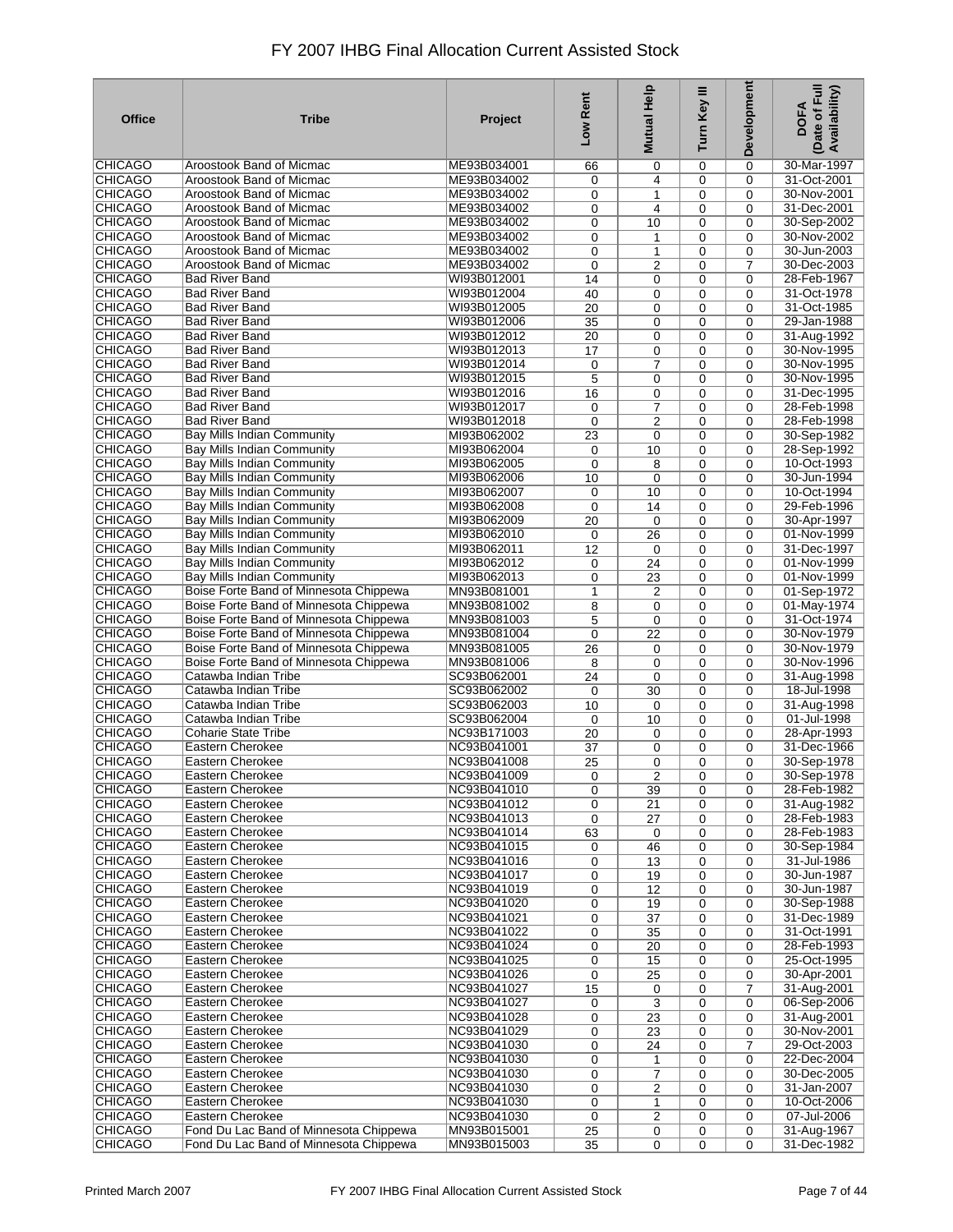# FY 2007 IHBG Final Allocation Current Assisted Stock

| Office | Tribe | Project | Low Rent | Mutual Help | Turn Key III | Development | DOFA (Date of Full Availability) |
|---|---|---|---|---|---|---|---|
| CHICAGO | Aroostook Band of Micmac | ME93B034001 | 66 | 0 | 0 | 0 | 30-Mar-1997 |
| CHICAGO | Aroostook Band of Micmac | ME93B034002 | 0 | 4 | 0 | 0 | 31-Oct-2001 |
| CHICAGO | Aroostook Band of Micmac | ME93B034002 | 0 | 1 | 0 | 0 | 30-Nov-2001 |
| CHICAGO | Aroostook Band of Micmac | ME93B034002 | 0 | 4 | 0 | 0 | 31-Dec-2001 |
| CHICAGO | Aroostook Band of Micmac | ME93B034002 | 0 | 10 | 0 | 0 | 30-Sep-2002 |
| CHICAGO | Aroostook Band of Micmac | ME93B034002 | 0 | 1 | 0 | 0 | 30-Nov-2002 |
| CHICAGO | Aroostook Band of Micmac | ME93B034002 | 0 | 1 | 0 | 0 | 30-Jun-2003 |
| CHICAGO | Aroostook Band of Micmac | ME93B034002 | 0 | 2 | 0 | 7 | 30-Dec-2003 |
| CHICAGO | Bad River Band | WI93B012001 | 14 | 0 | 0 | 0 | 28-Feb-1967 |
| CHICAGO | Bad River Band | WI93B012004 | 40 | 0 | 0 | 0 | 31-Oct-1978 |
| CHICAGO | Bad River Band | WI93B012005 | 20 | 0 | 0 | 0 | 31-Oct-1985 |
| CHICAGO | Bad River Band | WI93B012006 | 35 | 0 | 0 | 0 | 29-Jan-1988 |
| CHICAGO | Bad River Band | WI93B012012 | 20 | 0 | 0 | 0 | 31-Aug-1992 |
| CHICAGO | Bad River Band | WI93B012013 | 17 | 0 | 0 | 0 | 30-Nov-1995 |
| CHICAGO | Bad River Band | WI93B012014 | 0 | 7 | 0 | 0 | 30-Nov-1995 |
| CHICAGO | Bad River Band | WI93B012015 | 5 | 0 | 0 | 0 | 30-Nov-1995 |
| CHICAGO | Bad River Band | WI93B012016 | 16 | 0 | 0 | 0 | 31-Dec-1995 |
| CHICAGO | Bad River Band | WI93B012017 | 0 | 7 | 0 | 0 | 28-Feb-1998 |
| CHICAGO | Bad River Band | WI93B012018 | 0 | 2 | 0 | 0 | 28-Feb-1998 |
| CHICAGO | Bay Mills Indian Community | MI93B062002 | 23 | 0 | 0 | 0 | 30-Sep-1982 |
| CHICAGO | Bay Mills Indian Community | MI93B062004 | 0 | 10 | 0 | 0 | 28-Sep-1992 |
| CHICAGO | Bay Mills Indian Community | MI93B062005 | 0 | 8 | 0 | 0 | 10-Oct-1993 |
| CHICAGO | Bay Mills Indian Community | MI93B062006 | 10 | 0 | 0 | 0 | 30-Jun-1994 |
| CHICAGO | Bay Mills Indian Community | MI93B062007 | 0 | 10 | 0 | 0 | 10-Oct-1994 |
| CHICAGO | Bay Mills Indian Community | MI93B062008 | 0 | 14 | 0 | 0 | 29-Feb-1996 |
| CHICAGO | Bay Mills Indian Community | MI93B062009 | 20 | 0 | 0 | 0 | 30-Apr-1997 |
| CHICAGO | Bay Mills Indian Community | MI93B062010 | 0 | 26 | 0 | 0 | 01-Nov-1999 |
| CHICAGO | Bay Mills Indian Community | MI93B062011 | 12 | 0 | 0 | 0 | 31-Dec-1997 |
| CHICAGO | Bay Mills Indian Community | MI93B062012 | 0 | 24 | 0 | 0 | 01-Nov-1999 |
| CHICAGO | Bay Mills Indian Community | MI93B062013 | 0 | 23 | 0 | 0 | 01-Nov-1999 |
| CHICAGO | Boise Forte Band of Minnesota Chippewa | MN93B081001 | 1 | 2 | 0 | 0 | 01-Sep-1972 |
| CHICAGO | Boise Forte Band of Minnesota Chippewa | MN93B081002 | 8 | 0 | 0 | 0 | 01-May-1974 |
| CHICAGO | Boise Forte Band of Minnesota Chippewa | MN93B081003 | 5 | 0 | 0 | 0 | 31-Oct-1974 |
| CHICAGO | Boise Forte Band of Minnesota Chippewa | MN93B081004 | 0 | 22 | 0 | 0 | 30-Nov-1979 |
| CHICAGO | Boise Forte Band of Minnesota Chippewa | MN93B081005 | 26 | 0 | 0 | 0 | 30-Nov-1979 |
| CHICAGO | Boise Forte Band of Minnesota Chippewa | MN93B081006 | 8 | 0 | 0 | 0 | 30-Nov-1996 |
| CHICAGO | Catawba Indian Tribe | SC93B062001 | 24 | 0 | 0 | 0 | 31-Aug-1998 |
| CHICAGO | Catawba Indian Tribe | SC93B062002 | 0 | 30 | 0 | 0 | 18-Jul-1998 |
| CHICAGO | Catawba Indian Tribe | SC93B062003 | 10 | 0 | 0 | 0 | 31-Aug-1998 |
| CHICAGO | Catawba Indian Tribe | SC93B062004 | 0 | 10 | 0 | 0 | 01-Jul-1998 |
| CHICAGO | Coharie State Tribe | NC93B171003 | 20 | 0 | 0 | 0 | 28-Apr-1993 |
| CHICAGO | Eastern Cherokee | NC93B041001 | 37 | 0 | 0 | 0 | 31-Dec-1966 |
| CHICAGO | Eastern Cherokee | NC93B041008 | 25 | 0 | 0 | 0 | 30-Sep-1978 |
| CHICAGO | Eastern Cherokee | NC93B041009 | 0 | 2 | 0 | 0 | 30-Sep-1978 |
| CHICAGO | Eastern Cherokee | NC93B041010 | 0 | 39 | 0 | 0 | 28-Feb-1982 |
| CHICAGO | Eastern Cherokee | NC93B041012 | 0 | 21 | 0 | 0 | 31-Aug-1982 |
| CHICAGO | Eastern Cherokee | NC93B041013 | 0 | 27 | 0 | 0 | 28-Feb-1983 |
| CHICAGO | Eastern Cherokee | NC93B041014 | 63 | 0 | 0 | 0 | 28-Feb-1983 |
| CHICAGO | Eastern Cherokee | NC93B041015 | 0 | 46 | 0 | 0 | 30-Sep-1984 |
| CHICAGO | Eastern Cherokee | NC93B041016 | 0 | 13 | 0 | 0 | 31-Jul-1986 |
| CHICAGO | Eastern Cherokee | NC93B041017 | 0 | 19 | 0 | 0 | 30-Jun-1987 |
| CHICAGO | Eastern Cherokee | NC93B041019 | 0 | 12 | 0 | 0 | 30-Jun-1987 |
| CHICAGO | Eastern Cherokee | NC93B041020 | 0 | 19 | 0 | 0 | 30-Sep-1988 |
| CHICAGO | Eastern Cherokee | NC93B041021 | 0 | 37 | 0 | 0 | 31-Dec-1989 |
| CHICAGO | Eastern Cherokee | NC93B041022 | 0 | 35 | 0 | 0 | 31-Oct-1991 |
| CHICAGO | Eastern Cherokee | NC93B041024 | 0 | 20 | 0 | 0 | 28-Feb-1993 |
| CHICAGO | Eastern Cherokee | NC93B041025 | 0 | 15 | 0 | 0 | 25-Oct-1995 |
| CHICAGO | Eastern Cherokee | NC93B041026 | 0 | 25 | 0 | 0 | 30-Apr-2001 |
| CHICAGO | Eastern Cherokee | NC93B041027 | 15 | 0 | 0 | 7 | 31-Aug-2001 |
| CHICAGO | Eastern Cherokee | NC93B041027 | 0 | 3 | 0 | 0 | 06-Sep-2006 |
| CHICAGO | Eastern Cherokee | NC93B041028 | 0 | 23 | 0 | 0 | 31-Aug-2001 |
| CHICAGO | Eastern Cherokee | NC93B041029 | 0 | 23 | 0 | 0 | 30-Nov-2001 |
| CHICAGO | Eastern Cherokee | NC93B041030 | 0 | 24 | 0 | 7 | 29-Oct-2003 |
| CHICAGO | Eastern Cherokee | NC93B041030 | 0 | 1 | 0 | 0 | 22-Dec-2004 |
| CHICAGO | Eastern Cherokee | NC93B041030 | 0 | 7 | 0 | 0 | 30-Dec-2005 |
| CHICAGO | Eastern Cherokee | NC93B041030 | 0 | 2 | 0 | 0 | 31-Jan-2007 |
| CHICAGO | Eastern Cherokee | NC93B041030 | 0 | 1 | 0 | 0 | 10-Oct-2006 |
| CHICAGO | Eastern Cherokee | NC93B041030 | 0 | 2 | 0 | 0 | 07-Jul-2006 |
| CHICAGO | Fond Du Lac Band of Minnesota Chippewa | MN93B015001 | 25 | 0 | 0 | 0 | 31-Aug-1967 |
| CHICAGO | Fond Du Lac Band of Minnesota Chippewa | MN93B015003 | 35 | 0 | 0 | 0 | 31-Dec-1982 |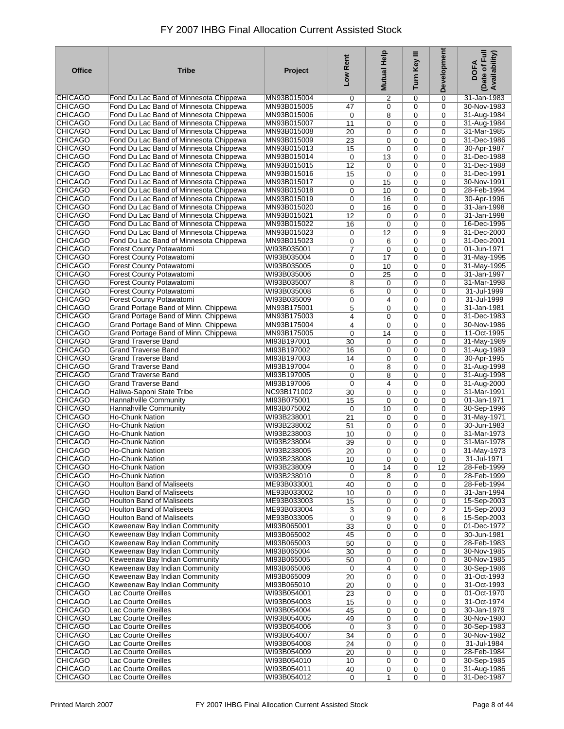# FY 2007 IHBG Final Allocation Current Assisted Stock

| Office | Tribe | Project | Low Rent | Mutual Help | Turn Key III | Development | DOFA (Date of Full Availability) |
|---|---|---|---|---|---|---|---|
| CHICAGO | Fond Du Lac Band of Minnesota Chippewa | MN93B015004 | 0 | 2 | 0 | 0 | 31-Jan-1983 |
| CHICAGO | Fond Du Lac Band of Minnesota Chippewa | MN93B015005 | 47 | 0 | 0 | 0 | 30-Nov-1983 |
| CHICAGO | Fond Du Lac Band of Minnesota Chippewa | MN93B015006 | 0 | 8 | 0 | 0 | 31-Aug-1984 |
| CHICAGO | Fond Du Lac Band of Minnesota Chippewa | MN93B015007 | 11 | 0 | 0 | 0 | 31-Aug-1984 |
| CHICAGO | Fond Du Lac Band of Minnesota Chippewa | MN93B015008 | 20 | 0 | 0 | 0 | 31-Mar-1985 |
| CHICAGO | Fond Du Lac Band of Minnesota Chippewa | MN93B015009 | 23 | 0 | 0 | 0 | 31-Dec-1986 |
| CHICAGO | Fond Du Lac Band of Minnesota Chippewa | MN93B015013 | 15 | 0 | 0 | 0 | 30-Apr-1987 |
| CHICAGO | Fond Du Lac Band of Minnesota Chippewa | MN93B015014 | 0 | 13 | 0 | 0 | 31-Dec-1988 |
| CHICAGO | Fond Du Lac Band of Minnesota Chippewa | MN93B015015 | 12 | 0 | 0 | 0 | 31-Dec-1988 |
| CHICAGO | Fond Du Lac Band of Minnesota Chippewa | MN93B015016 | 15 | 0 | 0 | 0 | 31-Dec-1991 |
| CHICAGO | Fond Du Lac Band of Minnesota Chippewa | MN93B015017 | 0 | 15 | 0 | 0 | 30-Nov-1991 |
| CHICAGO | Fond Du Lac Band of Minnesota Chippewa | MN93B015018 | 0 | 10 | 0 | 0 | 28-Feb-1994 |
| CHICAGO | Fond Du Lac Band of Minnesota Chippewa | MN93B015019 | 0 | 16 | 0 | 0 | 30-Apr-1996 |
| CHICAGO | Fond Du Lac Band of Minnesota Chippewa | MN93B015020 | 0 | 16 | 0 | 0 | 31-Jan-1998 |
| CHICAGO | Fond Du Lac Band of Minnesota Chippewa | MN93B015021 | 12 | 0 | 0 | 0 | 31-Jan-1998 |
| CHICAGO | Fond Du Lac Band of Minnesota Chippewa | MN93B015022 | 16 | 0 | 0 | 0 | 16-Dec-1996 |
| CHICAGO | Fond Du Lac Band of Minnesota Chippewa | MN93B015023 | 0 | 12 | 0 | 9 | 31-Dec-2000 |
| CHICAGO | Fond Du Lac Band of Minnesota Chippewa | MN93B015023 | 0 | 6 | 0 | 0 | 31-Dec-2001 |
| CHICAGO | Forest County Potawatomi | WI93B035001 | 7 | 0 | 0 | 0 | 01-Jun-1971 |
| CHICAGO | Forest County Potawatomi | WI93B035004 | 0 | 17 | 0 | 0 | 31-May-1995 |
| CHICAGO | Forest County Potawatomi | WI93B035005 | 0 | 10 | 0 | 0 | 31-May-1995 |
| CHICAGO | Forest County Potawatomi | WI93B035006 | 0 | 25 | 0 | 0 | 31-Jan-1997 |
| CHICAGO | Forest County Potawatomi | WI93B035007 | 8 | 0 | 0 | 0 | 31-Mar-1998 |
| CHICAGO | Forest County Potawatomi | WI93B035008 | 6 | 0 | 0 | 0 | 31-Jul-1999 |
| CHICAGO | Forest County Potawatomi | WI93B035009 | 0 | 4 | 0 | 0 | 31-Jul-1999 |
| CHICAGO | Grand Portage Band of Minn. Chippewa | MN93B175001 | 5 | 0 | 0 | 0 | 31-Jan-1981 |
| CHICAGO | Grand Portage Band of Minn. Chippewa | MN93B175003 | 4 | 0 | 0 | 0 | 31-Dec-1983 |
| CHICAGO | Grand Portage Band of Minn. Chippewa | MN93B175004 | 4 | 0 | 0 | 0 | 30-Nov-1986 |
| CHICAGO | Grand Portage Band of Minn. Chippewa | MN93B175005 | 0 | 14 | 0 | 0 | 11-Oct-1995 |
| CHICAGO | Grand Traverse Band | MI93B197001 | 30 | 0 | 0 | 0 | 31-May-1989 |
| CHICAGO | Grand Traverse Band | MI93B197002 | 16 | 0 | 0 | 0 | 31-Aug-1989 |
| CHICAGO | Grand Traverse Band | MI93B197003 | 14 | 0 | 0 | 0 | 30-Apr-1995 |
| CHICAGO | Grand Traverse Band | MI93B197004 | 0 | 8 | 0 | 0 | 31-Aug-1998 |
| CHICAGO | Grand Traverse Band | MI93B197005 | 0 | 8 | 0 | 0 | 31-Aug-1998 |
| CHICAGO | Grand Traverse Band | MI93B197006 | 0 | 4 | 0 | 0 | 31-Aug-2000 |
| CHICAGO | Haliwa-Saponi State Tribe | NC93B171002 | 30 | 0 | 0 | 0 | 31-Mar-1991 |
| CHICAGO | Hannahville Community | MI93B075001 | 15 | 0 | 0 | 0 | 01-Jan-1971 |
| CHICAGO | Hannahville Community | MI93B075002 | 0 | 10 | 0 | 0 | 30-Sep-1996 |
| CHICAGO | Ho-Chunk Nation | WI93B238001 | 21 | 0 | 0 | 0 | 31-May-1971 |
| CHICAGO | Ho-Chunk Nation | WI93B238002 | 51 | 0 | 0 | 0 | 30-Jun-1983 |
| CHICAGO | Ho-Chunk Nation | WI93B238003 | 10 | 0 | 0 | 0 | 31-Mar-1973 |
| CHICAGO | Ho-Chunk Nation | WI93B238004 | 39 | 0 | 0 | 0 | 31-Mar-1978 |
| CHICAGO | Ho-Chunk Nation | WI93B238005 | 20 | 0 | 0 | 0 | 31-May-1973 |
| CHICAGO | Ho-Chunk Nation | WI93B238008 | 10 | 0 | 0 | 0 | 31-Jul-1971 |
| CHICAGO | Ho-Chunk Nation | WI93B238009 | 0 | 14 | 0 | 12 | 28-Feb-1999 |
| CHICAGO | Ho-Chunk Nation | WI93B238010 | 0 | 8 | 0 | 0 | 28-Feb-1999 |
| CHICAGO | Houlton Band of Maliseets | ME93B033001 | 40 | 0 | 0 | 0 | 28-Feb-1994 |
| CHICAGO | Houlton Band of Maliseets | ME93B033002 | 10 | 0 | 0 | 0 | 31-Jan-1994 |
| CHICAGO | Houlton Band of Maliseets | ME93B033003 | 15 | 0 | 0 | 0 | 15-Sep-2003 |
| CHICAGO | Houlton Band of Maliseets | ME93B033004 | 3 | 0 | 0 | 2 | 15-Sep-2003 |
| CHICAGO | Houlton Band of Maliseets | ME93B033005 | 0 | 9 | 0 | 6 | 15-Sep-2003 |
| CHICAGO | Keweenaw Bay Indian Community | MI93B065001 | 33 | 0 | 0 | 0 | 01-Dec-1972 |
| CHICAGO | Keweenaw Bay Indian Community | MI93B065002 | 45 | 0 | 0 | 0 | 30-Jun-1981 |
| CHICAGO | Keweenaw Bay Indian Community | MI93B065003 | 50 | 0 | 0 | 0 | 28-Feb-1983 |
| CHICAGO | Keweenaw Bay Indian Community | MI93B065004 | 30 | 0 | 0 | 0 | 30-Nov-1985 |
| CHICAGO | Keweenaw Bay Indian Community | MI93B065005 | 50 | 0 | 0 | 0 | 30-Nov-1985 |
| CHICAGO | Keweenaw Bay Indian Community | MI93B065006 | 0 | 4 | 0 | 0 | 30-Sep-1986 |
| CHICAGO | Keweenaw Bay Indian Community | MI93B065009 | 20 | 0 | 0 | 0 | 31-Oct-1993 |
| CHICAGO | Keweenaw Bay Indian Community | MI93B065010 | 20 | 0 | 0 | 0 | 31-Oct-1993 |
| CHICAGO | Lac Courte Oreilles | WI93B054001 | 23 | 0 | 0 | 0 | 01-Oct-1970 |
| CHICAGO | Lac Courte Oreilles | WI93B054003 | 15 | 0 | 0 | 0 | 31-Oct-1974 |
| CHICAGO | Lac Courte Oreilles | WI93B054004 | 45 | 0 | 0 | 0 | 30-Jan-1979 |
| CHICAGO | Lac Courte Oreilles | WI93B054005 | 49 | 0 | 0 | 0 | 30-Nov-1980 |
| CHICAGO | Lac Courte Oreilles | WI93B054006 | 0 | 3 | 0 | 0 | 30-Sep-1983 |
| CHICAGO | Lac Courte Oreilles | WI93B054007 | 34 | 0 | 0 | 0 | 30-Nov-1982 |
| CHICAGO | Lac Courte Oreilles | WI93B054008 | 24 | 0 | 0 | 0 | 31-Jul-1984 |
| CHICAGO | Lac Courte Oreilles | WI93B054009 | 20 | 0 | 0 | 0 | 28-Feb-1984 |
| CHICAGO | Lac Courte Oreilles | WI93B054010 | 10 | 0 | 0 | 0 | 30-Sep-1985 |
| CHICAGO | Lac Courte Oreilles | WI93B054011 | 40 | 0 | 0 | 0 | 31-Aug-1986 |
| CHICAGO | Lac Courte Oreilles | WI93B054012 | 0 | 1 | 0 | 0 | 31-Dec-1987 |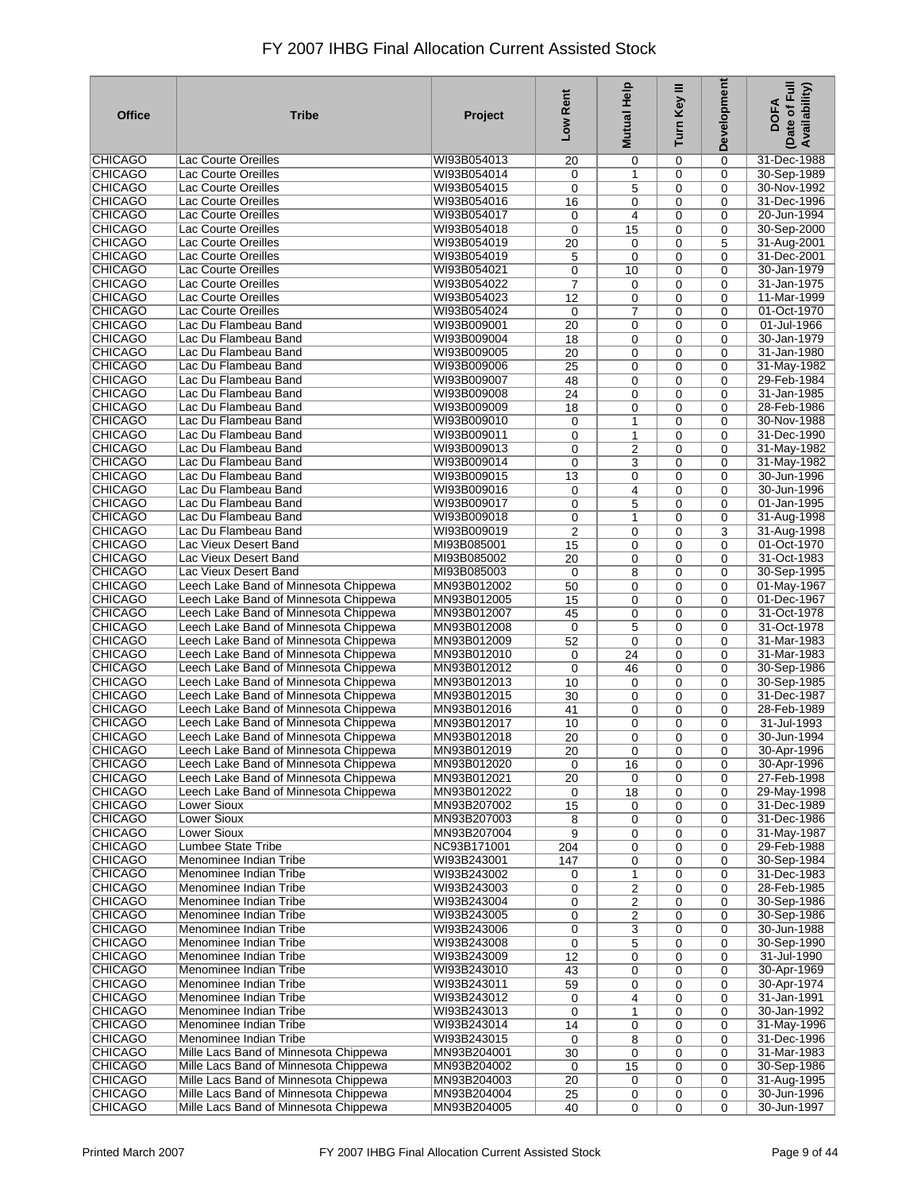| Office | Tribe | Project | Low Rent | Mutual Help | Turn Key III | Development | DOFA (Date of Full Availability) |
|---|---|---|---|---|---|---|---|
| CHICAGO | Lac Courte Oreilles | WI93B054013 | 20 | 0 | 0 | 0 | 31-Dec-1988 |
| CHICAGO | Lac Courte Oreilles | WI93B054014 | 0 | 1 | 0 | 0 | 30-Sep-1989 |
| CHICAGO | Lac Courte Oreilles | WI93B054015 | 0 | 5 | 0 | 0 | 30-Nov-1992 |
| CHICAGO | Lac Courte Oreilles | WI93B054016 | 16 | 0 | 0 | 0 | 31-Dec-1996 |
| CHICAGO | Lac Courte Oreilles | WI93B054017 | 0 | 4 | 0 | 0 | 20-Jun-1994 |
| CHICAGO | Lac Courte Oreilles | WI93B054018 | 0 | 15 | 0 | 0 | 30-Sep-2000 |
| CHICAGO | Lac Courte Oreilles | WI93B054019 | 20 | 0 | 0 | 5 | 31-Aug-2001 |
| CHICAGO | Lac Courte Oreilles | WI93B054019 | 5 | 0 | 0 | 0 | 31-Dec-2001 |
| CHICAGO | Lac Courte Oreilles | WI93B054021 | 0 | 10 | 0 | 0 | 30-Jan-1979 |
| CHICAGO | Lac Courte Oreilles | WI93B054022 | 7 | 0 | 0 | 0 | 31-Jan-1975 |
| CHICAGO | Lac Courte Oreilles | WI93B054023 | 12 | 0 | 0 | 0 | 11-Mar-1999 |
| CHICAGO | Lac Courte Oreilles | WI93B054024 | 0 | 7 | 0 | 0 | 01-Oct-1970 |
| CHICAGO | Lac Du Flambeau Band | WI93B009001 | 20 | 0 | 0 | 0 | 01-Jul-1966 |
| CHICAGO | Lac Du Flambeau Band | WI93B009004 | 18 | 0 | 0 | 0 | 30-Jan-1979 |
| CHICAGO | Lac Du Flambeau Band | WI93B009005 | 20 | 0 | 0 | 0 | 31-Jan-1980 |
| CHICAGO | Lac Du Flambeau Band | WI93B009006 | 25 | 0 | 0 | 0 | 31-May-1982 |
| CHICAGO | Lac Du Flambeau Band | WI93B009007 | 48 | 0 | 0 | 0 | 29-Feb-1984 |
| CHICAGO | Lac Du Flambeau Band | WI93B009008 | 24 | 0 | 0 | 0 | 31-Jan-1985 |
| CHICAGO | Lac Du Flambeau Band | WI93B009009 | 18 | 0 | 0 | 0 | 28-Feb-1986 |
| CHICAGO | Lac Du Flambeau Band | WI93B009010 | 0 | 1 | 0 | 0 | 30-Nov-1988 |
| CHICAGO | Lac Du Flambeau Band | WI93B009011 | 0 | 1 | 0 | 0 | 31-Dec-1990 |
| CHICAGO | Lac Du Flambeau Band | WI93B009013 | 0 | 2 | 0 | 0 | 31-May-1982 |
| CHICAGO | Lac Du Flambeau Band | WI93B009014 | 0 | 3 | 0 | 0 | 31-May-1982 |
| CHICAGO | Lac Du Flambeau Band | WI93B009015 | 13 | 0 | 0 | 0 | 30-Jun-1996 |
| CHICAGO | Lac Du Flambeau Band | WI93B009016 | 0 | 4 | 0 | 0 | 30-Jun-1996 |
| CHICAGO | Lac Du Flambeau Band | WI93B009017 | 0 | 5 | 0 | 0 | 01-Jan-1995 |
| CHICAGO | Lac Du Flambeau Band | WI93B009018 | 0 | 1 | 0 | 0 | 31-Aug-1998 |
| CHICAGO | Lac Du Flambeau Band | WI93B009019 | 2 | 0 | 0 | 3 | 31-Aug-1998 |
| CHICAGO | Lac Vieux Desert Band | MI93B085001 | 15 | 0 | 0 | 0 | 01-Oct-1970 |
| CHICAGO | Lac Vieux Desert Band | MI93B085002 | 20 | 0 | 0 | 0 | 31-Oct-1983 |
| CHICAGO | Lac Vieux Desert Band | MI93B085003 | 0 | 8 | 0 | 0 | 30-Sep-1995 |
| CHICAGO | Leech Lake Band of Minnesota Chippewa | MN93B012002 | 50 | 0 | 0 | 0 | 01-May-1967 |
| CHICAGO | Leech Lake Band of Minnesota Chippewa | MN93B012005 | 15 | 0 | 0 | 0 | 01-Dec-1967 |
| CHICAGO | Leech Lake Band of Minnesota Chippewa | MN93B012007 | 45 | 0 | 0 | 0 | 31-Oct-1978 |
| CHICAGO | Leech Lake Band of Minnesota Chippewa | MN93B012008 | 0 | 5 | 0 | 0 | 31-Oct-1978 |
| CHICAGO | Leech Lake Band of Minnesota Chippewa | MN93B012009 | 52 | 0 | 0 | 0 | 31-Mar-1983 |
| CHICAGO | Leech Lake Band of Minnesota Chippewa | MN93B012010 | 0 | 24 | 0 | 0 | 31-Mar-1983 |
| CHICAGO | Leech Lake Band of Minnesota Chippewa | MN93B012012 | 0 | 46 | 0 | 0 | 30-Sep-1986 |
| CHICAGO | Leech Lake Band of Minnesota Chippewa | MN93B012013 | 10 | 0 | 0 | 0 | 30-Sep-1985 |
| CHICAGO | Leech Lake Band of Minnesota Chippewa | MN93B012015 | 30 | 0 | 0 | 0 | 31-Dec-1987 |
| CHICAGO | Leech Lake Band of Minnesota Chippewa | MN93B012016 | 41 | 0 | 0 | 0 | 28-Feb-1989 |
| CHICAGO | Leech Lake Band of Minnesota Chippewa | MN93B012017 | 10 | 0 | 0 | 0 | 31-Jul-1993 |
| CHICAGO | Leech Lake Band of Minnesota Chippewa | MN93B012018 | 20 | 0 | 0 | 0 | 30-Jun-1994 |
| CHICAGO | Leech Lake Band of Minnesota Chippewa | MN93B012019 | 20 | 0 | 0 | 0 | 30-Apr-1996 |
| CHICAGO | Leech Lake Band of Minnesota Chippewa | MN93B012020 | 0 | 16 | 0 | 0 | 30-Apr-1996 |
| CHICAGO | Leech Lake Band of Minnesota Chippewa | MN93B012021 | 20 | 0 | 0 | 0 | 27-Feb-1998 |
| CHICAGO | Leech Lake Band of Minnesota Chippewa | MN93B012022 | 0 | 18 | 0 | 0 | 29-May-1998 |
| CHICAGO | Lower Sioux | MN93B207002 | 15 | 0 | 0 | 0 | 31-Dec-1989 |
| CHICAGO | Lower Sioux | MN93B207003 | 8 | 0 | 0 | 0 | 31-Dec-1986 |
| CHICAGO | Lower Sioux | MN93B207004 | 9 | 0 | 0 | 0 | 31-May-1987 |
| CHICAGO | Lumbee State Tribe | NC93B171001 | 204 | 0 | 0 | 0 | 29-Feb-1988 |
| CHICAGO | Menominee Indian Tribe | WI93B243001 | 147 | 0 | 0 | 0 | 30-Sep-1984 |
| CHICAGO | Menominee Indian Tribe | WI93B243002 | 0 | 1 | 0 | 0 | 31-Dec-1983 |
| CHICAGO | Menominee Indian Tribe | WI93B243003 | 0 | 2 | 0 | 0 | 28-Feb-1985 |
| CHICAGO | Menominee Indian Tribe | WI93B243004 | 0 | 2 | 0 | 0 | 30-Sep-1986 |
| CHICAGO | Menominee Indian Tribe | WI93B243005 | 0 | 2 | 0 | 0 | 30-Sep-1986 |
| CHICAGO | Menominee Indian Tribe | WI93B243006 | 0 | 3 | 0 | 0 | 30-Jun-1988 |
| CHICAGO | Menominee Indian Tribe | WI93B243008 | 0 | 5 | 0 | 0 | 30-Sep-1990 |
| CHICAGO | Menominee Indian Tribe | WI93B243009 | 12 | 0 | 0 | 0 | 31-Jul-1990 |
| CHICAGO | Menominee Indian Tribe | WI93B243010 | 43 | 0 | 0 | 0 | 30-Apr-1969 |
| CHICAGO | Menominee Indian Tribe | WI93B243011 | 59 | 0 | 0 | 0 | 30-Apr-1974 |
| CHICAGO | Menominee Indian Tribe | WI93B243012 | 0 | 4 | 0 | 0 | 31-Jan-1991 |
| CHICAGO | Menominee Indian Tribe | WI93B243013 | 0 | 1 | 0 | 0 | 30-Jan-1992 |
| CHICAGO | Menominee Indian Tribe | WI93B243014 | 14 | 0 | 0 | 0 | 31-May-1996 |
| CHICAGO | Menominee Indian Tribe | WI93B243015 | 0 | 8 | 0 | 0 | 31-Dec-1996 |
| CHICAGO | Mille Lacs Band of Minnesota Chippewa | MN93B204001 | 30 | 0 | 0 | 0 | 31-Mar-1983 |
| CHICAGO | Mille Lacs Band of Minnesota Chippewa | MN93B204002 | 0 | 15 | 0 | 0 | 30-Sep-1986 |
| CHICAGO | Mille Lacs Band of Minnesota Chippewa | MN93B204003 | 20 | 0 | 0 | 0 | 31-Aug-1995 |
| CHICAGO | Mille Lacs Band of Minnesota Chippewa | MN93B204004 | 25 | 0 | 0 | 0 | 30-Jun-1996 |
| CHICAGO | Mille Lacs Band of Minnesota Chippewa | MN93B204005 | 40 | 0 | 0 | 0 | 30-Jun-1997 |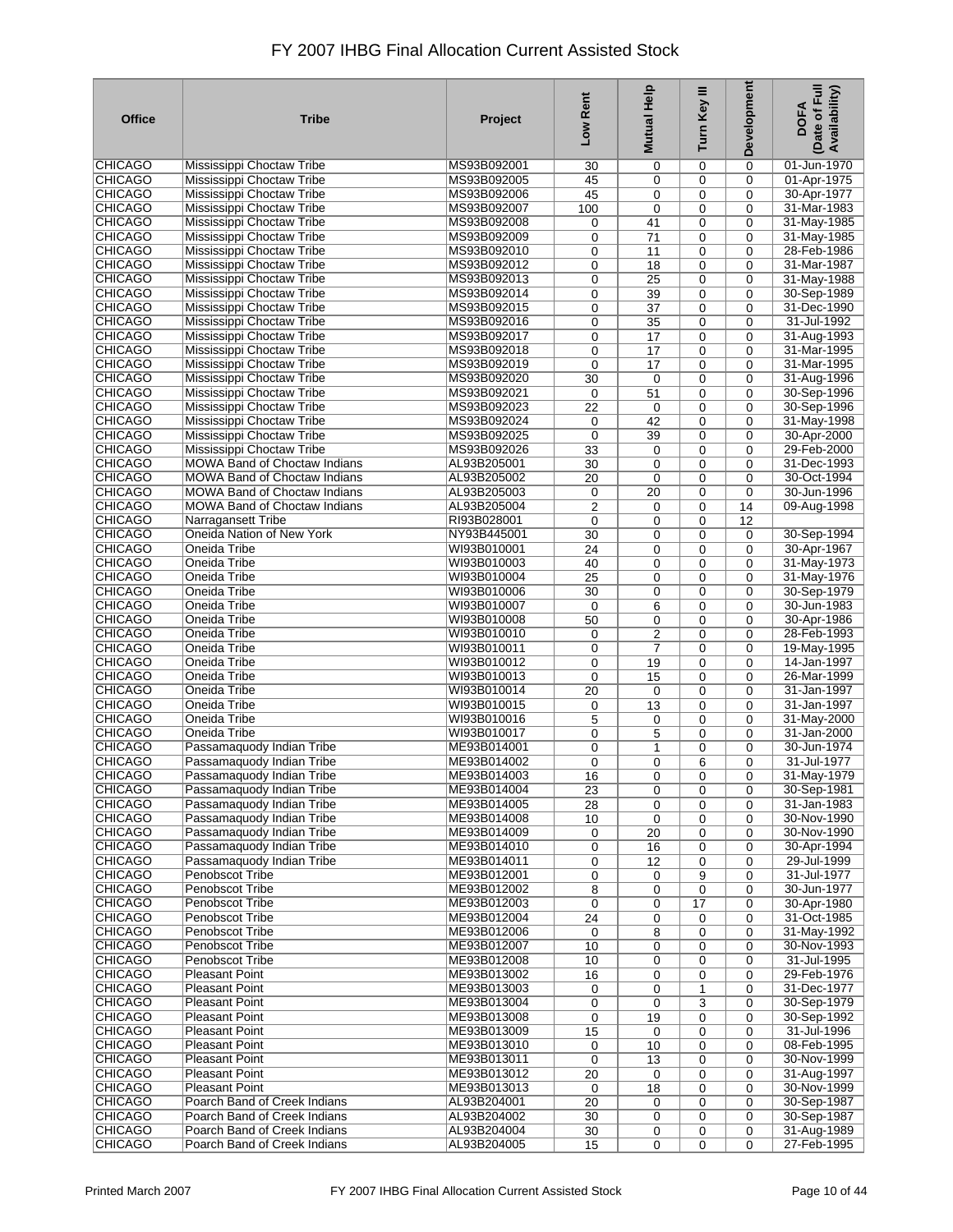# FY 2007 IHBG Final Allocation Current Assisted Stock

| Office | Tribe | Project | Low Rent | Mutual Help | Turn Key III | Development | DOFA (Date of Full Availability) |
|---|---|---|---|---|---|---|---|
| CHICAGO | Mississippi Choctaw Tribe | MS93B092001 | 30 | 0 | 0 | 0 | 01-Jun-1970 |
| CHICAGO | Mississippi Choctaw Tribe | MS93B092005 | 45 | 0 | 0 | 0 | 01-Apr-1975 |
| CHICAGO | Mississippi Choctaw Tribe | MS93B092006 | 45 | 0 | 0 | 0 | 30-Apr-1977 |
| CHICAGO | Mississippi Choctaw Tribe | MS93B092007 | 100 | 0 | 0 | 0 | 31-Mar-1983 |
| CHICAGO | Mississippi Choctaw Tribe | MS93B092008 | 0 | 41 | 0 | 0 | 31-May-1985 |
| CHICAGO | Mississippi Choctaw Tribe | MS93B092009 | 0 | 71 | 0 | 0 | 31-May-1985 |
| CHICAGO | Mississippi Choctaw Tribe | MS93B092010 | 0 | 11 | 0 | 0 | 28-Feb-1986 |
| CHICAGO | Mississippi Choctaw Tribe | MS93B092012 | 0 | 18 | 0 | 0 | 31-Mar-1987 |
| CHICAGO | Mississippi Choctaw Tribe | MS93B092013 | 0 | 25 | 0 | 0 | 31-May-1988 |
| CHICAGO | Mississippi Choctaw Tribe | MS93B092014 | 0 | 39 | 0 | 0 | 30-Sep-1989 |
| CHICAGO | Mississippi Choctaw Tribe | MS93B092015 | 0 | 37 | 0 | 0 | 31-Dec-1990 |
| CHICAGO | Mississippi Choctaw Tribe | MS93B092016 | 0 | 35 | 0 | 0 | 31-Jul-1992 |
| CHICAGO | Mississippi Choctaw Tribe | MS93B092017 | 0 | 17 | 0 | 0 | 31-Aug-1993 |
| CHICAGO | Mississippi Choctaw Tribe | MS93B092018 | 0 | 17 | 0 | 0 | 31-Mar-1995 |
| CHICAGO | Mississippi Choctaw Tribe | MS93B092019 | 0 | 17 | 0 | 0 | 31-Mar-1995 |
| CHICAGO | Mississippi Choctaw Tribe | MS93B092020 | 30 | 0 | 0 | 0 | 31-Aug-1996 |
| CHICAGO | Mississippi Choctaw Tribe | MS93B092021 | 0 | 51 | 0 | 0 | 30-Sep-1996 |
| CHICAGO | Mississippi Choctaw Tribe | MS93B092023 | 22 | 0 | 0 | 0 | 30-Sep-1996 |
| CHICAGO | Mississippi Choctaw Tribe | MS93B092024 | 0 | 42 | 0 | 0 | 31-May-1998 |
| CHICAGO | Mississippi Choctaw Tribe | MS93B092025 | 0 | 39 | 0 | 0 | 30-Apr-2000 |
| CHICAGO | Mississippi Choctaw Tribe | MS93B092026 | 33 | 0 | 0 | 0 | 29-Feb-2000 |
| CHICAGO | MOWA Band of Choctaw Indians | AL93B205001 | 30 | 0 | 0 | 0 | 31-Dec-1993 |
| CHICAGO | MOWA Band of Choctaw Indians | AL93B205002 | 20 | 0 | 0 | 0 | 30-Oct-1994 |
| CHICAGO | MOWA Band of Choctaw Indians | AL93B205003 | 0 | 20 | 0 | 0 | 30-Jun-1996 |
| CHICAGO | MOWA Band of Choctaw Indians | AL93B205004 | 2 | 0 | 0 | 14 | 09-Aug-1998 |
| CHICAGO | Narragansett Tribe | RI93B028001 | 0 | 0 | 0 | 12 | |
| CHICAGO | Oneida Nation of New York | NY93B445001 | 30 | 0 | 0 | 0 | 30-Sep-1994 |
| CHICAGO | Oneida Tribe | WI93B010001 | 24 | 0 | 0 | 0 | 30-Apr-1967 |
| CHICAGO | Oneida Tribe | WI93B010003 | 40 | 0 | 0 | 0 | 31-May-1973 |
| CHICAGO | Oneida Tribe | WI93B010004 | 25 | 0 | 0 | 0 | 31-May-1976 |
| CHICAGO | Oneida Tribe | WI93B010006 | 30 | 0 | 0 | 0 | 30-Sep-1979 |
| CHICAGO | Oneida Tribe | WI93B010007 | 0 | 6 | 0 | 0 | 30-Jun-1983 |
| CHICAGO | Oneida Tribe | WI93B010008 | 50 | 0 | 0 | 0 | 30-Apr-1986 |
| CHICAGO | Oneida Tribe | WI93B010010 | 0 | 2 | 0 | 0 | 28-Feb-1993 |
| CHICAGO | Oneida Tribe | WI93B010011 | 0 | 7 | 0 | 0 | 19-May-1995 |
| CHICAGO | Oneida Tribe | WI93B010012 | 0 | 19 | 0 | 0 | 14-Jan-1997 |
| CHICAGO | Oneida Tribe | WI93B010013 | 0 | 15 | 0 | 0 | 26-Mar-1999 |
| CHICAGO | Oneida Tribe | WI93B010014 | 20 | 0 | 0 | 0 | 31-Jan-1997 |
| CHICAGO | Oneida Tribe | WI93B010015 | 0 | 13 | 0 | 0 | 31-Jan-1997 |
| CHICAGO | Oneida Tribe | WI93B010016 | 5 | 0 | 0 | 0 | 31-May-2000 |
| CHICAGO | Oneida Tribe | WI93B010017 | 0 | 5 | 0 | 0 | 31-Jan-2000 |
| CHICAGO | Passamaquody Indian Tribe | ME93B014001 | 0 | 1 | 0 | 0 | 30-Jun-1974 |
| CHICAGO | Passamaquody Indian Tribe | ME93B014002 | 0 | 0 | 6 | 0 | 31-Jul-1977 |
| CHICAGO | Passamaquody Indian Tribe | ME93B014003 | 16 | 0 | 0 | 0 | 31-May-1979 |
| CHICAGO | Passamaquody Indian Tribe | ME93B014004 | 23 | 0 | 0 | 0 | 30-Sep-1981 |
| CHICAGO | Passamaquody Indian Tribe | ME93B014005 | 28 | 0 | 0 | 0 | 31-Jan-1983 |
| CHICAGO | Passamaquody Indian Tribe | ME93B014008 | 10 | 0 | 0 | 0 | 30-Nov-1990 |
| CHICAGO | Passamaquody Indian Tribe | ME93B014009 | 0 | 20 | 0 | 0 | 30-Nov-1990 |
| CHICAGO | Passamaquody Indian Tribe | ME93B014010 | 0 | 16 | 0 | 0 | 30-Apr-1994 |
| CHICAGO | Passamaquody Indian Tribe | ME93B014011 | 0 | 12 | 0 | 0 | 29-Jul-1999 |
| CHICAGO | Penobscot Tribe | ME93B012001 | 0 | 0 | 9 | 0 | 31-Jul-1977 |
| CHICAGO | Penobscot Tribe | ME93B012002 | 8 | 0 | 0 | 0 | 30-Jun-1977 |
| CHICAGO | Penobscot Tribe | ME93B012003 | 0 | 0 | 17 | 0 | 30-Apr-1980 |
| CHICAGO | Penobscot Tribe | ME93B012004 | 24 | 0 | 0 | 0 | 31-Oct-1985 |
| CHICAGO | Penobscot Tribe | ME93B012006 | 0 | 8 | 0 | 0 | 31-May-1992 |
| CHICAGO | Penobscot Tribe | ME93B012007 | 10 | 0 | 0 | 0 | 30-Nov-1993 |
| CHICAGO | Penobscot Tribe | ME93B012008 | 10 | 0 | 0 | 0 | 31-Jul-1995 |
| CHICAGO | Pleasant Point | ME93B013002 | 16 | 0 | 0 | 0 | 29-Feb-1976 |
| CHICAGO | Pleasant Point | ME93B013003 | 0 | 0 | 1 | 0 | 31-Dec-1977 |
| CHICAGO | Pleasant Point | ME93B013004 | 0 | 0 | 3 | 0 | 30-Sep-1979 |
| CHICAGO | Pleasant Point | ME93B013008 | 0 | 19 | 0 | 0 | 30-Sep-1992 |
| CHICAGO | Pleasant Point | ME93B013009 | 15 | 0 | 0 | 0 | 31-Jul-1996 |
| CHICAGO | Pleasant Point | ME93B013010 | 0 | 10 | 0 | 0 | 08-Feb-1995 |
| CHICAGO | Pleasant Point | ME93B013011 | 0 | 13 | 0 | 0 | 30-Nov-1999 |
| CHICAGO | Pleasant Point | ME93B013012 | 20 | 0 | 0 | 0 | 31-Aug-1997 |
| CHICAGO | Pleasant Point | ME93B013013 | 0 | 18 | 0 | 0 | 30-Nov-1999 |
| CHICAGO | Poarch Band of Creek Indians | AL93B204001 | 20 | 0 | 0 | 0 | 30-Sep-1987 |
| CHICAGO | Poarch Band of Creek Indians | AL93B204002 | 30 | 0 | 0 | 0 | 30-Sep-1987 |
| CHICAGO | Poarch Band of Creek Indians | AL93B204004 | 30 | 0 | 0 | 0 | 31-Aug-1989 |
| CHICAGO | Poarch Band of Creek Indians | AL93B204005 | 15 | 0 | 0 | 0 | 27-Feb-1995 |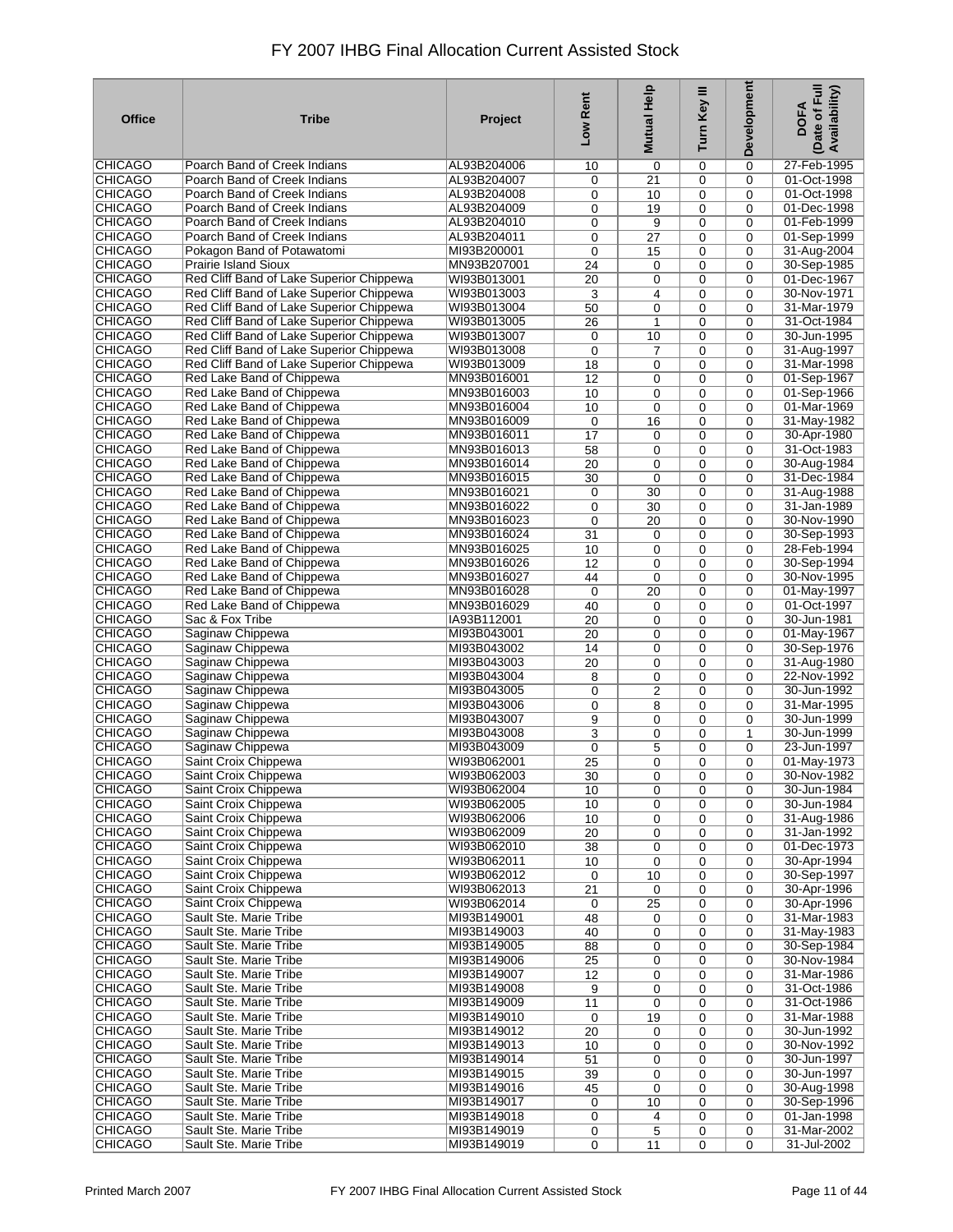# FY 2007 IHBG Final Allocation Current Assisted Stock

| Office | Tribe | Project | Low Rent | Mutual Help | Turn Key III | Development | DOFA (Date of Full Availability) |
|---|---|---|---|---|---|---|---|
| CHICAGO | Poarch Band of Creek Indians | AL93B204006 | 10 | 0 | 0 | 0 | 27-Feb-1995 |
| CHICAGO | Poarch Band of Creek Indians | AL93B204007 | 0 | 21 | 0 | 0 | 01-Oct-1998 |
| CHICAGO | Poarch Band of Creek Indians | AL93B204008 | 0 | 10 | 0 | 0 | 01-Oct-1998 |
| CHICAGO | Poarch Band of Creek Indians | AL93B204009 | 0 | 19 | 0 | 0 | 01-Dec-1998 |
| CHICAGO | Poarch Band of Creek Indians | AL93B204010 | 0 | 9 | 0 | 0 | 01-Feb-1999 |
| CHICAGO | Poarch Band of Creek Indians | AL93B204011 | 0 | 27 | 0 | 0 | 01-Sep-1999 |
| CHICAGO | Pokagon Band of Potawatomi | MI93B200001 | 0 | 15 | 0 | 0 | 31-Aug-2004 |
| CHICAGO | Prairie Island Sioux | MN93B207001 | 24 | 0 | 0 | 0 | 30-Sep-1985 |
| CHICAGO | Red Cliff Band of Lake Superior Chippewa | WI93B013001 | 20 | 0 | 0 | 0 | 01-Dec-1967 |
| CHICAGO | Red Cliff Band of Lake Superior Chippewa | WI93B013003 | 3 | 4 | 0 | 0 | 30-Nov-1971 |
| CHICAGO | Red Cliff Band of Lake Superior Chippewa | WI93B013004 | 50 | 0 | 0 | 0 | 31-Mar-1979 |
| CHICAGO | Red Cliff Band of Lake Superior Chippewa | WI93B013005 | 26 | 1 | 0 | 0 | 31-Oct-1984 |
| CHICAGO | Red Cliff Band of Lake Superior Chippewa | WI93B013007 | 0 | 10 | 0 | 0 | 30-Jun-1995 |
| CHICAGO | Red Cliff Band of Lake Superior Chippewa | WI93B013008 | 0 | 7 | 0 | 0 | 31-Aug-1997 |
| CHICAGO | Red Cliff Band of Lake Superior Chippewa | WI93B013009 | 18 | 0 | 0 | 0 | 31-Mar-1998 |
| CHICAGO | Red Lake Band of Chippewa | MN93B016001 | 12 | 0 | 0 | 0 | 01-Sep-1967 |
| CHICAGO | Red Lake Band of Chippewa | MN93B016003 | 10 | 0 | 0 | 0 | 01-Sep-1966 |
| CHICAGO | Red Lake Band of Chippewa | MN93B016004 | 10 | 0 | 0 | 0 | 01-Mar-1969 |
| CHICAGO | Red Lake Band of Chippewa | MN93B016009 | 0 | 16 | 0 | 0 | 31-May-1982 |
| CHICAGO | Red Lake Band of Chippewa | MN93B016011 | 17 | 0 | 0 | 0 | 30-Apr-1980 |
| CHICAGO | Red Lake Band of Chippewa | MN93B016013 | 58 | 0 | 0 | 0 | 31-Oct-1983 |
| CHICAGO | Red Lake Band of Chippewa | MN93B016014 | 20 | 0 | 0 | 0 | 30-Aug-1984 |
| CHICAGO | Red Lake Band of Chippewa | MN93B016015 | 30 | 0 | 0 | 0 | 31-Dec-1984 |
| CHICAGO | Red Lake Band of Chippewa | MN93B016021 | 0 | 30 | 0 | 0 | 31-Aug-1988 |
| CHICAGO | Red Lake Band of Chippewa | MN93B016022 | 0 | 30 | 0 | 0 | 31-Jan-1989 |
| CHICAGO | Red Lake Band of Chippewa | MN93B016023 | 0 | 20 | 0 | 0 | 30-Nov-1990 |
| CHICAGO | Red Lake Band of Chippewa | MN93B016024 | 31 | 0 | 0 | 0 | 30-Sep-1993 |
| CHICAGO | Red Lake Band of Chippewa | MN93B016025 | 10 | 0 | 0 | 0 | 28-Feb-1994 |
| CHICAGO | Red Lake Band of Chippewa | MN93B016026 | 12 | 0 | 0 | 0 | 30-Sep-1994 |
| CHICAGO | Red Lake Band of Chippewa | MN93B016027 | 44 | 0 | 0 | 0 | 30-Nov-1995 |
| CHICAGO | Red Lake Band of Chippewa | MN93B016028 | 0 | 20 | 0 | 0 | 01-May-1997 |
| CHICAGO | Red Lake Band of Chippewa | MN93B016029 | 40 | 0 | 0 | 0 | 01-Oct-1997 |
| CHICAGO | Sac & Fox Tribe | IA93B112001 | 20 | 0 | 0 | 0 | 30-Jun-1981 |
| CHICAGO | Saginaw Chippewa | MI93B043001 | 20 | 0 | 0 | 0 | 01-May-1967 |
| CHICAGO | Saginaw Chippewa | MI93B043002 | 14 | 0 | 0 | 0 | 30-Sep-1976 |
| CHICAGO | Saginaw Chippewa | MI93B043003 | 20 | 0 | 0 | 0 | 31-Aug-1980 |
| CHICAGO | Saginaw Chippewa | MI93B043004 | 8 | 0 | 0 | 0 | 22-Nov-1992 |
| CHICAGO | Saginaw Chippewa | MI93B043005 | 0 | 2 | 0 | 0 | 30-Jun-1992 |
| CHICAGO | Saginaw Chippewa | MI93B043006 | 0 | 8 | 0 | 0 | 31-Mar-1995 |
| CHICAGO | Saginaw Chippewa | MI93B043007 | 9 | 0 | 0 | 0 | 30-Jun-1999 |
| CHICAGO | Saginaw Chippewa | MI93B043008 | 3 | 0 | 0 | 1 | 30-Jun-1999 |
| CHICAGO | Saginaw Chippewa | MI93B043009 | 0 | 5 | 0 | 0 | 23-Jun-1997 |
| CHICAGO | Saint Croix Chippewa | WI93B062001 | 25 | 0 | 0 | 0 | 01-May-1973 |
| CHICAGO | Saint Croix Chippewa | WI93B062003 | 30 | 0 | 0 | 0 | 30-Nov-1982 |
| CHICAGO | Saint Croix Chippewa | WI93B062004 | 10 | 0 | 0 | 0 | 30-Jun-1984 |
| CHICAGO | Saint Croix Chippewa | WI93B062005 | 10 | 0 | 0 | 0 | 30-Jun-1984 |
| CHICAGO | Saint Croix Chippewa | WI93B062006 | 10 | 0 | 0 | 0 | 31-Aug-1986 |
| CHICAGO | Saint Croix Chippewa | WI93B062009 | 20 | 0 | 0 | 0 | 31-Jan-1992 |
| CHICAGO | Saint Croix Chippewa | WI93B062010 | 38 | 0 | 0 | 0 | 01-Dec-1973 |
| CHICAGO | Saint Croix Chippewa | WI93B062011 | 10 | 0 | 0 | 0 | 30-Apr-1994 |
| CHICAGO | Saint Croix Chippewa | WI93B062012 | 0 | 10 | 0 | 0 | 30-Sep-1997 |
| CHICAGO | Saint Croix Chippewa | WI93B062013 | 21 | 0 | 0 | 0 | 30-Apr-1996 |
| CHICAGO | Saint Croix Chippewa | WI93B062014 | 0 | 25 | 0 | 0 | 30-Apr-1996 |
| CHICAGO | Sault Ste. Marie Tribe | MI93B149001 | 48 | 0 | 0 | 0 | 31-Mar-1983 |
| CHICAGO | Sault Ste. Marie Tribe | MI93B149003 | 40 | 0 | 0 | 0 | 31-May-1983 |
| CHICAGO | Sault Ste. Marie Tribe | MI93B149005 | 88 | 0 | 0 | 0 | 30-Sep-1984 |
| CHICAGO | Sault Ste. Marie Tribe | MI93B149006 | 25 | 0 | 0 | 0 | 30-Nov-1984 |
| CHICAGO | Sault Ste. Marie Tribe | MI93B149007 | 12 | 0 | 0 | 0 | 31-Mar-1986 |
| CHICAGO | Sault Ste. Marie Tribe | MI93B149008 | 9 | 0 | 0 | 0 | 31-Oct-1986 |
| CHICAGO | Sault Ste. Marie Tribe | MI93B149009 | 11 | 0 | 0 | 0 | 31-Oct-1986 |
| CHICAGO | Sault Ste. Marie Tribe | MI93B149010 | 0 | 19 | 0 | 0 | 31-Mar-1988 |
| CHICAGO | Sault Ste. Marie Tribe | MI93B149012 | 20 | 0 | 0 | 0 | 30-Jun-1992 |
| CHICAGO | Sault Ste. Marie Tribe | MI93B149013 | 10 | 0 | 0 | 0 | 30-Nov-1992 |
| CHICAGO | Sault Ste. Marie Tribe | MI93B149014 | 51 | 0 | 0 | 0 | 30-Jun-1997 |
| CHICAGO | Sault Ste. Marie Tribe | MI93B149015 | 39 | 0 | 0 | 0 | 30-Jun-1997 |
| CHICAGO | Sault Ste. Marie Tribe | MI93B149016 | 45 | 0 | 0 | 0 | 30-Aug-1998 |
| CHICAGO | Sault Ste. Marie Tribe | MI93B149017 | 0 | 10 | 0 | 0 | 30-Sep-1996 |
| CHICAGO | Sault Ste. Marie Tribe | MI93B149018 | 0 | 4 | 0 | 0 | 01-Jan-1998 |
| CHICAGO | Sault Ste. Marie Tribe | MI93B149019 | 0 | 5 | 0 | 0 | 31-Mar-2002 |
| CHICAGO | Sault Ste. Marie Tribe | MI93B149019 | 0 | 11 | 0 | 0 | 31-Jul-2002 |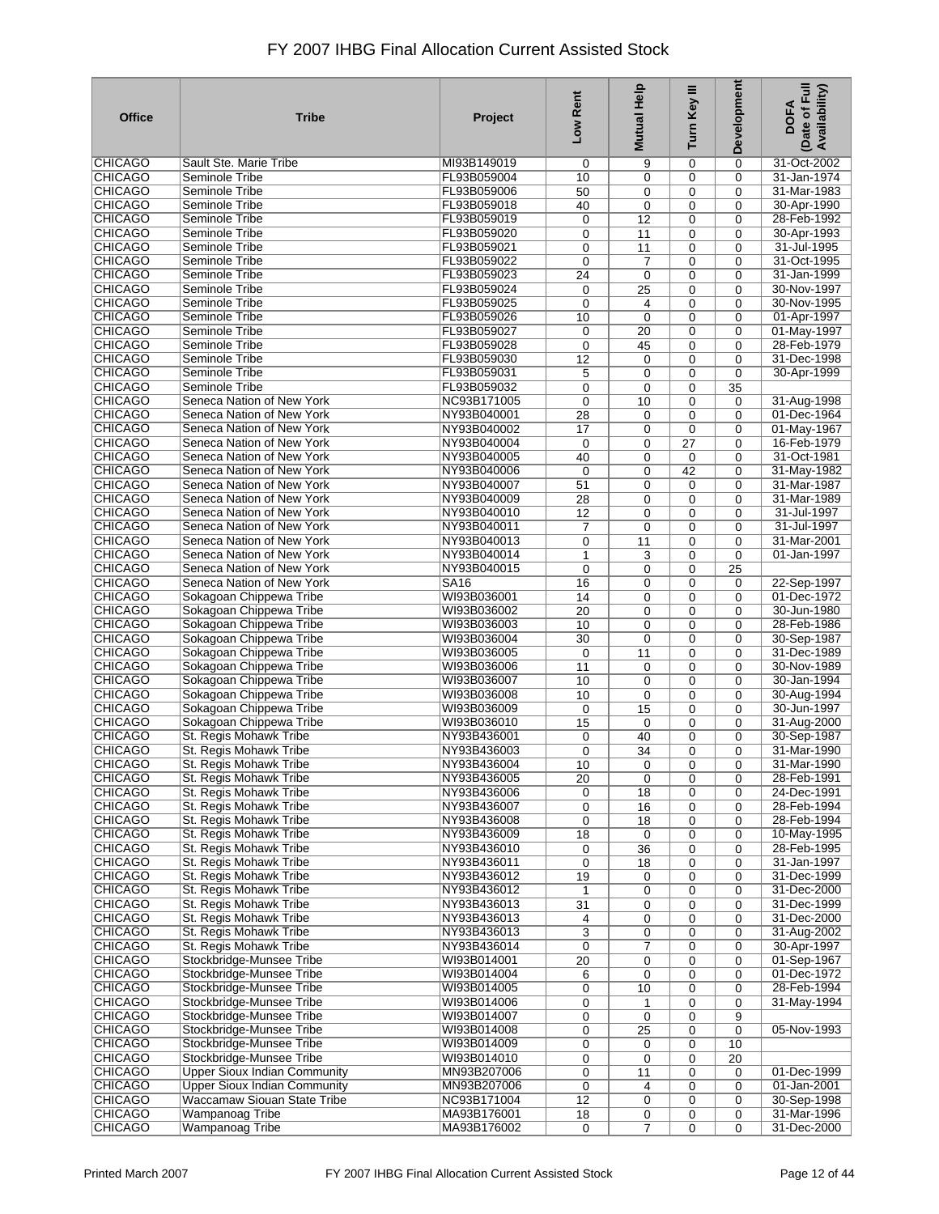# FY 2007 IHBG Final Allocation Current Assisted Stock

| Office | Tribe | Project | Low Rent | Mutual Help | Turn Key III | Development | DOFA (Date of Full Availability) |
|---|---|---|---|---|---|---|---|
| CHICAGO | Sault Ste. Marie Tribe | MI93B149019 | 0 | 9 | 0 | 0 | 31-Oct-2002 |
| CHICAGO | Seminole Tribe | FL93B059004 | 10 | 0 | 0 | 0 | 31-Jan-1974 |
| CHICAGO | Seminole Tribe | FL93B059006 | 50 | 0 | 0 | 0 | 31-Mar-1983 |
| CHICAGO | Seminole Tribe | FL93B059018 | 40 | 0 | 0 | 0 | 30-Apr-1990 |
| CHICAGO | Seminole Tribe | FL93B059019 | 0 | 12 | 0 | 0 | 28-Feb-1992 |
| CHICAGO | Seminole Tribe | FL93B059020 | 0 | 11 | 0 | 0 | 30-Apr-1993 |
| CHICAGO | Seminole Tribe | FL93B059021 | 0 | 11 | 0 | 0 | 31-Jul-1995 |
| CHICAGO | Seminole Tribe | FL93B059022 | 0 | 7 | 0 | 0 | 31-Oct-1995 |
| CHICAGO | Seminole Tribe | FL93B059023 | 24 | 0 | 0 | 0 | 31-Jan-1999 |
| CHICAGO | Seminole Tribe | FL93B059024 | 0 | 25 | 0 | 0 | 30-Nov-1997 |
| CHICAGO | Seminole Tribe | FL93B059025 | 0 | 4 | 0 | 0 | 30-Nov-1995 |
| CHICAGO | Seminole Tribe | FL93B059026 | 10 | 0 | 0 | 0 | 01-Apr-1997 |
| CHICAGO | Seminole Tribe | FL93B059027 | 0 | 20 | 0 | 0 | 01-May-1997 |
| CHICAGO | Seminole Tribe | FL93B059028 | 0 | 45 | 0 | 0 | 28-Feb-1979 |
| CHICAGO | Seminole Tribe | FL93B059030 | 12 | 0 | 0 | 0 | 31-Dec-1998 |
| CHICAGO | Seminole Tribe | FL93B059031 | 5 | 0 | 0 | 0 | 30-Apr-1999 |
| CHICAGO | Seminole Tribe | FL93B059032 | 0 | 0 | 0 | 35 | |
| CHICAGO | Seneca Nation of New York | NC93B171005 | 0 | 10 | 0 | 0 | 31-Aug-1998 |
| CHICAGO | Seneca Nation of New York | NY93B040001 | 28 | 0 | 0 | 0 | 01-Dec-1964 |
| CHICAGO | Seneca Nation of New York | NY93B040002 | 17 | 0 | 0 | 0 | 01-May-1967 |
| CHICAGO | Seneca Nation of New York | NY93B040004 | 0 | 0 | 27 | 0 | 16-Feb-1979 |
| CHICAGO | Seneca Nation of New York | NY93B040005 | 40 | 0 | 0 | 0 | 31-Oct-1981 |
| CHICAGO | Seneca Nation of New York | NY93B040006 | 0 | 0 | 42 | 0 | 31-May-1982 |
| CHICAGO | Seneca Nation of New York | NY93B040007 | 51 | 0 | 0 | 0 | 31-Mar-1987 |
| CHICAGO | Seneca Nation of New York | NY93B040009 | 28 | 0 | 0 | 0 | 31-Mar-1989 |
| CHICAGO | Seneca Nation of New York | NY93B040010 | 12 | 0 | 0 | 0 | 31-Jul-1997 |
| CHICAGO | Seneca Nation of New York | NY93B040011 | 7 | 0 | 0 | 0 | 31-Jul-1997 |
| CHICAGO | Seneca Nation of New York | NY93B040013 | 0 | 11 | 0 | 0 | 31-Mar-2001 |
| CHICAGO | Seneca Nation of New York | NY93B040014 | 1 | 3 | 0 | 0 | 01-Jan-1997 |
| CHICAGO | Seneca Nation of New York | NY93B040015 | 0 | 0 | 0 | 25 | |
| CHICAGO | Seneca Nation of New York | SA16 | 16 | 0 | 0 | 0 | 22-Sep-1997 |
| CHICAGO | Sokagoan Chippewa Tribe | WI93B036001 | 14 | 0 | 0 | 0 | 01-Dec-1972 |
| CHICAGO | Sokagoan Chippewa Tribe | WI93B036002 | 20 | 0 | 0 | 0 | 30-Jun-1980 |
| CHICAGO | Sokagoan Chippewa Tribe | WI93B036003 | 10 | 0 | 0 | 0 | 28-Feb-1986 |
| CHICAGO | Sokagoan Chippewa Tribe | WI93B036004 | 30 | 0 | 0 | 0 | 30-Sep-1987 |
| CHICAGO | Sokagoan Chippewa Tribe | WI93B036005 | 0 | 11 | 0 | 0 | 31-Dec-1989 |
| CHICAGO | Sokagoan Chippewa Tribe | WI93B036006 | 11 | 0 | 0 | 0 | 30-Nov-1989 |
| CHICAGO | Sokagoan Chippewa Tribe | WI93B036007 | 10 | 0 | 0 | 0 | 30-Jan-1994 |
| CHICAGO | Sokagoan Chippewa Tribe | WI93B036008 | 10 | 0 | 0 | 0 | 30-Aug-1994 |
| CHICAGO | Sokagoan Chippewa Tribe | WI93B036009 | 0 | 15 | 0 | 0 | 30-Jun-1997 |
| CHICAGO | Sokagoan Chippewa Tribe | WI93B036010 | 15 | 0 | 0 | 0 | 31-Aug-2000 |
| CHICAGO | St. Regis Mohawk Tribe | NY93B436001 | 0 | 40 | 0 | 0 | 30-Sep-1987 |
| CHICAGO | St. Regis Mohawk Tribe | NY93B436003 | 0 | 34 | 0 | 0 | 31-Mar-1990 |
| CHICAGO | St. Regis Mohawk Tribe | NY93B436004 | 10 | 0 | 0 | 0 | 31-Mar-1990 |
| CHICAGO | St. Regis Mohawk Tribe | NY93B436005 | 20 | 0 | 0 | 0 | 28-Feb-1991 |
| CHICAGO | St. Regis Mohawk Tribe | NY93B436006 | 0 | 18 | 0 | 0 | 24-Dec-1991 |
| CHICAGO | St. Regis Mohawk Tribe | NY93B436007 | 0 | 16 | 0 | 0 | 28-Feb-1994 |
| CHICAGO | St. Regis Mohawk Tribe | NY93B436008 | 0 | 18 | 0 | 0 | 28-Feb-1994 |
| CHICAGO | St. Regis Mohawk Tribe | NY93B436009 | 18 | 0 | 0 | 0 | 10-May-1995 |
| CHICAGO | St. Regis Mohawk Tribe | NY93B436010 | 0 | 36 | 0 | 0 | 28-Feb-1995 |
| CHICAGO | St. Regis Mohawk Tribe | NY93B436011 | 0 | 18 | 0 | 0 | 31-Jan-1997 |
| CHICAGO | St. Regis Mohawk Tribe | NY93B436012 | 19 | 0 | 0 | 0 | 31-Dec-1999 |
| CHICAGO | St. Regis Mohawk Tribe | NY93B436012 | 1 | 0 | 0 | 0 | 31-Dec-2000 |
| CHICAGO | St. Regis Mohawk Tribe | NY93B436013 | 31 | 0 | 0 | 0 | 31-Dec-1999 |
| CHICAGO | St. Regis Mohawk Tribe | NY93B436013 | 4 | 0 | 0 | 0 | 31-Dec-2000 |
| CHICAGO | St. Regis Mohawk Tribe | NY93B436013 | 3 | 0 | 0 | 0 | 31-Aug-2002 |
| CHICAGO | St. Regis Mohawk Tribe | NY93B436014 | 0 | 7 | 0 | 0 | 30-Apr-1997 |
| CHICAGO | Stockbridge-Munsee Tribe | WI93B014001 | 20 | 0 | 0 | 0 | 01-Sep-1967 |
| CHICAGO | Stockbridge-Munsee Tribe | WI93B014004 | 6 | 0 | 0 | 0 | 01-Dec-1972 |
| CHICAGO | Stockbridge-Munsee Tribe | WI93B014005 | 0 | 10 | 0 | 0 | 28-Feb-1994 |
| CHICAGO | Stockbridge-Munsee Tribe | WI93B014006 | 0 | 1 | 0 | 0 | 31-May-1994 |
| CHICAGO | Stockbridge-Munsee Tribe | WI93B014007 | 0 | 0 | 0 | 9 | |
| CHICAGO | Stockbridge-Munsee Tribe | WI93B014008 | 0 | 25 | 0 | 0 | 05-Nov-1993 |
| CHICAGO | Stockbridge-Munsee Tribe | WI93B014009 | 0 | 0 | 0 | 10 | |
| CHICAGO | Stockbridge-Munsee Tribe | WI93B014010 | 0 | 0 | 0 | 20 | |
| CHICAGO | Upper Sioux Indian Community | MN93B207006 | 0 | 11 | 0 | 0 | 01-Dec-1999 |
| CHICAGO | Upper Sioux Indian Community | MN93B207006 | 0 | 4 | 0 | 0 | 01-Jan-2001 |
| CHICAGO | Waccamaw Siouan State Tribe | NC93B171004 | 12 | 0 | 0 | 0 | 30-Sep-1998 |
| CHICAGO | Wampanoag Tribe | MA93B176001 | 18 | 0 | 0 | 0 | 31-Mar-1996 |
| CHICAGO | Wampanoag Tribe | MA93B176002 | 0 | 7 | 0 | 0 | 31-Dec-2000 |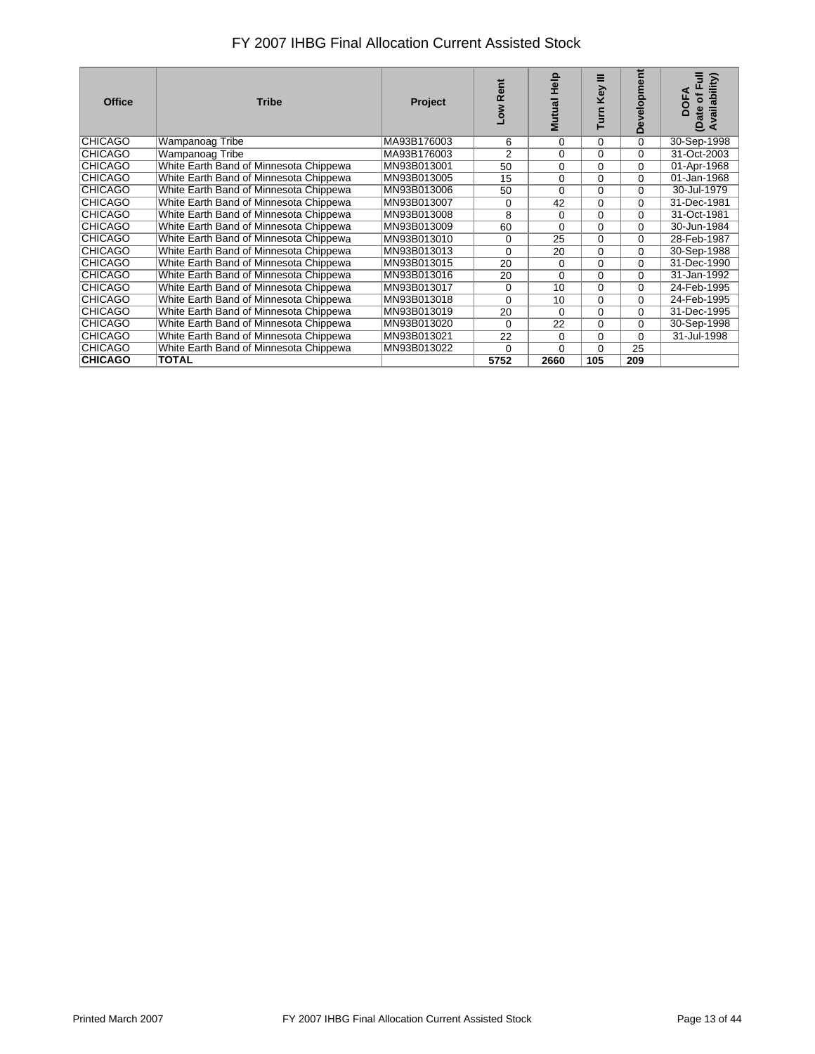# FY 2007 IHBG Final Allocation Current Assisted Stock

| Office | Tribe | Project | Low Rent | Mutual Help | Turn Key III | Development | DOFA (Date of Full Availability) |
|---|---|---|---|---|---|---|---|
| CHICAGO | Wampanoag Tribe | MA93B176003 | 6 | 0 | 0 | 0 | 30-Sep-1998 |
| CHICAGO | Wampanoag Tribe | MA93B176003 | 2 | 0 | 0 | 0 | 31-Oct-2003 |
| CHICAGO | White Earth Band of Minnesota Chippewa | MN93B013001 | 50 | 0 | 0 | 0 | 01-Apr-1968 |
| CHICAGO | White Earth Band of Minnesota Chippewa | MN93B013005 | 15 | 0 | 0 | 0 | 01-Jan-1968 |
| CHICAGO | White Earth Band of Minnesota Chippewa | MN93B013006 | 50 | 0 | 0 | 0 | 30-Jul-1979 |
| CHICAGO | White Earth Band of Minnesota Chippewa | MN93B013007 | 0 | 42 | 0 | 0 | 31-Dec-1981 |
| CHICAGO | White Earth Band of Minnesota Chippewa | MN93B013008 | 8 | 0 | 0 | 0 | 31-Oct-1981 |
| CHICAGO | White Earth Band of Minnesota Chippewa | MN93B013009 | 60 | 0 | 0 | 0 | 30-Jun-1984 |
| CHICAGO | White Earth Band of Minnesota Chippewa | MN93B013010 | 0 | 25 | 0 | 0 | 28-Feb-1987 |
| CHICAGO | White Earth Band of Minnesota Chippewa | MN93B013013 | 0 | 20 | 0 | 0 | 30-Sep-1988 |
| CHICAGO | White Earth Band of Minnesota Chippewa | MN93B013015 | 20 | 0 | 0 | 0 | 31-Dec-1990 |
| CHICAGO | White Earth Band of Minnesota Chippewa | MN93B013016 | 20 | 0 | 0 | 0 | 31-Jan-1992 |
| CHICAGO | White Earth Band of Minnesota Chippewa | MN93B013017 | 0 | 10 | 0 | 0 | 24-Feb-1995 |
| CHICAGO | White Earth Band of Minnesota Chippewa | MN93B013018 | 0 | 10 | 0 | 0 | 24-Feb-1995 |
| CHICAGO | White Earth Band of Minnesota Chippewa | MN93B013019 | 20 | 0 | 0 | 0 | 31-Dec-1995 |
| CHICAGO | White Earth Band of Minnesota Chippewa | MN93B013020 | 0 | 22 | 0 | 0 | 30-Sep-1998 |
| CHICAGO | White Earth Band of Minnesota Chippewa | MN93B013021 | 22 | 0 | 0 | 0 | 31-Jul-1998 |
| CHICAGO | White Earth Band of Minnesota Chippewa | MN93B013022 | 0 | 0 | 0 | 25 | |
| **CHICAGO** | **TOTAL** | | **5752** | **2660** | **105** | **209** | |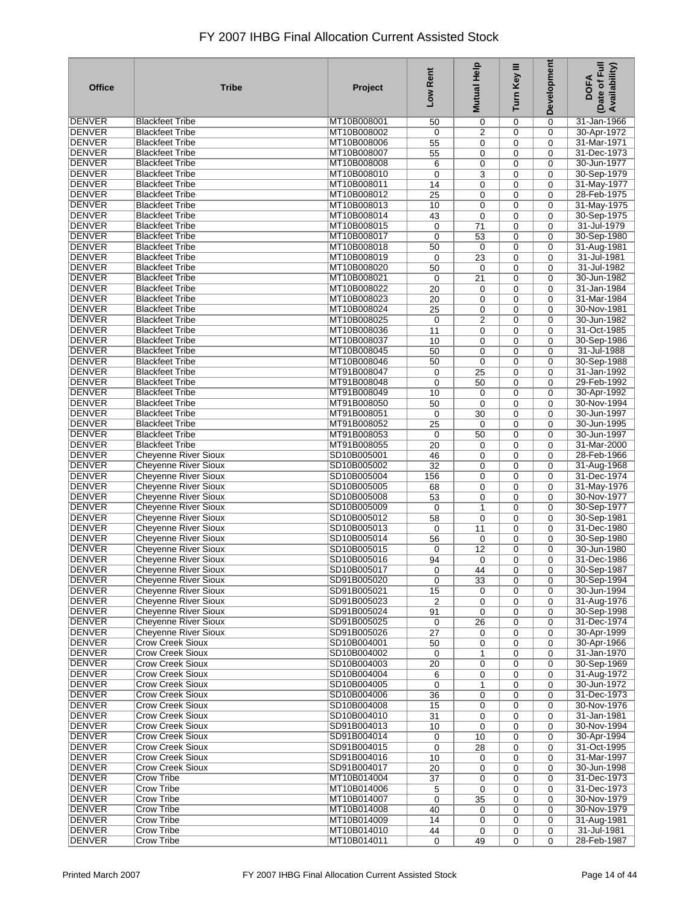# FY 2007 IHBG Final Allocation Current Assisted Stock

| Office | Tribe | Project | Low Rent | Mutual Help | Turn Key III | Development | DOFA (Date of Full Availability) |
|---|---|---|---|---|---|---|---|
| DENVER | Blackfeet Tribe | MT10B008001 | 50 | 0 | 0 | 0 | 31-Jan-1966 |
| DENVER | Blackfeet Tribe | MT10B008002 | 0 | 2 | 0 | 0 | 30-Apr-1972 |
| DENVER | Blackfeet Tribe | MT10B008006 | 55 | 0 | 0 | 0 | 31-Mar-1971 |
| DENVER | Blackfeet Tribe | MT10B008007 | 55 | 0 | 0 | 0 | 31-Dec-1973 |
| DENVER | Blackfeet Tribe | MT10B008008 | 6 | 0 | 0 | 0 | 30-Jun-1977 |
| DENVER | Blackfeet Tribe | MT10B008010 | 0 | 3 | 0 | 0 | 30-Sep-1979 |
| DENVER | Blackfeet Tribe | MT10B008011 | 14 | 0 | 0 | 0 | 31-May-1977 |
| DENVER | Blackfeet Tribe | MT10B008012 | 25 | 0 | 0 | 0 | 28-Feb-1975 |
| DENVER | Blackfeet Tribe | MT10B008013 | 10 | 0 | 0 | 0 | 31-May-1975 |
| DENVER | Blackfeet Tribe | MT10B008014 | 43 | 0 | 0 | 0 | 30-Sep-1975 |
| DENVER | Blackfeet Tribe | MT10B008015 | 0 | 71 | 0 | 0 | 31-Jul-1979 |
| DENVER | Blackfeet Tribe | MT10B008017 | 0 | 53 | 0 | 0 | 30-Sep-1980 |
| DENVER | Blackfeet Tribe | MT10B008018 | 50 | 0 | 0 | 0 | 31-Aug-1981 |
| DENVER | Blackfeet Tribe | MT10B008019 | 0 | 23 | 0 | 0 | 31-Jul-1981 |
| DENVER | Blackfeet Tribe | MT10B008020 | 50 | 0 | 0 | 0 | 31-Jul-1982 |
| DENVER | Blackfeet Tribe | MT10B008021 | 0 | 21 | 0 | 0 | 30-Jun-1982 |
| DENVER | Blackfeet Tribe | MT10B008022 | 20 | 0 | 0 | 0 | 31-Jan-1984 |
| DENVER | Blackfeet Tribe | MT10B008023 | 20 | 0 | 0 | 0 | 31-Mar-1984 |
| DENVER | Blackfeet Tribe | MT10B008024 | 25 | 0 | 0 | 0 | 30-Nov-1981 |
| DENVER | Blackfeet Tribe | MT10B008025 | 0 | 2 | 0 | 0 | 30-Jun-1982 |
| DENVER | Blackfeet Tribe | MT10B008036 | 11 | 0 | 0 | 0 | 31-Oct-1985 |
| DENVER | Blackfeet Tribe | MT10B008037 | 10 | 0 | 0 | 0 | 30-Sep-1986 |
| DENVER | Blackfeet Tribe | MT10B008045 | 50 | 0 | 0 | 0 | 31-Jul-1988 |
| DENVER | Blackfeet Tribe | MT10B008046 | 50 | 0 | 0 | 0 | 30-Sep-1988 |
| DENVER | Blackfeet Tribe | MT91B008047 | 0 | 25 | 0 | 0 | 31-Jan-1992 |
| DENVER | Blackfeet Tribe | MT91B008048 | 0 | 50 | 0 | 0 | 29-Feb-1992 |
| DENVER | Blackfeet Tribe | MT91B008049 | 10 | 0 | 0 | 0 | 30-Apr-1992 |
| DENVER | Blackfeet Tribe | MT91B008050 | 50 | 0 | 0 | 0 | 30-Nov-1994 |
| DENVER | Blackfeet Tribe | MT91B008051 | 0 | 30 | 0 | 0 | 30-Jun-1997 |
| DENVER | Blackfeet Tribe | MT91B008052 | 25 | 0 | 0 | 0 | 30-Jun-1995 |
| DENVER | Blackfeet Tribe | MT91B008053 | 0 | 50 | 0 | 0 | 30-Jun-1997 |
| DENVER | Blackfeet Tribe | MT91B008055 | 20 | 0 | 0 | 0 | 31-Mar-2000 |
| DENVER | Cheyenne River Sioux | SD10B005001 | 46 | 0 | 0 | 0 | 28-Feb-1966 |
| DENVER | Cheyenne River Sioux | SD10B005002 | 32 | 0 | 0 | 0 | 31-Aug-1968 |
| DENVER | Cheyenne River Sioux | SD10B005004 | 156 | 0 | 0 | 0 | 31-Dec-1974 |
| DENVER | Cheyenne River Sioux | SD10B005005 | 68 | 0 | 0 | 0 | 31-May-1976 |
| DENVER | Cheyenne River Sioux | SD10B005008 | 53 | 0 | 0 | 0 | 30-Nov-1977 |
| DENVER | Cheyenne River Sioux | SD10B005009 | 0 | 1 | 0 | 0 | 30-Sep-1977 |
| DENVER | Cheyenne River Sioux | SD10B005012 | 58 | 0 | 0 | 0 | 30-Sep-1981 |
| DENVER | Cheyenne River Sioux | SD10B005013 | 0 | 11 | 0 | 0 | 31-Dec-1980 |
| DENVER | Cheyenne River Sioux | SD10B005014 | 56 | 0 | 0 | 0 | 30-Sep-1980 |
| DENVER | Cheyenne River Sioux | SD10B005015 | 0 | 12 | 0 | 0 | 30-Jun-1980 |
| DENVER | Cheyenne River Sioux | SD10B005016 | 94 | 0 | 0 | 0 | 31-Dec-1986 |
| DENVER | Cheyenne River Sioux | SD10B005017 | 0 | 44 | 0 | 0 | 30-Sep-1987 |
| DENVER | Cheyenne River Sioux | SD91B005020 | 0 | 33 | 0 | 0 | 30-Sep-1994 |
| DENVER | Cheyenne River Sioux | SD91B005021 | 15 | 0 | 0 | 0 | 30-Jun-1994 |
| DENVER | Cheyenne River Sioux | SD91B005023 | 2 | 0 | 0 | 0 | 31-Aug-1976 |
| DENVER | Cheyenne River Sioux | SD91B005024 | 91 | 0 | 0 | 0 | 30-Sep-1998 |
| DENVER | Cheyenne River Sioux | SD91B005025 | 0 | 26 | 0 | 0 | 31-Dec-1974 |
| DENVER | Cheyenne River Sioux | SD91B005026 | 27 | 0 | 0 | 0 | 30-Apr-1999 |
| DENVER | Crow Creek Sioux | SD10B004001 | 50 | 0 | 0 | 0 | 30-Apr-1966 |
| DENVER | Crow Creek Sioux | SD10B004002 | 0 | 1 | 0 | 0 | 31-Jan-1970 |
| DENVER | Crow Creek Sioux | SD10B004003 | 20 | 0 | 0 | 0 | 30-Sep-1969 |
| DENVER | Crow Creek Sioux | SD10B004004 | 6 | 0 | 0 | 0 | 31-Aug-1972 |
| DENVER | Crow Creek Sioux | SD10B004005 | 0 | 1 | 0 | 0 | 30-Jun-1972 |
| DENVER | Crow Creek Sioux | SD10B004006 | 36 | 0 | 0 | 0 | 31-Dec-1973 |
| DENVER | Crow Creek Sioux | SD10B004008 | 15 | 0 | 0 | 0 | 30-Nov-1976 |
| DENVER | Crow Creek Sioux | SD10B004010 | 31 | 0 | 0 | 0 | 31-Jan-1981 |
| DENVER | Crow Creek Sioux | SD91B004013 | 10 | 0 | 0 | 0 | 30-Nov-1994 |
| DENVER | Crow Creek Sioux | SD91B004014 | 0 | 10 | 0 | 0 | 30-Apr-1994 |
| DENVER | Crow Creek Sioux | SD91B004015 | 0 | 28 | 0 | 0 | 31-Oct-1995 |
| DENVER | Crow Creek Sioux | SD91B004016 | 10 | 0 | 0 | 0 | 31-Mar-1997 |
| DENVER | Crow Creek Sioux | SD91B004017 | 20 | 0 | 0 | 0 | 30-Jun-1998 |
| DENVER | Crow Tribe | MT10B014004 | 37 | 0 | 0 | 0 | 31-Dec-1973 |
| DENVER | Crow Tribe | MT10B014006 | 5 | 0 | 0 | 0 | 31-Dec-1973 |
| DENVER | Crow Tribe | MT10B014007 | 0 | 35 | 0 | 0 | 30-Nov-1979 |
| DENVER | Crow Tribe | MT10B014008 | 40 | 0 | 0 | 0 | 30-Nov-1979 |
| DENVER | Crow Tribe | MT10B014009 | 14 | 0 | 0 | 0 | 31-Aug-1981 |
| DENVER | Crow Tribe | MT10B014010 | 44 | 0 | 0 | 0 | 31-Jul-1981 |
| DENVER | Crow Tribe | MT10B014011 | 0 | 49 | 0 | 0 | 28-Feb-1987 |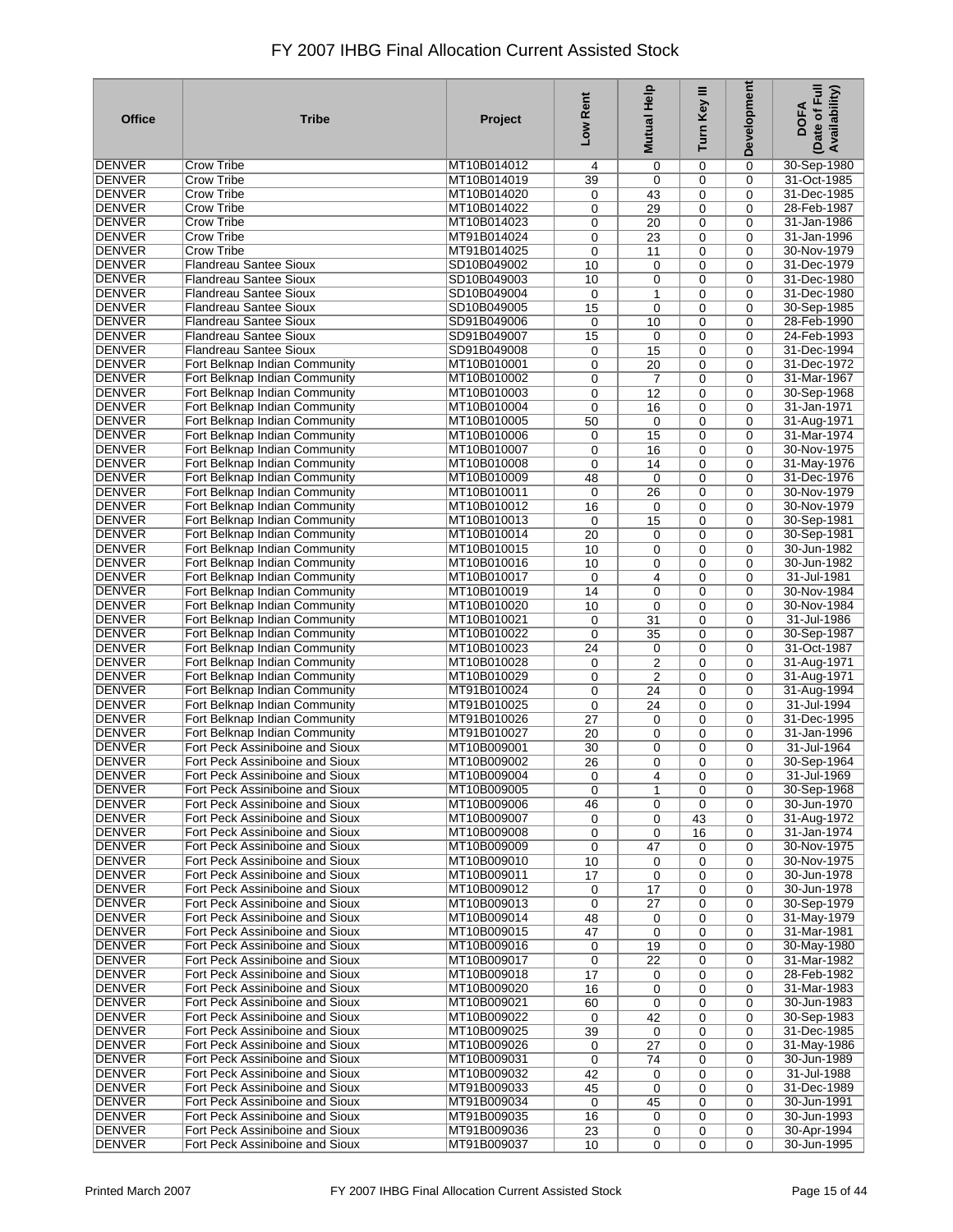# FY 2007 IHBG Final Allocation Current Assisted Stock

| Office | Tribe | Project | Low Rent | Mutual Help | Turn Key III | Development | DOFA (Date of Full Availability) |
|---|---|---|---|---|---|---|---|
| DENVER | Crow Tribe | MT10B014012 | 4 | 0 | 0 | 0 | 30-Sep-1980 |
| DENVER | Crow Tribe | MT10B014019 | 39 | 0 | 0 | 0 | 31-Oct-1985 |
| DENVER | Crow Tribe | MT10B014020 | 0 | 43 | 0 | 0 | 31-Dec-1985 |
| DENVER | Crow Tribe | MT10B014022 | 0 | 29 | 0 | 0 | 28-Feb-1987 |
| DENVER | Crow Tribe | MT10B014023 | 0 | 20 | 0 | 0 | 31-Jan-1986 |
| DENVER | Crow Tribe | MT91B014024 | 0 | 23 | 0 | 0 | 31-Jan-1996 |
| DENVER | Crow Tribe | MT91B014025 | 0 | 11 | 0 | 0 | 30-Nov-1979 |
| DENVER | Flandreau Santee Sioux | SD10B049002 | 10 | 0 | 0 | 0 | 31-Dec-1979 |
| DENVER | Flandreau Santee Sioux | SD10B049003 | 10 | 0 | 0 | 0 | 31-Dec-1980 |
| DENVER | Flandreau Santee Sioux | SD10B049004 | 0 | 1 | 0 | 0 | 31-Dec-1980 |
| DENVER | Flandreau Santee Sioux | SD10B049005 | 15 | 0 | 0 | 0 | 30-Sep-1985 |
| DENVER | Flandreau Santee Sioux | SD91B049006 | 0 | 10 | 0 | 0 | 28-Feb-1990 |
| DENVER | Flandreau Santee Sioux | SD91B049007 | 15 | 0 | 0 | 0 | 24-Feb-1993 |
| DENVER | Flandreau Santee Sioux | SD91B049008 | 0 | 15 | 0 | 0 | 31-Dec-1994 |
| DENVER | Fort Belknap Indian Community | MT10B010001 | 0 | 20 | 0 | 0 | 31-Dec-1972 |
| DENVER | Fort Belknap Indian Community | MT10B010002 | 0 | 7 | 0 | 0 | 31-Mar-1967 |
| DENVER | Fort Belknap Indian Community | MT10B010003 | 0 | 12 | 0 | 0 | 30-Sep-1968 |
| DENVER | Fort Belknap Indian Community | MT10B010004 | 0 | 16 | 0 | 0 | 31-Jan-1971 |
| DENVER | Fort Belknap Indian Community | MT10B010005 | 50 | 0 | 0 | 0 | 31-Aug-1971 |
| DENVER | Fort Belknap Indian Community | MT10B010006 | 0 | 15 | 0 | 0 | 31-Mar-1974 |
| DENVER | Fort Belknap Indian Community | MT10B010007 | 0 | 16 | 0 | 0 | 30-Nov-1975 |
| DENVER | Fort Belknap Indian Community | MT10B010008 | 0 | 14 | 0 | 0 | 31-May-1976 |
| DENVER | Fort Belknap Indian Community | MT10B010009 | 48 | 0 | 0 | 0 | 31-Dec-1976 |
| DENVER | Fort Belknap Indian Community | MT10B010011 | 0 | 26 | 0 | 0 | 30-Nov-1979 |
| DENVER | Fort Belknap Indian Community | MT10B010012 | 16 | 0 | 0 | 0 | 30-Nov-1979 |
| DENVER | Fort Belknap Indian Community | MT10B010013 | 0 | 15 | 0 | 0 | 30-Sep-1981 |
| DENVER | Fort Belknap Indian Community | MT10B010014 | 20 | 0 | 0 | 0 | 30-Sep-1981 |
| DENVER | Fort Belknap Indian Community | MT10B010015 | 10 | 0 | 0 | 0 | 30-Jun-1982 |
| DENVER | Fort Belknap Indian Community | MT10B010016 | 10 | 0 | 0 | 0 | 30-Jun-1982 |
| DENVER | Fort Belknap Indian Community | MT10B010017 | 0 | 4 | 0 | 0 | 31-Jul-1981 |
| DENVER | Fort Belknap Indian Community | MT10B010019 | 14 | 0 | 0 | 0 | 30-Nov-1984 |
| DENVER | Fort Belknap Indian Community | MT10B010020 | 10 | 0 | 0 | 0 | 30-Nov-1984 |
| DENVER | Fort Belknap Indian Community | MT10B010021 | 0 | 31 | 0 | 0 | 31-Jul-1986 |
| DENVER | Fort Belknap Indian Community | MT10B010022 | 0 | 35 | 0 | 0 | 30-Sep-1987 |
| DENVER | Fort Belknap Indian Community | MT10B010023 | 24 | 0 | 0 | 0 | 31-Oct-1987 |
| DENVER | Fort Belknap Indian Community | MT10B010028 | 0 | 2 | 0 | 0 | 31-Aug-1971 |
| DENVER | Fort Belknap Indian Community | MT10B010029 | 0 | 2 | 0 | 0 | 31-Aug-1971 |
| DENVER | Fort Belknap Indian Community | MT91B010024 | 0 | 24 | 0 | 0 | 31-Aug-1994 |
| DENVER | Fort Belknap Indian Community | MT91B010025 | 0 | 24 | 0 | 0 | 31-Jul-1994 |
| DENVER | Fort Belknap Indian Community | MT91B010026 | 27 | 0 | 0 | 0 | 31-Dec-1995 |
| DENVER | Fort Belknap Indian Community | MT91B010027 | 20 | 0 | 0 | 0 | 31-Jan-1996 |
| DENVER | Fort Peck Assiniboine and Sioux | MT10B009001 | 30 | 0 | 0 | 0 | 31-Jul-1964 |
| DENVER | Fort Peck Assiniboine and Sioux | MT10B009002 | 26 | 0 | 0 | 0 | 30-Sep-1964 |
| DENVER | Fort Peck Assiniboine and Sioux | MT10B009004 | 0 | 4 | 0 | 0 | 31-Jul-1969 |
| DENVER | Fort Peck Assiniboine and Sioux | MT10B009005 | 0 | 1 | 0 | 0 | 30-Sep-1968 |
| DENVER | Fort Peck Assiniboine and Sioux | MT10B009006 | 46 | 0 | 0 | 0 | 30-Jun-1970 |
| DENVER | Fort Peck Assiniboine and Sioux | MT10B009007 | 0 | 0 | 43 | 0 | 31-Aug-1972 |
| DENVER | Fort Peck Assiniboine and Sioux | MT10B009008 | 0 | 0 | 16 | 0 | 31-Jan-1974 |
| DENVER | Fort Peck Assiniboine and Sioux | MT10B009009 | 0 | 47 | 0 | 0 | 30-Nov-1975 |
| DENVER | Fort Peck Assiniboine and Sioux | MT10B009010 | 10 | 0 | 0 | 0 | 30-Nov-1975 |
| DENVER | Fort Peck Assiniboine and Sioux | MT10B009011 | 17 | 0 | 0 | 0 | 30-Jun-1978 |
| DENVER | Fort Peck Assiniboine and Sioux | MT10B009012 | 0 | 17 | 0 | 0 | 30-Jun-1978 |
| DENVER | Fort Peck Assiniboine and Sioux | MT10B009013 | 0 | 27 | 0 | 0 | 30-Sep-1979 |
| DENVER | Fort Peck Assiniboine and Sioux | MT10B009014 | 48 | 0 | 0 | 0 | 31-May-1979 |
| DENVER | Fort Peck Assiniboine and Sioux | MT10B009015 | 47 | 0 | 0 | 0 | 31-Mar-1981 |
| DENVER | Fort Peck Assiniboine and Sioux | MT10B009016 | 0 | 19 | 0 | 0 | 30-May-1980 |
| DENVER | Fort Peck Assiniboine and Sioux | MT10B009017 | 0 | 22 | 0 | 0 | 31-Mar-1982 |
| DENVER | Fort Peck Assiniboine and Sioux | MT10B009018 | 17 | 0 | 0 | 0 | 28-Feb-1982 |
| DENVER | Fort Peck Assiniboine and Sioux | MT10B009020 | 16 | 0 | 0 | 0 | 31-Mar-1983 |
| DENVER | Fort Peck Assiniboine and Sioux | MT10B009021 | 60 | 0 | 0 | 0 | 30-Jun-1983 |
| DENVER | Fort Peck Assiniboine and Sioux | MT10B009022 | 0 | 42 | 0 | 0 | 30-Sep-1983 |
| DENVER | Fort Peck Assiniboine and Sioux | MT10B009025 | 39 | 0 | 0 | 0 | 31-Dec-1985 |
| DENVER | Fort Peck Assiniboine and Sioux | MT10B009026 | 0 | 27 | 0 | 0 | 31-May-1986 |
| DENVER | Fort Peck Assiniboine and Sioux | MT10B009031 | 0 | 74 | 0 | 0 | 30-Jun-1989 |
| DENVER | Fort Peck Assiniboine and Sioux | MT10B009032 | 42 | 0 | 0 | 0 | 31-Jul-1988 |
| DENVER | Fort Peck Assiniboine and Sioux | MT91B009033 | 45 | 0 | 0 | 0 | 31-Dec-1989 |
| DENVER | Fort Peck Assiniboine and Sioux | MT91B009034 | 0 | 45 | 0 | 0 | 30-Jun-1991 |
| DENVER | Fort Peck Assiniboine and Sioux | MT91B009035 | 16 | 0 | 0 | 0 | 30-Jun-1993 |
| DENVER | Fort Peck Assiniboine and Sioux | MT91B009036 | 23 | 0 | 0 | 0 | 30-Apr-1994 |
| DENVER | Fort Peck Assiniboine and Sioux | MT91B009037 | 10 | 0 | 0 | 0 | 30-Jun-1995 |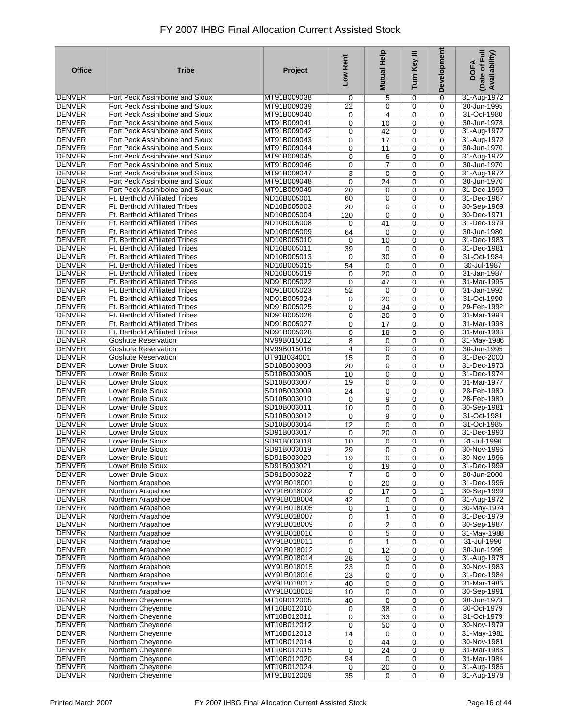# FY 2007 IHBG Final Allocation Current Assisted Stock

| Office | Tribe | Project | Low Rent | Mutual Help | Turn Key III | Development | DOFA (Date of Full Availability) |
|---|---|---|---|---|---|---|---|
| DENVER | Fort Peck Assiniboine and Sioux | MT91B009038 | 0 | 5 | 0 | 0 | 31-Aug-1972 |
| DENVER | Fort Peck Assiniboine and Sioux | MT91B009039 | 22 | 0 | 0 | 0 | 30-Jun-1995 |
| DENVER | Fort Peck Assiniboine and Sioux | MT91B009040 | 0 | 4 | 0 | 0 | 31-Oct-1980 |
| DENVER | Fort Peck Assiniboine and Sioux | MT91B009041 | 0 | 10 | 0 | 0 | 30-Jun-1978 |
| DENVER | Fort Peck Assiniboine and Sioux | MT91B009042 | 0 | 42 | 0 | 0 | 31-Aug-1972 |
| DENVER | Fort Peck Assiniboine and Sioux | MT91B009043 | 0 | 17 | 0 | 0 | 31-Aug-1972 |
| DENVER | Fort Peck Assiniboine and Sioux | MT91B009044 | 0 | 11 | 0 | 0 | 30-Jun-1970 |
| DENVER | Fort Peck Assiniboine and Sioux | MT91B009045 | 0 | 6 | 0 | 0 | 31-Aug-1972 |
| DENVER | Fort Peck Assiniboine and Sioux | MT91B009046 | 0 | 7 | 0 | 0 | 30-Jun-1970 |
| DENVER | Fort Peck Assiniboine and Sioux | MT91B009047 | 3 | 0 | 0 | 0 | 31-Aug-1972 |
| DENVER | Fort Peck Assiniboine and Sioux | MT91B009048 | 0 | 24 | 0 | 0 | 30-Jun-1970 |
| DENVER | Fort Peck Assiniboine and Sioux | MT91B009049 | 20 | 0 | 0 | 0 | 31-Dec-1999 |
| DENVER | Ft. Berthold Affiliated Tribes | ND10B005001 | 60 | 0 | 0 | 0 | 31-Dec-1967 |
| DENVER | Ft. Berthold Affiliated Tribes | ND10B005003 | 20 | 0 | 0 | 0 | 30-Sep-1969 |
| DENVER | Ft. Berthold Affiliated Tribes | ND10B005004 | 120 | 0 | 0 | 0 | 30-Dec-1971 |
| DENVER | Ft. Berthold Affiliated Tribes | ND10B005008 | 0 | 41 | 0 | 0 | 31-Dec-1979 |
| DENVER | Ft. Berthold Affiliated Tribes | ND10B005009 | 64 | 0 | 0 | 0 | 30-Jun-1980 |
| DENVER | Ft. Berthold Affiliated Tribes | ND10B005010 | 0 | 10 | 0 | 0 | 31-Dec-1983 |
| DENVER | Ft. Berthold Affiliated Tribes | ND10B005011 | 39 | 0 | 0 | 0 | 31-Dec-1981 |
| DENVER | Ft. Berthold Affiliated Tribes | ND10B005013 | 0 | 30 | 0 | 0 | 31-Oct-1984 |
| DENVER | Ft. Berthold Affiliated Tribes | ND10B005015 | 54 | 0 | 0 | 0 | 30-Jul-1987 |
| DENVER | Ft. Berthold Affiliated Tribes | ND10B005019 | 0 | 20 | 0 | 0 | 31-Jan-1987 |
| DENVER | Ft. Berthold Affiliated Tribes | ND91B005022 | 0 | 47 | 0 | 0 | 31-Mar-1995 |
| DENVER | Ft. Berthold Affiliated Tribes | ND91B005023 | 52 | 0 | 0 | 0 | 31-Jan-1992 |
| DENVER | Ft. Berthold Affiliated Tribes | ND91B005024 | 0 | 20 | 0 | 0 | 31-Oct-1990 |
| DENVER | Ft. Berthold Affiliated Tribes | ND91B005025 | 0 | 34 | 0 | 0 | 29-Feb-1992 |
| DENVER | Ft. Berthold Affiliated Tribes | ND91B005026 | 0 | 20 | 0 | 0 | 31-Mar-1998 |
| DENVER | Ft. Berthold Affiliated Tribes | ND91B005027 | 0 | 17 | 0 | 0 | 31-Mar-1998 |
| DENVER | Ft. Berthold Affiliated Tribes | ND91B005028 | 0 | 18 | 0 | 0 | 31-Mar-1998 |
| DENVER | Goshute Reservation | NV99B015012 | 8 | 0 | 0 | 0 | 31-May-1986 |
| DENVER | Goshute Reservation | NV99B015016 | 4 | 0 | 0 | 0 | 30-Jun-1995 |
| DENVER | Goshute Reservation | UT91B034001 | 15 | 0 | 0 | 0 | 31-Dec-2000 |
| DENVER | Lower Brule Sioux | SD10B003003 | 20 | 0 | 0 | 0 | 31-Dec-1970 |
| DENVER | Lower Brule Sioux | SD10B003005 | 10 | 0 | 0 | 0 | 31-Dec-1974 |
| DENVER | Lower Brule Sioux | SD10B003007 | 19 | 0 | 0 | 0 | 31-Mar-1977 |
| DENVER | Lower Brule Sioux | SD10B003009 | 24 | 0 | 0 | 0 | 28-Feb-1980 |
| DENVER | Lower Brule Sioux | SD10B003010 | 0 | 9 | 0 | 0 | 28-Feb-1980 |
| DENVER | Lower Brule Sioux | SD10B003011 | 10 | 0 | 0 | 0 | 30-Sep-1981 |
| DENVER | Lower Brule Sioux | SD10B003012 | 0 | 9 | 0 | 0 | 31-Oct-1981 |
| DENVER | Lower Brule Sioux | SD10B003014 | 12 | 0 | 0 | 0 | 31-Oct-1985 |
| DENVER | Lower Brule Sioux | SD91B003017 | 0 | 20 | 0 | 0 | 31-Dec-1990 |
| DENVER | Lower Brule Sioux | SD91B003018 | 10 | 0 | 0 | 0 | 31-Jul-1990 |
| DENVER | Lower Brule Sioux | SD91B003019 | 29 | 0 | 0 | 0 | 30-Nov-1995 |
| DENVER | Lower Brule Sioux | SD91B003020 | 19 | 0 | 0 | 0 | 30-Nov-1996 |
| DENVER | Lower Brule Sioux | SD91B003021 | 0 | 19 | 0 | 0 | 31-Dec-1999 |
| DENVER | Lower Brule Sioux | SD91B003022 | 7 | 0 | 0 | 0 | 30-Jun-2000 |
| DENVER | Northern Arapahoe | WY91B018001 | 0 | 20 | 0 | 0 | 31-Dec-1996 |
| DENVER | Northern Arapahoe | WY91B018002 | 0 | 17 | 0 | 1 | 30-Sep-1999 |
| DENVER | Northern Arapahoe | WY91B018004 | 42 | 0 | 0 | 0 | 31-Aug-1972 |
| DENVER | Northern Arapahoe | WY91B018005 | 0 | 1 | 0 | 0 | 30-May-1974 |
| DENVER | Northern Arapahoe | WY91B018007 | 0 | 1 | 0 | 0 | 31-Dec-1979 |
| DENVER | Northern Arapahoe | WY91B018009 | 0 | 2 | 0 | 0 | 30-Sep-1987 |
| DENVER | Northern Arapahoe | WY91B018010 | 0 | 5 | 0 | 0 | 31-May-1988 |
| DENVER | Northern Arapahoe | WY91B018011 | 0 | 1 | 0 | 0 | 31-Jul-1990 |
| DENVER | Northern Arapahoe | WY91B018012 | 0 | 12 | 0 | 0 | 30-Jun-1995 |
| DENVER | Northern Arapahoe | WY91B018014 | 28 | 0 | 0 | 0 | 31-Aug-1978 |
| DENVER | Northern Arapahoe | WY91B018015 | 23 | 0 | 0 | 0 | 30-Nov-1983 |
| DENVER | Northern Arapahoe | WY91B018016 | 23 | 0 | 0 | 0 | 31-Dec-1984 |
| DENVER | Northern Arapahoe | WY91B018017 | 40 | 0 | 0 | 0 | 31-Mar-1986 |
| DENVER | Northern Arapahoe | WY91B018018 | 10 | 0 | 0 | 0 | 30-Sep-1991 |
| DENVER | Northern Cheyenne | MT10B012005 | 40 | 0 | 0 | 0 | 30-Jun-1973 |
| DENVER | Northern Cheyenne | MT10B012010 | 0 | 38 | 0 | 0 | 30-Oct-1979 |
| DENVER | Northern Cheyenne | MT10B012011 | 0 | 33 | 0 | 0 | 31-Oct-1979 |
| DENVER | Northern Cheyenne | MT10B012012 | 0 | 50 | 0 | 0 | 30-Nov-1979 |
| DENVER | Northern Cheyenne | MT10B012013 | 14 | 0 | 0 | 0 | 31-May-1981 |
| DENVER | Northern Cheyenne | MT10B012014 | 0 | 44 | 0 | 0 | 30-Nov-1981 |
| DENVER | Northern Cheyenne | MT10B012015 | 0 | 24 | 0 | 0 | 31-Mar-1983 |
| DENVER | Northern Cheyenne | MT10B012020 | 94 | 0 | 0 | 0 | 31-Mar-1984 |
| DENVER | Northern Cheyenne | MT10B012024 | 0 | 20 | 0 | 0 | 31-Aug-1986 |
| DENVER | Northern Cheyenne | MT91B012009 | 35 | 0 | 0 | 0 | 31-Aug-1978 |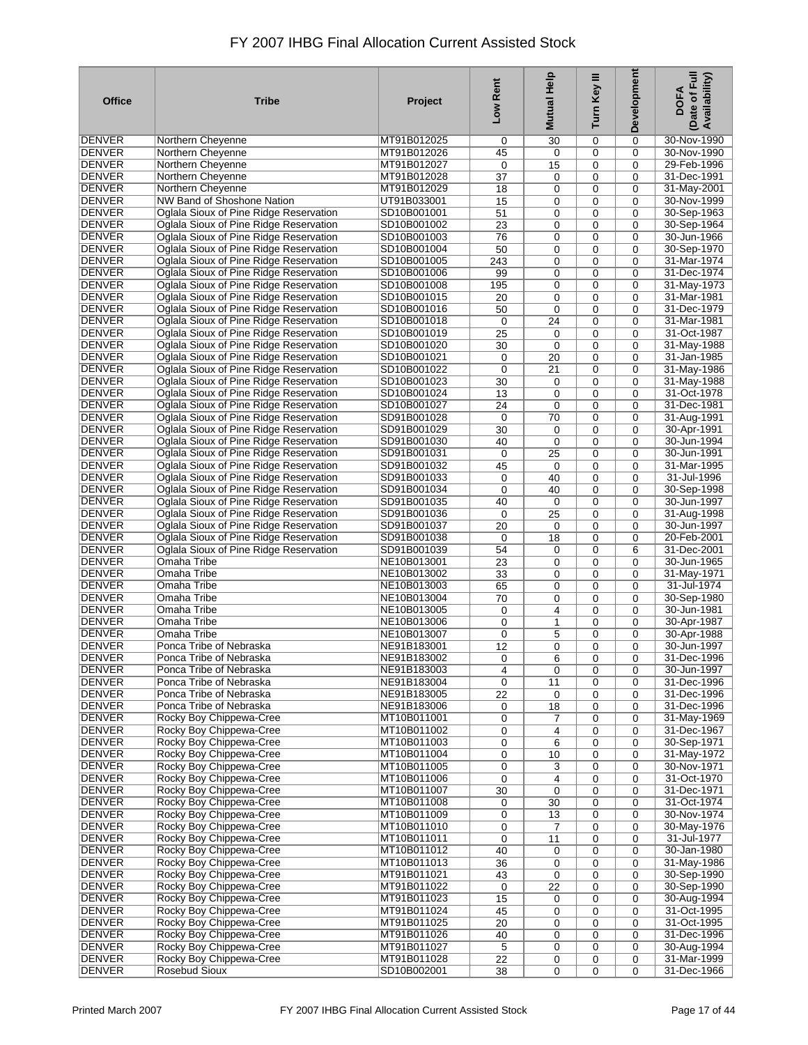# FY 2007 IHBG Final Allocation Current Assisted Stock

| Office | Tribe | Project | Low Rent | Mutual Help | Turn Key III | Development | DOFA (Date of Full Availability) |
|---|---|---|---|---|---|---|---|
| DENVER | Northern Cheyenne | MT91B012025 | 0 | 30 | 0 | 0 | 30-Nov-1990 |
| DENVER | Northern Cheyenne | MT91B012026 | 45 | 0 | 0 | 0 | 30-Nov-1990 |
| DENVER | Northern Cheyenne | MT91B012027 | 0 | 15 | 0 | 0 | 29-Feb-1996 |
| DENVER | Northern Cheyenne | MT91B012028 | 37 | 0 | 0 | 0 | 31-Dec-1991 |
| DENVER | Northern Cheyenne | MT91B012029 | 18 | 0 | 0 | 0 | 31-May-2001 |
| DENVER | NW Band of Shoshone Nation | UT91B033001 | 15 | 0 | 0 | 0 | 30-Nov-1999 |
| DENVER | Oglala Sioux of Pine Ridge Reservation | SD10B001001 | 51 | 0 | 0 | 0 | 30-Sep-1963 |
| DENVER | Oglala Sioux of Pine Ridge Reservation | SD10B001002 | 23 | 0 | 0 | 0 | 30-Sep-1964 |
| DENVER | Oglala Sioux of Pine Ridge Reservation | SD10B001003 | 76 | 0 | 0 | 0 | 30-Jun-1966 |
| DENVER | Oglala Sioux of Pine Ridge Reservation | SD10B001004 | 50 | 0 | 0 | 0 | 30-Sep-1970 |
| DENVER | Oglala Sioux of Pine Ridge Reservation | SD10B001005 | 243 | 0 | 0 | 0 | 31-Mar-1974 |
| DENVER | Oglala Sioux of Pine Ridge Reservation | SD10B001006 | 99 | 0 | 0 | 0 | 31-Dec-1974 |
| DENVER | Oglala Sioux of Pine Ridge Reservation | SD10B001008 | 195 | 0 | 0 | 0 | 31-May-1973 |
| DENVER | Oglala Sioux of Pine Ridge Reservation | SD10B001015 | 20 | 0 | 0 | 0 | 31-Mar-1981 |
| DENVER | Oglala Sioux of Pine Ridge Reservation | SD10B001016 | 50 | 0 | 0 | 0 | 31-Dec-1979 |
| DENVER | Oglala Sioux of Pine Ridge Reservation | SD10B001018 | 0 | 24 | 0 | 0 | 31-Mar-1981 |
| DENVER | Oglala Sioux of Pine Ridge Reservation | SD10B001019 | 25 | 0 | 0 | 0 | 31-Oct-1987 |
| DENVER | Oglala Sioux of Pine Ridge Reservation | SD10B001020 | 30 | 0 | 0 | 0 | 31-May-1988 |
| DENVER | Oglala Sioux of Pine Ridge Reservation | SD10B001021 | 0 | 20 | 0 | 0 | 31-Jan-1985 |
| DENVER | Oglala Sioux of Pine Ridge Reservation | SD10B001022 | 0 | 21 | 0 | 0 | 31-May-1986 |
| DENVER | Oglala Sioux of Pine Ridge Reservation | SD10B001023 | 30 | 0 | 0 | 0 | 31-May-1988 |
| DENVER | Oglala Sioux of Pine Ridge Reservation | SD10B001024 | 13 | 0 | 0 | 0 | 31-Oct-1978 |
| DENVER | Oglala Sioux of Pine Ridge Reservation | SD10B001027 | 24 | 0 | 0 | 0 | 31-Dec-1981 |
| DENVER | Oglala Sioux of Pine Ridge Reservation | SD91B001028 | 0 | 70 | 0 | 0 | 31-Aug-1991 |
| DENVER | Oglala Sioux of Pine Ridge Reservation | SD91B001029 | 30 | 0 | 0 | 0 | 30-Apr-1991 |
| DENVER | Oglala Sioux of Pine Ridge Reservation | SD91B001030 | 40 | 0 | 0 | 0 | 30-Jun-1994 |
| DENVER | Oglala Sioux of Pine Ridge Reservation | SD91B001031 | 0 | 25 | 0 | 0 | 30-Jun-1991 |
| DENVER | Oglala Sioux of Pine Ridge Reservation | SD91B001032 | 45 | 0 | 0 | 0 | 31-Mar-1995 |
| DENVER | Oglala Sioux of Pine Ridge Reservation | SD91B001033 | 0 | 40 | 0 | 0 | 31-Jul-1996 |
| DENVER | Oglala Sioux of Pine Ridge Reservation | SD91B001034 | 0 | 40 | 0 | 0 | 30-Sep-1998 |
| DENVER | Oglala Sioux of Pine Ridge Reservation | SD91B001035 | 40 | 0 | 0 | 0 | 30-Jun-1997 |
| DENVER | Oglala Sioux of Pine Ridge Reservation | SD91B001036 | 0 | 25 | 0 | 0 | 31-Aug-1998 |
| DENVER | Oglala Sioux of Pine Ridge Reservation | SD91B001037 | 20 | 0 | 0 | 0 | 30-Jun-1997 |
| DENVER | Oglala Sioux of Pine Ridge Reservation | SD91B001038 | 0 | 18 | 0 | 0 | 20-Feb-2001 |
| DENVER | Oglala Sioux of Pine Ridge Reservation | SD91B001039 | 54 | 0 | 0 | 6 | 31-Dec-2001 |
| DENVER | Omaha Tribe | NE10B013001 | 23 | 0 | 0 | 0 | 30-Jun-1965 |
| DENVER | Omaha Tribe | NE10B013002 | 33 | 0 | 0 | 0 | 31-May-1971 |
| DENVER | Omaha Tribe | NE10B013003 | 65 | 0 | 0 | 0 | 31-Jul-1974 |
| DENVER | Omaha Tribe | NE10B013004 | 70 | 0 | 0 | 0 | 30-Sep-1980 |
| DENVER | Omaha Tribe | NE10B013005 | 0 | 4 | 0 | 0 | 30-Jun-1981 |
| DENVER | Omaha Tribe | NE10B013006 | 0 | 1 | 0 | 0 | 30-Apr-1987 |
| DENVER | Omaha Tribe | NE10B013007 | 0 | 5 | 0 | 0 | 30-Apr-1988 |
| DENVER | Ponca Tribe of Nebraska | NE91B183001 | 12 | 0 | 0 | 0 | 30-Jun-1997 |
| DENVER | Ponca Tribe of Nebraska | NE91B183002 | 0 | 6 | 0 | 0 | 31-Dec-1996 |
| DENVER | Ponca Tribe of Nebraska | NE91B183003 | 4 | 0 | 0 | 0 | 30-Jun-1997 |
| DENVER | Ponca Tribe of Nebraska | NE91B183004 | 0 | 11 | 0 | 0 | 31-Dec-1996 |
| DENVER | Ponca Tribe of Nebraska | NE91B183005 | 22 | 0 | 0 | 0 | 31-Dec-1996 |
| DENVER | Ponca Tribe of Nebraska | NE91B183006 | 0 | 18 | 0 | 0 | 31-Dec-1996 |
| DENVER | Rocky Boy Chippewa-Cree | MT10B011001 | 0 | 7 | 0 | 0 | 31-May-1969 |
| DENVER | Rocky Boy Chippewa-Cree | MT10B011002 | 0 | 4 | 0 | 0 | 31-Dec-1967 |
| DENVER | Rocky Boy Chippewa-Cree | MT10B011003 | 0 | 6 | 0 | 0 | 30-Sep-1971 |
| DENVER | Rocky Boy Chippewa-Cree | MT10B011004 | 0 | 10 | 0 | 0 | 31-May-1972 |
| DENVER | Rocky Boy Chippewa-Cree | MT10B011005 | 0 | 3 | 0 | 0 | 30-Nov-1971 |
| DENVER | Rocky Boy Chippewa-Cree | MT10B011006 | 0 | 4 | 0 | 0 | 31-Oct-1970 |
| DENVER | Rocky Boy Chippewa-Cree | MT10B011007 | 30 | 0 | 0 | 0 | 31-Dec-1971 |
| DENVER | Rocky Boy Chippewa-Cree | MT10B011008 | 0 | 30 | 0 | 0 | 31-Oct-1974 |
| DENVER | Rocky Boy Chippewa-Cree | MT10B011009 | 0 | 13 | 0 | 0 | 30-Nov-1974 |
| DENVER | Rocky Boy Chippewa-Cree | MT10B011010 | 0 | 7 | 0 | 0 | 30-May-1976 |
| DENVER | Rocky Boy Chippewa-Cree | MT10B011011 | 0 | 11 | 0 | 0 | 31-Jul-1977 |
| DENVER | Rocky Boy Chippewa-Cree | MT10B011012 | 40 | 0 | 0 | 0 | 30-Jan-1980 |
| DENVER | Rocky Boy Chippewa-Cree | MT10B011013 | 36 | 0 | 0 | 0 | 31-May-1986 |
| DENVER | Rocky Boy Chippewa-Cree | MT91B011021 | 43 | 0 | 0 | 0 | 30-Sep-1990 |
| DENVER | Rocky Boy Chippewa-Cree | MT91B011022 | 0 | 22 | 0 | 0 | 30-Sep-1990 |
| DENVER | Rocky Boy Chippewa-Cree | MT91B011023 | 15 | 0 | 0 | 0 | 30-Aug-1994 |
| DENVER | Rocky Boy Chippewa-Cree | MT91B011024 | 45 | 0 | 0 | 0 | 31-Oct-1995 |
| DENVER | Rocky Boy Chippewa-Cree | MT91B011025 | 20 | 0 | 0 | 0 | 31-Oct-1995 |
| DENVER | Rocky Boy Chippewa-Cree | MT91B011026 | 40 | 0 | 0 | 0 | 31-Dec-1996 |
| DENVER | Rocky Boy Chippewa-Cree | MT91B011027 | 5 | 0 | 0 | 0 | 30-Aug-1994 |
| DENVER | Rocky Boy Chippewa-Cree | MT91B011028 | 22 | 0 | 0 | 0 | 31-Mar-1999 |
| DENVER | Rosebud Sioux | SD10B002001 | 38 | 0 | 0 | 0 | 31-Dec-1966 |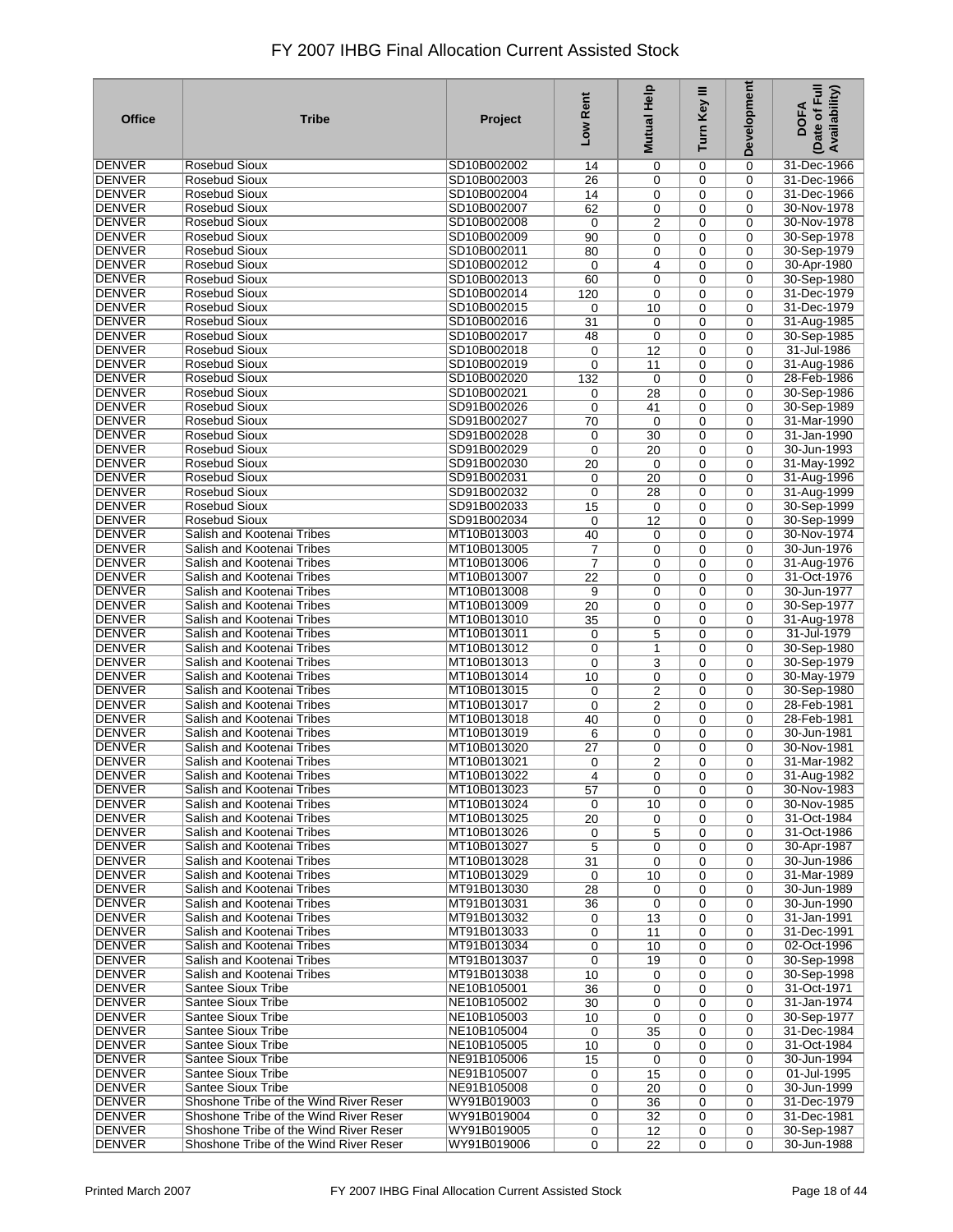# FY 2007 IHBG Final Allocation Current Assisted Stock

| Office | Tribe | Project | Low Rent | Mutual Help | Turn Key III | Development | DOFA (Date of Full Availability) |
|---|---|---|---|---|---|---|---|
| DENVER | Rosebud Sioux | SD10B002002 | 14 | 0 | 0 | 0 | 31-Dec-1966 |
| DENVER | Rosebud Sioux | SD10B002003 | 26 | 0 | 0 | 0 | 31-Dec-1966 |
| DENVER | Rosebud Sioux | SD10B002004 | 14 | 0 | 0 | 0 | 31-Dec-1966 |
| DENVER | Rosebud Sioux | SD10B002007 | 62 | 0 | 0 | 0 | 30-Nov-1978 |
| DENVER | Rosebud Sioux | SD10B002008 | 0 | 2 | 0 | 0 | 30-Nov-1978 |
| DENVER | Rosebud Sioux | SD10B002009 | 90 | 0 | 0 | 0 | 30-Sep-1978 |
| DENVER | Rosebud Sioux | SD10B002011 | 80 | 0 | 0 | 0 | 30-Sep-1979 |
| DENVER | Rosebud Sioux | SD10B002012 | 0 | 4 | 0 | 0 | 30-Apr-1980 |
| DENVER | Rosebud Sioux | SD10B002013 | 60 | 0 | 0 | 0 | 30-Sep-1980 |
| DENVER | Rosebud Sioux | SD10B002014 | 120 | 0 | 0 | 0 | 31-Dec-1979 |
| DENVER | Rosebud Sioux | SD10B002015 | 0 | 10 | 0 | 0 | 31-Dec-1979 |
| DENVER | Rosebud Sioux | SD10B002016 | 31 | 0 | 0 | 0 | 31-Aug-1985 |
| DENVER | Rosebud Sioux | SD10B002017 | 48 | 0 | 0 | 0 | 30-Sep-1985 |
| DENVER | Rosebud Sioux | SD10B002018 | 0 | 12 | 0 | 0 | 31-Jul-1986 |
| DENVER | Rosebud Sioux | SD10B002019 | 0 | 11 | 0 | 0 | 31-Aug-1986 |
| DENVER | Rosebud Sioux | SD10B002020 | 132 | 0 | 0 | 0 | 28-Feb-1986 |
| DENVER | Rosebud Sioux | SD10B002021 | 0 | 28 | 0 | 0 | 30-Sep-1986 |
| DENVER | Rosebud Sioux | SD91B002026 | 0 | 41 | 0 | 0 | 30-Sep-1989 |
| DENVER | Rosebud Sioux | SD91B002027 | 70 | 0 | 0 | 0 | 31-Mar-1990 |
| DENVER | Rosebud Sioux | SD91B002028 | 0 | 30 | 0 | 0 | 31-Jan-1990 |
| DENVER | Rosebud Sioux | SD91B002029 | 0 | 20 | 0 | 0 | 30-Jun-1993 |
| DENVER | Rosebud Sioux | SD91B002030 | 20 | 0 | 0 | 0 | 31-May-1992 |
| DENVER | Rosebud Sioux | SD91B002031 | 0 | 20 | 0 | 0 | 31-Aug-1996 |
| DENVER | Rosebud Sioux | SD91B002032 | 0 | 28 | 0 | 0 | 31-Aug-1999 |
| DENVER | Rosebud Sioux | SD91B002033 | 15 | 0 | 0 | 0 | 30-Sep-1999 |
| DENVER | Rosebud Sioux | SD91B002034 | 0 | 12 | 0 | 0 | 30-Sep-1999 |
| DENVER | Salish and Kootenai Tribes | MT10B013003 | 40 | 0 | 0 | 0 | 30-Nov-1974 |
| DENVER | Salish and Kootenai Tribes | MT10B013005 | 7 | 0 | 0 | 0 | 30-Jun-1976 |
| DENVER | Salish and Kootenai Tribes | MT10B013006 | 7 | 0 | 0 | 0 | 31-Aug-1976 |
| DENVER | Salish and Kootenai Tribes | MT10B013007 | 22 | 0 | 0 | 0 | 31-Oct-1976 |
| DENVER | Salish and Kootenai Tribes | MT10B013008 | 9 | 0 | 0 | 0 | 30-Jun-1977 |
| DENVER | Salish and Kootenai Tribes | MT10B013009 | 20 | 0 | 0 | 0 | 30-Sep-1977 |
| DENVER | Salish and Kootenai Tribes | MT10B013010 | 35 | 0 | 0 | 0 | 31-Aug-1978 |
| DENVER | Salish and Kootenai Tribes | MT10B013011 | 0 | 5 | 0 | 0 | 31-Jul-1979 |
| DENVER | Salish and Kootenai Tribes | MT10B013012 | 0 | 1 | 0 | 0 | 30-Sep-1980 |
| DENVER | Salish and Kootenai Tribes | MT10B013013 | 0 | 3 | 0 | 0 | 30-Sep-1979 |
| DENVER | Salish and Kootenai Tribes | MT10B013014 | 10 | 0 | 0 | 0 | 30-May-1979 |
| DENVER | Salish and Kootenai Tribes | MT10B013015 | 0 | 2 | 0 | 0 | 30-Sep-1980 |
| DENVER | Salish and Kootenai Tribes | MT10B013017 | 0 | 2 | 0 | 0 | 28-Feb-1981 |
| DENVER | Salish and Kootenai Tribes | MT10B013018 | 40 | 0 | 0 | 0 | 28-Feb-1981 |
| DENVER | Salish and Kootenai Tribes | MT10B013019 | 6 | 0 | 0 | 0 | 30-Jun-1981 |
| DENVER | Salish and Kootenai Tribes | MT10B013020 | 27 | 0 | 0 | 0 | 30-Nov-1981 |
| DENVER | Salish and Kootenai Tribes | MT10B013021 | 0 | 2 | 0 | 0 | 31-Mar-1982 |
| DENVER | Salish and Kootenai Tribes | MT10B013022 | 4 | 0 | 0 | 0 | 31-Aug-1982 |
| DENVER | Salish and Kootenai Tribes | MT10B013023 | 57 | 0 | 0 | 0 | 30-Nov-1983 |
| DENVER | Salish and Kootenai Tribes | MT10B013024 | 0 | 10 | 0 | 0 | 30-Nov-1985 |
| DENVER | Salish and Kootenai Tribes | MT10B013025 | 20 | 0 | 0 | 0 | 31-Oct-1984 |
| DENVER | Salish and Kootenai Tribes | MT10B013026 | 0 | 5 | 0 | 0 | 31-Oct-1986 |
| DENVER | Salish and Kootenai Tribes | MT10B013027 | 5 | 0 | 0 | 0 | 30-Apr-1987 |
| DENVER | Salish and Kootenai Tribes | MT10B013028 | 31 | 0 | 0 | 0 | 30-Jun-1986 |
| DENVER | Salish and Kootenai Tribes | MT10B013029 | 0 | 10 | 0 | 0 | 31-Mar-1989 |
| DENVER | Salish and Kootenai Tribes | MT91B013030 | 28 | 0 | 0 | 0 | 30-Jun-1989 |
| DENVER | Salish and Kootenai Tribes | MT91B013031 | 36 | 0 | 0 | 0 | 30-Jun-1990 |
| DENVER | Salish and Kootenai Tribes | MT91B013032 | 0 | 13 | 0 | 0 | 31-Jan-1991 |
| DENVER | Salish and Kootenai Tribes | MT91B013033 | 0 | 11 | 0 | 0 | 31-Dec-1991 |
| DENVER | Salish and Kootenai Tribes | MT91B013034 | 0 | 10 | 0 | 0 | 02-Oct-1996 |
| DENVER | Salish and Kootenai Tribes | MT91B013037 | 0 | 19 | 0 | 0 | 30-Sep-1998 |
| DENVER | Salish and Kootenai Tribes | MT91B013038 | 10 | 0 | 0 | 0 | 30-Sep-1998 |
| DENVER | Santee Sioux Tribe | NE10B105001 | 36 | 0 | 0 | 0 | 31-Oct-1971 |
| DENVER | Santee Sioux Tribe | NE10B105002 | 30 | 0 | 0 | 0 | 31-Jan-1974 |
| DENVER | Santee Sioux Tribe | NE10B105003 | 10 | 0 | 0 | 0 | 30-Sep-1977 |
| DENVER | Santee Sioux Tribe | NE10B105004 | 0 | 35 | 0 | 0 | 31-Dec-1984 |
| DENVER | Santee Sioux Tribe | NE10B105005 | 10 | 0 | 0 | 0 | 31-Oct-1984 |
| DENVER | Santee Sioux Tribe | NE91B105006 | 15 | 0 | 0 | 0 | 30-Jun-1994 |
| DENVER | Santee Sioux Tribe | NE91B105007 | 0 | 15 | 0 | 0 | 01-Jul-1995 |
| DENVER | Santee Sioux Tribe | NE91B105008 | 0 | 20 | 0 | 0 | 30-Jun-1999 |
| DENVER | Shoshone Tribe of the Wind River Reser | WY91B019003 | 0 | 36 | 0 | 0 | 31-Dec-1979 |
| DENVER | Shoshone Tribe of the Wind River Reser | WY91B019004 | 0 | 32 | 0 | 0 | 31-Dec-1981 |
| DENVER | Shoshone Tribe of the Wind River Reser | WY91B019005 | 0 | 12 | 0 | 0 | 30-Sep-1987 |
| DENVER | Shoshone Tribe of the Wind River Reser | WY91B019006 | 0 | 22 | 0 | 0 | 30-Jun-1988 |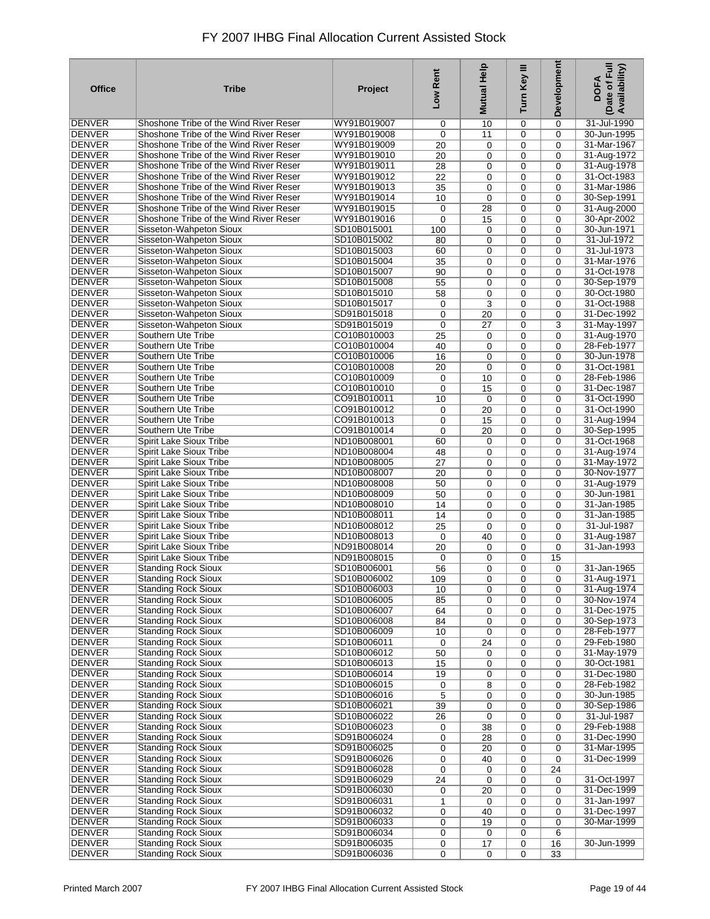# FY 2007 IHBG Final Allocation Current Assisted Stock

| Office | Tribe | Project | Low Rent | Mutual Help | Turn Key III | Development | DOFA (Date of Full Availability) |
|---|---|---|---|---|---|---|---|
| DENVER | Shoshone Tribe of the Wind River Reser | WY91B019007 | 0 | 10 | 0 | 0 | 31-Jul-1990 |
| DENVER | Shoshone Tribe of the Wind River Reser | WY91B019008 | 0 | 11 | 0 | 0 | 30-Jun-1995 |
| DENVER | Shoshone Tribe of the Wind River Reser | WY91B019009 | 20 | 0 | 0 | 0 | 31-Mar-1967 |
| DENVER | Shoshone Tribe of the Wind River Reser | WY91B019010 | 20 | 0 | 0 | 0 | 31-Aug-1972 |
| DENVER | Shoshone Tribe of the Wind River Reser | WY91B019011 | 28 | 0 | 0 | 0 | 31-Aug-1978 |
| DENVER | Shoshone Tribe of the Wind River Reser | WY91B019012 | 22 | 0 | 0 | 0 | 31-Oct-1983 |
| DENVER | Shoshone Tribe of the Wind River Reser | WY91B019013 | 35 | 0 | 0 | 0 | 31-Mar-1986 |
| DENVER | Shoshone Tribe of the Wind River Reser | WY91B019014 | 10 | 0 | 0 | 0 | 30-Sep-1991 |
| DENVER | Shoshone Tribe of the Wind River Reser | WY91B019015 | 0 | 28 | 0 | 0 | 31-Aug-2000 |
| DENVER | Shoshone Tribe of the Wind River Reser | WY91B019016 | 0 | 15 | 0 | 0 | 30-Apr-2002 |
| DENVER | Sisseton-Wahpeton Sioux | SD10B015001 | 100 | 0 | 0 | 0 | 30-Jun-1971 |
| DENVER | Sisseton-Wahpeton Sioux | SD10B015002 | 80 | 0 | 0 | 0 | 31-Jul-1972 |
| DENVER | Sisseton-Wahpeton Sioux | SD10B015003 | 60 | 0 | 0 | 0 | 31-Jul-1973 |
| DENVER | Sisseton-Wahpeton Sioux | SD10B015004 | 35 | 0 | 0 | 0 | 31-Mar-1976 |
| DENVER | Sisseton-Wahpeton Sioux | SD10B015007 | 90 | 0 | 0 | 0 | 31-Oct-1978 |
| DENVER | Sisseton-Wahpeton Sioux | SD10B015008 | 55 | 0 | 0 | 0 | 30-Sep-1979 |
| DENVER | Sisseton-Wahpeton Sioux | SD10B015010 | 58 | 0 | 0 | 0 | 30-Oct-1980 |
| DENVER | Sisseton-Wahpeton Sioux | SD10B015017 | 0 | 3 | 0 | 0 | 31-Oct-1988 |
| DENVER | Sisseton-Wahpeton Sioux | SD91B015018 | 0 | 20 | 0 | 0 | 31-Dec-1992 |
| DENVER | Sisseton-Wahpeton Sioux | SD91B015019 | 0 | 27 | 0 | 3 | 31-May-1997 |
| DENVER | Southern Ute Tribe | CO10B010003 | 25 | 0 | 0 | 0 | 31-Aug-1970 |
| DENVER | Southern Ute Tribe | CO10B010004 | 40 | 0 | 0 | 0 | 28-Feb-1977 |
| DENVER | Southern Ute Tribe | CO10B010006 | 16 | 0 | 0 | 0 | 30-Jun-1978 |
| DENVER | Southern Ute Tribe | CO10B010008 | 20 | 0 | 0 | 0 | 31-Oct-1981 |
| DENVER | Southern Ute Tribe | CO10B010009 | 0 | 10 | 0 | 0 | 28-Feb-1986 |
| DENVER | Southern Ute Tribe | CO10B010010 | 0 | 15 | 0 | 0 | 31-Dec-1987 |
| DENVER | Southern Ute Tribe | CO91B010011 | 10 | 0 | 0 | 0 | 31-Oct-1990 |
| DENVER | Southern Ute Tribe | CO91B010012 | 0 | 20 | 0 | 0 | 31-Oct-1990 |
| DENVER | Southern Ute Tribe | CO91B010013 | 0 | 15 | 0 | 0 | 31-Aug-1994 |
| DENVER | Southern Ute Tribe | CO91B010014 | 0 | 20 | 0 | 0 | 30-Sep-1995 |
| DENVER | Spirit Lake Sioux Tribe | ND10B008001 | 60 | 0 | 0 | 0 | 31-Oct-1968 |
| DENVER | Spirit Lake Sioux Tribe | ND10B008004 | 48 | 0 | 0 | 0 | 31-Aug-1974 |
| DENVER | Spirit Lake Sioux Tribe | ND10B008005 | 27 | 0 | 0 | 0 | 31-May-1972 |
| DENVER | Spirit Lake Sioux Tribe | ND10B008007 | 20 | 0 | 0 | 0 | 30-Nov-1977 |
| DENVER | Spirit Lake Sioux Tribe | ND10B008008 | 50 | 0 | 0 | 0 | 31-Aug-1979 |
| DENVER | Spirit Lake Sioux Tribe | ND10B008009 | 50 | 0 | 0 | 0 | 30-Jun-1981 |
| DENVER | Spirit Lake Sioux Tribe | ND10B008010 | 14 | 0 | 0 | 0 | 31-Jan-1985 |
| DENVER | Spirit Lake Sioux Tribe | ND10B008011 | 14 | 0 | 0 | 0 | 31-Jan-1985 |
| DENVER | Spirit Lake Sioux Tribe | ND10B008012 | 25 | 0 | 0 | 0 | 31-Jul-1987 |
| DENVER | Spirit Lake Sioux Tribe | ND10B008013 | 0 | 40 | 0 | 0 | 31-Aug-1987 |
| DENVER | Spirit Lake Sioux Tribe | ND91B008014 | 20 | 0 | 0 | 0 | 31-Jan-1993 |
| DENVER | Spirit Lake Sioux Tribe | ND91B008015 | 0 | 0 | 0 | 15 | |
| DENVER | Standing Rock Sioux | SD10B006001 | 56 | 0 | 0 | 0 | 31-Jan-1965 |
| DENVER | Standing Rock Sioux | SD10B006002 | 109 | 0 | 0 | 0 | 31-Aug-1971 |
| DENVER | Standing Rock Sioux | SD10B006003 | 10 | 0 | 0 | 0 | 31-Aug-1974 |
| DENVER | Standing Rock Sioux | SD10B006005 | 85 | 0 | 0 | 0 | 30-Nov-1974 |
| DENVER | Standing Rock Sioux | SD10B006007 | 64 | 0 | 0 | 0 | 31-Dec-1975 |
| DENVER | Standing Rock Sioux | SD10B006008 | 84 | 0 | 0 | 0 | 30-Sep-1973 |
| DENVER | Standing Rock Sioux | SD10B006009 | 10 | 0 | 0 | 0 | 28-Feb-1977 |
| DENVER | Standing Rock Sioux | SD10B006011 | 0 | 24 | 0 | 0 | 29-Feb-1980 |
| DENVER | Standing Rock Sioux | SD10B006012 | 50 | 0 | 0 | 0 | 31-May-1979 |
| DENVER | Standing Rock Sioux | SD10B006013 | 15 | 0 | 0 | 0 | 30-Oct-1981 |
| DENVER | Standing Rock Sioux | SD10B006014 | 19 | 0 | 0 | 0 | 31-Dec-1980 |
| DENVER | Standing Rock Sioux | SD10B006015 | 0 | 8 | 0 | 0 | 28-Feb-1982 |
| DENVER | Standing Rock Sioux | SD10B006016 | 5 | 0 | 0 | 0 | 30-Jun-1985 |
| DENVER | Standing Rock Sioux | SD10B006021 | 39 | 0 | 0 | 0 | 30-Sep-1986 |
| DENVER | Standing Rock Sioux | SD10B006022 | 26 | 0 | 0 | 0 | 31-Jul-1987 |
| DENVER | Standing Rock Sioux | SD10B006023 | 0 | 38 | 0 | 0 | 29-Feb-1988 |
| DENVER | Standing Rock Sioux | SD91B006024 | 0 | 28 | 0 | 0 | 31-Dec-1990 |
| DENVER | Standing Rock Sioux | SD91B006025 | 0 | 20 | 0 | 0 | 31-Mar-1995 |
| DENVER | Standing Rock Sioux | SD91B006026 | 0 | 40 | 0 | 0 | 31-Dec-1999 |
| DENVER | Standing Rock Sioux | SD91B006028 | 0 | 0 | 0 | 24 | |
| DENVER | Standing Rock Sioux | SD91B006029 | 24 | 0 | 0 | 0 | 31-Oct-1997 |
| DENVER | Standing Rock Sioux | SD91B006030 | 0 | 20 | 0 | 0 | 31-Dec-1999 |
| DENVER | Standing Rock Sioux | SD91B006031 | 1 | 0 | 0 | 0 | 31-Jan-1997 |
| DENVER | Standing Rock Sioux | SD91B006032 | 0 | 40 | 0 | 0 | 31-Dec-1997 |
| DENVER | Standing Rock Sioux | SD91B006033 | 0 | 19 | 0 | 0 | 30-Mar-1999 |
| DENVER | Standing Rock Sioux | SD91B006034 | 0 | 0 | 0 | 6 | |
| DENVER | Standing Rock Sioux | SD91B006035 | 0 | 17 | 0 | 16 | 30-Jun-1999 |
| DENVER | Standing Rock Sioux | SD91B006036 | 0 | 0 | 0 | 33 | |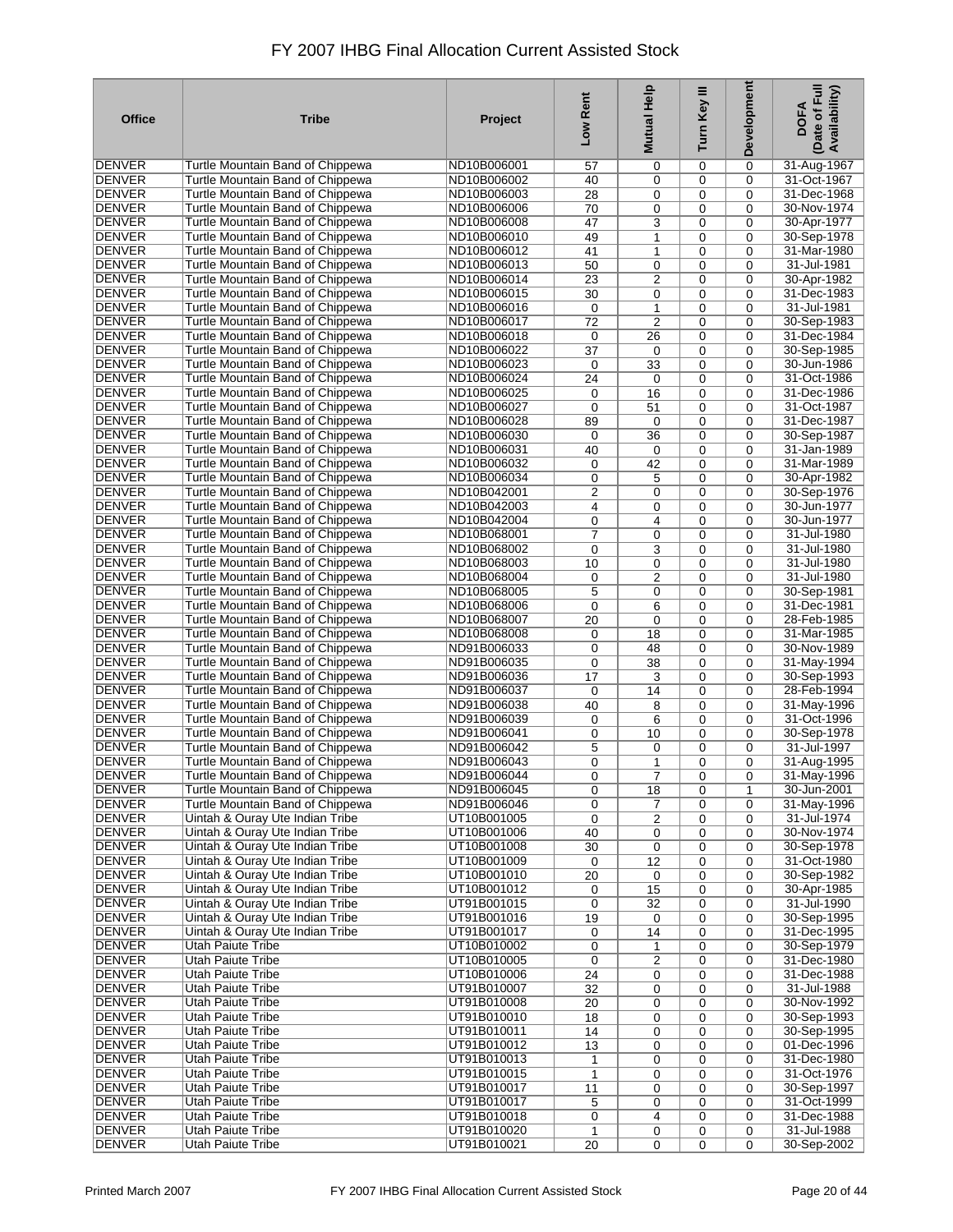# FY 2007 IHBG Final Allocation Current Assisted Stock

| Office | Tribe | Project | Low Rent | Mutual Help | Turn Key III | Development | DOFA (Date of Full Availability) |
|---|---|---|---|---|---|---|---|
| DENVER | Turtle Mountain Band of Chippewa | ND10B006001 | 57 | 0 | 0 | 0 | 31-Aug-1967 |
| DENVER | Turtle Mountain Band of Chippewa | ND10B006002 | 40 | 0 | 0 | 0 | 31-Oct-1967 |
| DENVER | Turtle Mountain Band of Chippewa | ND10B006003 | 28 | 0 | 0 | 0 | 31-Dec-1968 |
| DENVER | Turtle Mountain Band of Chippewa | ND10B006006 | 70 | 0 | 0 | 0 | 30-Nov-1974 |
| DENVER | Turtle Mountain Band of Chippewa | ND10B006008 | 47 | 3 | 0 | 0 | 30-Apr-1977 |
| DENVER | Turtle Mountain Band of Chippewa | ND10B006010 | 49 | 1 | 0 | 0 | 30-Sep-1978 |
| DENVER | Turtle Mountain Band of Chippewa | ND10B006012 | 41 | 1 | 0 | 0 | 31-Mar-1980 |
| DENVER | Turtle Mountain Band of Chippewa | ND10B006013 | 50 | 0 | 0 | 0 | 31-Jul-1981 |
| DENVER | Turtle Mountain Band of Chippewa | ND10B006014 | 23 | 2 | 0 | 0 | 30-Apr-1982 |
| DENVER | Turtle Mountain Band of Chippewa | ND10B006015 | 30 | 0 | 0 | 0 | 31-Dec-1983 |
| DENVER | Turtle Mountain Band of Chippewa | ND10B006016 | 0 | 1 | 0 | 0 | 31-Jul-1981 |
| DENVER | Turtle Mountain Band of Chippewa | ND10B006017 | 72 | 2 | 0 | 0 | 30-Sep-1983 |
| DENVER | Turtle Mountain Band of Chippewa | ND10B006018 | 0 | 26 | 0 | 0 | 31-Dec-1984 |
| DENVER | Turtle Mountain Band of Chippewa | ND10B006022 | 37 | 0 | 0 | 0 | 30-Sep-1985 |
| DENVER | Turtle Mountain Band of Chippewa | ND10B006023 | 0 | 33 | 0 | 0 | 30-Jun-1986 |
| DENVER | Turtle Mountain Band of Chippewa | ND10B006024 | 24 | 0 | 0 | 0 | 31-Oct-1986 |
| DENVER | Turtle Mountain Band of Chippewa | ND10B006025 | 0 | 16 | 0 | 0 | 31-Dec-1986 |
| DENVER | Turtle Mountain Band of Chippewa | ND10B006027 | 0 | 51 | 0 | 0 | 31-Oct-1987 |
| DENVER | Turtle Mountain Band of Chippewa | ND10B006028 | 89 | 0 | 0 | 0 | 31-Dec-1987 |
| DENVER | Turtle Mountain Band of Chippewa | ND10B006030 | 0 | 36 | 0 | 0 | 30-Sep-1987 |
| DENVER | Turtle Mountain Band of Chippewa | ND10B006031 | 40 | 0 | 0 | 0 | 31-Jan-1989 |
| DENVER | Turtle Mountain Band of Chippewa | ND10B006032 | 0 | 42 | 0 | 0 | 31-Mar-1989 |
| DENVER | Turtle Mountain Band of Chippewa | ND10B006034 | 0 | 5 | 0 | 0 | 30-Apr-1982 |
| DENVER | Turtle Mountain Band of Chippewa | ND10B042001 | 2 | 0 | 0 | 0 | 30-Sep-1976 |
| DENVER | Turtle Mountain Band of Chippewa | ND10B042003 | 4 | 0 | 0 | 0 | 30-Jun-1977 |
| DENVER | Turtle Mountain Band of Chippewa | ND10B042004 | 0 | 4 | 0 | 0 | 30-Jun-1977 |
| DENVER | Turtle Mountain Band of Chippewa | ND10B068001 | 7 | 0 | 0 | 0 | 31-Jul-1980 |
| DENVER | Turtle Mountain Band of Chippewa | ND10B068002 | 0 | 3 | 0 | 0 | 31-Jul-1980 |
| DENVER | Turtle Mountain Band of Chippewa | ND10B068003 | 10 | 0 | 0 | 0 | 31-Jul-1980 |
| DENVER | Turtle Mountain Band of Chippewa | ND10B068004 | 0 | 2 | 0 | 0 | 31-Jul-1980 |
| DENVER | Turtle Mountain Band of Chippewa | ND10B068005 | 5 | 0 | 0 | 0 | 30-Sep-1981 |
| DENVER | Turtle Mountain Band of Chippewa | ND10B068006 | 0 | 6 | 0 | 0 | 31-Dec-1981 |
| DENVER | Turtle Mountain Band of Chippewa | ND10B068007 | 20 | 0 | 0 | 0 | 28-Feb-1985 |
| DENVER | Turtle Mountain Band of Chippewa | ND10B068008 | 0 | 18 | 0 | 0 | 31-Mar-1985 |
| DENVER | Turtle Mountain Band of Chippewa | ND91B006033 | 0 | 48 | 0 | 0 | 30-Nov-1989 |
| DENVER | Turtle Mountain Band of Chippewa | ND91B006035 | 0 | 38 | 0 | 0 | 31-May-1994 |
| DENVER | Turtle Mountain Band of Chippewa | ND91B006036 | 17 | 3 | 0 | 0 | 30-Sep-1993 |
| DENVER | Turtle Mountain Band of Chippewa | ND91B006037 | 0 | 14 | 0 | 0 | 28-Feb-1994 |
| DENVER | Turtle Mountain Band of Chippewa | ND91B006038 | 40 | 8 | 0 | 0 | 31-May-1996 |
| DENVER | Turtle Mountain Band of Chippewa | ND91B006039 | 0 | 6 | 0 | 0 | 31-Oct-1996 |
| DENVER | Turtle Mountain Band of Chippewa | ND91B006041 | 0 | 10 | 0 | 0 | 30-Sep-1978 |
| DENVER | Turtle Mountain Band of Chippewa | ND91B006042 | 5 | 0 | 0 | 0 | 31-Jul-1997 |
| DENVER | Turtle Mountain Band of Chippewa | ND91B006043 | 0 | 1 | 0 | 0 | 31-Aug-1995 |
| DENVER | Turtle Mountain Band of Chippewa | ND91B006044 | 0 | 7 | 0 | 0 | 31-May-1996 |
| DENVER | Turtle Mountain Band of Chippewa | ND91B006045 | 0 | 18 | 0 | 1 | 30-Jun-2001 |
| DENVER | Turtle Mountain Band of Chippewa | ND91B006046 | 0 | 7 | 0 | 0 | 31-May-1996 |
| DENVER | Uintah & Ouray Ute Indian Tribe | UT10B001005 | 0 | 2 | 0 | 0 | 31-Jul-1974 |
| DENVER | Uintah & Ouray Ute Indian Tribe | UT10B001006 | 40 | 0 | 0 | 0 | 30-Nov-1974 |
| DENVER | Uintah & Ouray Ute Indian Tribe | UT10B001008 | 30 | 0 | 0 | 0 | 30-Sep-1978 |
| DENVER | Uintah & Ouray Ute Indian Tribe | UT10B001009 | 0 | 12 | 0 | 0 | 31-Oct-1980 |
| DENVER | Uintah & Ouray Ute Indian Tribe | UT10B001010 | 20 | 0 | 0 | 0 | 30-Sep-1982 |
| DENVER | Uintah & Ouray Ute Indian Tribe | UT10B001012 | 0 | 15 | 0 | 0 | 30-Apr-1985 |
| DENVER | Uintah & Ouray Ute Indian Tribe | UT91B001015 | 0 | 32 | 0 | 0 | 31-Jul-1990 |
| DENVER | Uintah & Ouray Ute Indian Tribe | UT91B001016 | 19 | 0 | 0 | 0 | 30-Sep-1995 |
| DENVER | Uintah & Ouray Ute Indian Tribe | UT91B001017 | 0 | 14 | 0 | 0 | 31-Dec-1995 |
| DENVER | Utah Paiute Tribe | UT10B010002 | 0 | 1 | 0 | 0 | 30-Sep-1979 |
| DENVER | Utah Paiute Tribe | UT10B010005 | 0 | 2 | 0 | 0 | 31-Dec-1980 |
| DENVER | Utah Paiute Tribe | UT10B010006 | 24 | 0 | 0 | 0 | 31-Dec-1988 |
| DENVER | Utah Paiute Tribe | UT91B010007 | 32 | 0 | 0 | 0 | 31-Jul-1988 |
| DENVER | Utah Paiute Tribe | UT91B010008 | 20 | 0 | 0 | 0 | 30-Nov-1992 |
| DENVER | Utah Paiute Tribe | UT91B010010 | 18 | 0 | 0 | 0 | 30-Sep-1993 |
| DENVER | Utah Paiute Tribe | UT91B010011 | 14 | 0 | 0 | 0 | 30-Sep-1995 |
| DENVER | Utah Paiute Tribe | UT91B010012 | 13 | 0 | 0 | 0 | 01-Dec-1996 |
| DENVER | Utah Paiute Tribe | UT91B010013 | 1 | 0 | 0 | 0 | 31-Dec-1980 |
| DENVER | Utah Paiute Tribe | UT91B010015 | 1 | 0 | 0 | 0 | 31-Oct-1976 |
| DENVER | Utah Paiute Tribe | UT91B010017 | 11 | 0 | 0 | 0 | 30-Sep-1997 |
| DENVER | Utah Paiute Tribe | UT91B010017 | 5 | 0 | 0 | 0 | 31-Oct-1999 |
| DENVER | Utah Paiute Tribe | UT91B010018 | 0 | 4 | 0 | 0 | 31-Dec-1988 |
| DENVER | Utah Paiute Tribe | UT91B010020 | 1 | 0 | 0 | 0 | 31-Jul-1988 |
| DENVER | Utah Paiute Tribe | UT91B010021 | 20 | 0 | 0 | 0 | 30-Sep-2002 |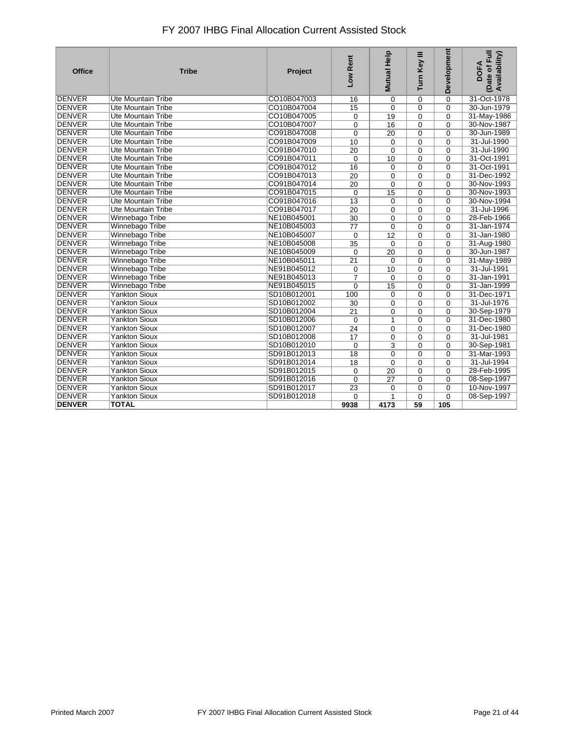# FY 2007 IHBG Final Allocation Current Assisted Stock

| Office | Tribe | Project | Low Rent | Mutual Help | Turn Key III | Development | DOFA (Date of Full Availability) |
|---|---|---|---|---|---|---|---|
| DENVER | Ute Mountain Tribe | CO10B047003 | 16 | 0 | 0 | 0 | 31-Oct-1978 |
| DENVER | Ute Mountain Tribe | CO10B047004 | 15 | 0 | 0 | 0 | 30-Jun-1979 |
| DENVER | Ute Mountain Tribe | CO10B047005 | 0 | 19 | 0 | 0 | 31-May-1986 |
| DENVER | Ute Mountain Tribe | CO10B047007 | 0 | 16 | 0 | 0 | 30-Nov-1987 |
| DENVER | Ute Mountain Tribe | CO91B047008 | 0 | 20 | 0 | 0 | 30-Jun-1989 |
| DENVER | Ute Mountain Tribe | CO91B047009 | 10 | 0 | 0 | 0 | 31-Jul-1990 |
| DENVER | Ute Mountain Tribe | CO91B047010 | 20 | 0 | 0 | 0 | 31-Jul-1990 |
| DENVER | Ute Mountain Tribe | CO91B047011 | 0 | 10 | 0 | 0 | 31-Oct-1991 |
| DENVER | Ute Mountain Tribe | CO91B047012 | 16 | 0 | 0 | 0 | 31-Oct-1991 |
| DENVER | Ute Mountain Tribe | CO91B047013 | 20 | 0 | 0 | 0 | 31-Dec-1992 |
| DENVER | Ute Mountain Tribe | CO91B047014 | 20 | 0 | 0 | 0 | 30-Nov-1993 |
| DENVER | Ute Mountain Tribe | CO91B047015 | 0 | 15 | 0 | 0 | 30-Nov-1993 |
| DENVER | Ute Mountain Tribe | CO91B047016 | 13 | 0 | 0 | 0 | 30-Nov-1994 |
| DENVER | Ute Mountain Tribe | CO91B047017 | 20 | 0 | 0 | 0 | 31-Jul-1996 |
| DENVER | Winnebago Tribe | NE10B045001 | 30 | 0 | 0 | 0 | 28-Feb-1966 |
| DENVER | Winnebago Tribe | NE10B045003 | 77 | 0 | 0 | 0 | 31-Jan-1974 |
| DENVER | Winnebago Tribe | NE10B045007 | 0 | 12 | 0 | 0 | 31-Jan-1980 |
| DENVER | Winnebago Tribe | NE10B045008 | 35 | 0 | 0 | 0 | 31-Aug-1980 |
| DENVER | Winnebago Tribe | NE10B045009 | 0 | 20 | 0 | 0 | 30-Jun-1987 |
| DENVER | Winnebago Tribe | NE10B045011 | 21 | 0 | 0 | 0 | 31-May-1989 |
| DENVER | Winnebago Tribe | NE91B045012 | 0 | 10 | 0 | 0 | 31-Jul-1991 |
| DENVER | Winnebago Tribe | NE91B045013 | 7 | 0 | 0 | 0 | 31-Jan-1991 |
| DENVER | Winnebago Tribe | NE91B045015 | 0 | 15 | 0 | 0 | 31-Jan-1999 |
| DENVER | Yankton Sioux | SD10B012001 | 100 | 0 | 0 | 0 | 31-Dec-1971 |
| DENVER | Yankton Sioux | SD10B012002 | 30 | 0 | 0 | 0 | 31-Jul-1976 |
| DENVER | Yankton Sioux | SD10B012004 | 21 | 0 | 0 | 0 | 30-Sep-1979 |
| DENVER | Yankton Sioux | SD10B012006 | 0 | 1 | 0 | 0 | 31-Dec-1980 |
| DENVER | Yankton Sioux | SD10B012007 | 24 | 0 | 0 | 0 | 31-Dec-1980 |
| DENVER | Yankton Sioux | SD10B012008 | 17 | 0 | 0 | 0 | 31-Jul-1981 |
| DENVER | Yankton Sioux | SD10B012010 | 0 | 3 | 0 | 0 | 30-Sep-1981 |
| DENVER | Yankton Sioux | SD91B012013 | 18 | 0 | 0 | 0 | 31-Mar-1993 |
| DENVER | Yankton Sioux | SD91B012014 | 18 | 0 | 0 | 0 | 31-Jul-1994 |
| DENVER | Yankton Sioux | SD91B012015 | 0 | 20 | 0 | 0 | 28-Feb-1995 |
| DENVER | Yankton Sioux | SD91B012016 | 0 | 27 | 0 | 0 | 08-Sep-1997 |
| DENVER | Yankton Sioux | SD91B012017 | 23 | 0 | 0 | 0 | 10-Nov-1997 |
| DENVER | Yankton Sioux | SD91B012018 | 0 | 1 | 0 | 0 | 08-Sep-1997 |
| **DENVER** | **TOTAL** | | **9938** | **4173** | **59** | **105** | |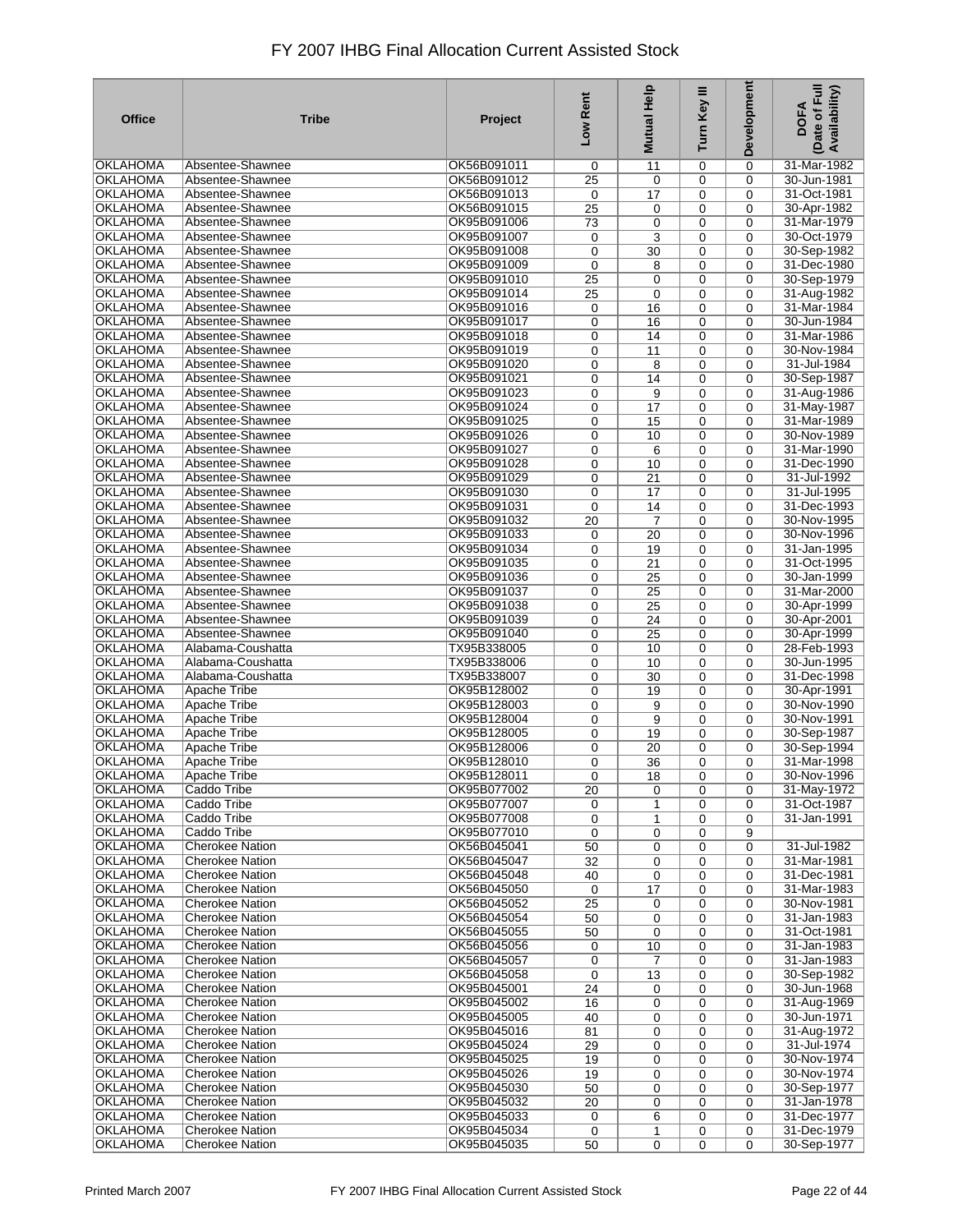# FY 2007 IHBG Final Allocation Current Assisted Stock

| Office | Tribe | Project | Low Rent | Mutual Help | Turn Key III | Development | DOFA (Date of Full Availability) |
|---|---|---|---|---|---|---|---|
| OKLAHOMA | Absentee-Shawnee | OK56B091011 | 0 | 11 | 0 | 0 | 31-Mar-1982 |
| OKLAHOMA | Absentee-Shawnee | OK56B091012 | 25 | 0 | 0 | 0 | 30-Jun-1981 |
| OKLAHOMA | Absentee-Shawnee | OK56B091013 | 0 | 17 | 0 | 0 | 31-Oct-1981 |
| OKLAHOMA | Absentee-Shawnee | OK56B091015 | 25 | 0 | 0 | 0 | 30-Apr-1982 |
| OKLAHOMA | Absentee-Shawnee | OK95B091006 | 73 | 0 | 0 | 0 | 31-Mar-1979 |
| OKLAHOMA | Absentee-Shawnee | OK95B091007 | 0 | 3 | 0 | 0 | 30-Oct-1979 |
| OKLAHOMA | Absentee-Shawnee | OK95B091008 | 0 | 30 | 0 | 0 | 30-Sep-1982 |
| OKLAHOMA | Absentee-Shawnee | OK95B091009 | 0 | 8 | 0 | 0 | 31-Dec-1980 |
| OKLAHOMA | Absentee-Shawnee | OK95B091010 | 25 | 0 | 0 | 0 | 30-Sep-1979 |
| OKLAHOMA | Absentee-Shawnee | OK95B091014 | 25 | 0 | 0 | 0 | 31-Aug-1982 |
| OKLAHOMA | Absentee-Shawnee | OK95B091016 | 0 | 16 | 0 | 0 | 31-Mar-1984 |
| OKLAHOMA | Absentee-Shawnee | OK95B091017 | 0 | 16 | 0 | 0 | 30-Jun-1984 |
| OKLAHOMA | Absentee-Shawnee | OK95B091018 | 0 | 14 | 0 | 0 | 31-Mar-1986 |
| OKLAHOMA | Absentee-Shawnee | OK95B091019 | 0 | 11 | 0 | 0 | 30-Nov-1984 |
| OKLAHOMA | Absentee-Shawnee | OK95B091020 | 0 | 8 | 0 | 0 | 31-Jul-1984 |
| OKLAHOMA | Absentee-Shawnee | OK95B091021 | 0 | 14 | 0 | 0 | 30-Sep-1987 |
| OKLAHOMA | Absentee-Shawnee | OK95B091023 | 0 | 9 | 0 | 0 | 31-Aug-1986 |
| OKLAHOMA | Absentee-Shawnee | OK95B091024 | 0 | 17 | 0 | 0 | 31-May-1987 |
| OKLAHOMA | Absentee-Shawnee | OK95B091025 | 0 | 15 | 0 | 0 | 31-Mar-1989 |
| OKLAHOMA | Absentee-Shawnee | OK95B091026 | 0 | 10 | 0 | 0 | 30-Nov-1989 |
| OKLAHOMA | Absentee-Shawnee | OK95B091027 | 0 | 6 | 0 | 0 | 31-Mar-1990 |
| OKLAHOMA | Absentee-Shawnee | OK95B091028 | 0 | 10 | 0 | 0 | 31-Dec-1990 |
| OKLAHOMA | Absentee-Shawnee | OK95B091029 | 0 | 21 | 0 | 0 | 31-Jul-1992 |
| OKLAHOMA | Absentee-Shawnee | OK95B091030 | 0 | 17 | 0 | 0 | 31-Jul-1995 |
| OKLAHOMA | Absentee-Shawnee | OK95B091031 | 0 | 14 | 0 | 0 | 31-Dec-1993 |
| OKLAHOMA | Absentee-Shawnee | OK95B091032 | 20 | 7 | 0 | 0 | 30-Nov-1995 |
| OKLAHOMA | Absentee-Shawnee | OK95B091033 | 0 | 20 | 0 | 0 | 30-Nov-1996 |
| OKLAHOMA | Absentee-Shawnee | OK95B091034 | 0 | 19 | 0 | 0 | 31-Jan-1995 |
| OKLAHOMA | Absentee-Shawnee | OK95B091035 | 0 | 21 | 0 | 0 | 31-Oct-1995 |
| OKLAHOMA | Absentee-Shawnee | OK95B091036 | 0 | 25 | 0 | 0 | 30-Jan-1999 |
| OKLAHOMA | Absentee-Shawnee | OK95B091037 | 0 | 25 | 0 | 0 | 31-Mar-2000 |
| OKLAHOMA | Absentee-Shawnee | OK95B091038 | 0 | 25 | 0 | 0 | 30-Apr-1999 |
| OKLAHOMA | Absentee-Shawnee | OK95B091039 | 0 | 24 | 0 | 0 | 30-Apr-2001 |
| OKLAHOMA | Absentee-Shawnee | OK95B091040 | 0 | 25 | 0 | 0 | 30-Apr-1999 |
| OKLAHOMA | Alabama-Coushatta | TX95B338005 | 0 | 10 | 0 | 0 | 28-Feb-1993 |
| OKLAHOMA | Alabama-Coushatta | TX95B338006 | 0 | 10 | 0 | 0 | 30-Jun-1995 |
| OKLAHOMA | Alabama-Coushatta | TX95B338007 | 0 | 30 | 0 | 0 | 31-Dec-1998 |
| OKLAHOMA | Apache Tribe | OK95B128002 | 0 | 19 | 0 | 0 | 30-Apr-1991 |
| OKLAHOMA | Apache Tribe | OK95B128003 | 0 | 9 | 0 | 0 | 30-Nov-1990 |
| OKLAHOMA | Apache Tribe | OK95B128004 | 0 | 9 | 0 | 0 | 30-Nov-1991 |
| OKLAHOMA | Apache Tribe | OK95B128005 | 0 | 19 | 0 | 0 | 30-Sep-1987 |
| OKLAHOMA | Apache Tribe | OK95B128006 | 0 | 20 | 0 | 0 | 30-Sep-1994 |
| OKLAHOMA | Apache Tribe | OK95B128010 | 0 | 36 | 0 | 0 | 31-Mar-1998 |
| OKLAHOMA | Apache Tribe | OK95B128011 | 0 | 18 | 0 | 0 | 30-Nov-1996 |
| OKLAHOMA | Caddo Tribe | OK95B077002 | 20 | 0 | 0 | 0 | 31-May-1972 |
| OKLAHOMA | Caddo Tribe | OK95B077007 | 0 | 1 | 0 | 0 | 31-Oct-1987 |
| OKLAHOMA | Caddo Tribe | OK95B077008 | 0 | 1 | 0 | 0 | 31-Jan-1991 |
| OKLAHOMA | Caddo Tribe | OK95B077010 | 0 | 0 | 0 | 9 | |
| OKLAHOMA | Cherokee Nation | OK56B045041 | 50 | 0 | 0 | 0 | 31-Jul-1982 |
| OKLAHOMA | Cherokee Nation | OK56B045047 | 32 | 0 | 0 | 0 | 31-Mar-1981 |
| OKLAHOMA | Cherokee Nation | OK56B045048 | 40 | 0 | 0 | 0 | 31-Dec-1981 |
| OKLAHOMA | Cherokee Nation | OK56B045050 | 0 | 17 | 0 | 0 | 31-Mar-1983 |
| OKLAHOMA | Cherokee Nation | OK56B045052 | 25 | 0 | 0 | 0 | 30-Nov-1981 |
| OKLAHOMA | Cherokee Nation | OK56B045054 | 50 | 0 | 0 | 0 | 31-Jan-1983 |
| OKLAHOMA | Cherokee Nation | OK56B045055 | 50 | 0 | 0 | 0 | 31-Oct-1981 |
| OKLAHOMA | Cherokee Nation | OK56B045056 | 0 | 10 | 0 | 0 | 31-Jan-1983 |
| OKLAHOMA | Cherokee Nation | OK56B045057 | 0 | 7 | 0 | 0 | 31-Jan-1983 |
| OKLAHOMA | Cherokee Nation | OK56B045058 | 0 | 13 | 0 | 0 | 30-Sep-1982 |
| OKLAHOMA | Cherokee Nation | OK95B045001 | 24 | 0 | 0 | 0 | 30-Jun-1968 |
| OKLAHOMA | Cherokee Nation | OK95B045002 | 16 | 0 | 0 | 0 | 31-Aug-1969 |
| OKLAHOMA | Cherokee Nation | OK95B045005 | 40 | 0 | 0 | 0 | 30-Jun-1971 |
| OKLAHOMA | Cherokee Nation | OK95B045016 | 81 | 0 | 0 | 0 | 31-Aug-1972 |
| OKLAHOMA | Cherokee Nation | OK95B045024 | 29 | 0 | 0 | 0 | 31-Jul-1974 |
| OKLAHOMA | Cherokee Nation | OK95B045025 | 19 | 0 | 0 | 0 | 30-Nov-1974 |
| OKLAHOMA | Cherokee Nation | OK95B045026 | 19 | 0 | 0 | 0 | 30-Nov-1974 |
| OKLAHOMA | Cherokee Nation | OK95B045030 | 50 | 0 | 0 | 0 | 30-Sep-1977 |
| OKLAHOMA | Cherokee Nation | OK95B045032 | 20 | 0 | 0 | 0 | 31-Jan-1978 |
| OKLAHOMA | Cherokee Nation | OK95B045033 | 0 | 6 | 0 | 0 | 31-Dec-1977 |
| OKLAHOMA | Cherokee Nation | OK95B045034 | 0 | 1 | 0 | 0 | 31-Dec-1979 |
| OKLAHOMA | Cherokee Nation | OK95B045035 | 50 | 0 | 0 | 0 | 30-Sep-1977 |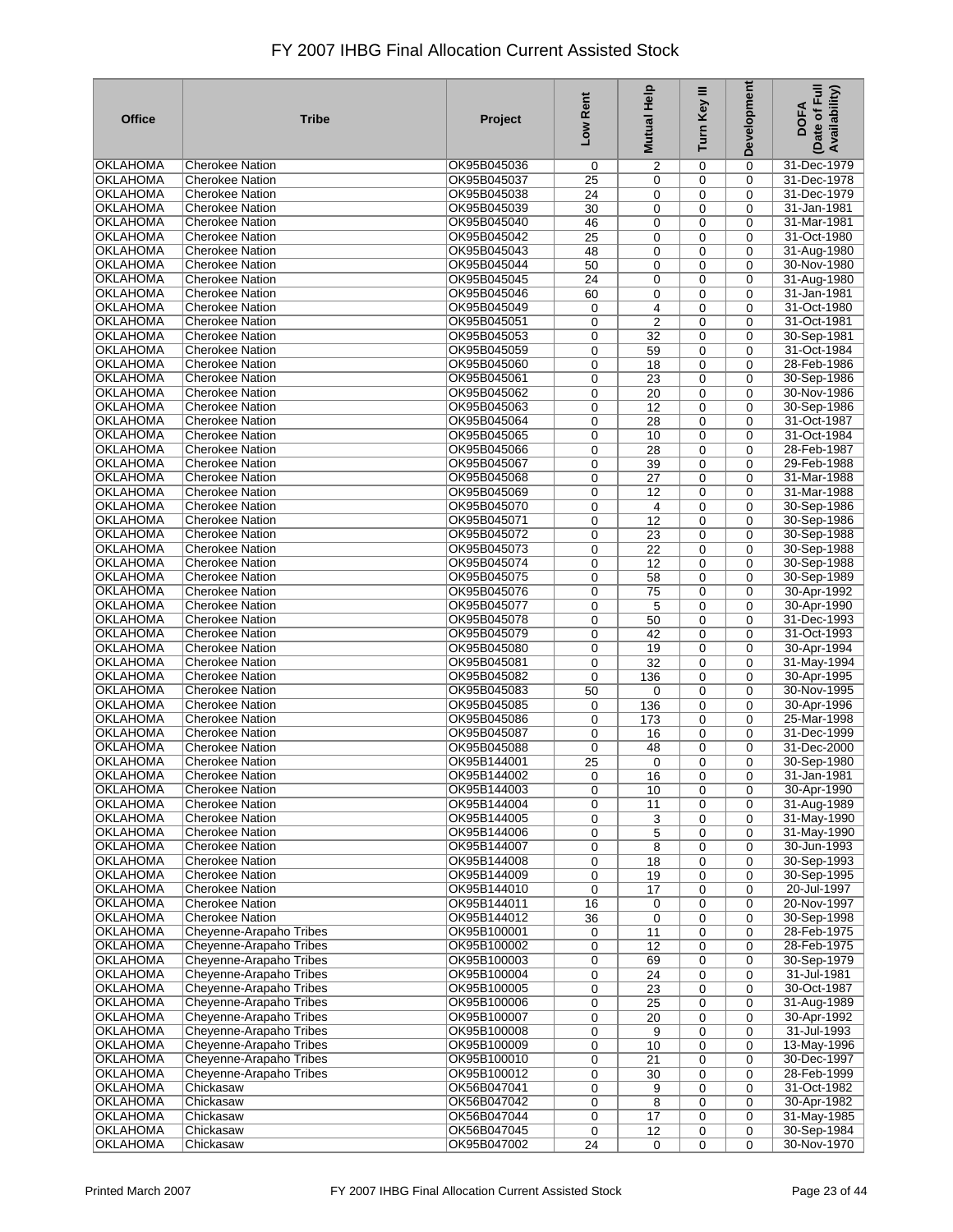# FY 2007 IHBG Final Allocation Current Assisted Stock

| Office | Tribe | Project | Low Rent | Mutual Help | Turn Key III | Development | DOFA (Date of Full Availability) |
|---|---|---|---|---|---|---|---|
| OKLAHOMA | Cherokee Nation | OK95B045036 | 0 | 2 | 0 | 0 | 31-Dec-1979 |
| OKLAHOMA | Cherokee Nation | OK95B045037 | 25 | 0 | 0 | 0 | 31-Dec-1978 |
| OKLAHOMA | Cherokee Nation | OK95B045038 | 24 | 0 | 0 | 0 | 31-Dec-1979 |
| OKLAHOMA | Cherokee Nation | OK95B045039 | 30 | 0 | 0 | 0 | 31-Jan-1981 |
| OKLAHOMA | Cherokee Nation | OK95B045040 | 46 | 0 | 0 | 0 | 31-Mar-1981 |
| OKLAHOMA | Cherokee Nation | OK95B045042 | 25 | 0 | 0 | 0 | 31-Oct-1980 |
| OKLAHOMA | Cherokee Nation | OK95B045043 | 48 | 0 | 0 | 0 | 31-Aug-1980 |
| OKLAHOMA | Cherokee Nation | OK95B045044 | 50 | 0 | 0 | 0 | 30-Nov-1980 |
| OKLAHOMA | Cherokee Nation | OK95B045045 | 24 | 0 | 0 | 0 | 31-Aug-1980 |
| OKLAHOMA | Cherokee Nation | OK95B045046 | 60 | 0 | 0 | 0 | 31-Jan-1981 |
| OKLAHOMA | Cherokee Nation | OK95B045049 | 0 | 4 | 0 | 0 | 31-Oct-1980 |
| OKLAHOMA | Cherokee Nation | OK95B045051 | 0 | 2 | 0 | 0 | 31-Oct-1981 |
| OKLAHOMA | Cherokee Nation | OK95B045053 | 0 | 32 | 0 | 0 | 30-Sep-1981 |
| OKLAHOMA | Cherokee Nation | OK95B045059 | 0 | 59 | 0 | 0 | 31-Oct-1984 |
| OKLAHOMA | Cherokee Nation | OK95B045060 | 0 | 18 | 0 | 0 | 28-Feb-1986 |
| OKLAHOMA | Cherokee Nation | OK95B045061 | 0 | 23 | 0 | 0 | 30-Sep-1986 |
| OKLAHOMA | Cherokee Nation | OK95B045062 | 0 | 20 | 0 | 0 | 30-Nov-1986 |
| OKLAHOMA | Cherokee Nation | OK95B045063 | 0 | 12 | 0 | 0 | 30-Sep-1986 |
| OKLAHOMA | Cherokee Nation | OK95B045064 | 0 | 28 | 0 | 0 | 31-Oct-1987 |
| OKLAHOMA | Cherokee Nation | OK95B045065 | 0 | 10 | 0 | 0 | 31-Oct-1984 |
| OKLAHOMA | Cherokee Nation | OK95B045066 | 0 | 28 | 0 | 0 | 28-Feb-1987 |
| OKLAHOMA | Cherokee Nation | OK95B045067 | 0 | 39 | 0 | 0 | 29-Feb-1988 |
| OKLAHOMA | Cherokee Nation | OK95B045068 | 0 | 27 | 0 | 0 | 31-Mar-1988 |
| OKLAHOMA | Cherokee Nation | OK95B045069 | 0 | 12 | 0 | 0 | 31-Mar-1988 |
| OKLAHOMA | Cherokee Nation | OK95B045070 | 0 | 4 | 0 | 0 | 30-Sep-1986 |
| OKLAHOMA | Cherokee Nation | OK95B045071 | 0 | 12 | 0 | 0 | 30-Sep-1986 |
| OKLAHOMA | Cherokee Nation | OK95B045072 | 0 | 23 | 0 | 0 | 30-Sep-1988 |
| OKLAHOMA | Cherokee Nation | OK95B045073 | 0 | 22 | 0 | 0 | 30-Sep-1988 |
| OKLAHOMA | Cherokee Nation | OK95B045074 | 0 | 12 | 0 | 0 | 30-Sep-1988 |
| OKLAHOMA | Cherokee Nation | OK95B045075 | 0 | 58 | 0 | 0 | 30-Sep-1989 |
| OKLAHOMA | Cherokee Nation | OK95B045076 | 0 | 75 | 0 | 0 | 30-Apr-1992 |
| OKLAHOMA | Cherokee Nation | OK95B045077 | 0 | 5 | 0 | 0 | 30-Apr-1990 |
| OKLAHOMA | Cherokee Nation | OK95B045078 | 0 | 50 | 0 | 0 | 31-Dec-1993 |
| OKLAHOMA | Cherokee Nation | OK95B045079 | 0 | 42 | 0 | 0 | 31-Oct-1993 |
| OKLAHOMA | Cherokee Nation | OK95B045080 | 0 | 19 | 0 | 0 | 30-Apr-1994 |
| OKLAHOMA | Cherokee Nation | OK95B045081 | 0 | 32 | 0 | 0 | 31-May-1994 |
| OKLAHOMA | Cherokee Nation | OK95B045082 | 0 | 136 | 0 | 0 | 30-Apr-1995 |
| OKLAHOMA | Cherokee Nation | OK95B045083 | 50 | 0 | 0 | 0 | 30-Nov-1995 |
| OKLAHOMA | Cherokee Nation | OK95B045085 | 0 | 136 | 0 | 0 | 30-Apr-1996 |
| OKLAHOMA | Cherokee Nation | OK95B045086 | 0 | 173 | 0 | 0 | 25-Mar-1998 |
| OKLAHOMA | Cherokee Nation | OK95B045087 | 0 | 16 | 0 | 0 | 31-Dec-1999 |
| OKLAHOMA | Cherokee Nation | OK95B045088 | 0 | 48 | 0 | 0 | 31-Dec-2000 |
| OKLAHOMA | Cherokee Nation | OK95B144001 | 25 | 0 | 0 | 0 | 30-Sep-1980 |
| OKLAHOMA | Cherokee Nation | OK95B144002 | 0 | 16 | 0 | 0 | 31-Jan-1981 |
| OKLAHOMA | Cherokee Nation | OK95B144003 | 0 | 10 | 0 | 0 | 30-Apr-1990 |
| OKLAHOMA | Cherokee Nation | OK95B144004 | 0 | 11 | 0 | 0 | 31-Aug-1989 |
| OKLAHOMA | Cherokee Nation | OK95B144005 | 0 | 3 | 0 | 0 | 31-May-1990 |
| OKLAHOMA | Cherokee Nation | OK95B144006 | 0 | 5 | 0 | 0 | 31-May-1990 |
| OKLAHOMA | Cherokee Nation | OK95B144007 | 0 | 8 | 0 | 0 | 30-Jun-1993 |
| OKLAHOMA | Cherokee Nation | OK95B144008 | 0 | 18 | 0 | 0 | 30-Sep-1993 |
| OKLAHOMA | Cherokee Nation | OK95B144009 | 0 | 19 | 0 | 0 | 30-Sep-1995 |
| OKLAHOMA | Cherokee Nation | OK95B144010 | 0 | 17 | 0 | 0 | 20-Jul-1997 |
| OKLAHOMA | Cherokee Nation | OK95B144011 | 16 | 0 | 0 | 0 | 20-Nov-1997 |
| OKLAHOMA | Cherokee Nation | OK95B144012 | 36 | 0 | 0 | 0 | 30-Sep-1998 |
| OKLAHOMA | Cheyenne-Arapaho Tribes | OK95B100001 | 0 | 11 | 0 | 0 | 28-Feb-1975 |
| OKLAHOMA | Cheyenne-Arapaho Tribes | OK95B100002 | 0 | 12 | 0 | 0 | 28-Feb-1975 |
| OKLAHOMA | Cheyenne-Arapaho Tribes | OK95B100003 | 0 | 69 | 0 | 0 | 30-Sep-1979 |
| OKLAHOMA | Cheyenne-Arapaho Tribes | OK95B100004 | 0 | 24 | 0 | 0 | 31-Jul-1981 |
| OKLAHOMA | Cheyenne-Arapaho Tribes | OK95B100005 | 0 | 23 | 0 | 0 | 30-Oct-1987 |
| OKLAHOMA | Cheyenne-Arapaho Tribes | OK95B100006 | 0 | 25 | 0 | 0 | 31-Aug-1989 |
| OKLAHOMA | Cheyenne-Arapaho Tribes | OK95B100007 | 0 | 20 | 0 | 0 | 30-Apr-1992 |
| OKLAHOMA | Cheyenne-Arapaho Tribes | OK95B100008 | 0 | 9 | 0 | 0 | 31-Jul-1993 |
| OKLAHOMA | Cheyenne-Arapaho Tribes | OK95B100009 | 0 | 10 | 0 | 0 | 13-May-1996 |
| OKLAHOMA | Cheyenne-Arapaho Tribes | OK95B100010 | 0 | 21 | 0 | 0 | 30-Dec-1997 |
| OKLAHOMA | Cheyenne-Arapaho Tribes | OK95B100012 | 0 | 30 | 0 | 0 | 28-Feb-1999 |
| OKLAHOMA | Chickasaw | OK56B047041 | 0 | 9 | 0 | 0 | 31-Oct-1982 |
| OKLAHOMA | Chickasaw | OK56B047042 | 0 | 8 | 0 | 0 | 30-Apr-1982 |
| OKLAHOMA | Chickasaw | OK56B047044 | 0 | 17 | 0 | 0 | 31-May-1985 |
| OKLAHOMA | Chickasaw | OK56B047045 | 0 | 12 | 0 | 0 | 30-Sep-1984 |
| OKLAHOMA | Chickasaw | OK95B047002 | 24 | 0 | 0 | 0 | 30-Nov-1970 |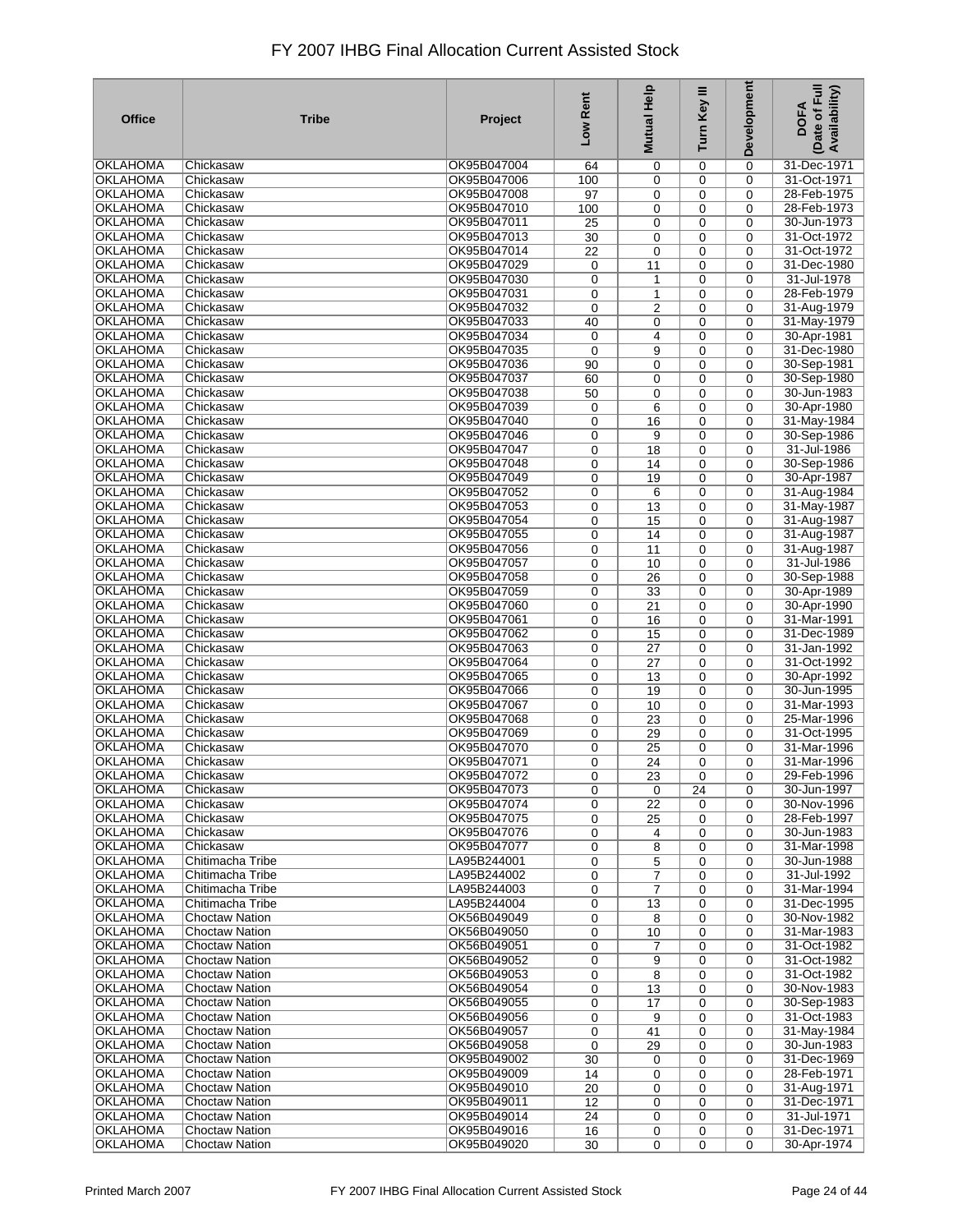# FY 2007 IHBG Final Allocation Current Assisted Stock

| Office | Tribe | Project | Low Rent | Mutual Help | Turn Key III | Development | DOFA (Date of Full Availability) |
|---|---|---|---|---|---|---|---|
| OKLAHOMA | Chickasaw | OK95B047004 | 64 | 0 | 0 | 0 | 31-Dec-1971 |
| OKLAHOMA | Chickasaw | OK95B047006 | 100 | 0 | 0 | 0 | 31-Oct-1971 |
| OKLAHOMA | Chickasaw | OK95B047008 | 97 | 0 | 0 | 0 | 28-Feb-1975 |
| OKLAHOMA | Chickasaw | OK95B047010 | 100 | 0 | 0 | 0 | 28-Feb-1973 |
| OKLAHOMA | Chickasaw | OK95B047011 | 25 | 0 | 0 | 0 | 30-Jun-1973 |
| OKLAHOMA | Chickasaw | OK95B047013 | 30 | 0 | 0 | 0 | 31-Oct-1972 |
| OKLAHOMA | Chickasaw | OK95B047014 | 22 | 0 | 0 | 0 | 31-Oct-1972 |
| OKLAHOMA | Chickasaw | OK95B047029 | 0 | 11 | 0 | 0 | 31-Dec-1980 |
| OKLAHOMA | Chickasaw | OK95B047030 | 0 | 1 | 0 | 0 | 31-Jul-1978 |
| OKLAHOMA | Chickasaw | OK95B047031 | 0 | 1 | 0 | 0 | 28-Feb-1979 |
| OKLAHOMA | Chickasaw | OK95B047032 | 0 | 2 | 0 | 0 | 31-Aug-1979 |
| OKLAHOMA | Chickasaw | OK95B047033 | 40 | 0 | 0 | 0 | 31-May-1979 |
| OKLAHOMA | Chickasaw | OK95B047034 | 0 | 4 | 0 | 0 | 30-Apr-1981 |
| OKLAHOMA | Chickasaw | OK95B047035 | 0 | 9 | 0 | 0 | 31-Dec-1980 |
| OKLAHOMA | Chickasaw | OK95B047036 | 90 | 0 | 0 | 0 | 30-Sep-1981 |
| OKLAHOMA | Chickasaw | OK95B047037 | 60 | 0 | 0 | 0 | 30-Sep-1980 |
| OKLAHOMA | Chickasaw | OK95B047038 | 50 | 0 | 0 | 0 | 30-Jun-1983 |
| OKLAHOMA | Chickasaw | OK95B047039 | 0 | 6 | 0 | 0 | 30-Apr-1980 |
| OKLAHOMA | Chickasaw | OK95B047040 | 0 | 16 | 0 | 0 | 31-May-1984 |
| OKLAHOMA | Chickasaw | OK95B047046 | 0 | 9 | 0 | 0 | 30-Sep-1986 |
| OKLAHOMA | Chickasaw | OK95B047047 | 0 | 18 | 0 | 0 | 31-Jul-1986 |
| OKLAHOMA | Chickasaw | OK95B047048 | 0 | 14 | 0 | 0 | 30-Sep-1986 |
| OKLAHOMA | Chickasaw | OK95B047049 | 0 | 19 | 0 | 0 | 30-Apr-1987 |
| OKLAHOMA | Chickasaw | OK95B047052 | 0 | 6 | 0 | 0 | 31-Aug-1984 |
| OKLAHOMA | Chickasaw | OK95B047053 | 0 | 13 | 0 | 0 | 31-May-1987 |
| OKLAHOMA | Chickasaw | OK95B047054 | 0 | 15 | 0 | 0 | 31-Aug-1987 |
| OKLAHOMA | Chickasaw | OK95B047055 | 0 | 14 | 0 | 0 | 31-Aug-1987 |
| OKLAHOMA | Chickasaw | OK95B047056 | 0 | 11 | 0 | 0 | 31-Aug-1987 |
| OKLAHOMA | Chickasaw | OK95B047057 | 0 | 10 | 0 | 0 | 31-Jul-1986 |
| OKLAHOMA | Chickasaw | OK95B047058 | 0 | 26 | 0 | 0 | 30-Sep-1988 |
| OKLAHOMA | Chickasaw | OK95B047059 | 0 | 33 | 0 | 0 | 30-Apr-1989 |
| OKLAHOMA | Chickasaw | OK95B047060 | 0 | 21 | 0 | 0 | 30-Apr-1990 |
| OKLAHOMA | Chickasaw | OK95B047061 | 0 | 16 | 0 | 0 | 31-Mar-1991 |
| OKLAHOMA | Chickasaw | OK95B047062 | 0 | 15 | 0 | 0 | 31-Dec-1989 |
| OKLAHOMA | Chickasaw | OK95B047063 | 0 | 27 | 0 | 0 | 31-Jan-1992 |
| OKLAHOMA | Chickasaw | OK95B047064 | 0 | 27 | 0 | 0 | 31-Oct-1992 |
| OKLAHOMA | Chickasaw | OK95B047065 | 0 | 13 | 0 | 0 | 30-Apr-1992 |
| OKLAHOMA | Chickasaw | OK95B047066 | 0 | 19 | 0 | 0 | 30-Jun-1995 |
| OKLAHOMA | Chickasaw | OK95B047067 | 0 | 10 | 0 | 0 | 31-Mar-1993 |
| OKLAHOMA | Chickasaw | OK95B047068 | 0 | 23 | 0 | 0 | 25-Mar-1996 |
| OKLAHOMA | Chickasaw | OK95B047069 | 0 | 29 | 0 | 0 | 31-Oct-1995 |
| OKLAHOMA | Chickasaw | OK95B047070 | 0 | 25 | 0 | 0 | 31-Mar-1996 |
| OKLAHOMA | Chickasaw | OK95B047071 | 0 | 24 | 0 | 0 | 31-Mar-1996 |
| OKLAHOMA | Chickasaw | OK95B047072 | 0 | 23 | 0 | 0 | 29-Feb-1996 |
| OKLAHOMA | Chickasaw | OK95B047073 | 0 | 0 | 24 | 0 | 30-Jun-1997 |
| OKLAHOMA | Chickasaw | OK95B047074 | 0 | 22 | 0 | 0 | 30-Nov-1996 |
| OKLAHOMA | Chickasaw | OK95B047075 | 0 | 25 | 0 | 0 | 28-Feb-1997 |
| OKLAHOMA | Chickasaw | OK95B047076 | 0 | 4 | 0 | 0 | 30-Jun-1983 |
| OKLAHOMA | Chickasaw | OK95B047077 | 0 | 8 | 0 | 0 | 31-Mar-1998 |
| OKLAHOMA | Chitimacha Tribe | LA95B244001 | 0 | 5 | 0 | 0 | 30-Jun-1988 |
| OKLAHOMA | Chitimacha Tribe | LA95B244002 | 0 | 7 | 0 | 0 | 31-Jul-1992 |
| OKLAHOMA | Chitimacha Tribe | LA95B244003 | 0 | 7 | 0 | 0 | 31-Mar-1994 |
| OKLAHOMA | Chitimacha Tribe | LA95B244004 | 0 | 13 | 0 | 0 | 31-Dec-1995 |
| OKLAHOMA | Choctaw Nation | OK56B049049 | 0 | 8 | 0 | 0 | 30-Nov-1982 |
| OKLAHOMA | Choctaw Nation | OK56B049050 | 0 | 10 | 0 | 0 | 31-Mar-1983 |
| OKLAHOMA | Choctaw Nation | OK56B049051 | 0 | 7 | 0 | 0 | 31-Oct-1982 |
| OKLAHOMA | Choctaw Nation | OK56B049052 | 0 | 9 | 0 | 0 | 31-Oct-1982 |
| OKLAHOMA | Choctaw Nation | OK56B049053 | 0 | 8 | 0 | 0 | 31-Oct-1982 |
| OKLAHOMA | Choctaw Nation | OK56B049054 | 0 | 13 | 0 | 0 | 30-Nov-1983 |
| OKLAHOMA | Choctaw Nation | OK56B049055 | 0 | 17 | 0 | 0 | 30-Sep-1983 |
| OKLAHOMA | Choctaw Nation | OK56B049056 | 0 | 9 | 0 | 0 | 31-Oct-1983 |
| OKLAHOMA | Choctaw Nation | OK56B049057 | 0 | 41 | 0 | 0 | 31-May-1984 |
| OKLAHOMA | Choctaw Nation | OK56B049058 | 0 | 29 | 0 | 0 | 30-Jun-1983 |
| OKLAHOMA | Choctaw Nation | OK95B049002 | 30 | 0 | 0 | 0 | 31-Dec-1969 |
| OKLAHOMA | Choctaw Nation | OK95B049009 | 14 | 0 | 0 | 0 | 28-Feb-1971 |
| OKLAHOMA | Choctaw Nation | OK95B049010 | 20 | 0 | 0 | 0 | 31-Aug-1971 |
| OKLAHOMA | Choctaw Nation | OK95B049011 | 12 | 0 | 0 | 0 | 31-Dec-1971 |
| OKLAHOMA | Choctaw Nation | OK95B049014 | 24 | 0 | 0 | 0 | 31-Jul-1971 |
| OKLAHOMA | Choctaw Nation | OK95B049016 | 16 | 0 | 0 | 0 | 31-Dec-1971 |
| OKLAHOMA | Choctaw Nation | OK95B049020 | 30 | 0 | 0 | 0 | 30-Apr-1974 |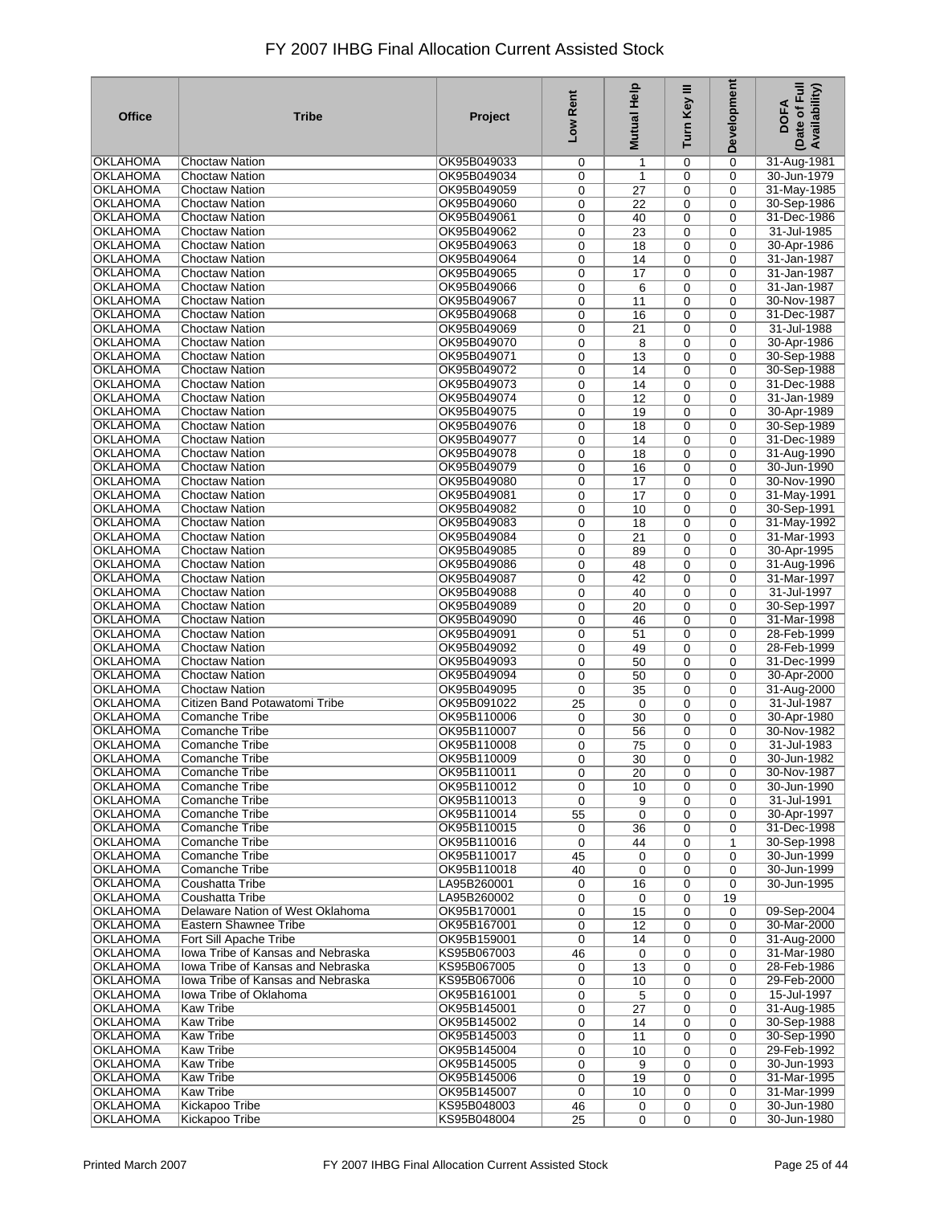# FY 2007 IHBG Final Allocation Current Assisted Stock

| Office | Tribe | Project | Low Rent | Mutual Help | Turn Key III | Development | DOFA (Date of Full Availability) |
|---|---|---|---|---|---|---|---|
| OKLAHOMA | Choctaw Nation | OK95B049033 | 0 | 1 | 0 | 0 | 31-Aug-1981 |
| OKLAHOMA | Choctaw Nation | OK95B049034 | 0 | 1 | 0 | 0 | 30-Jun-1979 |
| OKLAHOMA | Choctaw Nation | OK95B049059 | 0 | 27 | 0 | 0 | 31-May-1985 |
| OKLAHOMA | Choctaw Nation | OK95B049060 | 0 | 22 | 0 | 0 | 30-Sep-1986 |
| OKLAHOMA | Choctaw Nation | OK95B049061 | 0 | 40 | 0 | 0 | 31-Dec-1986 |
| OKLAHOMA | Choctaw Nation | OK95B049062 | 0 | 23 | 0 | 0 | 31-Jul-1985 |
| OKLAHOMA | Choctaw Nation | OK95B049063 | 0 | 18 | 0 | 0 | 30-Apr-1986 |
| OKLAHOMA | Choctaw Nation | OK95B049064 | 0 | 14 | 0 | 0 | 31-Jan-1987 |
| OKLAHOMA | Choctaw Nation | OK95B049065 | 0 | 17 | 0 | 0 | 31-Jan-1987 |
| OKLAHOMA | Choctaw Nation | OK95B049066 | 0 | 6 | 0 | 0 | 31-Jan-1987 |
| OKLAHOMA | Choctaw Nation | OK95B049067 | 0 | 11 | 0 | 0 | 30-Nov-1987 |
| OKLAHOMA | Choctaw Nation | OK95B049068 | 0 | 16 | 0 | 0 | 31-Dec-1987 |
| OKLAHOMA | Choctaw Nation | OK95B049069 | 0 | 21 | 0 | 0 | 31-Jul-1988 |
| OKLAHOMA | Choctaw Nation | OK95B049070 | 0 | 8 | 0 | 0 | 30-Apr-1986 |
| OKLAHOMA | Choctaw Nation | OK95B049071 | 0 | 13 | 0 | 0 | 30-Sep-1988 |
| OKLAHOMA | Choctaw Nation | OK95B049072 | 0 | 14 | 0 | 0 | 30-Sep-1988 |
| OKLAHOMA | Choctaw Nation | OK95B049073 | 0 | 14 | 0 | 0 | 31-Dec-1988 |
| OKLAHOMA | Choctaw Nation | OK95B049074 | 0 | 12 | 0 | 0 | 31-Jan-1989 |
| OKLAHOMA | Choctaw Nation | OK95B049075 | 0 | 19 | 0 | 0 | 30-Apr-1989 |
| OKLAHOMA | Choctaw Nation | OK95B049076 | 0 | 18 | 0 | 0 | 30-Sep-1989 |
| OKLAHOMA | Choctaw Nation | OK95B049077 | 0 | 14 | 0 | 0 | 31-Dec-1989 |
| OKLAHOMA | Choctaw Nation | OK95B049078 | 0 | 18 | 0 | 0 | 31-Aug-1990 |
| OKLAHOMA | Choctaw Nation | OK95B049079 | 0 | 16 | 0 | 0 | 30-Jun-1990 |
| OKLAHOMA | Choctaw Nation | OK95B049080 | 0 | 17 | 0 | 0 | 30-Nov-1990 |
| OKLAHOMA | Choctaw Nation | OK95B049081 | 0 | 17 | 0 | 0 | 31-May-1991 |
| OKLAHOMA | Choctaw Nation | OK95B049082 | 0 | 10 | 0 | 0 | 30-Sep-1991 |
| OKLAHOMA | Choctaw Nation | OK95B049083 | 0 | 18 | 0 | 0 | 31-May-1992 |
| OKLAHOMA | Choctaw Nation | OK95B049084 | 0 | 21 | 0 | 0 | 31-Mar-1993 |
| OKLAHOMA | Choctaw Nation | OK95B049085 | 0 | 89 | 0 | 0 | 30-Apr-1995 |
| OKLAHOMA | Choctaw Nation | OK95B049086 | 0 | 48 | 0 | 0 | 31-Aug-1996 |
| OKLAHOMA | Choctaw Nation | OK95B049087 | 0 | 42 | 0 | 0 | 31-Mar-1997 |
| OKLAHOMA | Choctaw Nation | OK95B049088 | 0 | 40 | 0 | 0 | 31-Jul-1997 |
| OKLAHOMA | Choctaw Nation | OK95B049089 | 0 | 20 | 0 | 0 | 30-Sep-1997 |
| OKLAHOMA | Choctaw Nation | OK95B049090 | 0 | 46 | 0 | 0 | 31-Mar-1998 |
| OKLAHOMA | Choctaw Nation | OK95B049091 | 0 | 51 | 0 | 0 | 28-Feb-1999 |
| OKLAHOMA | Choctaw Nation | OK95B049092 | 0 | 49 | 0 | 0 | 28-Feb-1999 |
| OKLAHOMA | Choctaw Nation | OK95B049093 | 0 | 50 | 0 | 0 | 31-Dec-1999 |
| OKLAHOMA | Choctaw Nation | OK95B049094 | 0 | 50 | 0 | 0 | 30-Apr-2000 |
| OKLAHOMA | Choctaw Nation | OK95B049095 | 0 | 35 | 0 | 0 | 31-Aug-2000 |
| OKLAHOMA | Citizen Band Potawatomi Tribe | OK95B091022 | 25 | 0 | 0 | 0 | 31-Jul-1987 |
| OKLAHOMA | Comanche Tribe | OK95B110006 | 0 | 30 | 0 | 0 | 30-Apr-1980 |
| OKLAHOMA | Comanche Tribe | OK95B110007 | 0 | 56 | 0 | 0 | 30-Nov-1982 |
| OKLAHOMA | Comanche Tribe | OK95B110008 | 0 | 75 | 0 | 0 | 31-Jul-1983 |
| OKLAHOMA | Comanche Tribe | OK95B110009 | 0 | 30 | 0 | 0 | 30-Jun-1982 |
| OKLAHOMA | Comanche Tribe | OK95B110011 | 0 | 20 | 0 | 0 | 30-Nov-1987 |
| OKLAHOMA | Comanche Tribe | OK95B110012 | 0 | 10 | 0 | 0 | 30-Jun-1990 |
| OKLAHOMA | Comanche Tribe | OK95B110013 | 0 | 9 | 0 | 0 | 31-Jul-1991 |
| OKLAHOMA | Comanche Tribe | OK95B110014 | 55 | 0 | 0 | 0 | 30-Apr-1997 |
| OKLAHOMA | Comanche Tribe | OK95B110015 | 0 | 36 | 0 | 0 | 31-Dec-1998 |
| OKLAHOMA | Comanche Tribe | OK95B110016 | 0 | 44 | 0 | 1 | 30-Sep-1998 |
| OKLAHOMA | Comanche Tribe | OK95B110017 | 45 | 0 | 0 | 0 | 30-Jun-1999 |
| OKLAHOMA | Comanche Tribe | OK95B110018 | 40 | 0 | 0 | 0 | 30-Jun-1999 |
| OKLAHOMA | Coushatta Tribe | LA95B260001 | 0 | 16 | 0 | 0 | 30-Jun-1995 |
| OKLAHOMA | Coushatta Tribe | LA95B260002 | 0 | 0 | 0 | 19 | |
| OKLAHOMA | Delaware Nation of West Oklahoma | OK95B170001 | 0 | 15 | 0 | 0 | 09-Sep-2004 |
| OKLAHOMA | Eastern Shawnee Tribe | OK95B167001 | 0 | 12 | 0 | 0 | 30-Mar-2000 |
| OKLAHOMA | Fort Sill Apache Tribe | OK95B159001 | 0 | 14 | 0 | 0 | 31-Aug-2000 |
| OKLAHOMA | Iowa Tribe of Kansas and Nebraska | KS95B067003 | 46 | 0 | 0 | 0 | 31-Mar-1980 |
| OKLAHOMA | Iowa Tribe of Kansas and Nebraska | KS95B067005 | 0 | 13 | 0 | 0 | 28-Feb-1986 |
| OKLAHOMA | Iowa Tribe of Kansas and Nebraska | KS95B067006 | 0 | 10 | 0 | 0 | 29-Feb-2000 |
| OKLAHOMA | Iowa Tribe of Oklahoma | OK95B161001 | 0 | 5 | 0 | 0 | 15-Jul-1997 |
| OKLAHOMA | Kaw Tribe | OK95B145001 | 0 | 27 | 0 | 0 | 31-Aug-1985 |
| OKLAHOMA | Kaw Tribe | OK95B145002 | 0 | 14 | 0 | 0 | 30-Sep-1988 |
| OKLAHOMA | Kaw Tribe | OK95B145003 | 0 | 11 | 0 | 0 | 30-Sep-1990 |
| OKLAHOMA | Kaw Tribe | OK95B145004 | 0 | 10 | 0 | 0 | 29-Feb-1992 |
| OKLAHOMA | Kaw Tribe | OK95B145005 | 0 | 9 | 0 | 0 | 30-Jun-1993 |
| OKLAHOMA | Kaw Tribe | OK95B145006 | 0 | 19 | 0 | 0 | 31-Mar-1995 |
| OKLAHOMA | Kaw Tribe | OK95B145007 | 0 | 10 | 0 | 0 | 31-Mar-1999 |
| OKLAHOMA | Kickapoo Tribe | KS95B048003 | 46 | 0 | 0 | 0 | 30-Jun-1980 |
| OKLAHOMA | Kickapoo Tribe | KS95B048004 | 25 | 0 | 0 | 0 | 30-Jun-1980 |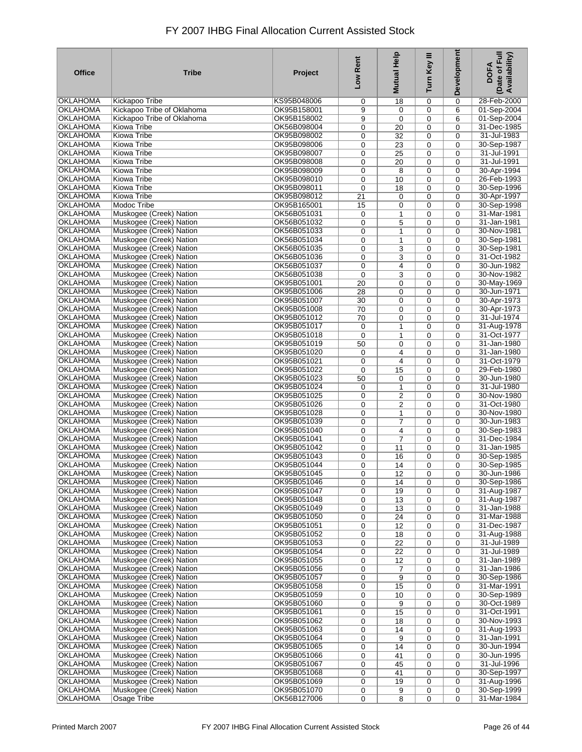# FY 2007 IHBG Final Allocation Current Assisted Stock

| Office | Tribe | Project | Low Rent | Mutual Help | Turn Key III | Development | DOFA (Date of Full Availability) |
|---|---|---|---|---|---|---|---|
| OKLAHOMA | Kickapoo Tribe | KS95B048006 | 0 | 18 | 0 | 0 | 28-Feb-2000 |
| OKLAHOMA | Kickapoo Tribe of Oklahoma | OK95B158001 | 9 | 0 | 0 | 6 | 01-Sep-2004 |
| OKLAHOMA | Kickapoo Tribe of Oklahoma | OK95B158002 | 9 | 0 | 0 | 6 | 01-Sep-2004 |
| OKLAHOMA | Kiowa Tribe | OK56B098004 | 0 | 20 | 0 | 0 | 31-Dec-1985 |
| OKLAHOMA | Kiowa Tribe | OK95B098002 | 0 | 32 | 0 | 0 | 31-Jul-1983 |
| OKLAHOMA | Kiowa Tribe | OK95B098006 | 0 | 23 | 0 | 0 | 30-Sep-1987 |
| OKLAHOMA | Kiowa Tribe | OK95B098007 | 0 | 25 | 0 | 0 | 31-Jul-1991 |
| OKLAHOMA | Kiowa Tribe | OK95B098008 | 0 | 20 | 0 | 0 | 31-Jul-1991 |
| OKLAHOMA | Kiowa Tribe | OK95B098009 | 0 | 8 | 0 | 0 | 30-Apr-1994 |
| OKLAHOMA | Kiowa Tribe | OK95B098010 | 0 | 10 | 0 | 0 | 26-Feb-1993 |
| OKLAHOMA | Kiowa Tribe | OK95B098011 | 0 | 18 | 0 | 0 | 30-Sep-1996 |
| OKLAHOMA | Kiowa Tribe | OK95B098012 | 21 | 0 | 0 | 0 | 30-Apr-1997 |
| OKLAHOMA | Modoc Tribe | OK95B165001 | 15 | 0 | 0 | 0 | 30-Sep-1998 |
| OKLAHOMA | Muskogee (Creek) Nation | OK56B051031 | 0 | 1 | 0 | 0 | 31-Mar-1981 |
| OKLAHOMA | Muskogee (Creek) Nation | OK56B051032 | 0 | 5 | 0 | 0 | 31-Jan-1981 |
| OKLAHOMA | Muskogee (Creek) Nation | OK56B051033 | 0 | 1 | 0 | 0 | 30-Nov-1981 |
| OKLAHOMA | Muskogee (Creek) Nation | OK56B051034 | 0 | 1 | 0 | 0 | 30-Sep-1981 |
| OKLAHOMA | Muskogee (Creek) Nation | OK56B051035 | 0 | 3 | 0 | 0 | 30-Sep-1981 |
| OKLAHOMA | Muskogee (Creek) Nation | OK56B051036 | 0 | 3 | 0 | 0 | 31-Oct-1982 |
| OKLAHOMA | Muskogee (Creek) Nation | OK56B051037 | 0 | 4 | 0 | 0 | 30-Jun-1982 |
| OKLAHOMA | Muskogee (Creek) Nation | OK56B051038 | 0 | 3 | 0 | 0 | 30-Nov-1982 |
| OKLAHOMA | Muskogee (Creek) Nation | OK95B051001 | 20 | 0 | 0 | 0 | 30-May-1969 |
| OKLAHOMA | Muskogee (Creek) Nation | OK95B051006 | 28 | 0 | 0 | 0 | 30-Jun-1971 |
| OKLAHOMA | Muskogee (Creek) Nation | OK95B051007 | 30 | 0 | 0 | 0 | 30-Apr-1973 |
| OKLAHOMA | Muskogee (Creek) Nation | OK95B051008 | 70 | 0 | 0 | 0 | 30-Apr-1973 |
| OKLAHOMA | Muskogee (Creek) Nation | OK95B051012 | 70 | 0 | 0 | 0 | 31-Jul-1974 |
| OKLAHOMA | Muskogee (Creek) Nation | OK95B051017 | 0 | 1 | 0 | 0 | 31-Aug-1978 |
| OKLAHOMA | Muskogee (Creek) Nation | OK95B051018 | 0 | 1 | 0 | 0 | 31-Oct-1977 |
| OKLAHOMA | Muskogee (Creek) Nation | OK95B051019 | 50 | 0 | 0 | 0 | 31-Jan-1980 |
| OKLAHOMA | Muskogee (Creek) Nation | OK95B051020 | 0 | 4 | 0 | 0 | 31-Jan-1980 |
| OKLAHOMA | Muskogee (Creek) Nation | OK95B051021 | 0 | 4 | 0 | 0 | 31-Oct-1979 |
| OKLAHOMA | Muskogee (Creek) Nation | OK95B051022 | 0 | 15 | 0 | 0 | 29-Feb-1980 |
| OKLAHOMA | Muskogee (Creek) Nation | OK95B051023 | 50 | 0 | 0 | 0 | 30-Jun-1980 |
| OKLAHOMA | Muskogee (Creek) Nation | OK95B051024 | 0 | 1 | 0 | 0 | 31-Jul-1980 |
| OKLAHOMA | Muskogee (Creek) Nation | OK95B051025 | 0 | 2 | 0 | 0 | 30-Nov-1980 |
| OKLAHOMA | Muskogee (Creek) Nation | OK95B051026 | 0 | 2 | 0 | 0 | 31-Oct-1980 |
| OKLAHOMA | Muskogee (Creek) Nation | OK95B051028 | 0 | 1 | 0 | 0 | 30-Nov-1980 |
| OKLAHOMA | Muskogee (Creek) Nation | OK95B051039 | 0 | 7 | 0 | 0 | 30-Jun-1983 |
| OKLAHOMA | Muskogee (Creek) Nation | OK95B051040 | 0 | 4 | 0 | 0 | 30-Sep-1983 |
| OKLAHOMA | Muskogee (Creek) Nation | OK95B051041 | 0 | 7 | 0 | 0 | 31-Dec-1984 |
| OKLAHOMA | Muskogee (Creek) Nation | OK95B051042 | 0 | 11 | 0 | 0 | 31-Jan-1985 |
| OKLAHOMA | Muskogee (Creek) Nation | OK95B051043 | 0 | 16 | 0 | 0 | 30-Sep-1985 |
| OKLAHOMA | Muskogee (Creek) Nation | OK95B051044 | 0 | 14 | 0 | 0 | 30-Sep-1985 |
| OKLAHOMA | Muskogee (Creek) Nation | OK95B051045 | 0 | 12 | 0 | 0 | 30-Jun-1986 |
| OKLAHOMA | Muskogee (Creek) Nation | OK95B051046 | 0 | 14 | 0 | 0 | 30-Sep-1986 |
| OKLAHOMA | Muskogee (Creek) Nation | OK95B051047 | 0 | 19 | 0 | 0 | 31-Aug-1987 |
| OKLAHOMA | Muskogee (Creek) Nation | OK95B051048 | 0 | 13 | 0 | 0 | 31-Aug-1987 |
| OKLAHOMA | Muskogee (Creek) Nation | OK95B051049 | 0 | 13 | 0 | 0 | 31-Jan-1988 |
| OKLAHOMA | Muskogee (Creek) Nation | OK95B051050 | 0 | 24 | 0 | 0 | 31-Mar-1988 |
| OKLAHOMA | Muskogee (Creek) Nation | OK95B051051 | 0 | 12 | 0 | 0 | 31-Dec-1987 |
| OKLAHOMA | Muskogee (Creek) Nation | OK95B051052 | 0 | 18 | 0 | 0 | 31-Aug-1988 |
| OKLAHOMA | Muskogee (Creek) Nation | OK95B051053 | 0 | 22 | 0 | 0 | 31-Jul-1989 |
| OKLAHOMA | Muskogee (Creek) Nation | OK95B051054 | 0 | 22 | 0 | 0 | 31-Jul-1989 |
| OKLAHOMA | Muskogee (Creek) Nation | OK95B051055 | 0 | 12 | 0 | 0 | 31-Jan-1989 |
| OKLAHOMA | Muskogee (Creek) Nation | OK95B051056 | 0 | 7 | 0 | 0 | 31-Jan-1986 |
| OKLAHOMA | Muskogee (Creek) Nation | OK95B051057 | 0 | 9 | 0 | 0 | 30-Sep-1986 |
| OKLAHOMA | Muskogee (Creek) Nation | OK95B051058 | 0 | 15 | 0 | 0 | 31-Mar-1991 |
| OKLAHOMA | Muskogee (Creek) Nation | OK95B051059 | 0 | 10 | 0 | 0 | 30-Sep-1989 |
| OKLAHOMA | Muskogee (Creek) Nation | OK95B051060 | 0 | 9 | 0 | 0 | 30-Oct-1989 |
| OKLAHOMA | Muskogee (Creek) Nation | OK95B051061 | 0 | 15 | 0 | 0 | 31-Oct-1991 |
| OKLAHOMA | Muskogee (Creek) Nation | OK95B051062 | 0 | 18 | 0 | 0 | 30-Nov-1993 |
| OKLAHOMA | Muskogee (Creek) Nation | OK95B051063 | 0 | 14 | 0 | 0 | 31-Aug-1993 |
| OKLAHOMA | Muskogee (Creek) Nation | OK95B051064 | 0 | 9 | 0 | 0 | 31-Jan-1991 |
| OKLAHOMA | Muskogee (Creek) Nation | OK95B051065 | 0 | 14 | 0 | 0 | 30-Jun-1994 |
| OKLAHOMA | Muskogee (Creek) Nation | OK95B051066 | 0 | 41 | 0 | 0 | 30-Jun-1995 |
| OKLAHOMA | Muskogee (Creek) Nation | OK95B051067 | 0 | 45 | 0 | 0 | 31-Jul-1996 |
| OKLAHOMA | Muskogee (Creek) Nation | OK95B051068 | 0 | 41 | 0 | 0 | 30-Sep-1997 |
| OKLAHOMA | Muskogee (Creek) Nation | OK95B051069 | 0 | 19 | 0 | 0 | 31-Aug-1996 |
| OKLAHOMA | Muskogee (Creek) Nation | OK95B051070 | 0 | 9 | 0 | 0 | 30-Sep-1999 |
| OKLAHOMA | Osage Tribe | OK56B127006 | 0 | 8 | 0 | 0 | 31-Mar-1984 |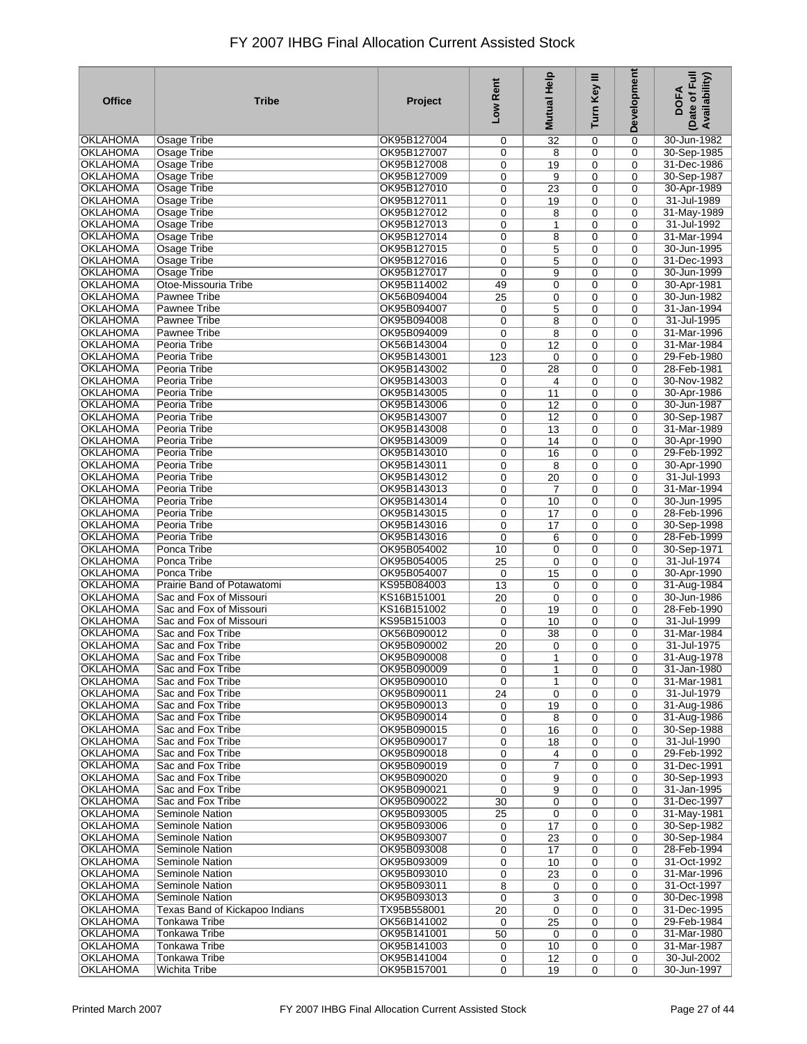# FY 2007 IHBG Final Allocation Current Assisted Stock

| Office | Tribe | Project | Low Rent | Mutual Help | Turn Key III | Development | DOFA (Date of Full Availability) |
|---|---|---|---|---|---|---|---|
| OKLAHOMA | Osage Tribe | OK95B127004 | 0 | 32 | 0 | 0 | 30-Jun-1982 |
| OKLAHOMA | Osage Tribe | OK95B127007 | 0 | 8 | 0 | 0 | 30-Sep-1985 |
| OKLAHOMA | Osage Tribe | OK95B127008 | 0 | 19 | 0 | 0 | 31-Dec-1986 |
| OKLAHOMA | Osage Tribe | OK95B127009 | 0 | 9 | 0 | 0 | 30-Sep-1987 |
| OKLAHOMA | Osage Tribe | OK95B127010 | 0 | 23 | 0 | 0 | 30-Apr-1989 |
| OKLAHOMA | Osage Tribe | OK95B127011 | 0 | 19 | 0 | 0 | 31-Jul-1989 |
| OKLAHOMA | Osage Tribe | OK95B127012 | 0 | 8 | 0 | 0 | 31-May-1989 |
| OKLAHOMA | Osage Tribe | OK95B127013 | 0 | 1 | 0 | 0 | 31-Jul-1992 |
| OKLAHOMA | Osage Tribe | OK95B127014 | 0 | 8 | 0 | 0 | 31-Mar-1994 |
| OKLAHOMA | Osage Tribe | OK95B127015 | 0 | 5 | 0 | 0 | 30-Jun-1995 |
| OKLAHOMA | Osage Tribe | OK95B127016 | 0 | 5 | 0 | 0 | 31-Dec-1993 |
| OKLAHOMA | Osage Tribe | OK95B127017 | 0 | 9 | 0 | 0 | 30-Jun-1999 |
| OKLAHOMA | Otoe-Missouria Tribe | OK95B114002 | 49 | 0 | 0 | 0 | 30-Apr-1981 |
| OKLAHOMA | Pawnee Tribe | OK56B094004 | 25 | 0 | 0 | 0 | 30-Jun-1982 |
| OKLAHOMA | Pawnee Tribe | OK95B094007 | 0 | 5 | 0 | 0 | 31-Jan-1994 |
| OKLAHOMA | Pawnee Tribe | OK95B094008 | 0 | 8 | 0 | 0 | 31-Jul-1995 |
| OKLAHOMA | Pawnee Tribe | OK95B094009 | 0 | 8 | 0 | 0 | 31-Mar-1996 |
| OKLAHOMA | Peoria Tribe | OK56B143004 | 0 | 12 | 0 | 0 | 31-Mar-1984 |
| OKLAHOMA | Peoria Tribe | OK95B143001 | 123 | 0 | 0 | 0 | 29-Feb-1980 |
| OKLAHOMA | Peoria Tribe | OK95B143002 | 0 | 28 | 0 | 0 | 28-Feb-1981 |
| OKLAHOMA | Peoria Tribe | OK95B143003 | 0 | 4 | 0 | 0 | 30-Nov-1982 |
| OKLAHOMA | Peoria Tribe | OK95B143005 | 0 | 11 | 0 | 0 | 30-Apr-1986 |
| OKLAHOMA | Peoria Tribe | OK95B143006 | 0 | 12 | 0 | 0 | 30-Jun-1987 |
| OKLAHOMA | Peoria Tribe | OK95B143007 | 0 | 12 | 0 | 0 | 30-Sep-1987 |
| OKLAHOMA | Peoria Tribe | OK95B143008 | 0 | 13 | 0 | 0 | 31-Mar-1989 |
| OKLAHOMA | Peoria Tribe | OK95B143009 | 0 | 14 | 0 | 0 | 30-Apr-1990 |
| OKLAHOMA | Peoria Tribe | OK95B143010 | 0 | 16 | 0 | 0 | 29-Feb-1992 |
| OKLAHOMA | Peoria Tribe | OK95B143011 | 0 | 8 | 0 | 0 | 30-Apr-1990 |
| OKLAHOMA | Peoria Tribe | OK95B143012 | 0 | 20 | 0 | 0 | 31-Jul-1993 |
| OKLAHOMA | Peoria Tribe | OK95B143013 | 0 | 7 | 0 | 0 | 31-Mar-1994 |
| OKLAHOMA | Peoria Tribe | OK95B143014 | 0 | 10 | 0 | 0 | 30-Jun-1995 |
| OKLAHOMA | Peoria Tribe | OK95B143015 | 0 | 17 | 0 | 0 | 28-Feb-1996 |
| OKLAHOMA | Peoria Tribe | OK95B143016 | 0 | 17 | 0 | 0 | 30-Sep-1998 |
| OKLAHOMA | Peoria Tribe | OK95B143016 | 0 | 6 | 0 | 0 | 28-Feb-1999 |
| OKLAHOMA | Ponca Tribe | OK95B054002 | 10 | 0 | 0 | 0 | 30-Sep-1971 |
| OKLAHOMA | Ponca Tribe | OK95B054005 | 25 | 0 | 0 | 0 | 31-Jul-1974 |
| OKLAHOMA | Ponca Tribe | OK95B054007 | 0 | 15 | 0 | 0 | 30-Apr-1990 |
| OKLAHOMA | Prairie Band of Potawatomi | KS95B084003 | 13 | 0 | 0 | 0 | 31-Aug-1984 |
| OKLAHOMA | Sac and Fox of Missouri | KS16B151001 | 20 | 0 | 0 | 0 | 30-Jun-1986 |
| OKLAHOMA | Sac and Fox of Missouri | KS16B151002 | 0 | 19 | 0 | 0 | 28-Feb-1990 |
| OKLAHOMA | Sac and Fox of Missouri | KS95B151003 | 0 | 10 | 0 | 0 | 31-Jul-1999 |
| OKLAHOMA | Sac and Fox Tribe | OK56B090012 | 0 | 38 | 0 | 0 | 31-Mar-1984 |
| OKLAHOMA | Sac and Fox Tribe | OK95B090002 | 20 | 0 | 0 | 0 | 31-Jul-1975 |
| OKLAHOMA | Sac and Fox Tribe | OK95B090008 | 0 | 1 | 0 | 0 | 31-Aug-1978 |
| OKLAHOMA | Sac and Fox Tribe | OK95B090009 | 0 | 1 | 0 | 0 | 31-Jan-1980 |
| OKLAHOMA | Sac and Fox Tribe | OK95B090010 | 0 | 1 | 0 | 0 | 31-Mar-1981 |
| OKLAHOMA | Sac and Fox Tribe | OK95B090011 | 24 | 0 | 0 | 0 | 31-Jul-1979 |
| OKLAHOMA | Sac and Fox Tribe | OK95B090013 | 0 | 19 | 0 | 0 | 31-Aug-1986 |
| OKLAHOMA | Sac and Fox Tribe | OK95B090014 | 0 | 8 | 0 | 0 | 31-Aug-1986 |
| OKLAHOMA | Sac and Fox Tribe | OK95B090015 | 0 | 16 | 0 | 0 | 30-Sep-1988 |
| OKLAHOMA | Sac and Fox Tribe | OK95B090017 | 0 | 18 | 0 | 0 | 31-Jul-1990 |
| OKLAHOMA | Sac and Fox Tribe | OK95B090018 | 0 | 4 | 0 | 0 | 29-Feb-1992 |
| OKLAHOMA | Sac and Fox Tribe | OK95B090019 | 0 | 7 | 0 | 0 | 31-Dec-1991 |
| OKLAHOMA | Sac and Fox Tribe | OK95B090020 | 0 | 9 | 0 | 0 | 30-Sep-1993 |
| OKLAHOMA | Sac and Fox Tribe | OK95B090021 | 0 | 9 | 0 | 0 | 31-Jan-1995 |
| OKLAHOMA | Sac and Fox Tribe | OK95B090022 | 30 | 0 | 0 | 0 | 31-Dec-1997 |
| OKLAHOMA | Seminole Nation | OK95B093005 | 25 | 0 | 0 | 0 | 31-May-1981 |
| OKLAHOMA | Seminole Nation | OK95B093006 | 0 | 17 | 0 | 0 | 30-Sep-1982 |
| OKLAHOMA | Seminole Nation | OK95B093007 | 0 | 23 | 0 | 0 | 30-Sep-1984 |
| OKLAHOMA | Seminole Nation | OK95B093008 | 0 | 17 | 0 | 0 | 28-Feb-1994 |
| OKLAHOMA | Seminole Nation | OK95B093009 | 0 | 10 | 0 | 0 | 31-Oct-1992 |
| OKLAHOMA | Seminole Nation | OK95B093010 | 0 | 23 | 0 | 0 | 31-Mar-1996 |
| OKLAHOMA | Seminole Nation | OK95B093011 | 8 | 0 | 0 | 0 | 31-Oct-1997 |
| OKLAHOMA | Seminole Nation | OK95B093013 | 0 | 3 | 0 | 0 | 30-Dec-1998 |
| OKLAHOMA | Texas Band of Kickapoo Indians | TX95B558001 | 20 | 0 | 0 | 0 | 31-Dec-1995 |
| OKLAHOMA | Tonkawa Tribe | OK56B141002 | 0 | 25 | 0 | 0 | 29-Feb-1984 |
| OKLAHOMA | Tonkawa Tribe | OK95B141001 | 50 | 0 | 0 | 0 | 31-Mar-1980 |
| OKLAHOMA | Tonkawa Tribe | OK95B141003 | 0 | 10 | 0 | 0 | 31-Mar-1987 |
| OKLAHOMA | Tonkawa Tribe | OK95B141004 | 0 | 12 | 0 | 0 | 30-Jul-2002 |
| OKLAHOMA | Wichita Tribe | OK95B157001 | 0 | 19 | 0 | 0 | 30-Jun-1997 |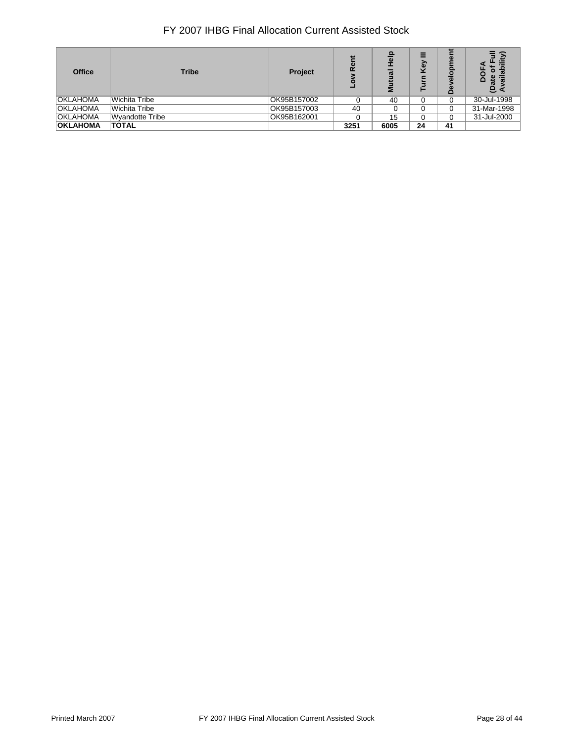# FY 2007 IHBG Final Allocation Current Assisted Stock

| Office | Tribe | Project | Low Rent | Mutual Help | Turn Key III | Development | DOFA (Date of Full Availability) |
|---|---|---|---|---|---|---|---|
| OKLAHOMA | Wichita Tribe | OK95B157002 | 0 | 40 | 0 | 0 | 30-Jul-1998 |
| OKLAHOMA | Wichita Tribe | OK95B157003 | 40 | 0 | 0 | 0 | 31-Mar-1998 |
| OKLAHOMA | Wyandotte Tribe | OK95B162001 | 0 | 15 | 0 | 0 | 31-Jul-2000 |
| **OKLAHOMA** | **TOTAL** | | **3251** | **6005** | **24** | **41** | |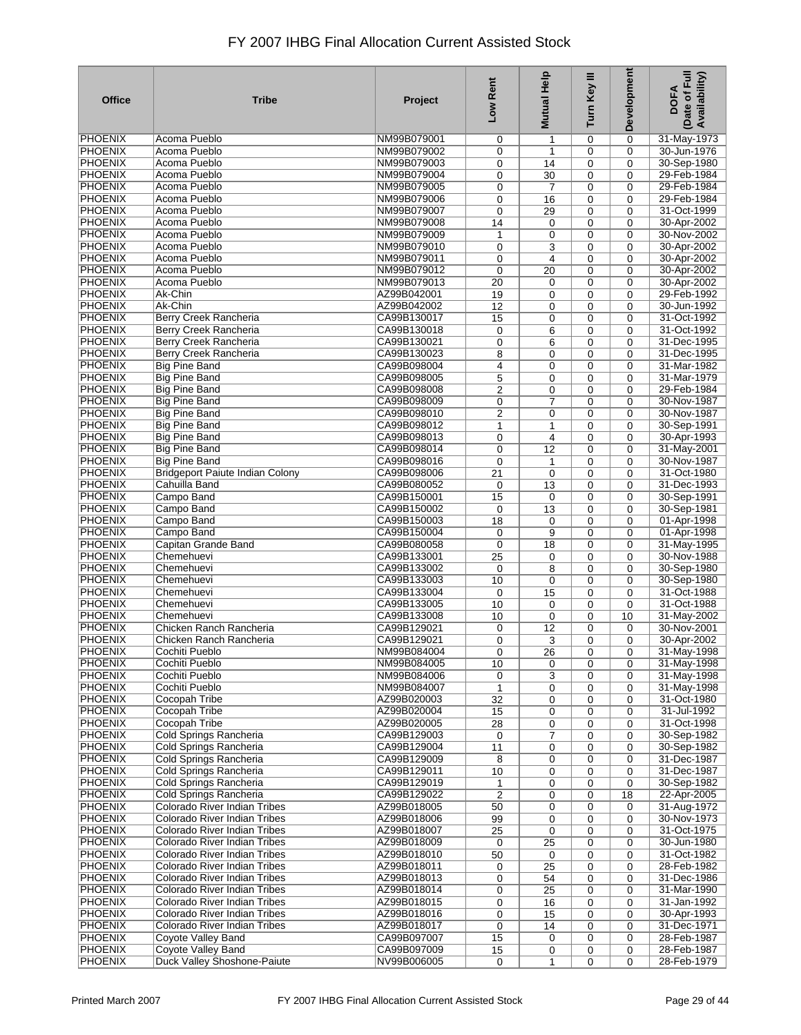# FY 2007 IHBG Final Allocation Current Assisted Stock

| Office | Tribe | Project | Low Rent | Mutual Help | Turn Key III | Development | DOFA (Date of Full Availability) |
|---|---|---|---|---|---|---|---|
| PHOENIX | Acoma Pueblo | NM99B079001 | 0 | 1 | 0 | 0 | 31-May-1973 |
| PHOENIX | Acoma Pueblo | NM99B079002 | 0 | 1 | 0 | 0 | 30-Jun-1976 |
| PHOENIX | Acoma Pueblo | NM99B079003 | 0 | 14 | 0 | 0 | 30-Sep-1980 |
| PHOENIX | Acoma Pueblo | NM99B079004 | 0 | 30 | 0 | 0 | 29-Feb-1984 |
| PHOENIX | Acoma Pueblo | NM99B079005 | 0 | 7 | 0 | 0 | 29-Feb-1984 |
| PHOENIX | Acoma Pueblo | NM99B079006 | 0 | 16 | 0 | 0 | 29-Feb-1984 |
| PHOENIX | Acoma Pueblo | NM99B079007 | 0 | 29 | 0 | 0 | 31-Oct-1999 |
| PHOENIX | Acoma Pueblo | NM99B079008 | 14 | 0 | 0 | 0 | 30-Apr-2002 |
| PHOENIX | Acoma Pueblo | NM99B079009 | 1 | 0 | 0 | 0 | 30-Nov-2002 |
| PHOENIX | Acoma Pueblo | NM99B079010 | 0 | 3 | 0 | 0 | 30-Apr-2002 |
| PHOENIX | Acoma Pueblo | NM99B079011 | 0 | 4 | 0 | 0 | 30-Apr-2002 |
| PHOENIX | Acoma Pueblo | NM99B079012 | 0 | 20 | 0 | 0 | 30-Apr-2002 |
| PHOENIX | Acoma Pueblo | NM99B079013 | 20 | 0 | 0 | 0 | 30-Apr-2002 |
| PHOENIX | Ak-Chin | AZ99B042001 | 19 | 0 | 0 | 0 | 29-Feb-1992 |
| PHOENIX | Ak-Chin | AZ99B042002 | 12 | 0 | 0 | 0 | 30-Jun-1992 |
| PHOENIX | Berry Creek Rancheria | CA99B130017 | 15 | 0 | 0 | 0 | 31-Oct-1992 |
| PHOENIX | Berry Creek Rancheria | CA99B130018 | 0 | 6 | 0 | 0 | 31-Oct-1992 |
| PHOENIX | Berry Creek Rancheria | CA99B130021 | 0 | 6 | 0 | 0 | 31-Dec-1995 |
| PHOENIX | Berry Creek Rancheria | CA99B130023 | 8 | 0 | 0 | 0 | 31-Dec-1995 |
| PHOENIX | Big Pine Band | CA99B098004 | 4 | 0 | 0 | 0 | 31-Mar-1982 |
| PHOENIX | Big Pine Band | CA99B098005 | 5 | 0 | 0 | 0 | 31-Mar-1979 |
| PHOENIX | Big Pine Band | CA99B098008 | 2 | 0 | 0 | 0 | 29-Feb-1984 |
| PHOENIX | Big Pine Band | CA99B098009 | 0 | 7 | 0 | 0 | 30-Nov-1987 |
| PHOENIX | Big Pine Band | CA99B098010 | 2 | 0 | 0 | 0 | 30-Nov-1987 |
| PHOENIX | Big Pine Band | CA99B098012 | 1 | 1 | 0 | 0 | 30-Sep-1991 |
| PHOENIX | Big Pine Band | CA99B098013 | 0 | 4 | 0 | 0 | 30-Apr-1993 |
| PHOENIX | Big Pine Band | CA99B098014 | 0 | 12 | 0 | 0 | 31-May-2001 |
| PHOENIX | Big Pine Band | CA99B098016 | 0 | 1 | 0 | 0 | 30-Nov-1987 |
| PHOENIX | Bridgeport Paiute Indian Colony | CA99B098006 | 21 | 0 | 0 | 0 | 31-Oct-1980 |
| PHOENIX | Cahuilla Band | CA99B080052 | 0 | 13 | 0 | 0 | 31-Dec-1993 |
| PHOENIX | Campo Band | CA99B150001 | 15 | 0 | 0 | 0 | 30-Sep-1991 |
| PHOENIX | Campo Band | CA99B150002 | 0 | 13 | 0 | 0 | 30-Sep-1981 |
| PHOENIX | Campo Band | CA99B150003 | 18 | 0 | 0 | 0 | 01-Apr-1998 |
| PHOENIX | Campo Band | CA99B150004 | 0 | 9 | 0 | 0 | 01-Apr-1998 |
| PHOENIX | Capitan Grande Band | CA99B080058 | 0 | 18 | 0 | 0 | 31-May-1995 |
| PHOENIX | Chemehuevi | CA99B133001 | 25 | 0 | 0 | 0 | 30-Nov-1988 |
| PHOENIX | Chemehuevi | CA99B133002 | 0 | 8 | 0 | 0 | 30-Sep-1980 |
| PHOENIX | Chemehuevi | CA99B133003 | 10 | 0 | 0 | 0 | 30-Sep-1980 |
| PHOENIX | Chemehuevi | CA99B133004 | 0 | 15 | 0 | 0 | 31-Oct-1988 |
| PHOENIX | Chemehuevi | CA99B133005 | 10 | 0 | 0 | 0 | 31-Oct-1988 |
| PHOENIX | Chemehuevi | CA99B133008 | 10 | 0 | 0 | 10 | 31-May-2002 |
| PHOENIX | Chicken Ranch Rancheria | CA99B129021 | 0 | 12 | 0 | 0 | 30-Nov-2001 |
| PHOENIX | Chicken Ranch Rancheria | CA99B129021 | 0 | 3 | 0 | 0 | 30-Apr-2002 |
| PHOENIX | Cochiti Pueblo | NM99B084004 | 0 | 26 | 0 | 0 | 31-May-1998 |
| PHOENIX | Cochiti Pueblo | NM99B084005 | 10 | 0 | 0 | 0 | 31-May-1998 |
| PHOENIX | Cochiti Pueblo | NM99B084006 | 0 | 3 | 0 | 0 | 31-May-1998 |
| PHOENIX | Cochiti Pueblo | NM99B084007 | 1 | 0 | 0 | 0 | 31-May-1998 |
| PHOENIX | Cocopah Tribe | AZ99B020003 | 32 | 0 | 0 | 0 | 31-Oct-1980 |
| PHOENIX | Cocopah Tribe | AZ99B020004 | 15 | 0 | 0 | 0 | 31-Jul-1992 |
| PHOENIX | Cocopah Tribe | AZ99B020005 | 28 | 0 | 0 | 0 | 31-Oct-1998 |
| PHOENIX | Cold Springs Rancheria | CA99B129003 | 0 | 7 | 0 | 0 | 30-Sep-1982 |
| PHOENIX | Cold Springs Rancheria | CA99B129004 | 11 | 0 | 0 | 0 | 30-Sep-1982 |
| PHOENIX | Cold Springs Rancheria | CA99B129009 | 8 | 0 | 0 | 0 | 31-Dec-1987 |
| PHOENIX | Cold Springs Rancheria | CA99B129011 | 10 | 0 | 0 | 0 | 31-Dec-1987 |
| PHOENIX | Cold Springs Rancheria | CA99B129019 | 1 | 0 | 0 | 0 | 30-Sep-1982 |
| PHOENIX | Cold Springs Rancheria | CA99B129022 | 2 | 0 | 0 | 18 | 22-Apr-2005 |
| PHOENIX | Colorado River Indian Tribes | AZ99B018005 | 50 | 0 | 0 | 0 | 31-Aug-1972 |
| PHOENIX | Colorado River Indian Tribes | AZ99B018006 | 99 | 0 | 0 | 0 | 30-Nov-1973 |
| PHOENIX | Colorado River Indian Tribes | AZ99B018007 | 25 | 0 | 0 | 0 | 31-Oct-1975 |
| PHOENIX | Colorado River Indian Tribes | AZ99B018009 | 0 | 25 | 0 | 0 | 30-Jun-1980 |
| PHOENIX | Colorado River Indian Tribes | AZ99B018010 | 50 | 0 | 0 | 0 | 31-Oct-1982 |
| PHOENIX | Colorado River Indian Tribes | AZ99B018011 | 0 | 25 | 0 | 0 | 28-Feb-1982 |
| PHOENIX | Colorado River Indian Tribes | AZ99B018013 | 0 | 54 | 0 | 0 | 31-Dec-1986 |
| PHOENIX | Colorado River Indian Tribes | AZ99B018014 | 0 | 25 | 0 | 0 | 31-Mar-1990 |
| PHOENIX | Colorado River Indian Tribes | AZ99B018015 | 0 | 16 | 0 | 0 | 31-Jan-1992 |
| PHOENIX | Colorado River Indian Tribes | AZ99B018016 | 0 | 15 | 0 | 0 | 30-Apr-1993 |
| PHOENIX | Colorado River Indian Tribes | AZ99B018017 | 0 | 14 | 0 | 0 | 31-Dec-1971 |
| PHOENIX | Coyote Valley Band | CA99B097007 | 15 | 0 | 0 | 0 | 28-Feb-1987 |
| PHOENIX | Coyote Valley Band | CA99B097009 | 15 | 0 | 0 | 0 | 28-Feb-1987 |
| PHOENIX | Duck Valley Shoshone-Paiute | NV99B006005 | 0 | 1 | 0 | 0 | 28-Feb-1979 |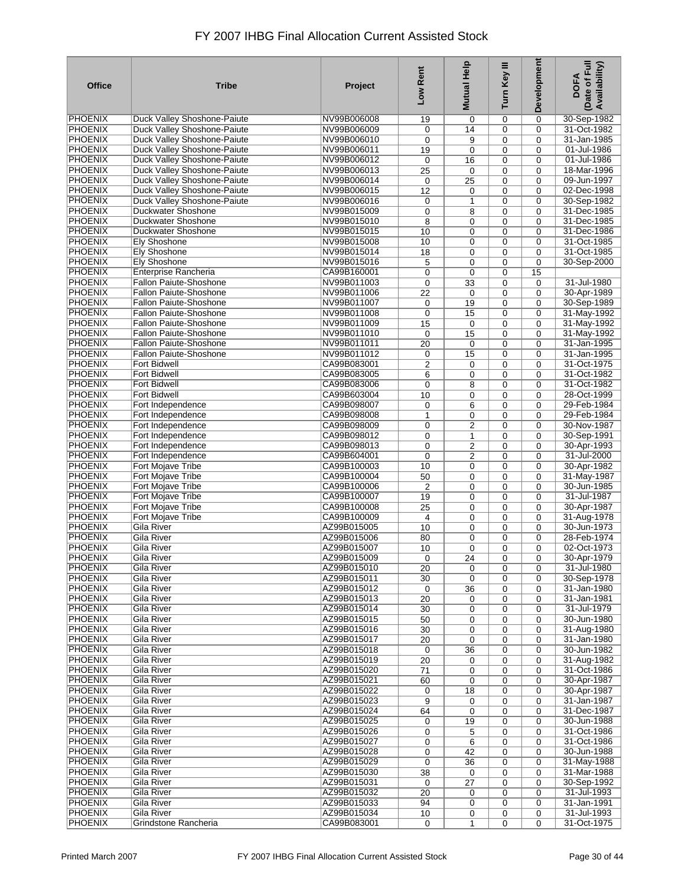# FY 2007 IHBG Final Allocation Current Assisted Stock

| Office | Tribe | Project | Low Rent | Mutual Help | Turn Key III | Development | DOFA (Date of Full Availability) |
|---|---|---|---|---|---|---|---|
| PHOENIX | Duck Valley Shoshone-Paiute | NV99B006008 | 19 | 0 | 0 | 0 | 30-Sep-1982 |
| PHOENIX | Duck Valley Shoshone-Paiute | NV99B006009 | 0 | 14 | 0 | 0 | 31-Oct-1982 |
| PHOENIX | Duck Valley Shoshone-Paiute | NV99B006010 | 0 | 9 | 0 | 0 | 31-Jan-1985 |
| PHOENIX | Duck Valley Shoshone-Paiute | NV99B006011 | 19 | 0 | 0 | 0 | 01-Jul-1986 |
| PHOENIX | Duck Valley Shoshone-Paiute | NV99B006012 | 0 | 16 | 0 | 0 | 01-Jul-1986 |
| PHOENIX | Duck Valley Shoshone-Paiute | NV99B006013 | 25 | 0 | 0 | 0 | 18-Mar-1996 |
| PHOENIX | Duck Valley Shoshone-Paiute | NV99B006014 | 0 | 25 | 0 | 0 | 09-Jun-1997 |
| PHOENIX | Duck Valley Shoshone-Paiute | NV99B006015 | 12 | 0 | 0 | 0 | 02-Dec-1998 |
| PHOENIX | Duck Valley Shoshone-Paiute | NV99B006016 | 0 | 1 | 0 | 0 | 30-Sep-1982 |
| PHOENIX | Duckwater Shoshone | NV99B015009 | 0 | 8 | 0 | 0 | 31-Dec-1985 |
| PHOENIX | Duckwater Shoshone | NV99B015010 | 8 | 0 | 0 | 0 | 31-Dec-1985 |
| PHOENIX | Duckwater Shoshone | NV99B015015 | 10 | 0 | 0 | 0 | 31-Dec-1986 |
| PHOENIX | Ely Shoshone | NV99B015008 | 10 | 0 | 0 | 0 | 31-Oct-1985 |
| PHOENIX | Ely Shoshone | NV99B015014 | 18 | 0 | 0 | 0 | 31-Oct-1985 |
| PHOENIX | Ely Shoshone | NV99B015016 | 5 | 0 | 0 | 0 | 30-Sep-2000 |
| PHOENIX | Enterprise Rancheria | CA99B160001 | 0 | 0 | 0 | 15 | |
| PHOENIX | Fallon Paiute-Shoshone | NV99B011003 | 0 | 33 | 0 | 0 | 31-Jul-1980 |
| PHOENIX | Fallon Paiute-Shoshone | NV99B011006 | 22 | 0 | 0 | 0 | 30-Apr-1989 |
| PHOENIX | Fallon Paiute-Shoshone | NV99B011007 | 0 | 19 | 0 | 0 | 30-Sep-1989 |
| PHOENIX | Fallon Paiute-Shoshone | NV99B011008 | 0 | 15 | 0 | 0 | 31-May-1992 |
| PHOENIX | Fallon Paiute-Shoshone | NV99B011009 | 15 | 0 | 0 | 0 | 31-May-1992 |
| PHOENIX | Fallon Paiute-Shoshone | NV99B011010 | 0 | 15 | 0 | 0 | 31-May-1992 |
| PHOENIX | Fallon Paiute-Shoshone | NV99B011011 | 20 | 0 | 0 | 0 | 31-Jan-1995 |
| PHOENIX | Fallon Paiute-Shoshone | NV99B011012 | 0 | 15 | 0 | 0 | 31-Jan-1995 |
| PHOENIX | Fort Bidwell | CA99B083001 | 2 | 0 | 0 | 0 | 31-Oct-1975 |
| PHOENIX | Fort Bidwell | CA99B083005 | 6 | 0 | 0 | 0 | 31-Oct-1982 |
| PHOENIX | Fort Bidwell | CA99B083006 | 0 | 8 | 0 | 0 | 31-Oct-1982 |
| PHOENIX | Fort Bidwell | CA99B603004 | 10 | 0 | 0 | 0 | 28-Oct-1999 |
| PHOENIX | Fort Independence | CA99B098007 | 0 | 6 | 0 | 0 | 29-Feb-1984 |
| PHOENIX | Fort Independence | CA99B098008 | 1 | 0 | 0 | 0 | 29-Feb-1984 |
| PHOENIX | Fort Independence | CA99B098009 | 0 | 2 | 0 | 0 | 30-Nov-1987 |
| PHOENIX | Fort Independence | CA99B098012 | 0 | 1 | 0 | 0 | 30-Sep-1991 |
| PHOENIX | Fort Independence | CA99B098013 | 0 | 2 | 0 | 0 | 30-Apr-1993 |
| PHOENIX | Fort Independence | CA99B604001 | 0 | 2 | 0 | 0 | 31-Jul-2000 |
| PHOENIX | Fort Mojave Tribe | CA99B100003 | 10 | 0 | 0 | 0 | 30-Apr-1982 |
| PHOENIX | Fort Mojave Tribe | CA99B100004 | 50 | 0 | 0 | 0 | 31-May-1987 |
| PHOENIX | Fort Mojave Tribe | CA99B100006 | 2 | 0 | 0 | 0 | 30-Jun-1985 |
| PHOENIX | Fort Mojave Tribe | CA99B100007 | 19 | 0 | 0 | 0 | 31-Jul-1987 |
| PHOENIX | Fort Mojave Tribe | CA99B100008 | 25 | 0 | 0 | 0 | 30-Apr-1987 |
| PHOENIX | Fort Mojave Tribe | CA99B100009 | 4 | 0 | 0 | 0 | 31-Aug-1978 |
| PHOENIX | Gila River | AZ99B015005 | 10 | 0 | 0 | 0 | 30-Jun-1973 |
| PHOENIX | Gila River | AZ99B015006 | 80 | 0 | 0 | 0 | 28-Feb-1974 |
| PHOENIX | Gila River | AZ99B015007 | 10 | 0 | 0 | 0 | 02-Oct-1973 |
| PHOENIX | Gila River | AZ99B015009 | 0 | 24 | 0 | 0 | 30-Apr-1979 |
| PHOENIX | Gila River | AZ99B015010 | 20 | 0 | 0 | 0 | 31-Jul-1980 |
| PHOENIX | Gila River | AZ99B015011 | 30 | 0 | 0 | 0 | 30-Sep-1978 |
| PHOENIX | Gila River | AZ99B015012 | 0 | 36 | 0 | 0 | 31-Jan-1980 |
| PHOENIX | Gila River | AZ99B015013 | 20 | 0 | 0 | 0 | 31-Jan-1981 |
| PHOENIX | Gila River | AZ99B015014 | 30 | 0 | 0 | 0 | 31-Jul-1979 |
| PHOENIX | Gila River | AZ99B015015 | 50 | 0 | 0 | 0 | 30-Jun-1980 |
| PHOENIX | Gila River | AZ99B015016 | 30 | 0 | 0 | 0 | 31-Aug-1980 |
| PHOENIX | Gila River | AZ99B015017 | 20 | 0 | 0 | 0 | 31-Jan-1980 |
| PHOENIX | Gila River | AZ99B015018 | 0 | 36 | 0 | 0 | 30-Jun-1982 |
| PHOENIX | Gila River | AZ99B015019 | 20 | 0 | 0 | 0 | 31-Aug-1982 |
| PHOENIX | Gila River | AZ99B015020 | 71 | 0 | 0 | 0 | 31-Oct-1986 |
| PHOENIX | Gila River | AZ99B015021 | 60 | 0 | 0 | 0 | 30-Apr-1987 |
| PHOENIX | Gila River | AZ99B015022 | 0 | 18 | 0 | 0 | 30-Apr-1987 |
| PHOENIX | Gila River | AZ99B015023 | 9 | 0 | 0 | 0 | 31-Jan-1987 |
| PHOENIX | Gila River | AZ99B015024 | 64 | 0 | 0 | 0 | 31-Dec-1987 |
| PHOENIX | Gila River | AZ99B015025 | 0 | 19 | 0 | 0 | 30-Jun-1988 |
| PHOENIX | Gila River | AZ99B015026 | 0 | 5 | 0 | 0 | 31-Oct-1986 |
| PHOENIX | Gila River | AZ99B015027 | 0 | 6 | 0 | 0 | 31-Oct-1986 |
| PHOENIX | Gila River | AZ99B015028 | 0 | 42 | 0 | 0 | 30-Jun-1988 |
| PHOENIX | Gila River | AZ99B015029 | 0 | 36 | 0 | 0 | 31-May-1988 |
| PHOENIX | Gila River | AZ99B015030 | 38 | 0 | 0 | 0 | 31-Mar-1988 |
| PHOENIX | Gila River | AZ99B015031 | 0 | 27 | 0 | 0 | 30-Sep-1992 |
| PHOENIX | Gila River | AZ99B015032 | 20 | 0 | 0 | 0 | 31-Jul-1993 |
| PHOENIX | Gila River | AZ99B015033 | 94 | 0 | 0 | 0 | 31-Jan-1991 |
| PHOENIX | Gila River | AZ99B015034 | 10 | 0 | 0 | 0 | 31-Jul-1993 |
| PHOENIX | Grindstone Rancheria | CA99B083001 | 0 | 1 | 0 | 0 | 31-Oct-1975 |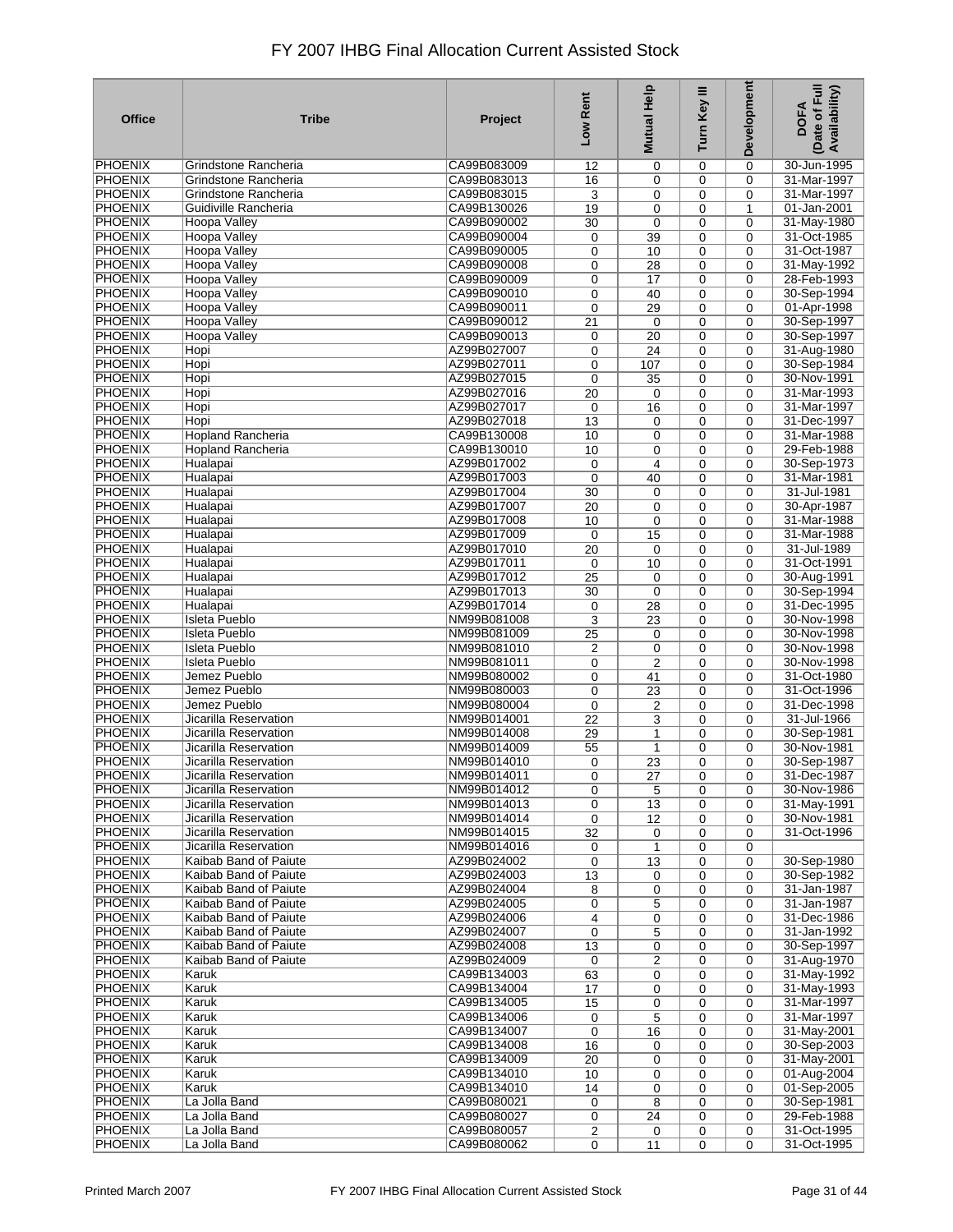# FY 2007 IHBG Final Allocation Current Assisted Stock

| Office | Tribe | Project | Low Rent | Mutual Help | Turn Key III | Development | DOFA (Date of Full Availability) |
|---|---|---|---|---|---|---|---|
| PHOENIX | Grindstone Rancheria | CA99B083009 | 12 | 0 | 0 | 0 | 30-Jun-1995 |
| PHOENIX | Grindstone Rancheria | CA99B083013 | 16 | 0 | 0 | 0 | 31-Mar-1997 |
| PHOENIX | Grindstone Rancheria | CA99B083015 | 3 | 0 | 0 | 0 | 31-Mar-1997 |
| PHOENIX | Guidiville Rancheria | CA99B130026 | 19 | 0 | 0 | 1 | 01-Jan-2001 |
| PHOENIX | Hoopa Valley | CA99B090002 | 30 | 0 | 0 | 0 | 31-May-1980 |
| PHOENIX | Hoopa Valley | CA99B090004 | 0 | 39 | 0 | 0 | 31-Oct-1985 |
| PHOENIX | Hoopa Valley | CA99B090005 | 0 | 10 | 0 | 0 | 31-Oct-1987 |
| PHOENIX | Hoopa Valley | CA99B090008 | 0 | 28 | 0 | 0 | 31-May-1992 |
| PHOENIX | Hoopa Valley | CA99B090009 | 0 | 17 | 0 | 0 | 28-Feb-1993 |
| PHOENIX | Hoopa Valley | CA99B090010 | 0 | 40 | 0 | 0 | 30-Sep-1994 |
| PHOENIX | Hoopa Valley | CA99B090011 | 0 | 29 | 0 | 0 | 01-Apr-1998 |
| PHOENIX | Hoopa Valley | CA99B090012 | 21 | 0 | 0 | 0 | 30-Sep-1997 |
| PHOENIX | Hoopa Valley | CA99B090013 | 0 | 20 | 0 | 0 | 30-Sep-1997 |
| PHOENIX | Hopi | AZ99B027007 | 0 | 24 | 0 | 0 | 31-Aug-1980 |
| PHOENIX | Hopi | AZ99B027011 | 0 | 107 | 0 | 0 | 30-Sep-1984 |
| PHOENIX | Hopi | AZ99B027015 | 0 | 35 | 0 | 0 | 30-Nov-1991 |
| PHOENIX | Hopi | AZ99B027016 | 20 | 0 | 0 | 0 | 31-Mar-1993 |
| PHOENIX | Hopi | AZ99B027017 | 0 | 16 | 0 | 0 | 31-Mar-1997 |
| PHOENIX | Hopi | AZ99B027018 | 13 | 0 | 0 | 0 | 31-Dec-1997 |
| PHOENIX | Hopland Rancheria | CA99B130008 | 10 | 0 | 0 | 0 | 31-Mar-1988 |
| PHOENIX | Hopland Rancheria | CA99B130010 | 10 | 0 | 0 | 0 | 29-Feb-1988 |
| PHOENIX | Hualapai | AZ99B017002 | 0 | 4 | 0 | 0 | 30-Sep-1973 |
| PHOENIX | Hualapai | AZ99B017003 | 0 | 40 | 0 | 0 | 31-Mar-1981 |
| PHOENIX | Hualapai | AZ99B017004 | 30 | 0 | 0 | 0 | 31-Jul-1981 |
| PHOENIX | Hualapai | AZ99B017007 | 20 | 0 | 0 | 0 | 30-Apr-1987 |
| PHOENIX | Hualapai | AZ99B017008 | 10 | 0 | 0 | 0 | 31-Mar-1988 |
| PHOENIX | Hualapai | AZ99B017009 | 0 | 15 | 0 | 0 | 31-Mar-1988 |
| PHOENIX | Hualapai | AZ99B017010 | 20 | 0 | 0 | 0 | 31-Jul-1989 |
| PHOENIX | Hualapai | AZ99B017011 | 0 | 10 | 0 | 0 | 31-Oct-1991 |
| PHOENIX | Hualapai | AZ99B017012 | 25 | 0 | 0 | 0 | 30-Aug-1991 |
| PHOENIX | Hualapai | AZ99B017013 | 30 | 0 | 0 | 0 | 30-Sep-1994 |
| PHOENIX | Hualapai | AZ99B017014 | 0 | 28 | 0 | 0 | 31-Dec-1995 |
| PHOENIX | Isleta Pueblo | NM99B081008 | 3 | 23 | 0 | 0 | 30-Nov-1998 |
| PHOENIX | Isleta Pueblo | NM99B081009 | 25 | 0 | 0 | 0 | 30-Nov-1998 |
| PHOENIX | Isleta Pueblo | NM99B081010 | 2 | 0 | 0 | 0 | 30-Nov-1998 |
| PHOENIX | Isleta Pueblo | NM99B081011 | 0 | 2 | 0 | 0 | 30-Nov-1998 |
| PHOENIX | Jemez Pueblo | NM99B080002 | 0 | 41 | 0 | 0 | 31-Oct-1980 |
| PHOENIX | Jemez Pueblo | NM99B080003 | 0 | 23 | 0 | 0 | 31-Oct-1996 |
| PHOENIX | Jemez Pueblo | NM99B080004 | 0 | 2 | 0 | 0 | 31-Dec-1998 |
| PHOENIX | Jicarilla Reservation | NM99B014001 | 22 | 3 | 0 | 0 | 31-Jul-1966 |
| PHOENIX | Jicarilla Reservation | NM99B014008 | 29 | 1 | 0 | 0 | 30-Sep-1981 |
| PHOENIX | Jicarilla Reservation | NM99B014009 | 55 | 1 | 0 | 0 | 30-Nov-1981 |
| PHOENIX | Jicarilla Reservation | NM99B014010 | 0 | 23 | 0 | 0 | 30-Sep-1987 |
| PHOENIX | Jicarilla Reservation | NM99B014011 | 0 | 27 | 0 | 0 | 31-Dec-1987 |
| PHOENIX | Jicarilla Reservation | NM99B014012 | 0 | 5 | 0 | 0 | 30-Nov-1986 |
| PHOENIX | Jicarilla Reservation | NM99B014013 | 0 | 13 | 0 | 0 | 31-May-1991 |
| PHOENIX | Jicarilla Reservation | NM99B014014 | 0 | 12 | 0 | 0 | 30-Nov-1981 |
| PHOENIX | Jicarilla Reservation | NM99B014015 | 32 | 0 | 0 | 0 | 31-Oct-1996 |
| PHOENIX | Jicarilla Reservation | NM99B014016 | 0 | 1 | 0 | 0 | |
| PHOENIX | Kaibab Band of Paiute | AZ99B024002 | 0 | 13 | 0 | 0 | 30-Sep-1980 |
| PHOENIX | Kaibab Band of Paiute | AZ99B024003 | 13 | 0 | 0 | 0 | 30-Sep-1982 |
| PHOENIX | Kaibab Band of Paiute | AZ99B024004 | 8 | 0 | 0 | 0 | 31-Jan-1987 |
| PHOENIX | Kaibab Band of Paiute | AZ99B024005 | 0 | 5 | 0 | 0 | 31-Jan-1987 |
| PHOENIX | Kaibab Band of Paiute | AZ99B024006 | 4 | 0 | 0 | 0 | 31-Dec-1986 |
| PHOENIX | Kaibab Band of Paiute | AZ99B024007 | 0 | 5 | 0 | 0 | 31-Jan-1992 |
| PHOENIX | Kaibab Band of Paiute | AZ99B024008 | 13 | 0 | 0 | 0 | 30-Sep-1997 |
| PHOENIX | Kaibab Band of Paiute | AZ99B024009 | 0 | 2 | 0 | 0 | 31-Aug-1970 |
| PHOENIX | Karuk | CA99B134003 | 63 | 0 | 0 | 0 | 31-May-1992 |
| PHOENIX | Karuk | CA99B134004 | 17 | 0 | 0 | 0 | 31-May-1993 |
| PHOENIX | Karuk | CA99B134005 | 15 | 0 | 0 | 0 | 31-Mar-1997 |
| PHOENIX | Karuk | CA99B134006 | 0 | 5 | 0 | 0 | 31-Mar-1997 |
| PHOENIX | Karuk | CA99B134007 | 0 | 16 | 0 | 0 | 31-May-2001 |
| PHOENIX | Karuk | CA99B134008 | 16 | 0 | 0 | 0 | 30-Sep-2003 |
| PHOENIX | Karuk | CA99B134009 | 20 | 0 | 0 | 0 | 31-May-2001 |
| PHOENIX | Karuk | CA99B134010 | 10 | 0 | 0 | 0 | 01-Aug-2004 |
| PHOENIX | Karuk | CA99B134010 | 14 | 0 | 0 | 0 | 01-Sep-2005 |
| PHOENIX | La Jolla Band | CA99B080021 | 0 | 8 | 0 | 0 | 30-Sep-1981 |
| PHOENIX | La Jolla Band | CA99B080027 | 0 | 24 | 0 | 0 | 29-Feb-1988 |
| PHOENIX | La Jolla Band | CA99B080057 | 2 | 0 | 0 | 0 | 31-Oct-1995 |
| PHOENIX | La Jolla Band | CA99B080062 | 0 | 11 | 0 | 0 | 31-Oct-1995 |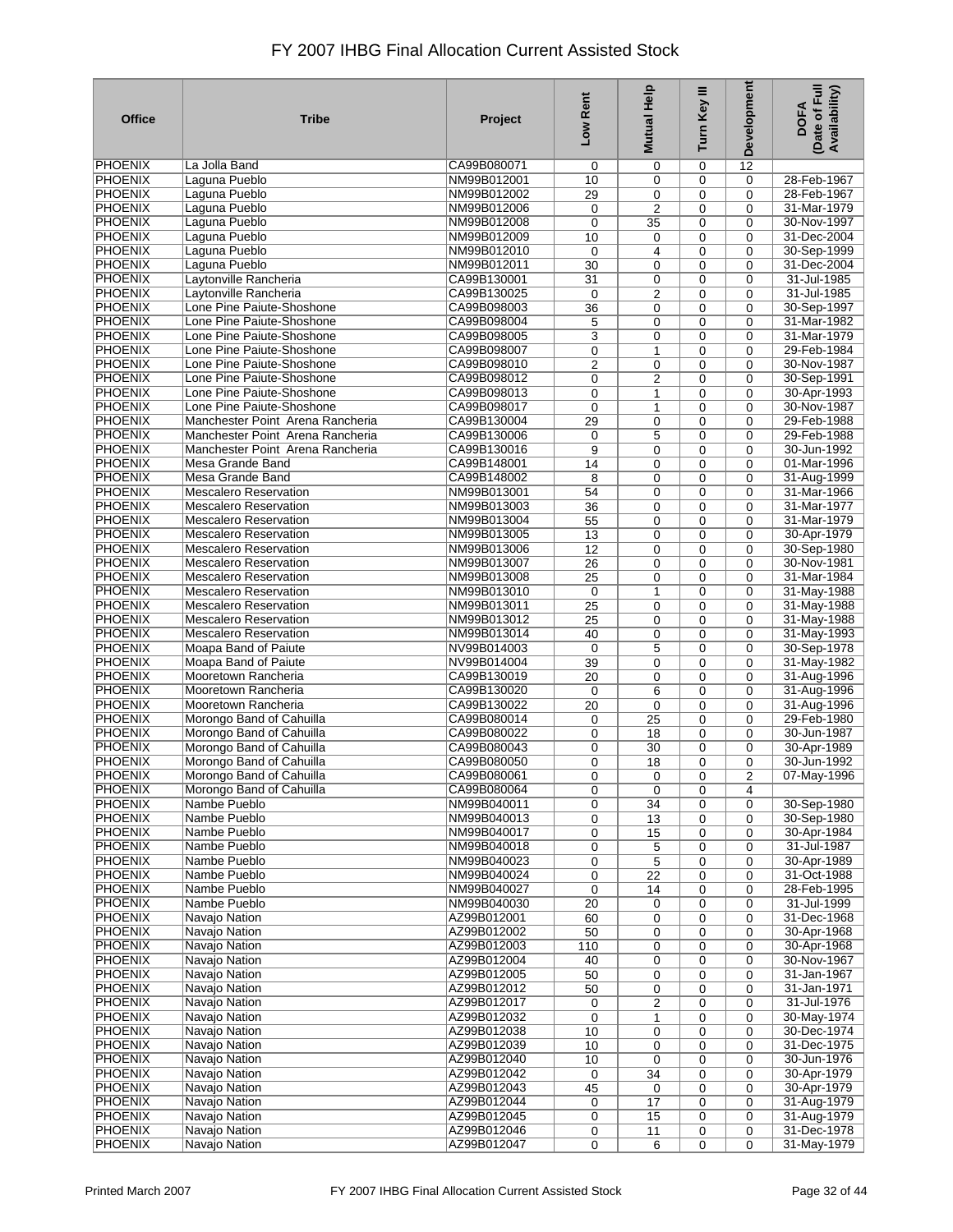# FY 2007 IHBG Final Allocation Current Assisted Stock

| Office | Tribe | Project | Low Rent | Mutual Help | Turn Key III | Development | DOFA (Date of Full Availability) |
|---|---|---|---|---|---|---|---|
| PHOENIX | La Jolla Band | CA99B080071 | 0 | 0 | 0 | 12 | |
| PHOENIX | Laguna Pueblo | NM99B012001 | 10 | 0 | 0 | 0 | 28-Feb-1967 |
| PHOENIX | Laguna Pueblo | NM99B012002 | 29 | 0 | 0 | 0 | 28-Feb-1967 |
| PHOENIX | Laguna Pueblo | NM99B012006 | 0 | 2 | 0 | 0 | 31-Mar-1979 |
| PHOENIX | Laguna Pueblo | NM99B012008 | 0 | 35 | 0 | 0 | 30-Nov-1997 |
| PHOENIX | Laguna Pueblo | NM99B012009 | 10 | 0 | 0 | 0 | 31-Dec-2004 |
| PHOENIX | Laguna Pueblo | NM99B012010 | 0 | 4 | 0 | 0 | 30-Sep-1999 |
| PHOENIX | Laguna Pueblo | NM99B012011 | 30 | 0 | 0 | 0 | 31-Dec-2004 |
| PHOENIX | Laytonville Rancheria | CA99B130001 | 31 | 0 | 0 | 0 | 31-Jul-1985 |
| PHOENIX | Laytonville Rancheria | CA99B130025 | 0 | 2 | 0 | 0 | 31-Jul-1985 |
| PHOENIX | Lone Pine Paiute-Shoshone | CA99B098003 | 36 | 0 | 0 | 0 | 30-Sep-1997 |
| PHOENIX | Lone Pine Paiute-Shoshone | CA99B098004 | 5 | 0 | 0 | 0 | 31-Mar-1982 |
| PHOENIX | Lone Pine Paiute-Shoshone | CA99B098005 | 3 | 0 | 0 | 0 | 31-Mar-1979 |
| PHOENIX | Lone Pine Paiute-Shoshone | CA99B098007 | 0 | 1 | 0 | 0 | 29-Feb-1984 |
| PHOENIX | Lone Pine Paiute-Shoshone | CA99B098010 | 2 | 0 | 0 | 0 | 30-Nov-1987 |
| PHOENIX | Lone Pine Paiute-Shoshone | CA99B098012 | 0 | 2 | 0 | 0 | 30-Sep-1991 |
| PHOENIX | Lone Pine Paiute-Shoshone | CA99B098013 | 0 | 1 | 0 | 0 | 30-Apr-1993 |
| PHOENIX | Lone Pine Paiute-Shoshone | CA99B098017 | 0 | 1 | 0 | 0 | 30-Nov-1987 |
| PHOENIX | Manchester Point Arena Rancheria | CA99B130004 | 29 | 0 | 0 | 0 | 29-Feb-1988 |
| PHOENIX | Manchester Point Arena Rancheria | CA99B130006 | 0 | 5 | 0 | 0 | 29-Feb-1988 |
| PHOENIX | Manchester Point Arena Rancheria | CA99B130016 | 9 | 0 | 0 | 0 | 30-Jun-1992 |
| PHOENIX | Mesa Grande Band | CA99B148001 | 14 | 0 | 0 | 0 | 01-Mar-1996 |
| PHOENIX | Mesa Grande Band | CA99B148002 | 8 | 0 | 0 | 0 | 31-Aug-1999 |
| PHOENIX | Mescalero Reservation | NM99B013001 | 54 | 0 | 0 | 0 | 31-Mar-1966 |
| PHOENIX | Mescalero Reservation | NM99B013003 | 36 | 0 | 0 | 0 | 31-Mar-1977 |
| PHOENIX | Mescalero Reservation | NM99B013004 | 55 | 0 | 0 | 0 | 31-Mar-1979 |
| PHOENIX | Mescalero Reservation | NM99B013005 | 13 | 0 | 0 | 0 | 30-Apr-1979 |
| PHOENIX | Mescalero Reservation | NM99B013006 | 12 | 0 | 0 | 0 | 30-Sep-1980 |
| PHOENIX | Mescalero Reservation | NM99B013007 | 26 | 0 | 0 | 0 | 30-Nov-1981 |
| PHOENIX | Mescalero Reservation | NM99B013008 | 25 | 0 | 0 | 0 | 31-Mar-1984 |
| PHOENIX | Mescalero Reservation | NM99B013010 | 0 | 1 | 0 | 0 | 31-May-1988 |
| PHOENIX | Mescalero Reservation | NM99B013011 | 25 | 0 | 0 | 0 | 31-May-1988 |
| PHOENIX | Mescalero Reservation | NM99B013012 | 25 | 0 | 0 | 0 | 31-May-1988 |
| PHOENIX | Mescalero Reservation | NM99B013014 | 40 | 0 | 0 | 0 | 31-May-1993 |
| PHOENIX | Moapa Band of Paiute | NV99B014003 | 0 | 5 | 0 | 0 | 30-Sep-1978 |
| PHOENIX | Moapa Band of Paiute | NV99B014004 | 39 | 0 | 0 | 0 | 31-May-1982 |
| PHOENIX | Mooretown Rancheria | CA99B130019 | 20 | 0 | 0 | 0 | 31-Aug-1996 |
| PHOENIX | Mooretown Rancheria | CA99B130020 | 0 | 6 | 0 | 0 | 31-Aug-1996 |
| PHOENIX | Mooretown Rancheria | CA99B130022 | 20 | 0 | 0 | 0 | 31-Aug-1996 |
| PHOENIX | Morongo Band of Cahuilla | CA99B080014 | 0 | 25 | 0 | 0 | 29-Feb-1980 |
| PHOENIX | Morongo Band of Cahuilla | CA99B080022 | 0 | 18 | 0 | 0 | 30-Jun-1987 |
| PHOENIX | Morongo Band of Cahuilla | CA99B080043 | 0 | 30 | 0 | 0 | 30-Apr-1989 |
| PHOENIX | Morongo Band of Cahuilla | CA99B080050 | 0 | 18 | 0 | 0 | 30-Jun-1992 |
| PHOENIX | Morongo Band of Cahuilla | CA99B080061 | 0 | 0 | 0 | 2 | 07-May-1996 |
| PHOENIX | Morongo Band of Cahuilla | CA99B080064 | 0 | 0 | 0 | 4 | |
| PHOENIX | Nambe Pueblo | NM99B040011 | 0 | 34 | 0 | 0 | 30-Sep-1980 |
| PHOENIX | Nambe Pueblo | NM99B040013 | 0 | 13 | 0 | 0 | 30-Sep-1980 |
| PHOENIX | Nambe Pueblo | NM99B040017 | 0 | 15 | 0 | 0 | 30-Apr-1984 |
| PHOENIX | Nambe Pueblo | NM99B040018 | 0 | 5 | 0 | 0 | 31-Jul-1987 |
| PHOENIX | Nambe Pueblo | NM99B040023 | 0 | 5 | 0 | 0 | 30-Apr-1989 |
| PHOENIX | Nambe Pueblo | NM99B040024 | 0 | 22 | 0 | 0 | 31-Oct-1988 |
| PHOENIX | Nambe Pueblo | NM99B040027 | 0 | 14 | 0 | 0 | 28-Feb-1995 |
| PHOENIX | Nambe Pueblo | NM99B040030 | 20 | 0 | 0 | 0 | 31-Jul-1999 |
| PHOENIX | Navajo Nation | AZ99B012001 | 60 | 0 | 0 | 0 | 31-Dec-1968 |
| PHOENIX | Navajo Nation | AZ99B012002 | 50 | 0 | 0 | 0 | 30-Apr-1968 |
| PHOENIX | Navajo Nation | AZ99B012003 | 110 | 0 | 0 | 0 | 30-Apr-1968 |
| PHOENIX | Navajo Nation | AZ99B012004 | 40 | 0 | 0 | 0 | 30-Nov-1967 |
| PHOENIX | Navajo Nation | AZ99B012005 | 50 | 0 | 0 | 0 | 31-Jan-1967 |
| PHOENIX | Navajo Nation | AZ99B012012 | 50 | 0 | 0 | 0 | 31-Jan-1971 |
| PHOENIX | Navajo Nation | AZ99B012017 | 0 | 2 | 0 | 0 | 31-Jul-1976 |
| PHOENIX | Navajo Nation | AZ99B012032 | 0 | 1 | 0 | 0 | 30-May-1974 |
| PHOENIX | Navajo Nation | AZ99B012038 | 10 | 0 | 0 | 0 | 30-Dec-1974 |
| PHOENIX | Navajo Nation | AZ99B012039 | 10 | 0 | 0 | 0 | 31-Dec-1975 |
| PHOENIX | Navajo Nation | AZ99B012040 | 10 | 0 | 0 | 0 | 30-Jun-1976 |
| PHOENIX | Navajo Nation | AZ99B012042 | 0 | 34 | 0 | 0 | 30-Apr-1979 |
| PHOENIX | Navajo Nation | AZ99B012043 | 45 | 0 | 0 | 0 | 30-Apr-1979 |
| PHOENIX | Navajo Nation | AZ99B012044 | 0 | 17 | 0 | 0 | 31-Aug-1979 |
| PHOENIX | Navajo Nation | AZ99B012045 | 0 | 15 | 0 | 0 | 31-Aug-1979 |
| PHOENIX | Navajo Nation | AZ99B012046 | 0 | 11 | 0 | 0 | 31-Dec-1978 |
| PHOENIX | Navajo Nation | AZ99B012047 | 0 | 6 | 0 | 0 | 31-May-1979 |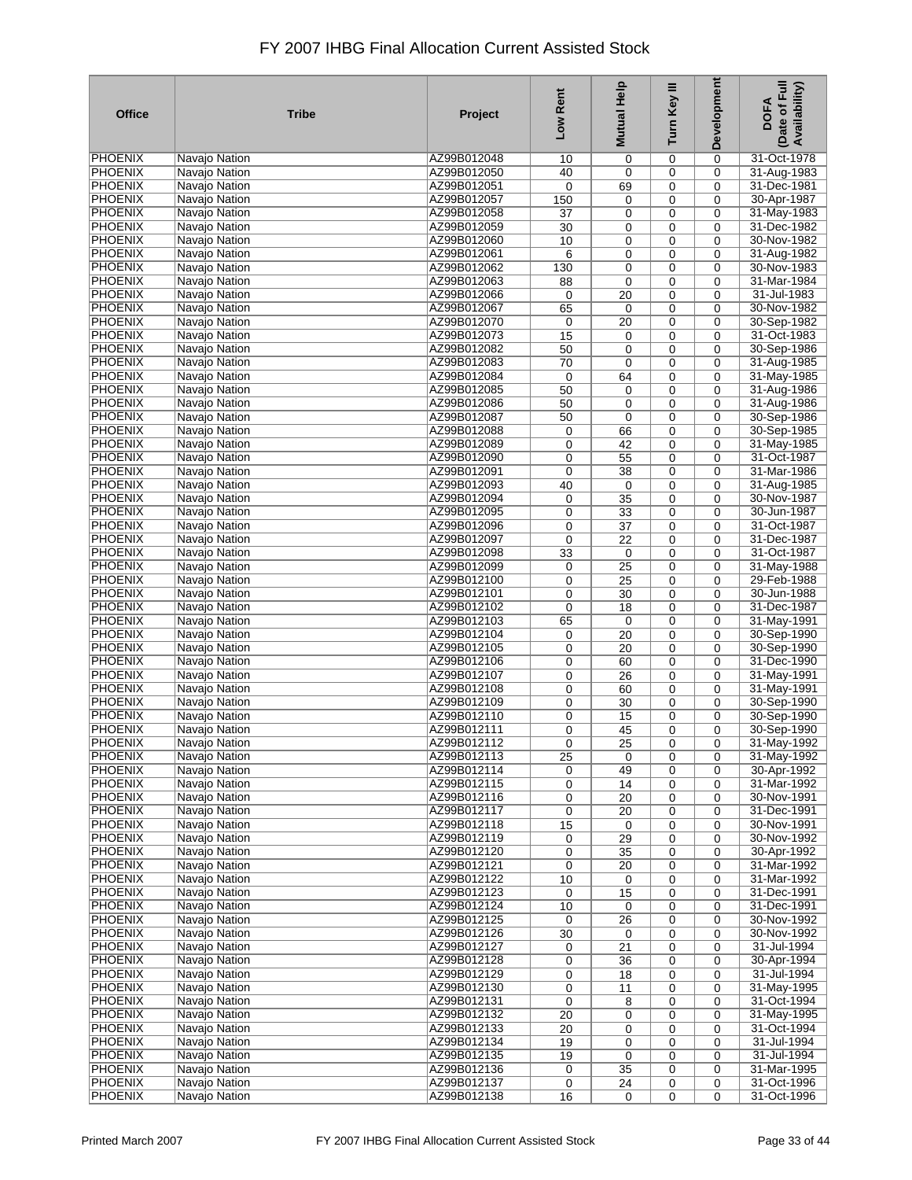# FY 2007 IHBG Final Allocation Current Assisted Stock

| Office | Tribe | Project | Low Rent | Mutual Help | Turn Key III | Development | DOFA (Date of Full Availability) |
|---|---|---|---|---|---|---|---|
| PHOENIX | Navajo Nation | AZ99B012048 | 10 | 0 | 0 | 0 | 31-Oct-1978 |
| PHOENIX | Navajo Nation | AZ99B012050 | 40 | 0 | 0 | 0 | 31-Aug-1983 |
| PHOENIX | Navajo Nation | AZ99B012051 | 0 | 69 | 0 | 0 | 31-Dec-1981 |
| PHOENIX | Navajo Nation | AZ99B012057 | 150 | 0 | 0 | 0 | 30-Apr-1987 |
| PHOENIX | Navajo Nation | AZ99B012058 | 37 | 0 | 0 | 0 | 31-May-1983 |
| PHOENIX | Navajo Nation | AZ99B012059 | 30 | 0 | 0 | 0 | 31-Dec-1982 |
| PHOENIX | Navajo Nation | AZ99B012060 | 10 | 0 | 0 | 0 | 30-Nov-1982 |
| PHOENIX | Navajo Nation | AZ99B012061 | 6 | 0 | 0 | 0 | 31-Aug-1982 |
| PHOENIX | Navajo Nation | AZ99B012062 | 130 | 0 | 0 | 0 | 30-Nov-1983 |
| PHOENIX | Navajo Nation | AZ99B012063 | 88 | 0 | 0 | 0 | 31-Mar-1984 |
| PHOENIX | Navajo Nation | AZ99B012066 | 0 | 20 | 0 | 0 | 31-Jul-1983 |
| PHOENIX | Navajo Nation | AZ99B012067 | 65 | 0 | 0 | 0 | 30-Nov-1982 |
| PHOENIX | Navajo Nation | AZ99B012070 | 0 | 20 | 0 | 0 | 30-Sep-1982 |
| PHOENIX | Navajo Nation | AZ99B012073 | 15 | 0 | 0 | 0 | 31-Oct-1983 |
| PHOENIX | Navajo Nation | AZ99B012082 | 50 | 0 | 0 | 0 | 30-Sep-1986 |
| PHOENIX | Navajo Nation | AZ99B012083 | 70 | 0 | 0 | 0 | 31-Aug-1985 |
| PHOENIX | Navajo Nation | AZ99B012084 | 0 | 64 | 0 | 0 | 31-May-1985 |
| PHOENIX | Navajo Nation | AZ99B012085 | 50 | 0 | 0 | 0 | 31-Aug-1986 |
| PHOENIX | Navajo Nation | AZ99B012086 | 50 | 0 | 0 | 0 | 31-Aug-1986 |
| PHOENIX | Navajo Nation | AZ99B012087 | 50 | 0 | 0 | 0 | 30-Sep-1986 |
| PHOENIX | Navajo Nation | AZ99B012088 | 0 | 66 | 0 | 0 | 30-Sep-1985 |
| PHOENIX | Navajo Nation | AZ99B012089 | 0 | 42 | 0 | 0 | 31-May-1985 |
| PHOENIX | Navajo Nation | AZ99B012090 | 0 | 55 | 0 | 0 | 31-Oct-1987 |
| PHOENIX | Navajo Nation | AZ99B012091 | 0 | 38 | 0 | 0 | 31-Mar-1986 |
| PHOENIX | Navajo Nation | AZ99B012093 | 40 | 0 | 0 | 0 | 31-Aug-1985 |
| PHOENIX | Navajo Nation | AZ99B012094 | 0 | 35 | 0 | 0 | 30-Nov-1987 |
| PHOENIX | Navajo Nation | AZ99B012095 | 0 | 33 | 0 | 0 | 30-Jun-1987 |
| PHOENIX | Navajo Nation | AZ99B012096 | 0 | 37 | 0 | 0 | 31-Oct-1987 |
| PHOENIX | Navajo Nation | AZ99B012097 | 0 | 22 | 0 | 0 | 31-Dec-1987 |
| PHOENIX | Navajo Nation | AZ99B012098 | 33 | 0 | 0 | 0 | 31-Oct-1987 |
| PHOENIX | Navajo Nation | AZ99B012099 | 0 | 25 | 0 | 0 | 31-May-1988 |
| PHOENIX | Navajo Nation | AZ99B012100 | 0 | 25 | 0 | 0 | 29-Feb-1988 |
| PHOENIX | Navajo Nation | AZ99B012101 | 0 | 30 | 0 | 0 | 30-Jun-1988 |
| PHOENIX | Navajo Nation | AZ99B012102 | 0 | 18 | 0 | 0 | 31-Dec-1987 |
| PHOENIX | Navajo Nation | AZ99B012103 | 65 | 0 | 0 | 0 | 31-May-1991 |
| PHOENIX | Navajo Nation | AZ99B012104 | 0 | 20 | 0 | 0 | 30-Sep-1990 |
| PHOENIX | Navajo Nation | AZ99B012105 | 0 | 20 | 0 | 0 | 30-Sep-1990 |
| PHOENIX | Navajo Nation | AZ99B012106 | 0 | 60 | 0 | 0 | 31-Dec-1990 |
| PHOENIX | Navajo Nation | AZ99B012107 | 0 | 26 | 0 | 0 | 31-May-1991 |
| PHOENIX | Navajo Nation | AZ99B012108 | 0 | 60 | 0 | 0 | 31-May-1991 |
| PHOENIX | Navajo Nation | AZ99B012109 | 0 | 30 | 0 | 0 | 30-Sep-1990 |
| PHOENIX | Navajo Nation | AZ99B012110 | 0 | 15 | 0 | 0 | 30-Sep-1990 |
| PHOENIX | Navajo Nation | AZ99B012111 | 0 | 45 | 0 | 0 | 30-Sep-1990 |
| PHOENIX | Navajo Nation | AZ99B012112 | 0 | 25 | 0 | 0 | 31-May-1992 |
| PHOENIX | Navajo Nation | AZ99B012113 | 25 | 0 | 0 | 0 | 31-May-1992 |
| PHOENIX | Navajo Nation | AZ99B012114 | 0 | 49 | 0 | 0 | 30-Apr-1992 |
| PHOENIX | Navajo Nation | AZ99B012115 | 0 | 14 | 0 | 0 | 31-Mar-1992 |
| PHOENIX | Navajo Nation | AZ99B012116 | 0 | 20 | 0 | 0 | 30-Nov-1991 |
| PHOENIX | Navajo Nation | AZ99B012117 | 0 | 20 | 0 | 0 | 31-Dec-1991 |
| PHOENIX | Navajo Nation | AZ99B012118 | 15 | 0 | 0 | 0 | 30-Nov-1991 |
| PHOENIX | Navajo Nation | AZ99B012119 | 0 | 29 | 0 | 0 | 30-Nov-1992 |
| PHOENIX | Navajo Nation | AZ99B012120 | 0 | 35 | 0 | 0 | 30-Apr-1992 |
| PHOENIX | Navajo Nation | AZ99B012121 | 0 | 20 | 0 | 0 | 31-Mar-1992 |
| PHOENIX | Navajo Nation | AZ99B012122 | 10 | 0 | 0 | 0 | 31-Mar-1992 |
| PHOENIX | Navajo Nation | AZ99B012123 | 0 | 15 | 0 | 0 | 31-Dec-1991 |
| PHOENIX | Navajo Nation | AZ99B012124 | 10 | 0 | 0 | 0 | 31-Dec-1991 |
| PHOENIX | Navajo Nation | AZ99B012125 | 0 | 26 | 0 | 0 | 30-Nov-1992 |
| PHOENIX | Navajo Nation | AZ99B012126 | 30 | 0 | 0 | 0 | 30-Nov-1992 |
| PHOENIX | Navajo Nation | AZ99B012127 | 0 | 21 | 0 | 0 | 31-Jul-1994 |
| PHOENIX | Navajo Nation | AZ99B012128 | 0 | 36 | 0 | 0 | 30-Apr-1994 |
| PHOENIX | Navajo Nation | AZ99B012129 | 0 | 18 | 0 | 0 | 31-Jul-1994 |
| PHOENIX | Navajo Nation | AZ99B012130 | 0 | 11 | 0 | 0 | 31-May-1995 |
| PHOENIX | Navajo Nation | AZ99B012131 | 0 | 8 | 0 | 0 | 31-Oct-1994 |
| PHOENIX | Navajo Nation | AZ99B012132 | 20 | 0 | 0 | 0 | 31-May-1995 |
| PHOENIX | Navajo Nation | AZ99B012133 | 20 | 0 | 0 | 0 | 31-Oct-1994 |
| PHOENIX | Navajo Nation | AZ99B012134 | 19 | 0 | 0 | 0 | 31-Jul-1994 |
| PHOENIX | Navajo Nation | AZ99B012135 | 19 | 0 | 0 | 0 | 31-Jul-1994 |
| PHOENIX | Navajo Nation | AZ99B012136 | 0 | 35 | 0 | 0 | 31-Mar-1995 |
| PHOENIX | Navajo Nation | AZ99B012137 | 0 | 24 | 0 | 0 | 31-Oct-1996 |
| PHOENIX | Navajo Nation | AZ99B012138 | 16 | 0 | 0 | 0 | 31-Oct-1996 |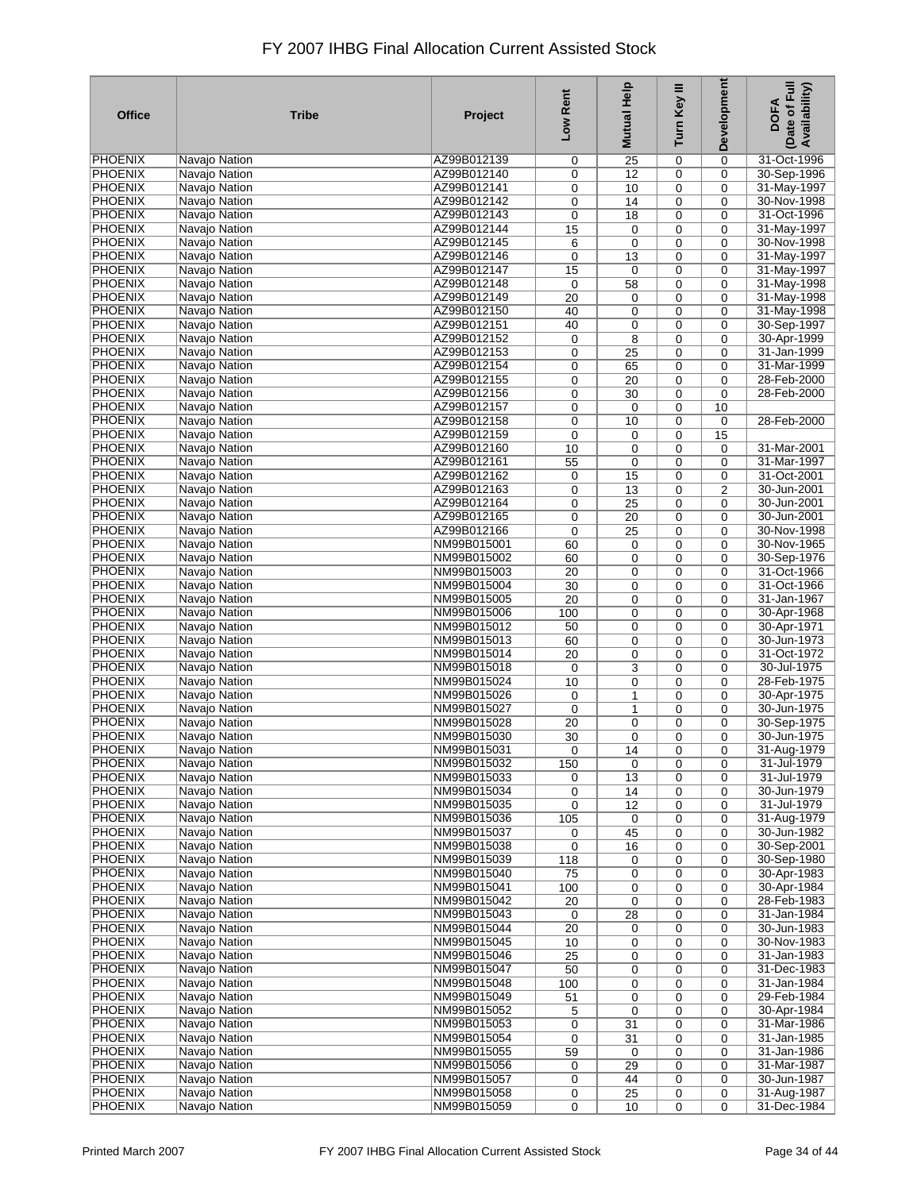# FY 2007 IHBG Final Allocation Current Assisted Stock

| Office | Tribe | Project | Low Rent | Mutual Help | Turn Key III | Development | DOFA (Date of Full Availability) |
|---|---|---|---|---|---|---|---|
| PHOENIX | Navajo Nation | AZ99B012139 | 0 | 25 | 0 | 0 | 31-Oct-1996 |
| PHOENIX | Navajo Nation | AZ99B012140 | 0 | 12 | 0 | 0 | 30-Sep-1996 |
| PHOENIX | Navajo Nation | AZ99B012141 | 0 | 10 | 0 | 0 | 31-May-1997 |
| PHOENIX | Navajo Nation | AZ99B012142 | 0 | 14 | 0 | 0 | 30-Nov-1998 |
| PHOENIX | Navajo Nation | AZ99B012143 | 0 | 18 | 0 | 0 | 31-Oct-1996 |
| PHOENIX | Navajo Nation | AZ99B012144 | 15 | 0 | 0 | 0 | 31-May-1997 |
| PHOENIX | Navajo Nation | AZ99B012145 | 6 | 0 | 0 | 0 | 30-Nov-1998 |
| PHOENIX | Navajo Nation | AZ99B012146 | 0 | 13 | 0 | 0 | 31-May-1997 |
| PHOENIX | Navajo Nation | AZ99B012147 | 15 | 0 | 0 | 0 | 31-May-1997 |
| PHOENIX | Navajo Nation | AZ99B012148 | 0 | 58 | 0 | 0 | 31-May-1998 |
| PHOENIX | Navajo Nation | AZ99B012149 | 20 | 0 | 0 | 0 | 31-May-1998 |
| PHOENIX | Navajo Nation | AZ99B012150 | 40 | 0 | 0 | 0 | 31-May-1998 |
| PHOENIX | Navajo Nation | AZ99B012151 | 40 | 0 | 0 | 0 | 30-Sep-1997 |
| PHOENIX | Navajo Nation | AZ99B012152 | 0 | 8 | 0 | 0 | 30-Apr-1999 |
| PHOENIX | Navajo Nation | AZ99B012153 | 0 | 25 | 0 | 0 | 31-Jan-1999 |
| PHOENIX | Navajo Nation | AZ99B012154 | 0 | 65 | 0 | 0 | 31-Mar-1999 |
| PHOENIX | Navajo Nation | AZ99B012155 | 0 | 20 | 0 | 0 | 28-Feb-2000 |
| PHOENIX | Navajo Nation | AZ99B012156 | 0 | 30 | 0 | 0 | 28-Feb-2000 |
| PHOENIX | Navajo Nation | AZ99B012157 | 0 | 0 | 0 | 10 | |
| PHOENIX | Navajo Nation | AZ99B012158 | 0 | 10 | 0 | 0 | 28-Feb-2000 |
| PHOENIX | Navajo Nation | AZ99B012159 | 0 | 0 | 0 | 15 | |
| PHOENIX | Navajo Nation | AZ99B012160 | 10 | 0 | 0 | 0 | 31-Mar-2001 |
| PHOENIX | Navajo Nation | AZ99B012161 | 55 | 0 | 0 | 0 | 31-Mar-1997 |
| PHOENIX | Navajo Nation | AZ99B012162 | 0 | 15 | 0 | 0 | 31-Oct-2001 |
| PHOENIX | Navajo Nation | AZ99B012163 | 0 | 13 | 0 | 2 | 30-Jun-2001 |
| PHOENIX | Navajo Nation | AZ99B012164 | 0 | 25 | 0 | 0 | 30-Jun-2001 |
| PHOENIX | Navajo Nation | AZ99B012165 | 0 | 20 | 0 | 0 | 30-Jun-2001 |
| PHOENIX | Navajo Nation | AZ99B012166 | 0 | 25 | 0 | 0 | 30-Nov-1998 |
| PHOENIX | Navajo Nation | NM99B015001 | 60 | 0 | 0 | 0 | 30-Nov-1965 |
| PHOENIX | Navajo Nation | NM99B015002 | 60 | 0 | 0 | 0 | 30-Sep-1976 |
| PHOENIX | Navajo Nation | NM99B015003 | 20 | 0 | 0 | 0 | 31-Oct-1966 |
| PHOENIX | Navajo Nation | NM99B015004 | 30 | 0 | 0 | 0 | 31-Oct-1966 |
| PHOENIX | Navajo Nation | NM99B015005 | 20 | 0 | 0 | 0 | 31-Jan-1967 |
| PHOENIX | Navajo Nation | NM99B015006 | 100 | 0 | 0 | 0 | 30-Apr-1968 |
| PHOENIX | Navajo Nation | NM99B015012 | 50 | 0 | 0 | 0 | 30-Apr-1971 |
| PHOENIX | Navajo Nation | NM99B015013 | 60 | 0 | 0 | 0 | 30-Jun-1973 |
| PHOENIX | Navajo Nation | NM99B015014 | 20 | 0 | 0 | 0 | 31-Oct-1972 |
| PHOENIX | Navajo Nation | NM99B015018 | 0 | 3 | 0 | 0 | 30-Jul-1975 |
| PHOENIX | Navajo Nation | NM99B015024 | 10 | 0 | 0 | 0 | 28-Feb-1975 |
| PHOENIX | Navajo Nation | NM99B015026 | 0 | 1 | 0 | 0 | 30-Apr-1975 |
| PHOENIX | Navajo Nation | NM99B015027 | 0 | 1 | 0 | 0 | 30-Jun-1975 |
| PHOENIX | Navajo Nation | NM99B015028 | 20 | 0 | 0 | 0 | 30-Sep-1975 |
| PHOENIX | Navajo Nation | NM99B015030 | 30 | 0 | 0 | 0 | 30-Jun-1975 |
| PHOENIX | Navajo Nation | NM99B015031 | 0 | 14 | 0 | 0 | 31-Aug-1979 |
| PHOENIX | Navajo Nation | NM99B015032 | 150 | 0 | 0 | 0 | 31-Jul-1979 |
| PHOENIX | Navajo Nation | NM99B015033 | 0 | 13 | 0 | 0 | 31-Jul-1979 |
| PHOENIX | Navajo Nation | NM99B015034 | 0 | 14 | 0 | 0 | 30-Jun-1979 |
| PHOENIX | Navajo Nation | NM99B015035 | 0 | 12 | 0 | 0 | 31-Jul-1979 |
| PHOENIX | Navajo Nation | NM99B015036 | 105 | 0 | 0 | 0 | 31-Aug-1979 |
| PHOENIX | Navajo Nation | NM99B015037 | 0 | 45 | 0 | 0 | 30-Jun-1982 |
| PHOENIX | Navajo Nation | NM99B015038 | 0 | 16 | 0 | 0 | 30-Sep-2001 |
| PHOENIX | Navajo Nation | NM99B015039 | 118 | 0 | 0 | 0 | 30-Sep-1980 |
| PHOENIX | Navajo Nation | NM99B015040 | 75 | 0 | 0 | 0 | 30-Apr-1983 |
| PHOENIX | Navajo Nation | NM99B015041 | 100 | 0 | 0 | 0 | 30-Apr-1984 |
| PHOENIX | Navajo Nation | NM99B015042 | 20 | 0 | 0 | 0 | 28-Feb-1983 |
| PHOENIX | Navajo Nation | NM99B015043 | 0 | 28 | 0 | 0 | 31-Jan-1984 |
| PHOENIX | Navajo Nation | NM99B015044 | 20 | 0 | 0 | 0 | 30-Jun-1983 |
| PHOENIX | Navajo Nation | NM99B015045 | 10 | 0 | 0 | 0 | 30-Nov-1983 |
| PHOENIX | Navajo Nation | NM99B015046 | 25 | 0 | 0 | 0 | 31-Jan-1983 |
| PHOENIX | Navajo Nation | NM99B015047 | 50 | 0 | 0 | 0 | 31-Dec-1983 |
| PHOENIX | Navajo Nation | NM99B015048 | 100 | 0 | 0 | 0 | 31-Jan-1984 |
| PHOENIX | Navajo Nation | NM99B015049 | 51 | 0 | 0 | 0 | 29-Feb-1984 |
| PHOENIX | Navajo Nation | NM99B015052 | 5 | 0 | 0 | 0 | 30-Apr-1984 |
| PHOENIX | Navajo Nation | NM99B015053 | 0 | 31 | 0 | 0 | 31-Mar-1986 |
| PHOENIX | Navajo Nation | NM99B015054 | 0 | 31 | 0 | 0 | 31-Jan-1985 |
| PHOENIX | Navajo Nation | NM99B015055 | 59 | 0 | 0 | 0 | 31-Jan-1986 |
| PHOENIX | Navajo Nation | NM99B015056 | 0 | 29 | 0 | 0 | 31-Mar-1987 |
| PHOENIX | Navajo Nation | NM99B015057 | 0 | 44 | 0 | 0 | 30-Jun-1987 |
| PHOENIX | Navajo Nation | NM99B015058 | 0 | 25 | 0 | 0 | 31-Aug-1987 |
| PHOENIX | Navajo Nation | NM99B015059 | 0 | 10 | 0 | 0 | 31-Dec-1984 |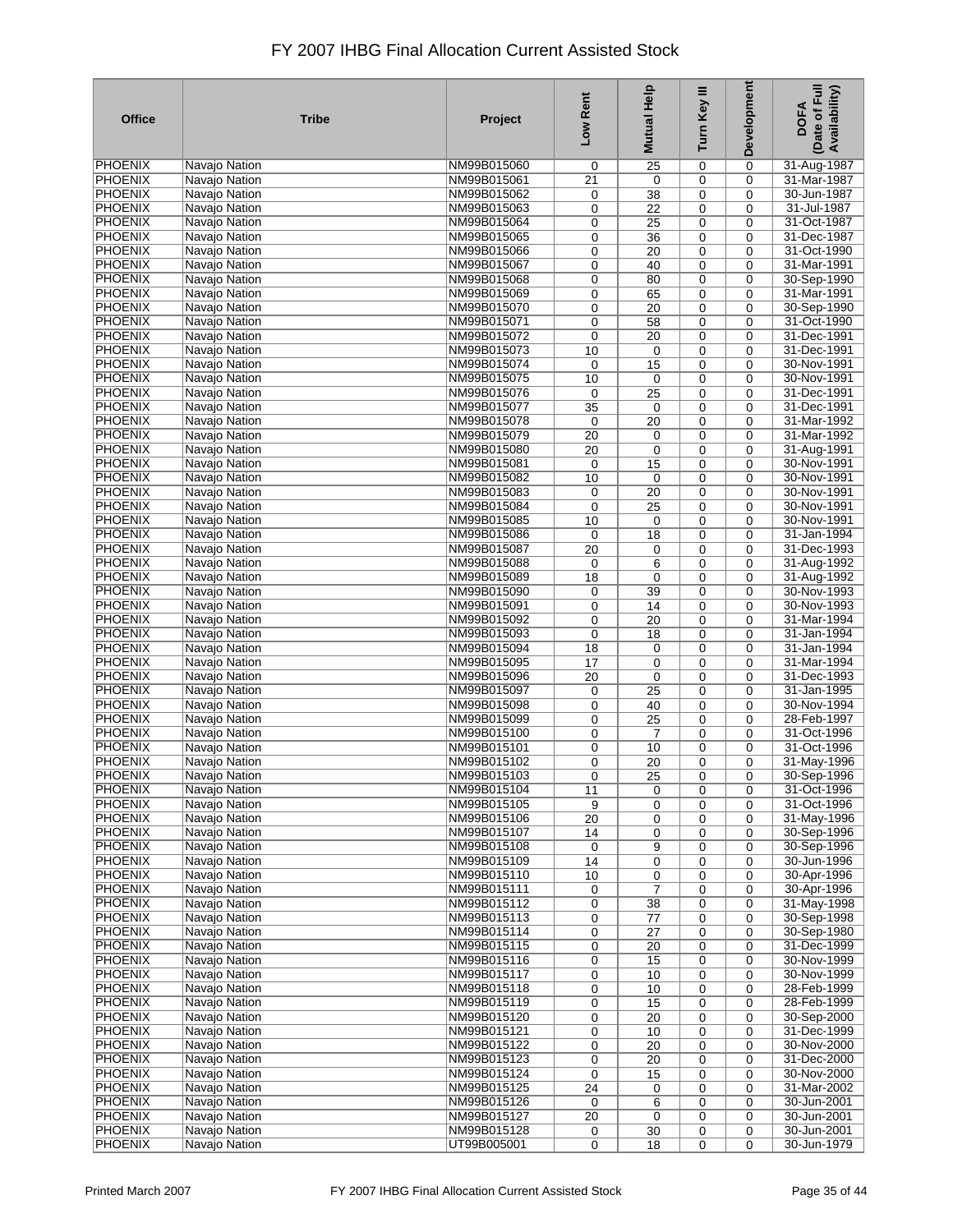# FY 2007 IHBG Final Allocation Current Assisted Stock

| Office | Tribe | Project | Low Rent | Mutual Help | Turn Key III | Development | DOFA (Date of Full Availability) |
|---|---|---|---|---|---|---|---|
| PHOENIX | Navajo Nation | NM99B015060 | 0 | 25 | 0 | 0 | 31-Aug-1987 |
| PHOENIX | Navajo Nation | NM99B015061 | 21 | 0 | 0 | 0 | 31-Mar-1987 |
| PHOENIX | Navajo Nation | NM99B015062 | 0 | 38 | 0 | 0 | 30-Jun-1987 |
| PHOENIX | Navajo Nation | NM99B015063 | 0 | 22 | 0 | 0 | 31-Jul-1987 |
| PHOENIX | Navajo Nation | NM99B015064 | 0 | 25 | 0 | 0 | 31-Oct-1987 |
| PHOENIX | Navajo Nation | NM99B015065 | 0 | 36 | 0 | 0 | 31-Dec-1987 |
| PHOENIX | Navajo Nation | NM99B015066 | 0 | 20 | 0 | 0 | 31-Oct-1990 |
| PHOENIX | Navajo Nation | NM99B015067 | 0 | 40 | 0 | 0 | 31-Mar-1991 |
| PHOENIX | Navajo Nation | NM99B015068 | 0 | 80 | 0 | 0 | 30-Sep-1990 |
| PHOENIX | Navajo Nation | NM99B015069 | 0 | 65 | 0 | 0 | 31-Mar-1991 |
| PHOENIX | Navajo Nation | NM99B015070 | 0 | 20 | 0 | 0 | 30-Sep-1990 |
| PHOENIX | Navajo Nation | NM99B015071 | 0 | 58 | 0 | 0 | 31-Oct-1990 |
| PHOENIX | Navajo Nation | NM99B015072 | 0 | 20 | 0 | 0 | 31-Dec-1991 |
| PHOENIX | Navajo Nation | NM99B015073 | 10 | 0 | 0 | 0 | 31-Dec-1991 |
| PHOENIX | Navajo Nation | NM99B015074 | 0 | 15 | 0 | 0 | 30-Nov-1991 |
| PHOENIX | Navajo Nation | NM99B015075 | 10 | 0 | 0 | 0 | 30-Nov-1991 |
| PHOENIX | Navajo Nation | NM99B015076 | 0 | 25 | 0 | 0 | 31-Dec-1991 |
| PHOENIX | Navajo Nation | NM99B015077 | 35 | 0 | 0 | 0 | 31-Dec-1991 |
| PHOENIX | Navajo Nation | NM99B015078 | 0 | 20 | 0 | 0 | 31-Mar-1992 |
| PHOENIX | Navajo Nation | NM99B015079 | 20 | 0 | 0 | 0 | 31-Mar-1992 |
| PHOENIX | Navajo Nation | NM99B015080 | 20 | 0 | 0 | 0 | 31-Aug-1991 |
| PHOENIX | Navajo Nation | NM99B015081 | 0 | 15 | 0 | 0 | 30-Nov-1991 |
| PHOENIX | Navajo Nation | NM99B015082 | 10 | 0 | 0 | 0 | 30-Nov-1991 |
| PHOENIX | Navajo Nation | NM99B015083 | 0 | 20 | 0 | 0 | 30-Nov-1991 |
| PHOENIX | Navajo Nation | NM99B015084 | 0 | 25 | 0 | 0 | 30-Nov-1991 |
| PHOENIX | Navajo Nation | NM99B015085 | 10 | 0 | 0 | 0 | 30-Nov-1991 |
| PHOENIX | Navajo Nation | NM99B015086 | 0 | 18 | 0 | 0 | 31-Jan-1994 |
| PHOENIX | Navajo Nation | NM99B015087 | 20 | 0 | 0 | 0 | 31-Dec-1993 |
| PHOENIX | Navajo Nation | NM99B015088 | 0 | 6 | 0 | 0 | 31-Aug-1992 |
| PHOENIX | Navajo Nation | NM99B015089 | 18 | 0 | 0 | 0 | 31-Aug-1992 |
| PHOENIX | Navajo Nation | NM99B015090 | 0 | 39 | 0 | 0 | 30-Nov-1993 |
| PHOENIX | Navajo Nation | NM99B015091 | 0 | 14 | 0 | 0 | 30-Nov-1993 |
| PHOENIX | Navajo Nation | NM99B015092 | 0 | 20 | 0 | 0 | 31-Mar-1994 |
| PHOENIX | Navajo Nation | NM99B015093 | 0 | 18 | 0 | 0 | 31-Jan-1994 |
| PHOENIX | Navajo Nation | NM99B015094 | 18 | 0 | 0 | 0 | 31-Jan-1994 |
| PHOENIX | Navajo Nation | NM99B015095 | 17 | 0 | 0 | 0 | 31-Mar-1994 |
| PHOENIX | Navajo Nation | NM99B015096 | 20 | 0 | 0 | 0 | 31-Dec-1993 |
| PHOENIX | Navajo Nation | NM99B015097 | 0 | 25 | 0 | 0 | 31-Jan-1995 |
| PHOENIX | Navajo Nation | NM99B015098 | 0 | 40 | 0 | 0 | 30-Nov-1994 |
| PHOENIX | Navajo Nation | NM99B015099 | 0 | 25 | 0 | 0 | 28-Feb-1997 |
| PHOENIX | Navajo Nation | NM99B015100 | 0 | 7 | 0 | 0 | 31-Oct-1996 |
| PHOENIX | Navajo Nation | NM99B015101 | 0 | 10 | 0 | 0 | 31-Oct-1996 |
| PHOENIX | Navajo Nation | NM99B015102 | 0 | 20 | 0 | 0 | 31-May-1996 |
| PHOENIX | Navajo Nation | NM99B015103 | 0 | 25 | 0 | 0 | 30-Sep-1996 |
| PHOENIX | Navajo Nation | NM99B015104 | 11 | 0 | 0 | 0 | 31-Oct-1996 |
| PHOENIX | Navajo Nation | NM99B015105 | 9 | 0 | 0 | 0 | 31-Oct-1996 |
| PHOENIX | Navajo Nation | NM99B015106 | 20 | 0 | 0 | 0 | 31-May-1996 |
| PHOENIX | Navajo Nation | NM99B015107 | 14 | 0 | 0 | 0 | 30-Sep-1996 |
| PHOENIX | Navajo Nation | NM99B015108 | 0 | 9 | 0 | 0 | 30-Sep-1996 |
| PHOENIX | Navajo Nation | NM99B015109 | 14 | 0 | 0 | 0 | 30-Jun-1996 |
| PHOENIX | Navajo Nation | NM99B015110 | 10 | 0 | 0 | 0 | 30-Apr-1996 |
| PHOENIX | Navajo Nation | NM99B015111 | 0 | 7 | 0 | 0 | 30-Apr-1996 |
| PHOENIX | Navajo Nation | NM99B015112 | 0 | 38 | 0 | 0 | 31-May-1998 |
| PHOENIX | Navajo Nation | NM99B015113 | 0 | 77 | 0 | 0 | 30-Sep-1998 |
| PHOENIX | Navajo Nation | NM99B015114 | 0 | 27 | 0 | 0 | 30-Sep-1980 |
| PHOENIX | Navajo Nation | NM99B015115 | 0 | 20 | 0 | 0 | 31-Dec-1999 |
| PHOENIX | Navajo Nation | NM99B015116 | 0 | 15 | 0 | 0 | 30-Nov-1999 |
| PHOENIX | Navajo Nation | NM99B015117 | 0 | 10 | 0 | 0 | 30-Nov-1999 |
| PHOENIX | Navajo Nation | NM99B015118 | 0 | 10 | 0 | 0 | 28-Feb-1999 |
| PHOENIX | Navajo Nation | NM99B015119 | 0 | 15 | 0 | 0 | 28-Feb-1999 |
| PHOENIX | Navajo Nation | NM99B015120 | 0 | 20 | 0 | 0 | 30-Sep-2000 |
| PHOENIX | Navajo Nation | NM99B015121 | 0 | 10 | 0 | 0 | 31-Dec-1999 |
| PHOENIX | Navajo Nation | NM99B015122 | 0 | 20 | 0 | 0 | 30-Nov-2000 |
| PHOENIX | Navajo Nation | NM99B015123 | 0 | 20 | 0 | 0 | 31-Dec-2000 |
| PHOENIX | Navajo Nation | NM99B015124 | 0 | 15 | 0 | 0 | 30-Nov-2000 |
| PHOENIX | Navajo Nation | NM99B015125 | 24 | 0 | 0 | 0 | 31-Mar-2002 |
| PHOENIX | Navajo Nation | NM99B015126 | 0 | 6 | 0 | 0 | 30-Jun-2001 |
| PHOENIX | Navajo Nation | NM99B015127 | 20 | 0 | 0 | 0 | 30-Jun-2001 |
| PHOENIX | Navajo Nation | NM99B015128 | 0 | 30 | 0 | 0 | 30-Jun-2001 |
| PHOENIX | Navajo Nation | UT99B005001 | 0 | 18 | 0 | 0 | 30-Jun-1979 |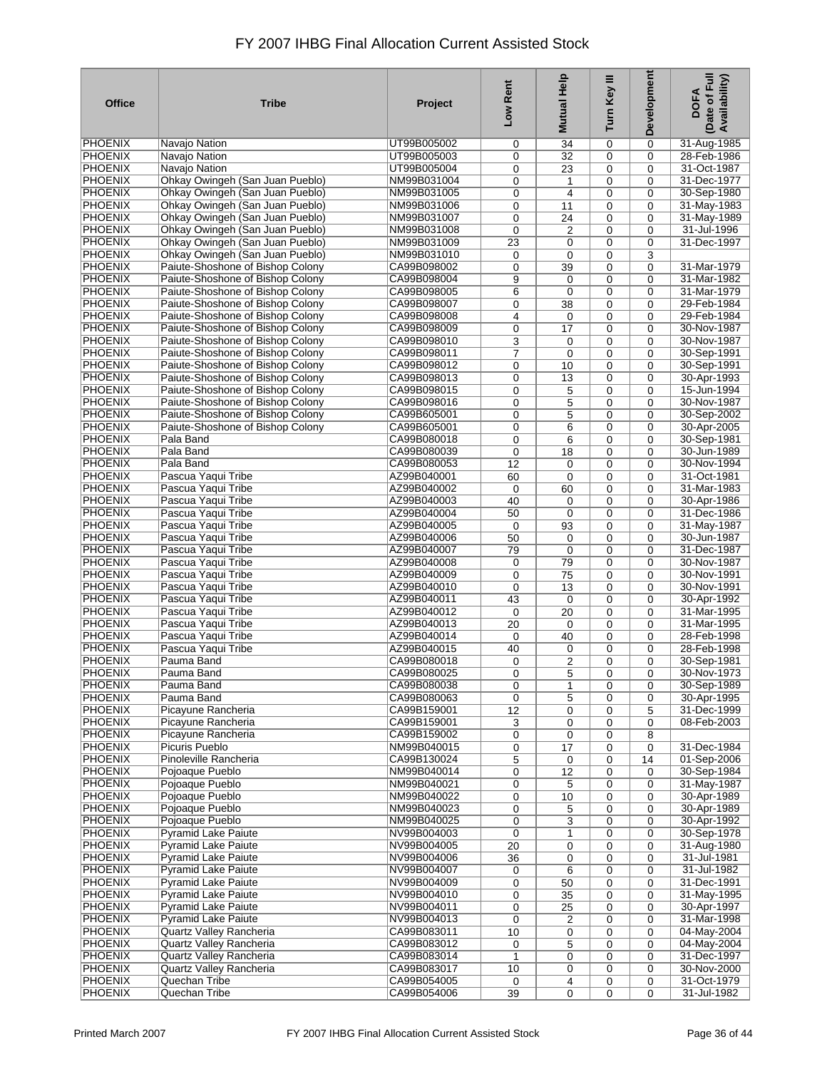# FY 2007 IHBG Final Allocation Current Assisted Stock

| Office | Tribe | Project | Low Rent | Mutual Help | Turn Key III | Development | DOFA (Date of Full Availability) |
|---|---|---|---|---|---|---|---|
| PHOENIX | Navajo Nation | UT99B005002 | 0 | 34 | 0 | 0 | 31-Aug-1985 |
| PHOENIX | Navajo Nation | UT99B005003 | 0 | 32 | 0 | 0 | 28-Feb-1986 |
| PHOENIX | Navajo Nation | UT99B005004 | 0 | 23 | 0 | 0 | 31-Oct-1987 |
| PHOENIX | Ohkay Owingeh (San Juan Pueblo) | NM99B031004 | 0 | 1 | 0 | 0 | 31-Dec-1977 |
| PHOENIX | Ohkay Owingeh (San Juan Pueblo) | NM99B031005 | 0 | 4 | 0 | 0 | 30-Sep-1980 |
| PHOENIX | Ohkay Owingeh (San Juan Pueblo) | NM99B031006 | 0 | 11 | 0 | 0 | 31-May-1983 |
| PHOENIX | Ohkay Owingeh (San Juan Pueblo) | NM99B031007 | 0 | 24 | 0 | 0 | 31-May-1989 |
| PHOENIX | Ohkay Owingeh (San Juan Pueblo) | NM99B031008 | 0 | 2 | 0 | 0 | 31-Jul-1996 |
| PHOENIX | Ohkay Owingeh (San Juan Pueblo) | NM99B031009 | 23 | 0 | 0 | 0 | 31-Dec-1997 |
| PHOENIX | Ohkay Owingeh (San Juan Pueblo) | NM99B031010 | 0 | 0 | 0 | 3 | |
| PHOENIX | Paiute-Shoshone of Bishop Colony | CA99B098002 | 0 | 39 | 0 | 0 | 31-Mar-1979 |
| PHOENIX | Paiute-Shoshone of Bishop Colony | CA99B098004 | 9 | 0 | 0 | 0 | 31-Mar-1982 |
| PHOENIX | Paiute-Shoshone of Bishop Colony | CA99B098005 | 6 | 0 | 0 | 0 | 31-Mar-1979 |
| PHOENIX | Paiute-Shoshone of Bishop Colony | CA99B098007 | 0 | 38 | 0 | 0 | 29-Feb-1984 |
| PHOENIX | Paiute-Shoshone of Bishop Colony | CA99B098008 | 4 | 0 | 0 | 0 | 29-Feb-1984 |
| PHOENIX | Paiute-Shoshone of Bishop Colony | CA99B098009 | 0 | 17 | 0 | 0 | 30-Nov-1987 |
| PHOENIX | Paiute-Shoshone of Bishop Colony | CA99B098010 | 3 | 0 | 0 | 0 | 30-Nov-1987 |
| PHOENIX | Paiute-Shoshone of Bishop Colony | CA99B098011 | 7 | 0 | 0 | 0 | 30-Sep-1991 |
| PHOENIX | Paiute-Shoshone of Bishop Colony | CA99B098012 | 0 | 10 | 0 | 0 | 30-Sep-1991 |
| PHOENIX | Paiute-Shoshone of Bishop Colony | CA99B098013 | 0 | 13 | 0 | 0 | 30-Apr-1993 |
| PHOENIX | Paiute-Shoshone of Bishop Colony | CA99B098015 | 0 | 5 | 0 | 0 | 15-Jun-1994 |
| PHOENIX | Paiute-Shoshone of Bishop Colony | CA99B098016 | 0 | 5 | 0 | 0 | 30-Nov-1987 |
| PHOENIX | Paiute-Shoshone of Bishop Colony | CA99B605001 | 0 | 5 | 0 | 0 | 30-Sep-2002 |
| PHOENIX | Paiute-Shoshone of Bishop Colony | CA99B605001 | 0 | 6 | 0 | 0 | 30-Apr-2005 |
| PHOENIX | Pala Band | CA99B080018 | 0 | 6 | 0 | 0 | 30-Sep-1981 |
| PHOENIX | Pala Band | CA99B080039 | 0 | 18 | 0 | 0 | 30-Jun-1989 |
| PHOENIX | Pala Band | CA99B080053 | 12 | 0 | 0 | 0 | 30-Nov-1994 |
| PHOENIX | Pascua Yaqui Tribe | AZ99B040001 | 60 | 0 | 0 | 0 | 31-Oct-1981 |
| PHOENIX | Pascua Yaqui Tribe | AZ99B040002 | 0 | 60 | 0 | 0 | 31-Mar-1983 |
| PHOENIX | Pascua Yaqui Tribe | AZ99B040003 | 40 | 0 | 0 | 0 | 30-Apr-1986 |
| PHOENIX | Pascua Yaqui Tribe | AZ99B040004 | 50 | 0 | 0 | 0 | 31-Dec-1986 |
| PHOENIX | Pascua Yaqui Tribe | AZ99B040005 | 0 | 93 | 0 | 0 | 31-May-1987 |
| PHOENIX | Pascua Yaqui Tribe | AZ99B040006 | 50 | 0 | 0 | 0 | 30-Jun-1987 |
| PHOENIX | Pascua Yaqui Tribe | AZ99B040007 | 79 | 0 | 0 | 0 | 31-Dec-1987 |
| PHOENIX | Pascua Yaqui Tribe | AZ99B040008 | 0 | 79 | 0 | 0 | 30-Nov-1987 |
| PHOENIX | Pascua Yaqui Tribe | AZ99B040009 | 0 | 75 | 0 | 0 | 30-Nov-1991 |
| PHOENIX | Pascua Yaqui Tribe | AZ99B040010 | 0 | 13 | 0 | 0 | 30-Nov-1991 |
| PHOENIX | Pascua Yaqui Tribe | AZ99B040011 | 43 | 0 | 0 | 0 | 30-Apr-1992 |
| PHOENIX | Pascua Yaqui Tribe | AZ99B040012 | 0 | 20 | 0 | 0 | 31-Mar-1995 |
| PHOENIX | Pascua Yaqui Tribe | AZ99B040013 | 20 | 0 | 0 | 0 | 31-Mar-1995 |
| PHOENIX | Pascua Yaqui Tribe | AZ99B040014 | 0 | 40 | 0 | 0 | 28-Feb-1998 |
| PHOENIX | Pascua Yaqui Tribe | AZ99B040015 | 40 | 0 | 0 | 0 | 28-Feb-1998 |
| PHOENIX | Pauma Band | CA99B080018 | 0 | 2 | 0 | 0 | 30-Sep-1981 |
| PHOENIX | Pauma Band | CA99B080025 | 0 | 5 | 0 | 0 | 30-Nov-1973 |
| PHOENIX | Pauma Band | CA99B080038 | 0 | 1 | 0 | 0 | 30-Sep-1989 |
| PHOENIX | Pauma Band | CA99B080063 | 0 | 5 | 0 | 0 | 30-Apr-1995 |
| PHOENIX | Picayune Rancheria | CA99B159001 | 12 | 0 | 0 | 5 | 31-Dec-1999 |
| PHOENIX | Picayune Rancheria | CA99B159001 | 3 | 0 | 0 | 0 | 08-Feb-2003 |
| PHOENIX | Picayune Rancheria | CA99B159002 | 0 | 0 | 0 | 8 | |
| PHOENIX | Picuris Pueblo | NM99B040015 | 0 | 17 | 0 | 0 | 31-Dec-1984 |
| PHOENIX | Pinoleville Rancheria | CA99B130024 | 5 | 0 | 0 | 14 | 01-Sep-2006 |
| PHOENIX | Pojoaque Pueblo | NM99B040014 | 0 | 12 | 0 | 0 | 30-Sep-1984 |
| PHOENIX | Pojoaque Pueblo | NM99B040021 | 0 | 5 | 0 | 0 | 31-May-1987 |
| PHOENIX | Pojoaque Pueblo | NM99B040022 | 0 | 10 | 0 | 0 | 30-Apr-1989 |
| PHOENIX | Pojoaque Pueblo | NM99B040023 | 0 | 5 | 0 | 0 | 30-Apr-1989 |
| PHOENIX | Pojoaque Pueblo | NM99B040025 | 0 | 3 | 0 | 0 | 30-Apr-1992 |
| PHOENIX | Pyramid Lake Paiute | NV99B004003 | 0 | 1 | 0 | 0 | 30-Sep-1978 |
| PHOENIX | Pyramid Lake Paiute | NV99B004005 | 20 | 0 | 0 | 0 | 31-Aug-1980 |
| PHOENIX | Pyramid Lake Paiute | NV99B004006 | 36 | 0 | 0 | 0 | 31-Jul-1981 |
| PHOENIX | Pyramid Lake Paiute | NV99B004007 | 0 | 6 | 0 | 0 | 31-Jul-1982 |
| PHOENIX | Pyramid Lake Paiute | NV99B004009 | 0 | 50 | 0 | 0 | 31-Dec-1991 |
| PHOENIX | Pyramid Lake Paiute | NV99B004010 | 0 | 35 | 0 | 0 | 31-May-1995 |
| PHOENIX | Pyramid Lake Paiute | NV99B004011 | 0 | 25 | 0 | 0 | 30-Apr-1997 |
| PHOENIX | Pyramid Lake Paiute | NV99B004013 | 0 | 2 | 0 | 0 | 31-Mar-1998 |
| PHOENIX | Quartz Valley Rancheria | CA99B083011 | 10 | 0 | 0 | 0 | 04-May-2004 |
| PHOENIX | Quartz Valley Rancheria | CA99B083012 | 0 | 5 | 0 | 0 | 04-May-2004 |
| PHOENIX | Quartz Valley Rancheria | CA99B083014 | 1 | 0 | 0 | 0 | 31-Dec-1997 |
| PHOENIX | Quartz Valley Rancheria | CA99B083017 | 10 | 0 | 0 | 0 | 30-Nov-2000 |
| PHOENIX | Quechan Tribe | CA99B054005 | 0 | 4 | 0 | 0 | 31-Oct-1979 |
| PHOENIX | Quechan Tribe | CA99B054006 | 39 | 0 | 0 | 0 | 31-Jul-1982 |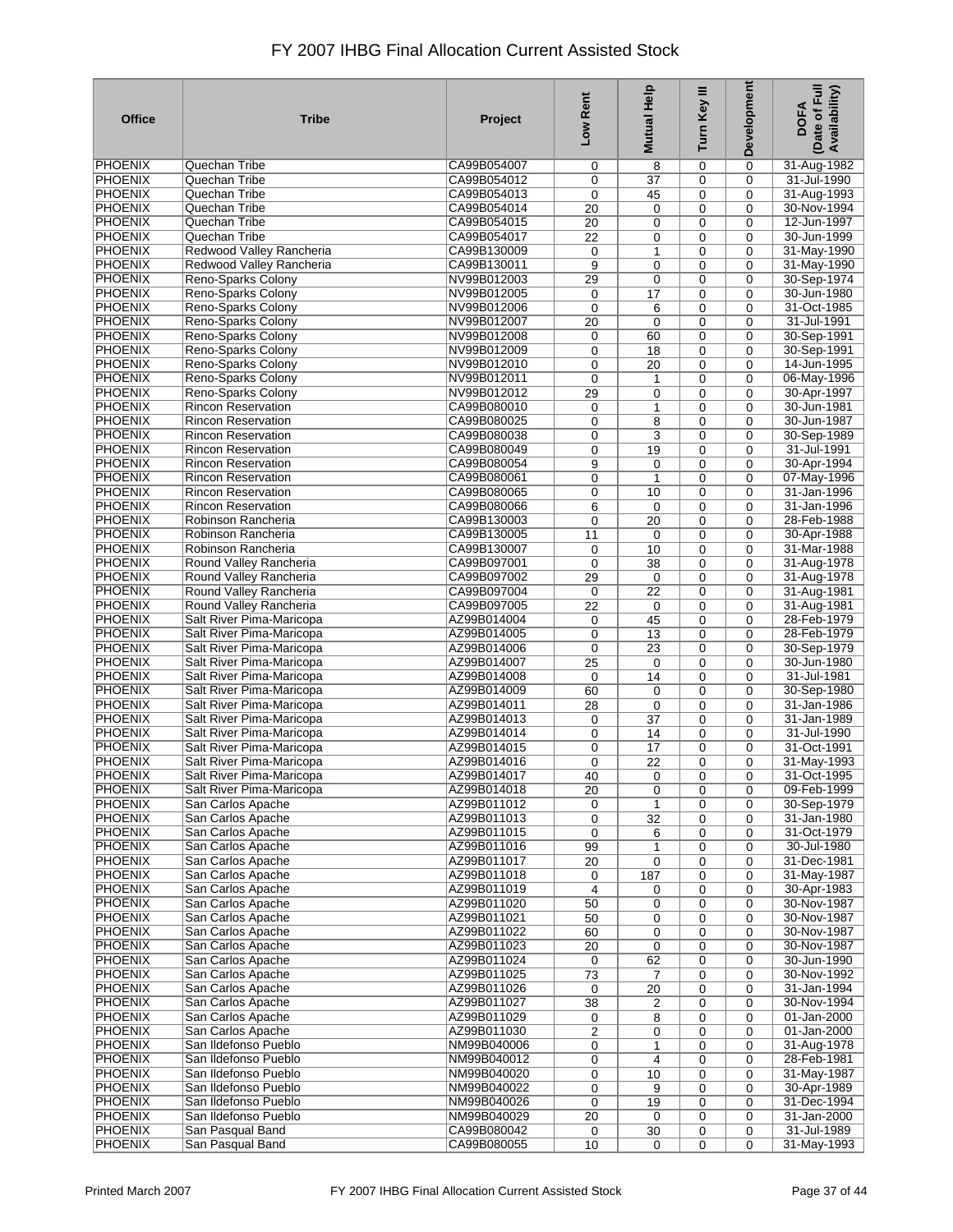# FY 2007 IHBG Final Allocation Current Assisted Stock

| Office | Tribe | Project | Low Rent | Mutual Help | Turn Key III | Development | DOFA (Date of Full Availability) |
|---|---|---|---|---|---|---|---|
| PHOENIX | Quechan Tribe | CA99B054007 | 0 | 8 | 0 | 0 | 31-Aug-1982 |
| PHOENIX | Quechan Tribe | CA99B054012 | 0 | 37 | 0 | 0 | 31-Jul-1990 |
| PHOENIX | Quechan Tribe | CA99B054013 | 0 | 45 | 0 | 0 | 31-Aug-1993 |
| PHOENIX | Quechan Tribe | CA99B054014 | 20 | 0 | 0 | 0 | 30-Nov-1994 |
| PHOENIX | Quechan Tribe | CA99B054015 | 20 | 0 | 0 | 0 | 12-Jun-1997 |
| PHOENIX | Quechan Tribe | CA99B054017 | 22 | 0 | 0 | 0 | 30-Jun-1999 |
| PHOENIX | Redwood Valley Rancheria | CA99B130009 | 0 | 1 | 0 | 0 | 31-May-1990 |
| PHOENIX | Redwood Valley Rancheria | CA99B130011 | 9 | 0 | 0 | 0 | 31-May-1990 |
| PHOENIX | Reno-Sparks Colony | NV99B012003 | 29 | 0 | 0 | 0 | 30-Sep-1974 |
| PHOENIX | Reno-Sparks Colony | NV99B012005 | 0 | 17 | 0 | 0 | 30-Jun-1980 |
| PHOENIX | Reno-Sparks Colony | NV99B012006 | 0 | 6 | 0 | 0 | 31-Oct-1985 |
| PHOENIX | Reno-Sparks Colony | NV99B012007 | 20 | 0 | 0 | 0 | 31-Jul-1991 |
| PHOENIX | Reno-Sparks Colony | NV99B012008 | 0 | 60 | 0 | 0 | 30-Sep-1991 |
| PHOENIX | Reno-Sparks Colony | NV99B012009 | 0 | 18 | 0 | 0 | 30-Sep-1991 |
| PHOENIX | Reno-Sparks Colony | NV99B012010 | 0 | 20 | 0 | 0 | 14-Jun-1995 |
| PHOENIX | Reno-Sparks Colony | NV99B012011 | 0 | 1 | 0 | 0 | 06-May-1996 |
| PHOENIX | Reno-Sparks Colony | NV99B012012 | 29 | 0 | 0 | 0 | 30-Apr-1997 |
| PHOENIX | Rincon Reservation | CA99B080010 | 0 | 1 | 0 | 0 | 30-Jun-1981 |
| PHOENIX | Rincon Reservation | CA99B080025 | 0 | 8 | 0 | 0 | 30-Jun-1987 |
| PHOENIX | Rincon Reservation | CA99B080038 | 0 | 3 | 0 | 0 | 30-Sep-1989 |
| PHOENIX | Rincon Reservation | CA99B080049 | 0 | 19 | 0 | 0 | 31-Jul-1991 |
| PHOENIX | Rincon Reservation | CA99B080054 | 9 | 0 | 0 | 0 | 30-Apr-1994 |
| PHOENIX | Rincon Reservation | CA99B080061 | 0 | 1 | 0 | 0 | 07-May-1996 |
| PHOENIX | Rincon Reservation | CA99B080065 | 0 | 10 | 0 | 0 | 31-Jan-1996 |
| PHOENIX | Rincon Reservation | CA99B080066 | 6 | 0 | 0 | 0 | 31-Jan-1996 |
| PHOENIX | Robinson Rancheria | CA99B130003 | 0 | 20 | 0 | 0 | 28-Feb-1988 |
| PHOENIX | Robinson Rancheria | CA99B130005 | 11 | 0 | 0 | 0 | 30-Apr-1988 |
| PHOENIX | Robinson Rancheria | CA99B130007 | 0 | 10 | 0 | 0 | 31-Mar-1988 |
| PHOENIX | Round Valley Rancheria | CA99B097001 | 0 | 38 | 0 | 0 | 31-Aug-1978 |
| PHOENIX | Round Valley Rancheria | CA99B097002 | 29 | 0 | 0 | 0 | 31-Aug-1978 |
| PHOENIX | Round Valley Rancheria | CA99B097004 | 0 | 22 | 0 | 0 | 31-Aug-1981 |
| PHOENIX | Round Valley Rancheria | CA99B097005 | 22 | 0 | 0 | 0 | 31-Aug-1981 |
| PHOENIX | Salt River Pima-Maricopa | AZ99B014004 | 0 | 45 | 0 | 0 | 28-Feb-1979 |
| PHOENIX | Salt River Pima-Maricopa | AZ99B014005 | 0 | 13 | 0 | 0 | 28-Feb-1979 |
| PHOENIX | Salt River Pima-Maricopa | AZ99B014006 | 0 | 23 | 0 | 0 | 30-Sep-1979 |
| PHOENIX | Salt River Pima-Maricopa | AZ99B014007 | 25 | 0 | 0 | 0 | 30-Jun-1980 |
| PHOENIX | Salt River Pima-Maricopa | AZ99B014008 | 0 | 14 | 0 | 0 | 31-Jul-1981 |
| PHOENIX | Salt River Pima-Maricopa | AZ99B014009 | 60 | 0 | 0 | 0 | 30-Sep-1980 |
| PHOENIX | Salt River Pima-Maricopa | AZ99B014011 | 28 | 0 | 0 | 0 | 31-Jan-1986 |
| PHOENIX | Salt River Pima-Maricopa | AZ99B014013 | 0 | 37 | 0 | 0 | 31-Jan-1989 |
| PHOENIX | Salt River Pima-Maricopa | AZ99B014014 | 0 | 14 | 0 | 0 | 31-Jul-1990 |
| PHOENIX | Salt River Pima-Maricopa | AZ99B014015 | 0 | 17 | 0 | 0 | 31-Oct-1991 |
| PHOENIX | Salt River Pima-Maricopa | AZ99B014016 | 0 | 22 | 0 | 0 | 31-May-1993 |
| PHOENIX | Salt River Pima-Maricopa | AZ99B014017 | 40 | 0 | 0 | 0 | 31-Oct-1995 |
| PHOENIX | Salt River Pima-Maricopa | AZ99B014018 | 20 | 0 | 0 | 0 | 09-Feb-1999 |
| PHOENIX | San Carlos Apache | AZ99B011012 | 0 | 1 | 0 | 0 | 30-Sep-1979 |
| PHOENIX | San Carlos Apache | AZ99B011013 | 0 | 32 | 0 | 0 | 31-Jan-1980 |
| PHOENIX | San Carlos Apache | AZ99B011015 | 0 | 6 | 0 | 0 | 31-Oct-1979 |
| PHOENIX | San Carlos Apache | AZ99B011016 | 99 | 1 | 0 | 0 | 30-Jul-1980 |
| PHOENIX | San Carlos Apache | AZ99B011017 | 20 | 0 | 0 | 0 | 31-Dec-1981 |
| PHOENIX | San Carlos Apache | AZ99B011018 | 0 | 187 | 0 | 0 | 31-May-1987 |
| PHOENIX | San Carlos Apache | AZ99B011019 | 4 | 0 | 0 | 0 | 30-Apr-1983 |
| PHOENIX | San Carlos Apache | AZ99B011020 | 50 | 0 | 0 | 0 | 30-Nov-1987 |
| PHOENIX | San Carlos Apache | AZ99B011021 | 50 | 0 | 0 | 0 | 30-Nov-1987 |
| PHOENIX | San Carlos Apache | AZ99B011022 | 60 | 0 | 0 | 0 | 30-Nov-1987 |
| PHOENIX | San Carlos Apache | AZ99B011023 | 20 | 0 | 0 | 0 | 30-Nov-1987 |
| PHOENIX | San Carlos Apache | AZ99B011024 | 0 | 62 | 0 | 0 | 30-Jun-1990 |
| PHOENIX | San Carlos Apache | AZ99B011025 | 73 | 7 | 0 | 0 | 30-Nov-1992 |
| PHOENIX | San Carlos Apache | AZ99B011026 | 0 | 20 | 0 | 0 | 31-Jan-1994 |
| PHOENIX | San Carlos Apache | AZ99B011027 | 38 | 2 | 0 | 0 | 30-Nov-1994 |
| PHOENIX | San Carlos Apache | AZ99B011029 | 0 | 8 | 0 | 0 | 01-Jan-2000 |
| PHOENIX | San Carlos Apache | AZ99B011030 | 2 | 0 | 0 | 0 | 01-Jan-2000 |
| PHOENIX | San Ildefonso Pueblo | NM99B040006 | 0 | 1 | 0 | 0 | 31-Aug-1978 |
| PHOENIX | San Ildefonso Pueblo | NM99B040012 | 0 | 4 | 0 | 0 | 28-Feb-1981 |
| PHOENIX | San Ildefonso Pueblo | NM99B040020 | 0 | 10 | 0 | 0 | 31-May-1987 |
| PHOENIX | San Ildefonso Pueblo | NM99B040022 | 0 | 9 | 0 | 0 | 30-Apr-1989 |
| PHOENIX | San Ildefonso Pueblo | NM99B040026 | 0 | 19 | 0 | 0 | 31-Dec-1994 |
| PHOENIX | San Ildefonso Pueblo | NM99B040029 | 20 | 0 | 0 | 0 | 31-Jan-2000 |
| PHOENIX | San Pasqual Band | CA99B080042 | 0 | 30 | 0 | 0 | 31-Jul-1989 |
| PHOENIX | San Pasqual Band | CA99B080055 | 10 | 0 | 0 | 0 | 31-May-1993 |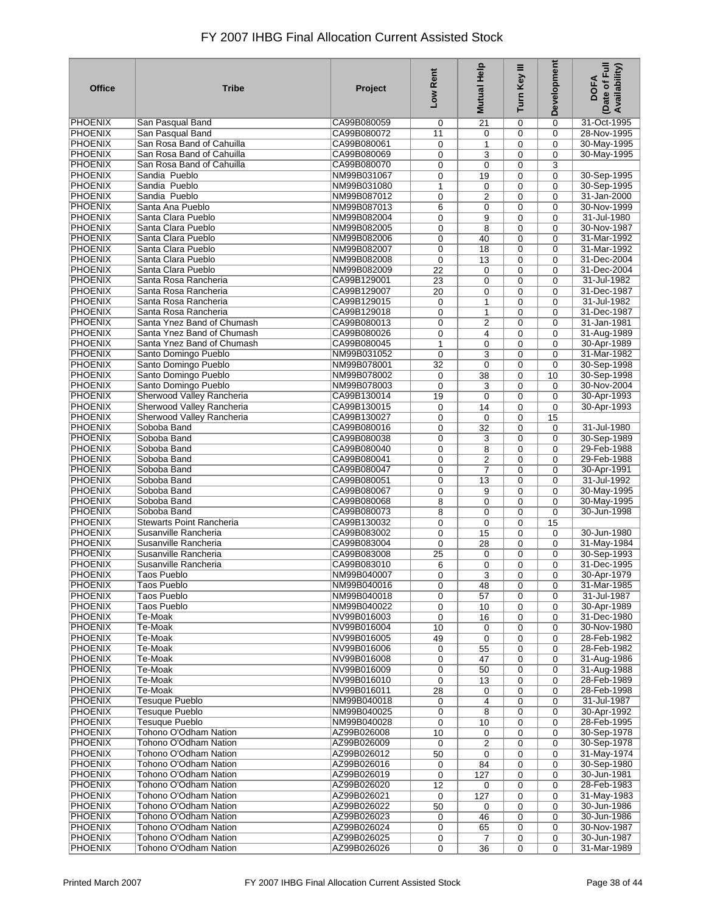# FY 2007 IHBG Final Allocation Current Assisted Stock

| Office | Tribe | Project | Low Rent | Mutual Help | Turn Key III | Development | DOFA (Date of Full Availability) |
|---|---|---|---|---|---|---|---|
| PHOENIX | San Pasqual Band | CA99B080059 | 0 | 21 | 0 | 0 | 31-Oct-1995 |
| PHOENIX | San Pasqual Band | CA99B080072 | 11 | 0 | 0 | 0 | 28-Nov-1995 |
| PHOENIX | San Rosa Band of Cahuilla | CA99B080061 | 0 | 1 | 0 | 0 | 30-May-1995 |
| PHOENIX | San Rosa Band of Cahuilla | CA99B080069 | 0 | 3 | 0 | 0 | 30-May-1995 |
| PHOENIX | San Rosa Band of Cahuilla | CA99B080070 | 0 | 0 | 0 | 3 | |
| PHOENIX | Sandia Pueblo | NM99B031067 | 0 | 19 | 0 | 0 | 30-Sep-1995 |
| PHOENIX | Sandia Pueblo | NM99B031080 | 1 | 0 | 0 | 0 | 30-Sep-1995 |
| PHOENIX | Sandia Pueblo | NM99B087012 | 0 | 2 | 0 | 0 | 31-Jan-2000 |
| PHOENIX | Santa Ana Pueblo | NM99B087013 | 6 | 0 | 0 | 0 | 30-Nov-1999 |
| PHOENIX | Santa Clara Pueblo | NM99B082004 | 0 | 9 | 0 | 0 | 31-Jul-1980 |
| PHOENIX | Santa Clara Pueblo | NM99B082005 | 0 | 8 | 0 | 0 | 30-Nov-1987 |
| PHOENIX | Santa Clara Pueblo | NM99B082006 | 0 | 40 | 0 | 0 | 31-Mar-1992 |
| PHOENIX | Santa Clara Pueblo | NM99B082007 | 0 | 18 | 0 | 0 | 31-Mar-1992 |
| PHOENIX | Santa Clara Pueblo | NM99B082008 | 0 | 13 | 0 | 0 | 31-Dec-2004 |
| PHOENIX | Santa Clara Pueblo | NM99B082009 | 22 | 0 | 0 | 0 | 31-Dec-2004 |
| PHOENIX | Santa Rosa Rancheria | CA99B129001 | 23 | 0 | 0 | 0 | 31-Jul-1982 |
| PHOENIX | Santa Rosa Rancheria | CA99B129007 | 20 | 0 | 0 | 0 | 31-Dec-1987 |
| PHOENIX | Santa Rosa Rancheria | CA99B129015 | 0 | 1 | 0 | 0 | 31-Jul-1982 |
| PHOENIX | Santa Rosa Rancheria | CA99B129018 | 0 | 1 | 0 | 0 | 31-Dec-1987 |
| PHOENIX | Santa Ynez Band of Chumash | CA99B080013 | 0 | 2 | 0 | 0 | 31-Jan-1981 |
| PHOENIX | Santa Ynez Band of Chumash | CA99B080026 | 0 | 4 | 0 | 0 | 31-Aug-1989 |
| PHOENIX | Santa Ynez Band of Chumash | CA99B080045 | 1 | 0 | 0 | 0 | 30-Apr-1989 |
| PHOENIX | Santo Domingo Pueblo | NM99B031052 | 0 | 3 | 0 | 0 | 31-Mar-1982 |
| PHOENIX | Santo Domingo Pueblo | NM99B078001 | 32 | 0 | 0 | 0 | 30-Sep-1998 |
| PHOENIX | Santo Domingo Pueblo | NM99B078002 | 0 | 38 | 0 | 10 | 30-Sep-1998 |
| PHOENIX | Santo Domingo Pueblo | NM99B078003 | 0 | 3 | 0 | 0 | 30-Nov-2004 |
| PHOENIX | Sherwood Valley Rancheria | CA99B130014 | 19 | 0 | 0 | 0 | 30-Apr-1993 |
| PHOENIX | Sherwood Valley Rancheria | CA99B130015 | 0 | 14 | 0 | 0 | 30-Apr-1993 |
| PHOENIX | Sherwood Valley Rancheria | CA99B130027 | 0 | 0 | 0 | 15 | |
| PHOENIX | Soboba Band | CA99B080016 | 0 | 32 | 0 | 0 | 31-Jul-1980 |
| PHOENIX | Soboba Band | CA99B080038 | 0 | 3 | 0 | 0 | 30-Sep-1989 |
| PHOENIX | Soboba Band | CA99B080040 | 0 | 8 | 0 | 0 | 29-Feb-1988 |
| PHOENIX | Soboba Band | CA99B080041 | 0 | 2 | 0 | 0 | 29-Feb-1988 |
| PHOENIX | Soboba Band | CA99B080047 | 0 | 7 | 0 | 0 | 30-Apr-1991 |
| PHOENIX | Soboba Band | CA99B080051 | 0 | 13 | 0 | 0 | 31-Jul-1992 |
| PHOENIX | Soboba Band | CA99B080067 | 0 | 9 | 0 | 0 | 30-May-1995 |
| PHOENIX | Soboba Band | CA99B080068 | 8 | 0 | 0 | 0 | 30-May-1995 |
| PHOENIX | Soboba Band | CA99B080073 | 8 | 0 | 0 | 0 | 30-Jun-1998 |
| PHOENIX | Stewarts Point Rancheria | CA99B130032 | 0 | 0 | 0 | 15 | |
| PHOENIX | Susanville Rancheria | CA99B083002 | 0 | 15 | 0 | 0 | 30-Jun-1980 |
| PHOENIX | Susanville Rancheria | CA99B083004 | 0 | 28 | 0 | 0 | 31-May-1984 |
| PHOENIX | Susanville Rancheria | CA99B083008 | 25 | 0 | 0 | 0 | 30-Sep-1993 |
| PHOENIX | Susanville Rancheria | CA99B083010 | 6 | 0 | 0 | 0 | 31-Dec-1995 |
| PHOENIX | Taos Pueblo | NM99B040007 | 0 | 3 | 0 | 0 | 30-Apr-1979 |
| PHOENIX | Taos Pueblo | NM99B040016 | 0 | 48 | 0 | 0 | 31-Mar-1985 |
| PHOENIX | Taos Pueblo | NM99B040018 | 0 | 57 | 0 | 0 | 31-Jul-1987 |
| PHOENIX | Taos Pueblo | NM99B040022 | 0 | 10 | 0 | 0 | 30-Apr-1989 |
| PHOENIX | Te-Moak | NV99B016003 | 0 | 16 | 0 | 0 | 31-Dec-1980 |
| PHOENIX | Te-Moak | NV99B016004 | 10 | 0 | 0 | 0 | 30-Nov-1980 |
| PHOENIX | Te-Moak | NV99B016005 | 49 | 0 | 0 | 0 | 28-Feb-1982 |
| PHOENIX | Te-Moak | NV99B016006 | 0 | 55 | 0 | 0 | 28-Feb-1982 |
| PHOENIX | Te-Moak | NV99B016008 | 0 | 47 | 0 | 0 | 31-Aug-1986 |
| PHOENIX | Te-Moak | NV99B016009 | 0 | 50 | 0 | 0 | 31-Aug-1988 |
| PHOENIX | Te-Moak | NV99B016010 | 0 | 13 | 0 | 0 | 28-Feb-1989 |
| PHOENIX | Te-Moak | NV99B016011 | 28 | 0 | 0 | 0 | 28-Feb-1998 |
| PHOENIX | Tesuque Pueblo | NM99B040018 | 0 | 4 | 0 | 0 | 31-Jul-1987 |
| PHOENIX | Tesuque Pueblo | NM99B040025 | 0 | 8 | 0 | 0 | 30-Apr-1992 |
| PHOENIX | Tesuque Pueblo | NM99B040028 | 0 | 10 | 0 | 0 | 28-Feb-1995 |
| PHOENIX | Tohono O'Odham Nation | AZ99B026008 | 10 | 0 | 0 | 0 | 30-Sep-1978 |
| PHOENIX | Tohono O'Odham Nation | AZ99B026009 | 0 | 2 | 0 | 0 | 30-Sep-1978 |
| PHOENIX | Tohono O'Odham Nation | AZ99B026012 | 50 | 0 | 0 | 0 | 31-May-1974 |
| PHOENIX | Tohono O'Odham Nation | AZ99B026016 | 0 | 84 | 0 | 0 | 30-Sep-1980 |
| PHOENIX | Tohono O'Odham Nation | AZ99B026019 | 0 | 127 | 0 | 0 | 30-Jun-1981 |
| PHOENIX | Tohono O'Odham Nation | AZ99B026020 | 12 | 0 | 0 | 0 | 28-Feb-1983 |
| PHOENIX | Tohono O'Odham Nation | AZ99B026021 | 0 | 127 | 0 | 0 | 31-May-1983 |
| PHOENIX | Tohono O'Odham Nation | AZ99B026022 | 50 | 0 | 0 | 0 | 30-Jun-1986 |
| PHOENIX | Tohono O'Odham Nation | AZ99B026023 | 0 | 46 | 0 | 0 | 30-Jun-1986 |
| PHOENIX | Tohono O'Odham Nation | AZ99B026024 | 0 | 65 | 0 | 0 | 30-Nov-1987 |
| PHOENIX | Tohono O'Odham Nation | AZ99B026025 | 0 | 7 | 0 | 0 | 30-Jun-1987 |
| PHOENIX | Tohono O'Odham Nation | AZ99B026026 | 0 | 36 | 0 | 0 | 31-Mar-1989 |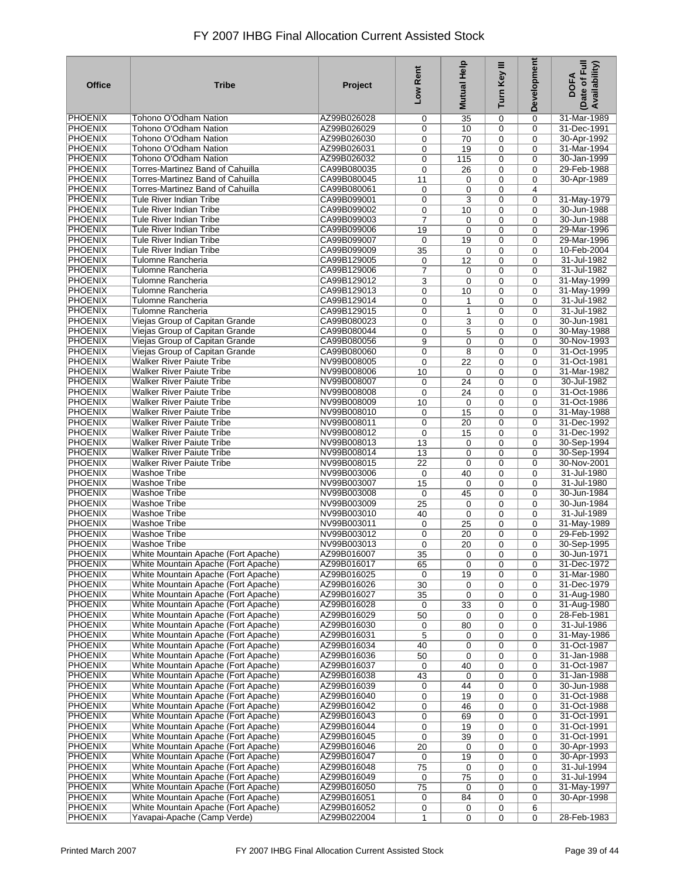# FY 2007 IHBG Final Allocation Current Assisted Stock

| Office | Tribe | Project | Low Rent | Mutual Help | Turn Key III | Development | DOFA (Date of Full Availability) |
|---|---|---|---|---|---|---|---|
| PHOENIX | Tohono O'Odham Nation | AZ99B026028 | 0 | 35 | 0 | 0 | 31-Mar-1989 |
| PHOENIX | Tohono O'Odham Nation | AZ99B026029 | 0 | 10 | 0 | 0 | 31-Dec-1991 |
| PHOENIX | Tohono O'Odham Nation | AZ99B026030 | 0 | 70 | 0 | 0 | 30-Apr-1992 |
| PHOENIX | Tohono O'Odham Nation | AZ99B026031 | 0 | 19 | 0 | 0 | 31-Mar-1994 |
| PHOENIX | Tohono O'Odham Nation | AZ99B026032 | 0 | 115 | 0 | 0 | 30-Jan-1999 |
| PHOENIX | Torres-Martinez Band of Cahuilla | CA99B080035 | 0 | 26 | 0 | 0 | 29-Feb-1988 |
| PHOENIX | Torres-Martinez Band of Cahuilla | CA99B080045 | 11 | 0 | 0 | 0 | 30-Apr-1989 |
| PHOENIX | Torres-Martinez Band of Cahuilla | CA99B080061 | 0 | 0 | 0 | 4 | |
| PHOENIX | Tule River Indian Tribe | CA99B099001 | 0 | 3 | 0 | 0 | 31-May-1979 |
| PHOENIX | Tule River Indian Tribe | CA99B099002 | 0 | 10 | 0 | 0 | 30-Jun-1988 |
| PHOENIX | Tule River Indian Tribe | CA99B099003 | 7 | 0 | 0 | 0 | 30-Jun-1988 |
| PHOENIX | Tule River Indian Tribe | CA99B099006 | 19 | 0 | 0 | 0 | 29-Mar-1996 |
| PHOENIX | Tule River Indian Tribe | CA99B099007 | 0 | 19 | 0 | 0 | 29-Mar-1996 |
| PHOENIX | Tule River Indian Tribe | CA99B099009 | 35 | 0 | 0 | 0 | 10-Feb-2004 |
| PHOENIX | Tulomne Rancheria | CA99B129005 | 0 | 12 | 0 | 0 | 31-Jul-1982 |
| PHOENIX | Tulomne Rancheria | CA99B129006 | 7 | 0 | 0 | 0 | 31-Jul-1982 |
| PHOENIX | Tulomne Rancheria | CA99B129012 | 3 | 0 | 0 | 0 | 31-May-1999 |
| PHOENIX | Tulomne Rancheria | CA99B129013 | 0 | 10 | 0 | 0 | 31-May-1999 |
| PHOENIX | Tulomne Rancheria | CA99B129014 | 0 | 1 | 0 | 0 | 31-Jul-1982 |
| PHOENIX | Tulomne Rancheria | CA99B129015 | 0 | 1 | 0 | 0 | 31-Jul-1982 |
| PHOENIX | Viejas Group of Capitan Grande | CA99B080023 | 0 | 3 | 0 | 0 | 30-Jun-1981 |
| PHOENIX | Viejas Group of Capitan Grande | CA99B080044 | 0 | 5 | 0 | 0 | 30-May-1988 |
| PHOENIX | Viejas Group of Capitan Grande | CA99B080056 | 9 | 0 | 0 | 0 | 30-Nov-1993 |
| PHOENIX | Viejas Group of Capitan Grande | CA99B080060 | 0 | 8 | 0 | 0 | 31-Oct-1995 |
| PHOENIX | Walker River Paiute Tribe | NV99B008005 | 0 | 22 | 0 | 0 | 31-Oct-1981 |
| PHOENIX | Walker River Paiute Tribe | NV99B008006 | 10 | 0 | 0 | 0 | 31-Mar-1982 |
| PHOENIX | Walker River Paiute Tribe | NV99B008007 | 0 | 24 | 0 | 0 | 30-Jul-1982 |
| PHOENIX | Walker River Paiute Tribe | NV99B008008 | 0 | 24 | 0 | 0 | 31-Oct-1986 |
| PHOENIX | Walker River Paiute Tribe | NV99B008009 | 10 | 0 | 0 | 0 | 31-Oct-1986 |
| PHOENIX | Walker River Paiute Tribe | NV99B008010 | 0 | 15 | 0 | 0 | 31-May-1988 |
| PHOENIX | Walker River Paiute Tribe | NV99B008011 | 0 | 20 | 0 | 0 | 31-Dec-1992 |
| PHOENIX | Walker River Paiute Tribe | NV99B008012 | 0 | 15 | 0 | 0 | 31-Dec-1992 |
| PHOENIX | Walker River Paiute Tribe | NV99B008013 | 13 | 0 | 0 | 0 | 30-Sep-1994 |
| PHOENIX | Walker River Paiute Tribe | NV99B008014 | 13 | 0 | 0 | 0 | 30-Sep-1994 |
| PHOENIX | Walker River Paiute Tribe | NV99B008015 | 22 | 0 | 0 | 0 | 30-Nov-2001 |
| PHOENIX | Washoe Tribe | NV99B003006 | 0 | 40 | 0 | 0 | 31-Jul-1980 |
| PHOENIX | Washoe Tribe | NV99B003007 | 15 | 0 | 0 | 0 | 31-Jul-1980 |
| PHOENIX | Washoe Tribe | NV99B003008 | 0 | 45 | 0 | 0 | 30-Jun-1984 |
| PHOENIX | Washoe Tribe | NV99B003009 | 25 | 0 | 0 | 0 | 30-Jun-1984 |
| PHOENIX | Washoe Tribe | NV99B003010 | 40 | 0 | 0 | 0 | 31-Jul-1989 |
| PHOENIX | Washoe Tribe | NV99B003011 | 0 | 25 | 0 | 0 | 31-May-1989 |
| PHOENIX | Washoe Tribe | NV99B003012 | 0 | 20 | 0 | 0 | 29-Feb-1992 |
| PHOENIX | Washoe Tribe | NV99B003013 | 0 | 20 | 0 | 0 | 30-Sep-1995 |
| PHOENIX | White Mountain Apache (Fort Apache) | AZ99B016007 | 35 | 0 | 0 | 0 | 30-Jun-1971 |
| PHOENIX | White Mountain Apache (Fort Apache) | AZ99B016017 | 65 | 0 | 0 | 0 | 31-Dec-1972 |
| PHOENIX | White Mountain Apache (Fort Apache) | AZ99B016025 | 0 | 19 | 0 | 0 | 31-Mar-1980 |
| PHOENIX | White Mountain Apache (Fort Apache) | AZ99B016026 | 30 | 0 | 0 | 0 | 31-Dec-1979 |
| PHOENIX | White Mountain Apache (Fort Apache) | AZ99B016027 | 35 | 0 | 0 | 0 | 31-Aug-1980 |
| PHOENIX | White Mountain Apache (Fort Apache) | AZ99B016028 | 0 | 33 | 0 | 0 | 31-Aug-1980 |
| PHOENIX | White Mountain Apache (Fort Apache) | AZ99B016029 | 50 | 0 | 0 | 0 | 28-Feb-1981 |
| PHOENIX | White Mountain Apache (Fort Apache) | AZ99B016030 | 0 | 80 | 0 | 0 | 31-Jul-1986 |
| PHOENIX | White Mountain Apache (Fort Apache) | AZ99B016031 | 5 | 0 | 0 | 0 | 31-May-1986 |
| PHOENIX | White Mountain Apache (Fort Apache) | AZ99B016034 | 40 | 0 | 0 | 0 | 31-Oct-1987 |
| PHOENIX | White Mountain Apache (Fort Apache) | AZ99B016036 | 50 | 0 | 0 | 0 | 31-Jan-1988 |
| PHOENIX | White Mountain Apache (Fort Apache) | AZ99B016037 | 0 | 40 | 0 | 0 | 31-Oct-1987 |
| PHOENIX | White Mountain Apache (Fort Apache) | AZ99B016038 | 43 | 0 | 0 | 0 | 31-Jan-1988 |
| PHOENIX | White Mountain Apache (Fort Apache) | AZ99B016039 | 0 | 44 | 0 | 0 | 30-Jun-1988 |
| PHOENIX | White Mountain Apache (Fort Apache) | AZ99B016040 | 0 | 19 | 0 | 0 | 31-Oct-1988 |
| PHOENIX | White Mountain Apache (Fort Apache) | AZ99B016042 | 0 | 46 | 0 | 0 | 31-Oct-1988 |
| PHOENIX | White Mountain Apache (Fort Apache) | AZ99B016043 | 0 | 69 | 0 | 0 | 31-Oct-1991 |
| PHOENIX | White Mountain Apache (Fort Apache) | AZ99B016044 | 0 | 19 | 0 | 0 | 31-Oct-1991 |
| PHOENIX | White Mountain Apache (Fort Apache) | AZ99B016045 | 0 | 39 | 0 | 0 | 31-Oct-1991 |
| PHOENIX | White Mountain Apache (Fort Apache) | AZ99B016046 | 20 | 0 | 0 | 0 | 30-Apr-1993 |
| PHOENIX | White Mountain Apache (Fort Apache) | AZ99B016047 | 0 | 19 | 0 | 0 | 30-Apr-1993 |
| PHOENIX | White Mountain Apache (Fort Apache) | AZ99B016048 | 75 | 0 | 0 | 0 | 31-Jul-1994 |
| PHOENIX | White Mountain Apache (Fort Apache) | AZ99B016049 | 0 | 75 | 0 | 0 | 31-Jul-1994 |
| PHOENIX | White Mountain Apache (Fort Apache) | AZ99B016050 | 75 | 0 | 0 | 0 | 31-May-1997 |
| PHOENIX | White Mountain Apache (Fort Apache) | AZ99B016051 | 0 | 84 | 0 | 0 | 30-Apr-1998 |
| PHOENIX | White Mountain Apache (Fort Apache) | AZ99B016052 | 0 | 0 | 0 | 6 | |
| PHOENIX | Yavapai-Apache (Camp Verde) | AZ99B022004 | 1 | 0 | 0 | 0 | 28-Feb-1983 |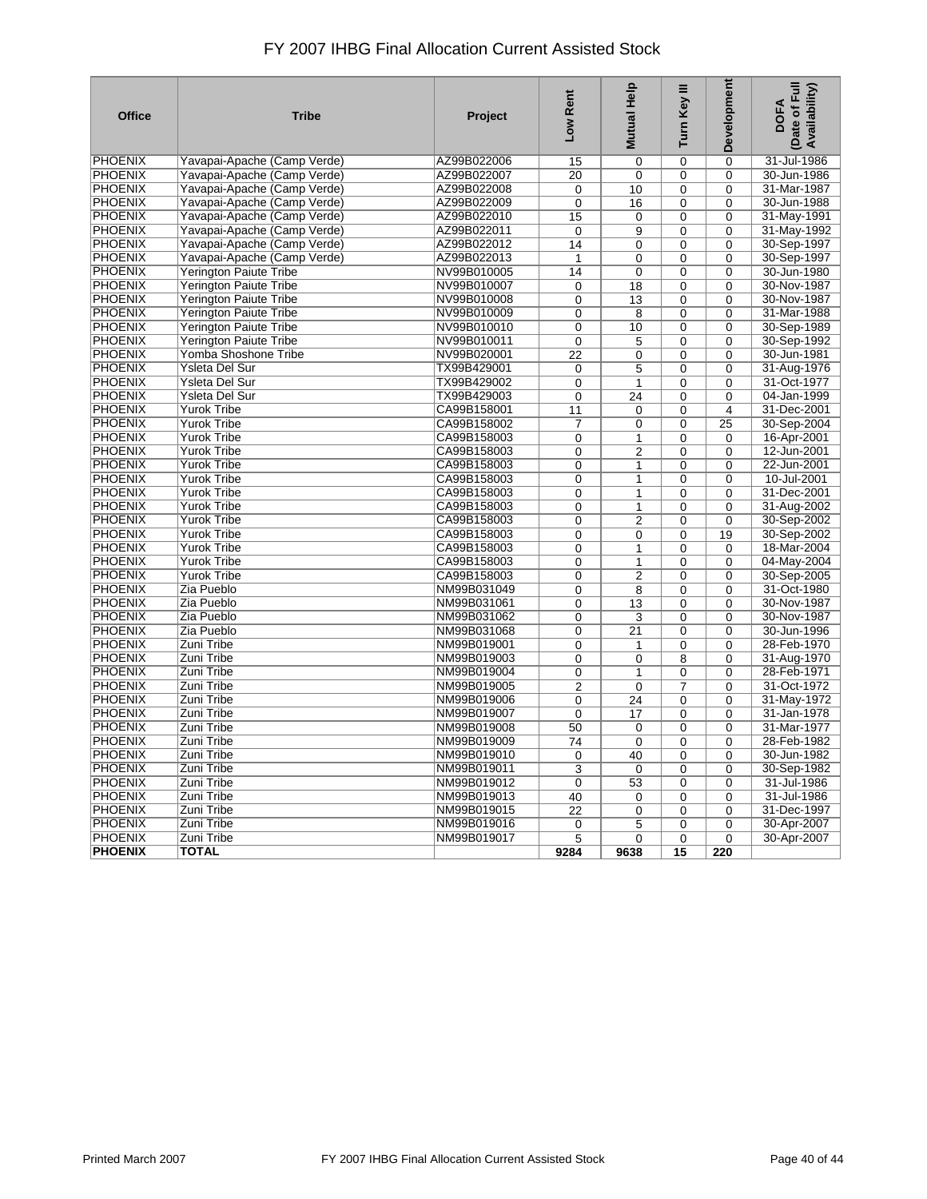# FY 2007 IHBG Final Allocation Current Assisted Stock

| Office | Tribe | Project | Low Rent | Mutual Help | Turn Key III | Development | DOFA (Date of Full Availability) |
|---|---|---|---|---|---|---|---|
| PHOENIX | Yavapai-Apache (Camp Verde) | AZ99B022006 | 15 | 0 | 0 | 0 | 31-Jul-1986 |
| PHOENIX | Yavapai-Apache (Camp Verde) | AZ99B022007 | 20 | 0 | 0 | 0 | 30-Jun-1986 |
| PHOENIX | Yavapai-Apache (Camp Verde) | AZ99B022008 | 0 | 10 | 0 | 0 | 31-Mar-1987 |
| PHOENIX | Yavapai-Apache (Camp Verde) | AZ99B022009 | 0 | 16 | 0 | 0 | 30-Jun-1988 |
| PHOENIX | Yavapai-Apache (Camp Verde) | AZ99B022010 | 15 | 0 | 0 | 0 | 31-May-1991 |
| PHOENIX | Yavapai-Apache (Camp Verde) | AZ99B022011 | 0 | 9 | 0 | 0 | 31-May-1992 |
| PHOENIX | Yavapai-Apache (Camp Verde) | AZ99B022012 | 14 | 0 | 0 | 0 | 30-Sep-1997 |
| PHOENIX | Yavapai-Apache (Camp Verde) | AZ99B022013 | 1 | 0 | 0 | 0 | 30-Sep-1997 |
| PHOENIX | Yerington Paiute Tribe | NV99B010005 | 14 | 0 | 0 | 0 | 30-Jun-1980 |
| PHOENIX | Yerington Paiute Tribe | NV99B010007 | 0 | 18 | 0 | 0 | 30-Nov-1987 |
| PHOENIX | Yerington Paiute Tribe | NV99B010008 | 0 | 13 | 0 | 0 | 30-Nov-1987 |
| PHOENIX | Yerington Paiute Tribe | NV99B010009 | 0 | 8 | 0 | 0 | 31-Mar-1988 |
| PHOENIX | Yerington Paiute Tribe | NV99B010010 | 0 | 10 | 0 | 0 | 30-Sep-1989 |
| PHOENIX | Yerington Paiute Tribe | NV99B010011 | 0 | 5 | 0 | 0 | 30-Sep-1992 |
| PHOENIX | Yomba Shoshone Tribe | NV99B020001 | 22 | 0 | 0 | 0 | 30-Jun-1981 |
| PHOENIX | Ysleta Del Sur | TX99B429001 | 0 | 5 | 0 | 0 | 31-Aug-1976 |
| PHOENIX | Ysleta Del Sur | TX99B429002 | 0 | 1 | 0 | 0 | 31-Oct-1977 |
| PHOENIX | Ysleta Del Sur | TX99B429003 | 0 | 24 | 0 | 0 | 04-Jan-1999 |
| PHOENIX | Yurok Tribe | CA99B158001 | 11 | 0 | 0 | 4 | 31-Dec-2001 |
| PHOENIX | Yurok Tribe | CA99B158002 | 7 | 0 | 0 | 25 | 30-Sep-2004 |
| PHOENIX | Yurok Tribe | CA99B158003 | 0 | 1 | 0 | 0 | 16-Apr-2001 |
| PHOENIX | Yurok Tribe | CA99B158003 | 0 | 2 | 0 | 0 | 12-Jun-2001 |
| PHOENIX | Yurok Tribe | CA99B158003 | 0 | 1 | 0 | 0 | 22-Jun-2001 |
| PHOENIX | Yurok Tribe | CA99B158003 | 0 | 1 | 0 | 0 | 10-Jul-2001 |
| PHOENIX | Yurok Tribe | CA99B158003 | 0 | 1 | 0 | 0 | 31-Dec-2001 |
| PHOENIX | Yurok Tribe | CA99B158003 | 0 | 1 | 0 | 0 | 31-Aug-2002 |
| PHOENIX | Yurok Tribe | CA99B158003 | 0 | 2 | 0 | 0 | 30-Sep-2002 |
| PHOENIX | Yurok Tribe | CA99B158003 | 0 | 0 | 0 | 19 | 30-Sep-2002 |
| PHOENIX | Yurok Tribe | CA99B158003 | 0 | 1 | 0 | 0 | 18-Mar-2004 |
| PHOENIX | Yurok Tribe | CA99B158003 | 0 | 1 | 0 | 0 | 04-May-2004 |
| PHOENIX | Yurok Tribe | CA99B158003 | 0 | 2 | 0 | 0 | 30-Sep-2005 |
| PHOENIX | Zia Pueblo | NM99B031049 | 0 | 8 | 0 | 0 | 31-Oct-1980 |
| PHOENIX | Zia Pueblo | NM99B031061 | 0 | 13 | 0 | 0 | 30-Nov-1987 |
| PHOENIX | Zia Pueblo | NM99B031062 | 0 | 3 | 0 | 0 | 30-Nov-1987 |
| PHOENIX | Zia Pueblo | NM99B031068 | 0 | 21 | 0 | 0 | 30-Jun-1996 |
| PHOENIX | Zuni Tribe | NM99B019001 | 0 | 1 | 0 | 0 | 28-Feb-1970 |
| PHOENIX | Zuni Tribe | NM99B019003 | 0 | 0 | 8 | 0 | 31-Aug-1970 |
| PHOENIX | Zuni Tribe | NM99B019004 | 0 | 1 | 0 | 0 | 28-Feb-1971 |
| PHOENIX | Zuni Tribe | NM99B019005 | 2 | 0 | 7 | 0 | 31-Oct-1972 |
| PHOENIX | Zuni Tribe | NM99B019006 | 0 | 24 | 0 | 0 | 31-May-1972 |
| PHOENIX | Zuni Tribe | NM99B019007 | 0 | 17 | 0 | 0 | 31-Jan-1978 |
| PHOENIX | Zuni Tribe | NM99B019008 | 50 | 0 | 0 | 0 | 31-Mar-1977 |
| PHOENIX | Zuni Tribe | NM99B019009 | 74 | 0 | 0 | 0 | 28-Feb-1982 |
| PHOENIX | Zuni Tribe | NM99B019010 | 0 | 40 | 0 | 0 | 30-Jun-1982 |
| PHOENIX | Zuni Tribe | NM99B019011 | 3 | 0 | 0 | 0 | 30-Sep-1982 |
| PHOENIX | Zuni Tribe | NM99B019012 | 0 | 53 | 0 | 0 | 31-Jul-1986 |
| PHOENIX | Zuni Tribe | NM99B019013 | 40 | 0 | 0 | 0 | 31-Jul-1986 |
| PHOENIX | Zuni Tribe | NM99B019015 | 22 | 0 | 0 | 0 | 31-Dec-1997 |
| PHOENIX | Zuni Tribe | NM99B019016 | 0 | 5 | 0 | 0 | 30-Apr-2007 |
| PHOENIX | Zuni Tribe | NM99B019017 | 5 | 0 | 0 | 0 | 30-Apr-2007 |
| **PHOENIX** | **TOTAL** | | **9284** | **9638** | **15** | **220** | |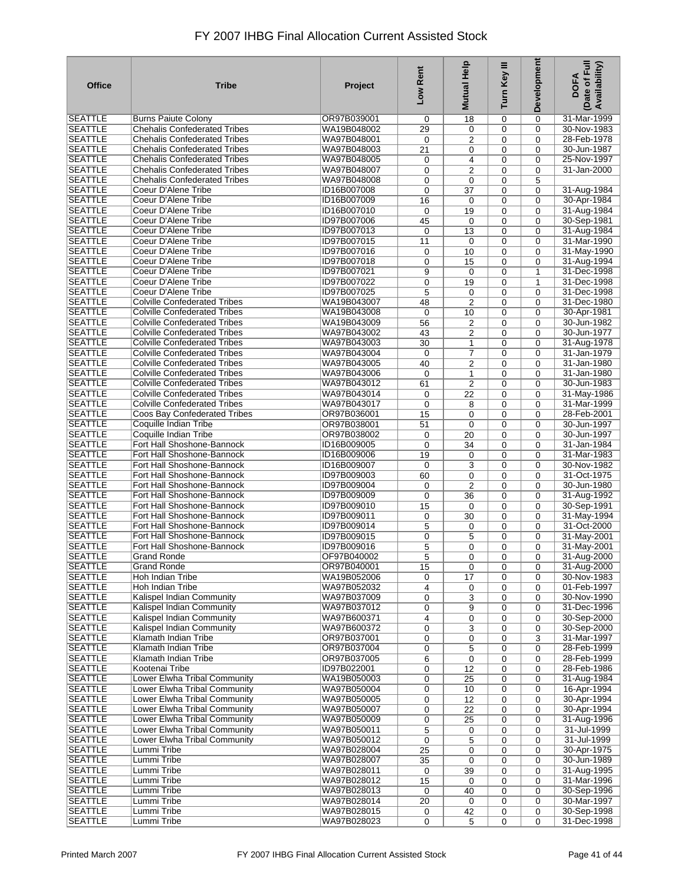# FY 2007 IHBG Final Allocation Current Assisted Stock

| Office | Tribe | Project | Low Rent | Mutual Help | Turn Key III | Development | DOFA (Date of Full Availability) |
|---|---|---|---|---|---|---|---|
| SEATTLE | Burns Paiute Colony | OR97B039001 | 0 | 18 | 0 | 0 | 31-Mar-1999 |
| SEATTLE | Chehalis Confederated Tribes | WA19B048002 | 29 | 0 | 0 | 0 | 30-Nov-1983 |
| SEATTLE | Chehalis Confederated Tribes | WA97B048001 | 0 | 2 | 0 | 0 | 28-Feb-1978 |
| SEATTLE | Chehalis Confederated Tribes | WA97B048003 | 21 | 0 | 0 | 0 | 30-Jun-1987 |
| SEATTLE | Chehalis Confederated Tribes | WA97B048005 | 0 | 4 | 0 | 0 | 25-Nov-1997 |
| SEATTLE | Chehalis Confederated Tribes | WA97B048007 | 0 | 2 | 0 | 0 | 31-Jan-2000 |
| SEATTLE | Chehalis Confederated Tribes | WA97B048008 | 0 | 0 | 0 | 5 | |
| SEATTLE | Coeur D'Alene Tribe | ID16B007008 | 0 | 37 | 0 | 0 | 31-Aug-1984 |
| SEATTLE | Coeur D'Alene Tribe | ID16B007009 | 16 | 0 | 0 | 0 | 30-Apr-1984 |
| SEATTLE | Coeur D'Alene Tribe | ID16B007010 | 0 | 19 | 0 | 0 | 31-Aug-1984 |
| SEATTLE | Coeur D'Alene Tribe | ID97B007006 | 45 | 0 | 0 | 0 | 30-Sep-1981 |
| SEATTLE | Coeur D'Alene Tribe | ID97B007013 | 0 | 13 | 0 | 0 | 31-Aug-1984 |
| SEATTLE | Coeur D'Alene Tribe | ID97B007015 | 11 | 0 | 0 | 0 | 31-Mar-1990 |
| SEATTLE | Coeur D'Alene Tribe | ID97B007016 | 0 | 10 | 0 | 0 | 31-May-1990 |
| SEATTLE | Coeur D'Alene Tribe | ID97B007018 | 0 | 15 | 0 | 0 | 31-Aug-1994 |
| SEATTLE | Coeur D'Alene Tribe | ID97B007021 | 9 | 0 | 0 | 1 | 31-Dec-1998 |
| SEATTLE | Coeur D'Alene Tribe | ID97B007022 | 0 | 19 | 0 | 1 | 31-Dec-1998 |
| SEATTLE | Coeur D'Alene Tribe | ID97B007025 | 5 | 0 | 0 | 0 | 31-Dec-1998 |
| SEATTLE | Colville Confederated Tribes | WA19B043007 | 48 | 2 | 0 | 0 | 31-Dec-1980 |
| SEATTLE | Colville Confederated Tribes | WA19B043008 | 0 | 10 | 0 | 0 | 30-Apr-1981 |
| SEATTLE | Colville Confederated Tribes | WA19B043009 | 56 | 2 | 0 | 0 | 30-Jun-1982 |
| SEATTLE | Colville Confederated Tribes | WA97B043002 | 43 | 2 | 0 | 0 | 30-Jun-1977 |
| SEATTLE | Colville Confederated Tribes | WA97B043003 | 30 | 1 | 0 | 0 | 31-Aug-1978 |
| SEATTLE | Colville Confederated Tribes | WA97B043004 | 0 | 7 | 0 | 0 | 31-Jan-1979 |
| SEATTLE | Colville Confederated Tribes | WA97B043005 | 40 | 2 | 0 | 0 | 31-Jan-1980 |
| SEATTLE | Colville Confederated Tribes | WA97B043006 | 0 | 1 | 0 | 0 | 31-Jan-1980 |
| SEATTLE | Colville Confederated Tribes | WA97B043012 | 61 | 2 | 0 | 0 | 30-Jun-1983 |
| SEATTLE | Colville Confederated Tribes | WA97B043014 | 0 | 22 | 0 | 0 | 31-May-1986 |
| SEATTLE | Colville Confederated Tribes | WA97B043017 | 0 | 8 | 0 | 0 | 31-Mar-1999 |
| SEATTLE | Coos Bay Confederated Tribes | OR97B036001 | 15 | 0 | 0 | 0 | 28-Feb-2001 |
| SEATTLE | Coquille Indian Tribe | OR97B038001 | 51 | 0 | 0 | 0 | 30-Jun-1997 |
| SEATTLE | Coquille Indian Tribe | OR97B038002 | 0 | 20 | 0 | 0 | 30-Jun-1997 |
| SEATTLE | Fort Hall Shoshone-Bannock | ID16B009005 | 0 | 34 | 0 | 0 | 31-Jan-1984 |
| SEATTLE | Fort Hall Shoshone-Bannock | ID16B009006 | 19 | 0 | 0 | 0 | 31-Mar-1983 |
| SEATTLE | Fort Hall Shoshone-Bannock | ID16B009007 | 0 | 3 | 0 | 0 | 30-Nov-1982 |
| SEATTLE | Fort Hall Shoshone-Bannock | ID97B009003 | 60 | 0 | 0 | 0 | 31-Oct-1975 |
| SEATTLE | Fort Hall Shoshone-Bannock | ID97B009004 | 0 | 2 | 0 | 0 | 30-Jun-1980 |
| SEATTLE | Fort Hall Shoshone-Bannock | ID97B009009 | 0 | 36 | 0 | 0 | 31-Aug-1992 |
| SEATTLE | Fort Hall Shoshone-Bannock | ID97B009010 | 15 | 0 | 0 | 0 | 30-Sep-1991 |
| SEATTLE | Fort Hall Shoshone-Bannock | ID97B009011 | 0 | 30 | 0 | 0 | 31-May-1994 |
| SEATTLE | Fort Hall Shoshone-Bannock | ID97B009014 | 5 | 0 | 0 | 0 | 31-Oct-2000 |
| SEATTLE | Fort Hall Shoshone-Bannock | ID97B009015 | 0 | 5 | 0 | 0 | 31-May-2001 |
| SEATTLE | Fort Hall Shoshone-Bannock | ID97B009016 | 5 | 0 | 0 | 0 | 31-May-2001 |
| SEATTLE | Grand Ronde | OF97B040002 | 5 | 0 | 0 | 0 | 31-Aug-2000 |
| SEATTLE | Grand Ronde | OR97B040001 | 15 | 0 | 0 | 0 | 31-Aug-2000 |
| SEATTLE | Hoh Indian Tribe | WA19B052006 | 0 | 17 | 0 | 0 | 30-Nov-1983 |
| SEATTLE | Hoh Indian Tribe | WA97B052032 | 4 | 0 | 0 | 0 | 01-Feb-1997 |
| SEATTLE | Kalispel Indian Community | WA97B037009 | 0 | 3 | 0 | 0 | 30-Nov-1990 |
| SEATTLE | Kalispel Indian Community | WA97B037012 | 0 | 9 | 0 | 0 | 31-Dec-1996 |
| SEATTLE | Kalispel Indian Community | WA97B600371 | 4 | 0 | 0 | 0 | 30-Sep-2000 |
| SEATTLE | Kalispel Indian Community | WA97B600372 | 0 | 3 | 0 | 0 | 30-Sep-2000 |
| SEATTLE | Klamath Indian Tribe | OR97B037001 | 0 | 0 | 0 | 3 | 31-Mar-1997 |
| SEATTLE | Klamath Indian Tribe | OR97B037004 | 0 | 5 | 0 | 0 | 28-Feb-1999 |
| SEATTLE | Klamath Indian Tribe | OR97B037005 | 6 | 0 | 0 | 0 | 28-Feb-1999 |
| SEATTLE | Kootenai Tribe | ID97B022001 | 0 | 12 | 0 | 0 | 28-Feb-1986 |
| SEATTLE | Lower Elwha Tribal Community | WA19B050003 | 0 | 25 | 0 | 0 | 31-Aug-1984 |
| SEATTLE | Lower Elwha Tribal Community | WA97B050004 | 0 | 10 | 0 | 0 | 16-Apr-1994 |
| SEATTLE | Lower Elwha Tribal Community | WA97B050005 | 0 | 12 | 0 | 0 | 30-Apr-1994 |
| SEATTLE | Lower Elwha Tribal Community | WA97B050007 | 0 | 22 | 0 | 0 | 30-Apr-1994 |
| SEATTLE | Lower Elwha Tribal Community | WA97B050009 | 0 | 25 | 0 | 0 | 31-Aug-1996 |
| SEATTLE | Lower Elwha Tribal Community | WA97B050011 | 5 | 0 | 0 | 0 | 31-Jul-1999 |
| SEATTLE | Lower Elwha Tribal Community | WA97B050012 | 0 | 5 | 0 | 0 | 31-Jul-1999 |
| SEATTLE | Lummi Tribe | WA97B028004 | 25 | 0 | 0 | 0 | 30-Apr-1975 |
| SEATTLE | Lummi Tribe | WA97B028007 | 35 | 0 | 0 | 0 | 30-Jun-1989 |
| SEATTLE | Lummi Tribe | WA97B028011 | 0 | 39 | 0 | 0 | 31-Aug-1995 |
| SEATTLE | Lummi Tribe | WA97B028012 | 15 | 0 | 0 | 0 | 31-Mar-1996 |
| SEATTLE | Lummi Tribe | WA97B028013 | 0 | 40 | 0 | 0 | 30-Sep-1996 |
| SEATTLE | Lummi Tribe | WA97B028014 | 20 | 0 | 0 | 0 | 30-Mar-1997 |
| SEATTLE | Lummi Tribe | WA97B028015 | 0 | 42 | 0 | 0 | 30-Sep-1998 |
| SEATTLE | Lummi Tribe | WA97B028023 | 0 | 5 | 0 | 0 | 31-Dec-1998 |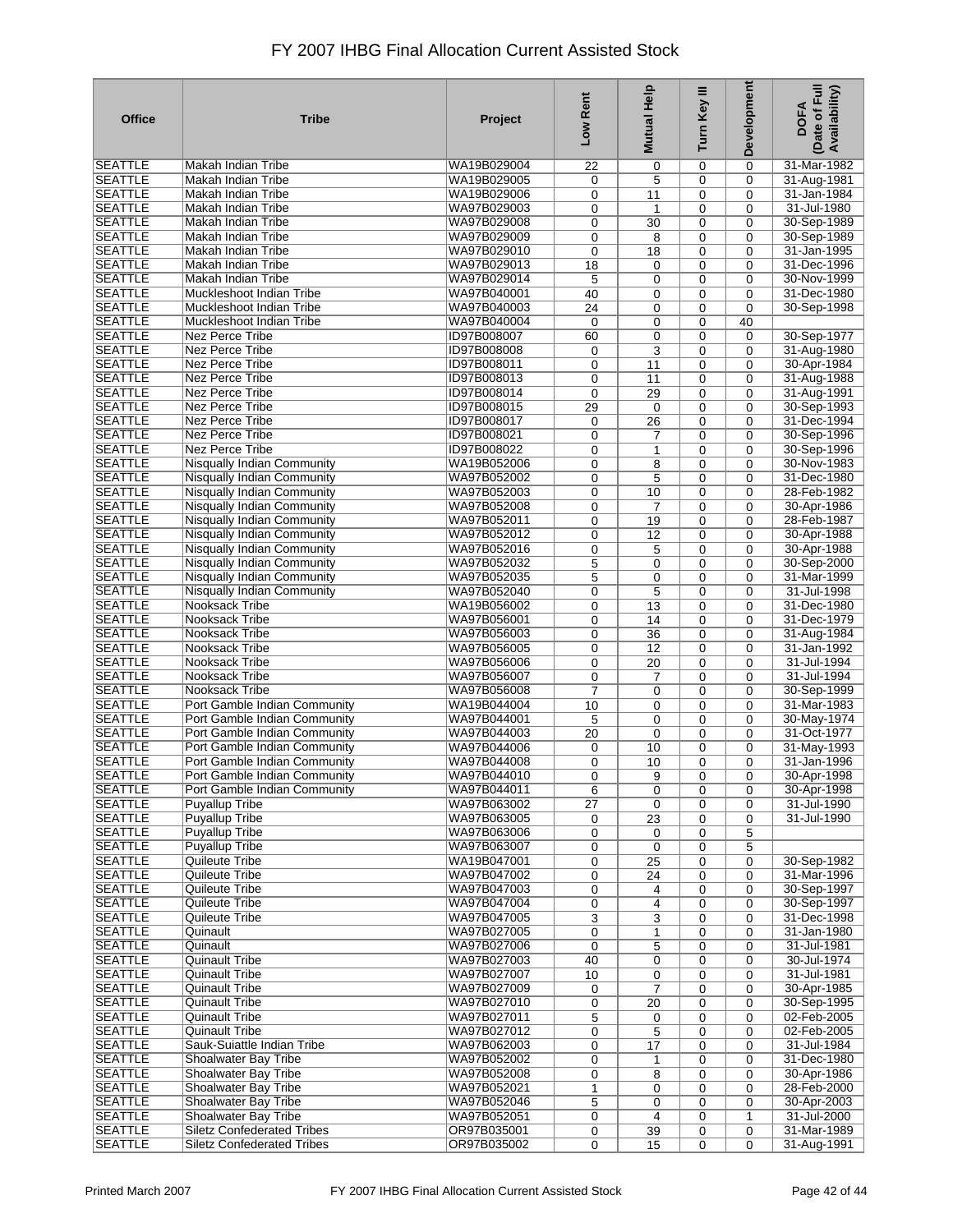# FY 2007 IHBG Final Allocation Current Assisted Stock

| Office | Tribe | Project | Low Rent | Mutual Help | Turn Key III | Development | DOFA (Date of Full Availability) |
|---|---|---|---|---|---|---|---|
| SEATTLE | Makah Indian Tribe | WA19B029004 | 22 | 0 | 0 | 0 | 31-Mar-1982 |
| SEATTLE | Makah Indian Tribe | WA19B029005 | 0 | 5 | 0 | 0 | 31-Aug-1981 |
| SEATTLE | Makah Indian Tribe | WA19B029006 | 0 | 11 | 0 | 0 | 31-Jan-1984 |
| SEATTLE | Makah Indian Tribe | WA97B029003 | 0 | 1 | 0 | 0 | 31-Jul-1980 |
| SEATTLE | Makah Indian Tribe | WA97B029008 | 0 | 30 | 0 | 0 | 30-Sep-1989 |
| SEATTLE | Makah Indian Tribe | WA97B029009 | 0 | 8 | 0 | 0 | 30-Sep-1989 |
| SEATTLE | Makah Indian Tribe | WA97B029010 | 0 | 18 | 0 | 0 | 31-Jan-1995 |
| SEATTLE | Makah Indian Tribe | WA97B029013 | 18 | 0 | 0 | 0 | 31-Dec-1996 |
| SEATTLE | Makah Indian Tribe | WA97B029014 | 5 | 0 | 0 | 0 | 30-Nov-1999 |
| SEATTLE | Muckleshoot Indian Tribe | WA97B040001 | 40 | 0 | 0 | 0 | 31-Dec-1980 |
| SEATTLE | Muckleshoot Indian Tribe | WA97B040003 | 24 | 0 | 0 | 0 | 30-Sep-1998 |
| SEATTLE | Muckleshoot Indian Tribe | WA97B040004 | 0 | 0 | 0 | 40 | |
| SEATTLE | Nez Perce Tribe | ID97B008007 | 60 | 0 | 0 | 0 | 30-Sep-1977 |
| SEATTLE | Nez Perce Tribe | ID97B008008 | 0 | 3 | 0 | 0 | 31-Aug-1980 |
| SEATTLE | Nez Perce Tribe | ID97B008011 | 0 | 11 | 0 | 0 | 30-Apr-1984 |
| SEATTLE | Nez Perce Tribe | ID97B008013 | 0 | 11 | 0 | 0 | 31-Aug-1988 |
| SEATTLE | Nez Perce Tribe | ID97B008014 | 0 | 29 | 0 | 0 | 31-Aug-1991 |
| SEATTLE | Nez Perce Tribe | ID97B008015 | 29 | 0 | 0 | 0 | 30-Sep-1993 |
| SEATTLE | Nez Perce Tribe | ID97B008017 | 0 | 26 | 0 | 0 | 31-Dec-1994 |
| SEATTLE | Nez Perce Tribe | ID97B008021 | 0 | 7 | 0 | 0 | 30-Sep-1996 |
| SEATTLE | Nez Perce Tribe | ID97B008022 | 0 | 1 | 0 | 0 | 30-Sep-1996 |
| SEATTLE | Nisqually Indian Community | WA19B052006 | 0 | 8 | 0 | 0 | 30-Nov-1983 |
| SEATTLE | Nisqually Indian Community | WA97B052002 | 0 | 5 | 0 | 0 | 31-Dec-1980 |
| SEATTLE | Nisqually Indian Community | WA97B052003 | 0 | 10 | 0 | 0 | 28-Feb-1982 |
| SEATTLE | Nisqually Indian Community | WA97B052008 | 0 | 7 | 0 | 0 | 30-Apr-1986 |
| SEATTLE | Nisqually Indian Community | WA97B052011 | 0 | 19 | 0 | 0 | 28-Feb-1987 |
| SEATTLE | Nisqually Indian Community | WA97B052012 | 0 | 12 | 0 | 0 | 30-Apr-1988 |
| SEATTLE | Nisqually Indian Community | WA97B052016 | 0 | 5 | 0 | 0 | 30-Apr-1988 |
| SEATTLE | Nisqually Indian Community | WA97B052032 | 5 | 0 | 0 | 0 | 30-Sep-2000 |
| SEATTLE | Nisqually Indian Community | WA97B052035 | 5 | 0 | 0 | 0 | 31-Mar-1999 |
| SEATTLE | Nisqually Indian Community | WA97B052040 | 0 | 5 | 0 | 0 | 31-Jul-1998 |
| SEATTLE | Nooksack Tribe | WA19B056002 | 0 | 13 | 0 | 0 | 31-Dec-1980 |
| SEATTLE | Nooksack Tribe | WA97B056001 | 0 | 14 | 0 | 0 | 31-Dec-1979 |
| SEATTLE | Nooksack Tribe | WA97B056003 | 0 | 36 | 0 | 0 | 31-Aug-1984 |
| SEATTLE | Nooksack Tribe | WA97B056005 | 0 | 12 | 0 | 0 | 31-Jan-1992 |
| SEATTLE | Nooksack Tribe | WA97B056006 | 0 | 20 | 0 | 0 | 31-Jul-1994 |
| SEATTLE | Nooksack Tribe | WA97B056007 | 0 | 7 | 0 | 0 | 31-Jul-1994 |
| SEATTLE | Nooksack Tribe | WA97B056008 | 7 | 0 | 0 | 0 | 30-Sep-1999 |
| SEATTLE | Port Gamble Indian Community | WA19B044004 | 10 | 0 | 0 | 0 | 31-Mar-1983 |
| SEATTLE | Port Gamble Indian Community | WA97B044001 | 5 | 0 | 0 | 0 | 30-May-1974 |
| SEATTLE | Port Gamble Indian Community | WA97B044003 | 20 | 0 | 0 | 0 | 31-Oct-1977 |
| SEATTLE | Port Gamble Indian Community | WA97B044006 | 0 | 10 | 0 | 0 | 31-May-1993 |
| SEATTLE | Port Gamble Indian Community | WA97B044008 | 0 | 10 | 0 | 0 | 31-Jan-1996 |
| SEATTLE | Port Gamble Indian Community | WA97B044010 | 0 | 9 | 0 | 0 | 30-Apr-1998 |
| SEATTLE | Port Gamble Indian Community | WA97B044011 | 6 | 0 | 0 | 0 | 30-Apr-1998 |
| SEATTLE | Puyallup Tribe | WA97B063002 | 27 | 0 | 0 | 0 | 31-Jul-1990 |
| SEATTLE | Puyallup Tribe | WA97B063005 | 0 | 23 | 0 | 0 | 31-Jul-1990 |
| SEATTLE | Puyallup Tribe | WA97B063006 | 0 | 0 | 0 | 5 | |
| SEATTLE | Puyallup Tribe | WA97B063007 | 0 | 0 | 0 | 5 | |
| SEATTLE | Quileute Tribe | WA19B047001 | 0 | 25 | 0 | 0 | 30-Sep-1982 |
| SEATTLE | Quileute Tribe | WA97B047002 | 0 | 24 | 0 | 0 | 31-Mar-1996 |
| SEATTLE | Quileute Tribe | WA97B047003 | 0 | 4 | 0 | 0 | 30-Sep-1997 |
| SEATTLE | Quileute Tribe | WA97B047004 | 0 | 4 | 0 | 0 | 30-Sep-1997 |
| SEATTLE | Quileute Tribe | WA97B047005 | 3 | 3 | 0 | 0 | 31-Dec-1998 |
| SEATTLE | Quinault | WA97B027005 | 0 | 1 | 0 | 0 | 31-Jan-1980 |
| SEATTLE | Quinault | WA97B027006 | 0 | 5 | 0 | 0 | 31-Jul-1981 |
| SEATTLE | Quinault Tribe | WA97B027003 | 40 | 0 | 0 | 0 | 30-Jul-1974 |
| SEATTLE | Quinault Tribe | WA97B027007 | 10 | 0 | 0 | 0 | 31-Jul-1981 |
| SEATTLE | Quinault Tribe | WA97B027009 | 0 | 7 | 0 | 0 | 30-Apr-1985 |
| SEATTLE | Quinault Tribe | WA97B027010 | 0 | 20 | 0 | 0 | 30-Sep-1995 |
| SEATTLE | Quinault Tribe | WA97B027011 | 5 | 0 | 0 | 0 | 02-Feb-2005 |
| SEATTLE | Quinault Tribe | WA97B027012 | 0 | 5 | 0 | 0 | 02-Feb-2005 |
| SEATTLE | Sauk-Suiattle Indian Tribe | WA97B062003 | 0 | 17 | 0 | 0 | 31-Jul-1984 |
| SEATTLE | Shoalwater Bay Tribe | WA97B052002 | 0 | 1 | 0 | 0 | 31-Dec-1980 |
| SEATTLE | Shoalwater Bay Tribe | WA97B052008 | 0 | 8 | 0 | 0 | 30-Apr-1986 |
| SEATTLE | Shoalwater Bay Tribe | WA97B052021 | 1 | 0 | 0 | 0 | 28-Feb-2000 |
| SEATTLE | Shoalwater Bay Tribe | WA97B052046 | 5 | 0 | 0 | 0 | 30-Apr-2003 |
| SEATTLE | Shoalwater Bay Tribe | WA97B052051 | 0 | 4 | 0 | 1 | 31-Jul-2000 |
| SEATTLE | Siletz Confederated Tribes | OR97B035001 | 0 | 39 | 0 | 0 | 31-Mar-1989 |
| SEATTLE | Siletz Confederated Tribes | OR97B035002 | 0 | 15 | 0 | 0 | 31-Aug-1991 |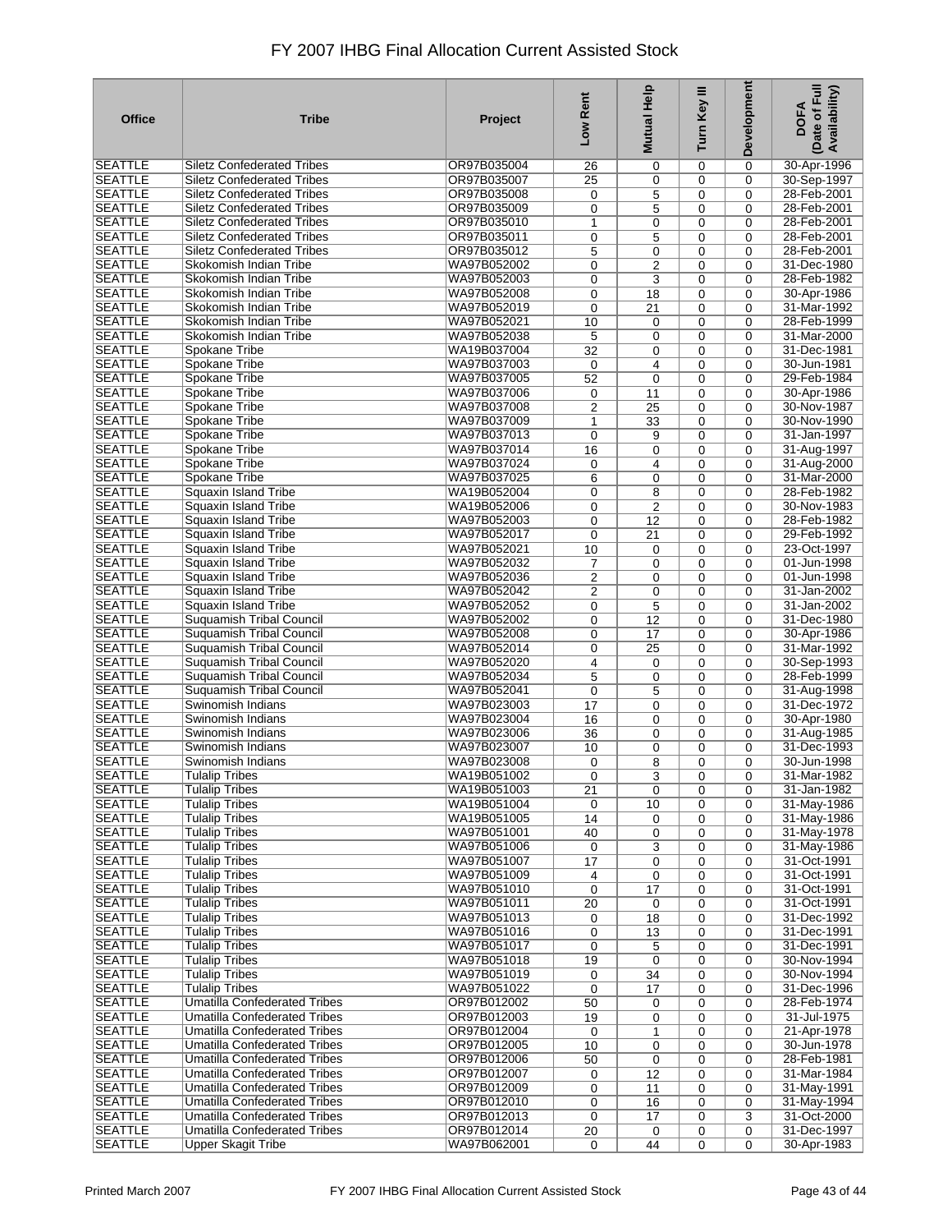# FY 2007 IHBG Final Allocation Current Assisted Stock

| Office | Tribe | Project | Low Rent | Mutual Help | Turn Key III | Development | DOFA (Date of Full Availability) |
|---|---|---|---|---|---|---|---|
| SEATTLE | Siletz Confederated Tribes | OR97B035004 | 26 | 0 | 0 | 0 | 30-Apr-1996 |
| SEATTLE | Siletz Confederated Tribes | OR97B035007 | 25 | 0 | 0 | 0 | 30-Sep-1997 |
| SEATTLE | Siletz Confederated Tribes | OR97B035008 | 0 | 5 | 0 | 0 | 28-Feb-2001 |
| SEATTLE | Siletz Confederated Tribes | OR97B035009 | 0 | 5 | 0 | 0 | 28-Feb-2001 |
| SEATTLE | Siletz Confederated Tribes | OR97B035010 | 1 | 0 | 0 | 0 | 28-Feb-2001 |
| SEATTLE | Siletz Confederated Tribes | OR97B035011 | 0 | 5 | 0 | 0 | 28-Feb-2001 |
| SEATTLE | Siletz Confederated Tribes | OR97B035012 | 5 | 0 | 0 | 0 | 28-Feb-2001 |
| SEATTLE | Skokomish Indian Tribe | WA97B052002 | 0 | 2 | 0 | 0 | 31-Dec-1980 |
| SEATTLE | Skokomish Indian Tribe | WA97B052003 | 0 | 3 | 0 | 0 | 28-Feb-1982 |
| SEATTLE | Skokomish Indian Tribe | WA97B052008 | 0 | 18 | 0 | 0 | 30-Apr-1986 |
| SEATTLE | Skokomish Indian Tribe | WA97B052019 | 0 | 21 | 0 | 0 | 31-Mar-1992 |
| SEATTLE | Skokomish Indian Tribe | WA97B052021 | 10 | 0 | 0 | 0 | 28-Feb-1999 |
| SEATTLE | Skokomish Indian Tribe | WA97B052038 | 5 | 0 | 0 | 0 | 31-Mar-2000 |
| SEATTLE | Spokane Tribe | WA19B037004 | 32 | 0 | 0 | 0 | 31-Dec-1981 |
| SEATTLE | Spokane Tribe | WA97B037003 | 0 | 4 | 0 | 0 | 30-Jun-1981 |
| SEATTLE | Spokane Tribe | WA97B037005 | 52 | 0 | 0 | 0 | 29-Feb-1984 |
| SEATTLE | Spokane Tribe | WA97B037006 | 0 | 11 | 0 | 0 | 30-Apr-1986 |
| SEATTLE | Spokane Tribe | WA97B037008 | 2 | 25 | 0 | 0 | 30-Nov-1987 |
| SEATTLE | Spokane Tribe | WA97B037009 | 1 | 33 | 0 | 0 | 30-Nov-1990 |
| SEATTLE | Spokane Tribe | WA97B037013 | 0 | 9 | 0 | 0 | 31-Jan-1997 |
| SEATTLE | Spokane Tribe | WA97B037014 | 16 | 0 | 0 | 0 | 31-Aug-1997 |
| SEATTLE | Spokane Tribe | WA97B037024 | 0 | 4 | 0 | 0 | 31-Aug-2000 |
| SEATTLE | Spokane Tribe | WA97B037025 | 6 | 0 | 0 | 0 | 31-Mar-2000 |
| SEATTLE | Squaxin Island Tribe | WA19B052004 | 0 | 8 | 0 | 0 | 28-Feb-1982 |
| SEATTLE | Squaxin Island Tribe | WA19B052006 | 0 | 2 | 0 | 0 | 30-Nov-1983 |
| SEATTLE | Squaxin Island Tribe | WA97B052003 | 0 | 12 | 0 | 0 | 28-Feb-1982 |
| SEATTLE | Squaxin Island Tribe | WA97B052017 | 0 | 21 | 0 | 0 | 29-Feb-1992 |
| SEATTLE | Squaxin Island Tribe | WA97B052021 | 10 | 0 | 0 | 0 | 23-Oct-1997 |
| SEATTLE | Squaxin Island Tribe | WA97B052032 | 7 | 0 | 0 | 0 | 01-Jun-1998 |
| SEATTLE | Squaxin Island Tribe | WA97B052036 | 2 | 0 | 0 | 0 | 01-Jun-1998 |
| SEATTLE | Squaxin Island Tribe | WA97B052042 | 2 | 0 | 0 | 0 | 31-Jan-2002 |
| SEATTLE | Squaxin Island Tribe | WA97B052052 | 0 | 5 | 0 | 0 | 31-Jan-2002 |
| SEATTLE | Suquamish Tribal Council | WA97B052002 | 0 | 12 | 0 | 0 | 31-Dec-1980 |
| SEATTLE | Suquamish Tribal Council | WA97B052008 | 0 | 17 | 0 | 0 | 30-Apr-1986 |
| SEATTLE | Suquamish Tribal Council | WA97B052014 | 0 | 25 | 0 | 0 | 31-Mar-1992 |
| SEATTLE | Suquamish Tribal Council | WA97B052020 | 4 | 0 | 0 | 0 | 30-Sep-1993 |
| SEATTLE | Suquamish Tribal Council | WA97B052034 | 5 | 0 | 0 | 0 | 28-Feb-1999 |
| SEATTLE | Suquamish Tribal Council | WA97B052041 | 0 | 5 | 0 | 0 | 31-Aug-1998 |
| SEATTLE | Swinomish Indians | WA97B023003 | 17 | 0 | 0 | 0 | 31-Dec-1972 |
| SEATTLE | Swinomish Indians | WA97B023004 | 16 | 0 | 0 | 0 | 30-Apr-1980 |
| SEATTLE | Swinomish Indians | WA97B023006 | 36 | 0 | 0 | 0 | 31-Aug-1985 |
| SEATTLE | Swinomish Indians | WA97B023007 | 10 | 0 | 0 | 0 | 31-Dec-1993 |
| SEATTLE | Swinomish Indians | WA97B023008 | 0 | 8 | 0 | 0 | 30-Jun-1998 |
| SEATTLE | Tulalip Tribes | WA19B051002 | 0 | 3 | 0 | 0 | 31-Mar-1982 |
| SEATTLE | Tulalip Tribes | WA19B051003 | 21 | 0 | 0 | 0 | 31-Jan-1982 |
| SEATTLE | Tulalip Tribes | WA19B051004 | 0 | 10 | 0 | 0 | 31-May-1986 |
| SEATTLE | Tulalip Tribes | WA19B051005 | 14 | 0 | 0 | 0 | 31-May-1986 |
| SEATTLE | Tulalip Tribes | WA97B051001 | 40 | 0 | 0 | 0 | 31-May-1978 |
| SEATTLE | Tulalip Tribes | WA97B051006 | 0 | 3 | 0 | 0 | 31-May-1986 |
| SEATTLE | Tulalip Tribes | WA97B051007 | 17 | 0 | 0 | 0 | 31-Oct-1991 |
| SEATTLE | Tulalip Tribes | WA97B051009 | 4 | 0 | 0 | 0 | 31-Oct-1991 |
| SEATTLE | Tulalip Tribes | WA97B051010 | 0 | 17 | 0 | 0 | 31-Oct-1991 |
| SEATTLE | Tulalip Tribes | WA97B051011 | 20 | 0 | 0 | 0 | 31-Oct-1991 |
| SEATTLE | Tulalip Tribes | WA97B051013 | 0 | 18 | 0 | 0 | 31-Dec-1992 |
| SEATTLE | Tulalip Tribes | WA97B051016 | 0 | 13 | 0 | 0 | 31-Dec-1991 |
| SEATTLE | Tulalip Tribes | WA97B051017 | 0 | 5 | 0 | 0 | 31-Dec-1991 |
| SEATTLE | Tulalip Tribes | WA97B051018 | 19 | 0 | 0 | 0 | 30-Nov-1994 |
| SEATTLE | Tulalip Tribes | WA97B051019 | 0 | 34 | 0 | 0 | 30-Nov-1994 |
| SEATTLE | Tulalip Tribes | WA97B051022 | 0 | 17 | 0 | 0 | 31-Dec-1996 |
| SEATTLE | Umatilla Confederated Tribes | OR97B012002 | 50 | 0 | 0 | 0 | 28-Feb-1974 |
| SEATTLE | Umatilla Confederated Tribes | OR97B012003 | 19 | 0 | 0 | 0 | 31-Jul-1975 |
| SEATTLE | Umatilla Confederated Tribes | OR97B012004 | 0 | 1 | 0 | 0 | 21-Apr-1978 |
| SEATTLE | Umatilla Confederated Tribes | OR97B012005 | 10 | 0 | 0 | 0 | 30-Jun-1978 |
| SEATTLE | Umatilla Confederated Tribes | OR97B012006 | 50 | 0 | 0 | 0 | 28-Feb-1981 |
| SEATTLE | Umatilla Confederated Tribes | OR97B012007 | 0 | 12 | 0 | 0 | 31-Mar-1984 |
| SEATTLE | Umatilla Confederated Tribes | OR97B012009 | 0 | 11 | 0 | 0 | 31-May-1991 |
| SEATTLE | Umatilla Confederated Tribes | OR97B012010 | 0 | 16 | 0 | 0 | 31-May-1994 |
| SEATTLE | Umatilla Confederated Tribes | OR97B012013 | 0 | 17 | 0 | 3 | 31-Oct-2000 |
| SEATTLE | Umatilla Confederated Tribes | OR97B012014 | 20 | 0 | 0 | 0 | 31-Dec-1997 |
| SEATTLE | Upper Skagit Tribe | WA97B062001 | 0 | 44 | 0 | 0 | 30-Apr-1983 |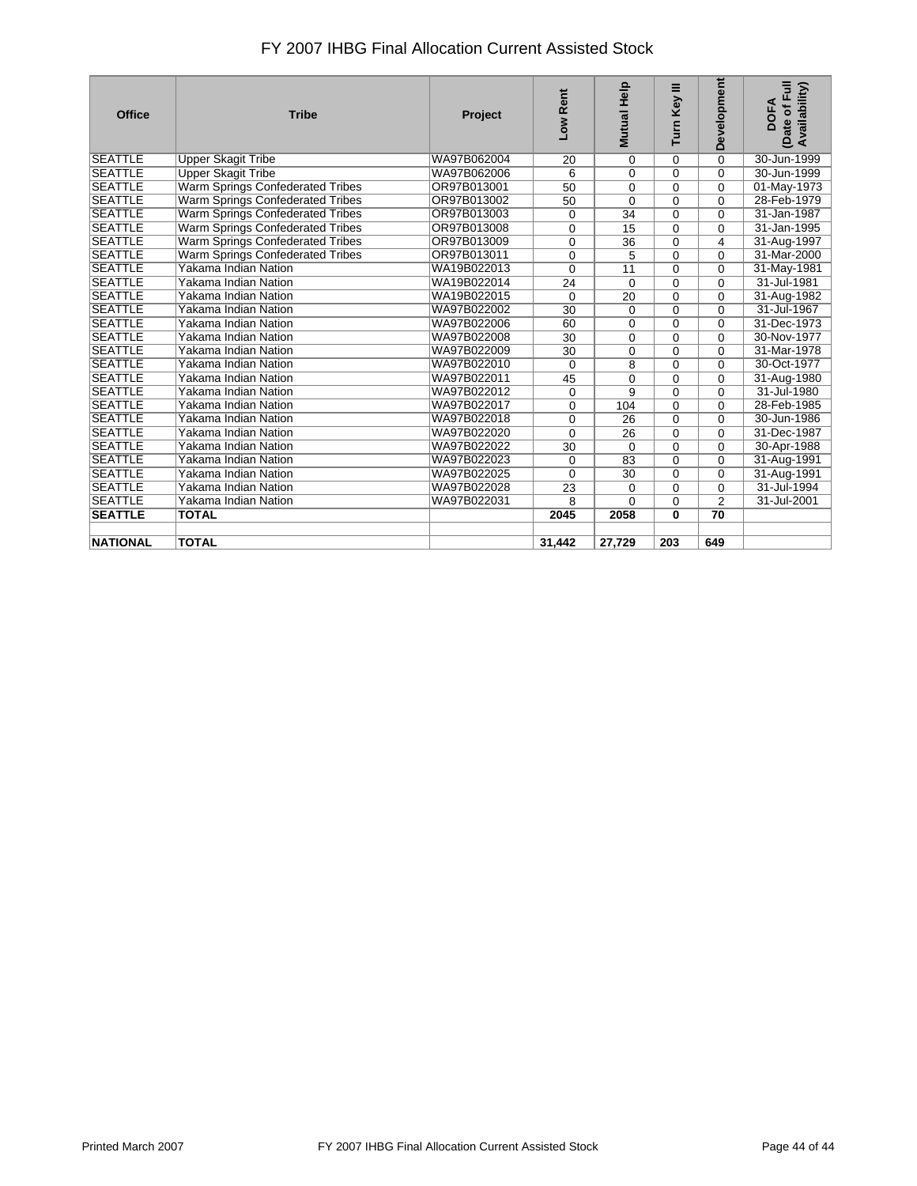# FY 2007 IHBG Final Allocation Current Assisted Stock

| Office | Tribe | Project | Low Rent | Mutual Help | Turn Key III | Development | DOFA (Date of Full Availability) |
|---|---|---|---|---|---|---|---|
| SEATTLE | Upper Skagit Tribe | WA97B062004 | 20 | 0 | 0 | 0 | 30-Jun-1999 |
| SEATTLE | Upper Skagit Tribe | WA97B062006 | 6 | 0 | 0 | 0 | 30-Jun-1999 |
| SEATTLE | Warm Springs Confederated Tribes | OR97B013001 | 50 | 0 | 0 | 0 | 01-May-1973 |
| SEATTLE | Warm Springs Confederated Tribes | OR97B013002 | 50 | 0 | 0 | 0 | 28-Feb-1979 |
| SEATTLE | Warm Springs Confederated Tribes | OR97B013003 | 0 | 34 | 0 | 0 | 31-Jan-1987 |
| SEATTLE | Warm Springs Confederated Tribes | OR97B013008 | 0 | 15 | 0 | 0 | 31-Jan-1995 |
| SEATTLE | Warm Springs Confederated Tribes | OR97B013009 | 0 | 36 | 0 | 4 | 31-Aug-1997 |
| SEATTLE | Warm Springs Confederated Tribes | OR97B013011 | 0 | 5 | 0 | 0 | 31-Mar-2000 |
| SEATTLE | Yakama Indian Nation | WA19B022013 | 0 | 11 | 0 | 0 | 31-May-1981 |
| SEATTLE | Yakama Indian Nation | WA19B022014 | 24 | 0 | 0 | 0 | 31-Jul-1981 |
| SEATTLE | Yakama Indian Nation | WA19B022015 | 0 | 20 | 0 | 0 | 31-Aug-1982 |
| SEATTLE | Yakama Indian Nation | WA97B022002 | 30 | 0 | 0 | 0 | 31-Jul-1967 |
| SEATTLE | Yakama Indian Nation | WA97B022006 | 60 | 0 | 0 | 0 | 31-Dec-1973 |
| SEATTLE | Yakama Indian Nation | WA97B022008 | 30 | 0 | 0 | 0 | 30-Nov-1977 |
| SEATTLE | Yakama Indian Nation | WA97B022009 | 30 | 0 | 0 | 0 | 31-Mar-1978 |
| SEATTLE | Yakama Indian Nation | WA97B022010 | 0 | 8 | 0 | 0 | 30-Oct-1977 |
| SEATTLE | Yakama Indian Nation | WA97B022011 | 45 | 0 | 0 | 0 | 31-Aug-1980 |
| SEATTLE | Yakama Indian Nation | WA97B022012 | 0 | 9 | 0 | 0 | 31-Jul-1980 |
| SEATTLE | Yakama Indian Nation | WA97B022017 | 0 | 104 | 0 | 0 | 28-Feb-1985 |
| SEATTLE | Yakama Indian Nation | WA97B022018 | 0 | 26 | 0 | 0 | 30-Jun-1986 |
| SEATTLE | Yakama Indian Nation | WA97B022020 | 0 | 26 | 0 | 0 | 31-Dec-1987 |
| SEATTLE | Yakama Indian Nation | WA97B022022 | 30 | 0 | 0 | 0 | 30-Apr-1988 |
| SEATTLE | Yakama Indian Nation | WA97B022023 | 0 | 83 | 0 | 0 | 31-Aug-1991 |
| SEATTLE | Yakama Indian Nation | WA97B022025 | 0 | 30 | 0 | 0 | 31-Aug-1991 |
| SEATTLE | Yakama Indian Nation | WA97B022028 | 23 | 0 | 0 | 0 | 31-Jul-1994 |
| SEATTLE | Yakama Indian Nation | WA97B022031 | 8 | 0 | 0 | 2 | 31-Jul-2001 |
| **SEATTLE** | **TOTAL** | | **2045** | **2058** | **0** | **70** | |
| | | | | | | | |
| **NATIONAL** | **TOTAL** | | **31,442** | **27,729** | **203** | **649** | |